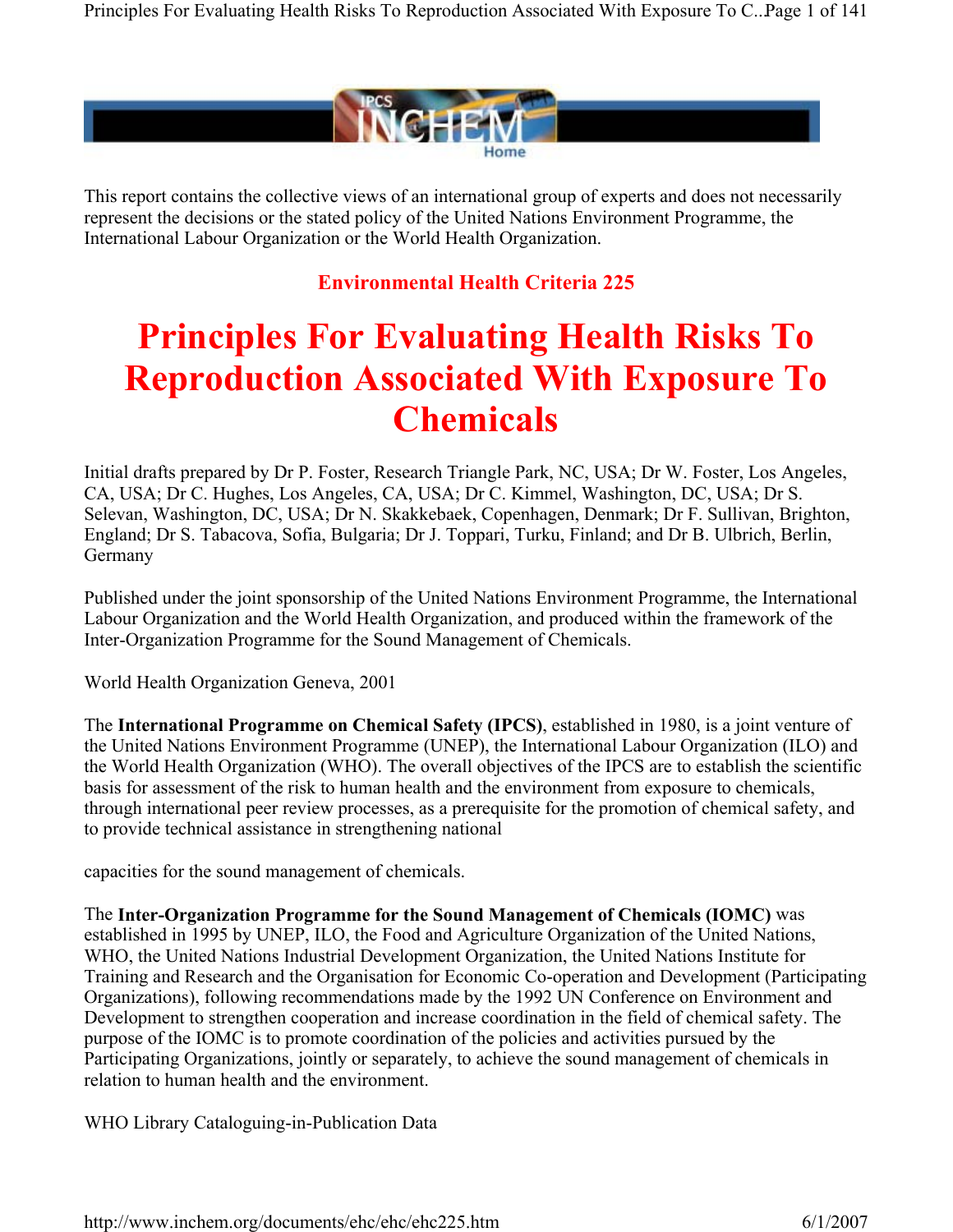This report contains the collective views of an international group of experts and does not necessarily represent the decisions or the stated policy of the United Nations Environment Programme, the International Labour Organization or the World Health Organization.

**Environmental Health Criteria 225**

# Principles For Evaluating Health Risks To Reproduction Associated With Exposure To Chemicals

Initial drafts prepared by Dr P. Foster, Research Triangle Park, NC, USA; Dr W. Foster, Los Angeles, CA, USA; Dr C. Hughes, Los Angeles, CA, USA; Dr C. Kimmel, Washington, DC, USA; Dr S. Selevan, Washington, DC, USA; Dr N. Skakkebaek, Copenhagen, Denmark; Dr F. Sullivan, Brighton, England; Dr S. Tabacova, Sofia, Bulgaria; Dr J. Toppari, Turku, Finland; and Dr B. Ulbrich, Berlin, Germany

Published under the joint sponsorship of the United Nations Environment Programme, the International Labour Organization and the World Health Organization, and produced within the framework of the Inter-Organization Programme for the Sound Management of Chemicals.

World Health Organization Geneva, 2001

The **International Programme on Chemical Safety (IPCS)**, established in 1980, is a joint venture of the United Nations Environment Programme (UNEP), the International Labour Organization (ILO) and the World Health Organization (WHO). The overall objectives of the IPCS are to establish the scientific basis for assessment of the risk to human health and the environment from exposure to chemicals, through international peer review processes, as a prerequisite for the promotion of chemical safety, and to provide technical assistance in strengthening national capacities for the sound management of chemicals.

The **Inter-Organization Programme for the Sound Management of Chemicals (IOMC)** was established in 1995 by UNEP, ILO, the Food and Agriculture Organization of the United Nations, WHO, the United Nations Industrial Development Organization, the United Nations Institute for Training and Research and the Organisation for Economic Co-operation and Development (Participating Organizations), following recommendations made by the 1992 UN Conference on Environment and Development to strengthen cooperation and increase coordination in the field of chemical safety. The purpose of the IOMC is to promote coordination of the policies and activities pursued by the Participating Organizations, jointly or separately, to achieve the sound management of chemicals in relation to human health and the environment.

WHO Library Cataloguing-in-Publication Data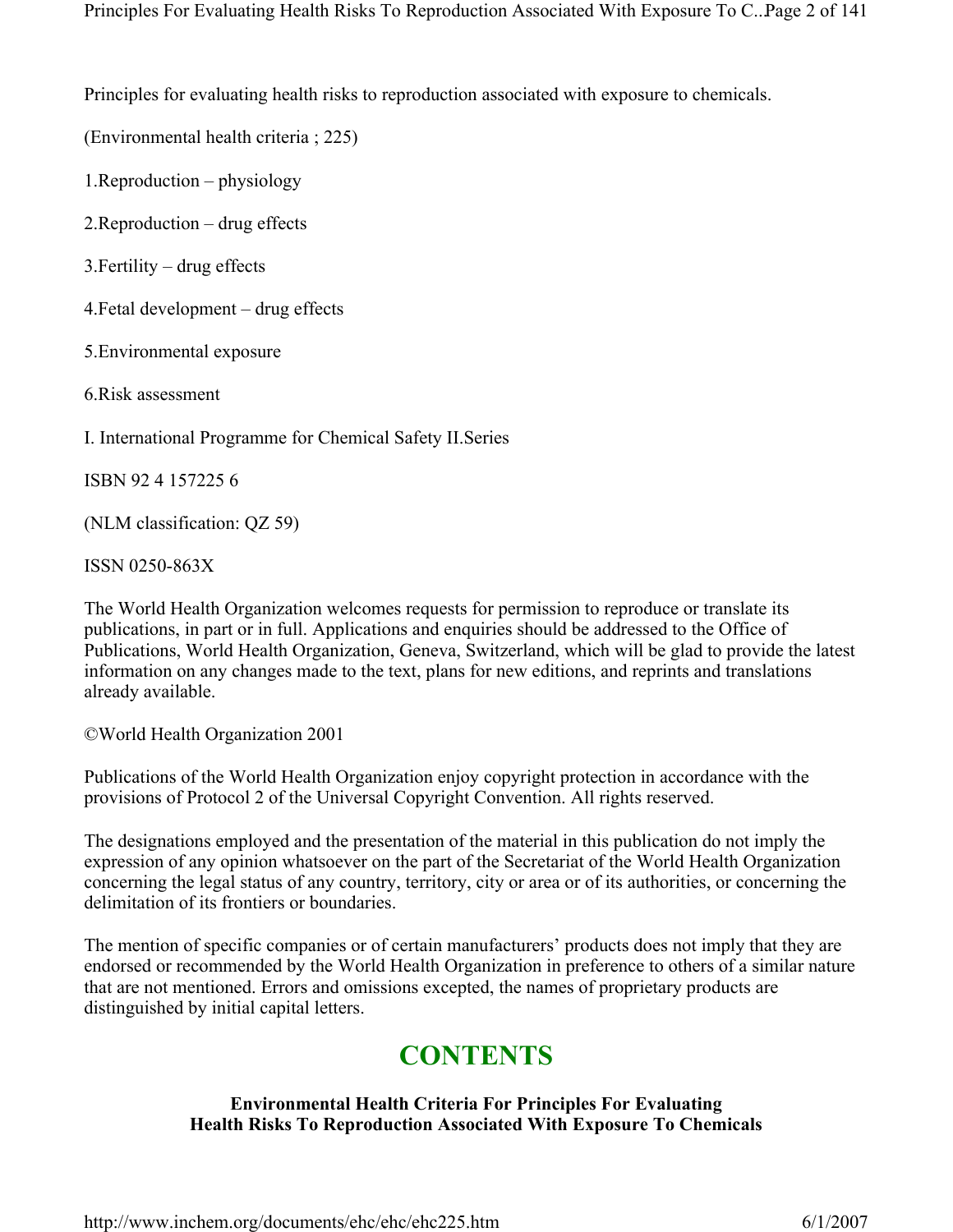Principles for evaluating health risks to reproduction associated with exposure to chemicals.

(Environmental health criteria ; 225)

1.Reproduction – physiology

2.Reproduction – drug effects

3.Fertility – drug effects

4.Fetal development – drug effects

5.Environmental exposure

6.Risk assessment

I. International Programme for Chemical Safety II.Series

ISBN 92 4 157225 6

(NLM classification: QZ 59)

ISSN 0250-863X

The World Health Organization welcomes requests for permission to reproduce or translate its publications, in part or in full. Applications and enquiries should be addressed to the Office of Publications, World Health Organization, Geneva, Switzerland, which will be glad to provide the latest information on any changes made to the text, plans for new editions, and reprints and translations already available.

©World Health Organization 2001

Publications of the World Health Organization enjoy copyright protection in accordance with the provisions of Protocol 2 of the Universal Copyright Convention. All rights reserved.

The designations employed and the presentation of the material in this publication do not imply the expression of any opinion whatsoever on the part of the Secretariat of the World Health Organization concerning the legal status of any country, territory, city or area or of its authorities, or concerning the delimitation of its frontiers or boundaries.

The mention of specific companies or of certain manufacturers' products does not imply that they are endorsed or recommended by the World Health Organization in preference to others of a similar nature that are not mentioned. Errors and omissions excepted, the names of proprietary products are distinguished by initial capital letters.

# CONTENTS

**Environmental Health Criteria For Principles For Evaluating Health Risks To Reproduction Associated With Exposure To Chemicals**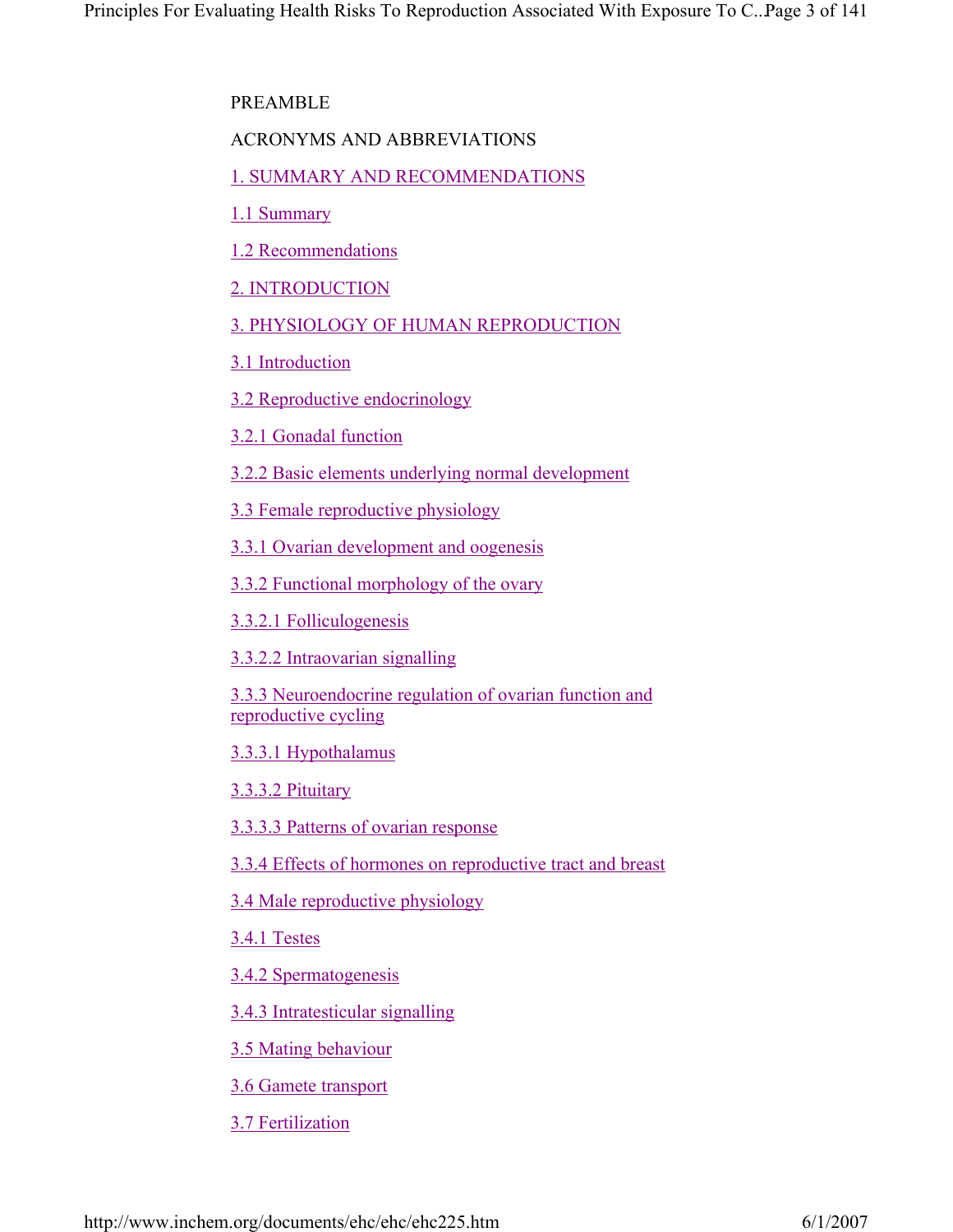PREAMBLE

ACRONYMS AND ABBREVIATIONS

1. SUMMARY AND RECOMMENDATIONS

1.1 Summary

1.2 Recommendations

2. INTRODUCTION

3. PHYSIOLOGY OF HUMAN REPRODUCTION

3.1 Introduction

3.2 Reproductive endocrinology

3.2.1 Gonadal function

3.2.2 Basic elements underlying normal development

3.3 Female reproductive physiology

3.3.1 Ovarian development and oogenesis

3.3.2 Functional morphology of the ovary

3.3.2.1 Folliculogenesis

3.3.2.2 Intraovarian signalling

3.3.3 Neuroendocrine regulation of ovarian function and reproductive cycling

3.3.3.1 Hypothalamus

3.3.3.2 Pituitary

3.3.3.3 Patterns of ovarian response

3.3.4 Effects of hormones on reproductive tract and breast

3.4 Male reproductive physiology

3.4.1 Testes

3.4.2 Spermatogenesis

3.4.3 Intratesticular signalling

3.5 Mating behaviour

3.6 Gamete transport

3.7 Fertilization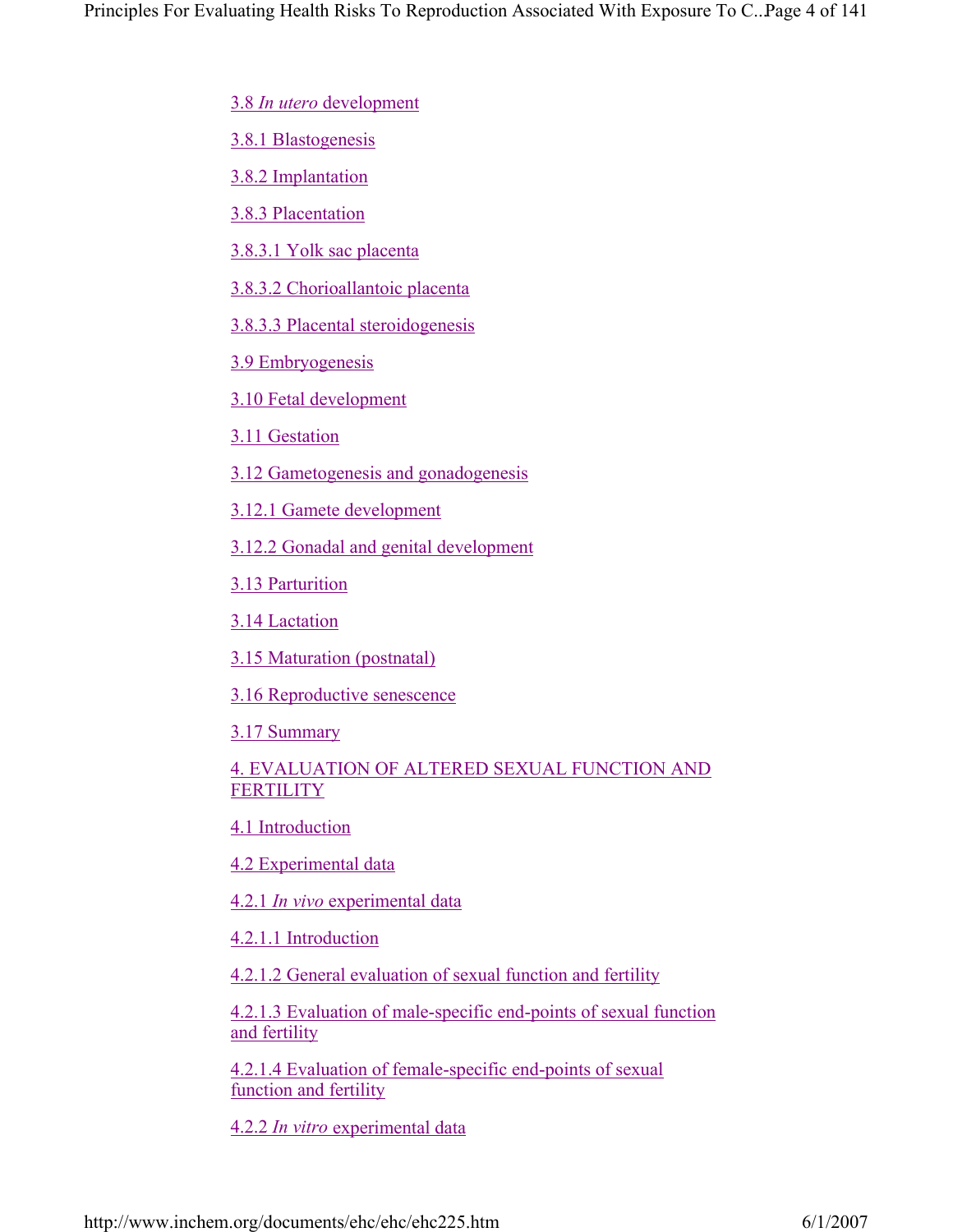3.8 *In utero* development

3.8.1 Blastogenesis

3.8.2 Implantation

3.8.3 Placentation

3.8.3.1 Yolk sac placenta

3.8.3.2 Chorioallantoic placenta

3.8.3.3 Placental steroidogenesis

3.9 Embryogenesis

3.10 Fetal development

3.11 Gestation

3.12 Gametogenesis and gonadogenesis

3.12.1 Gamete development

3.12.2 Gonadal and genital development

3.13 Parturition

3.14 Lactation

3.15 Maturation (postnatal)

3.16 Reproductive senescence

3.17 Summary

4. EVALUATION OF ALTERED SEXUAL FUNCTION AND FERTILITY

4.1 Introduction

4.2 Experimental data

4.2.1 *In vivo* experimental data

4.2.1.1 Introduction

4.2.1.2 General evaluation of sexual function and fertility

4.2.1.3 Evaluation of male-specific end-points of sexual function and fertility

4.2.1.4 Evaluation of female-specific end-points of sexual function and fertility

4.2.2 *In vitro* experimental data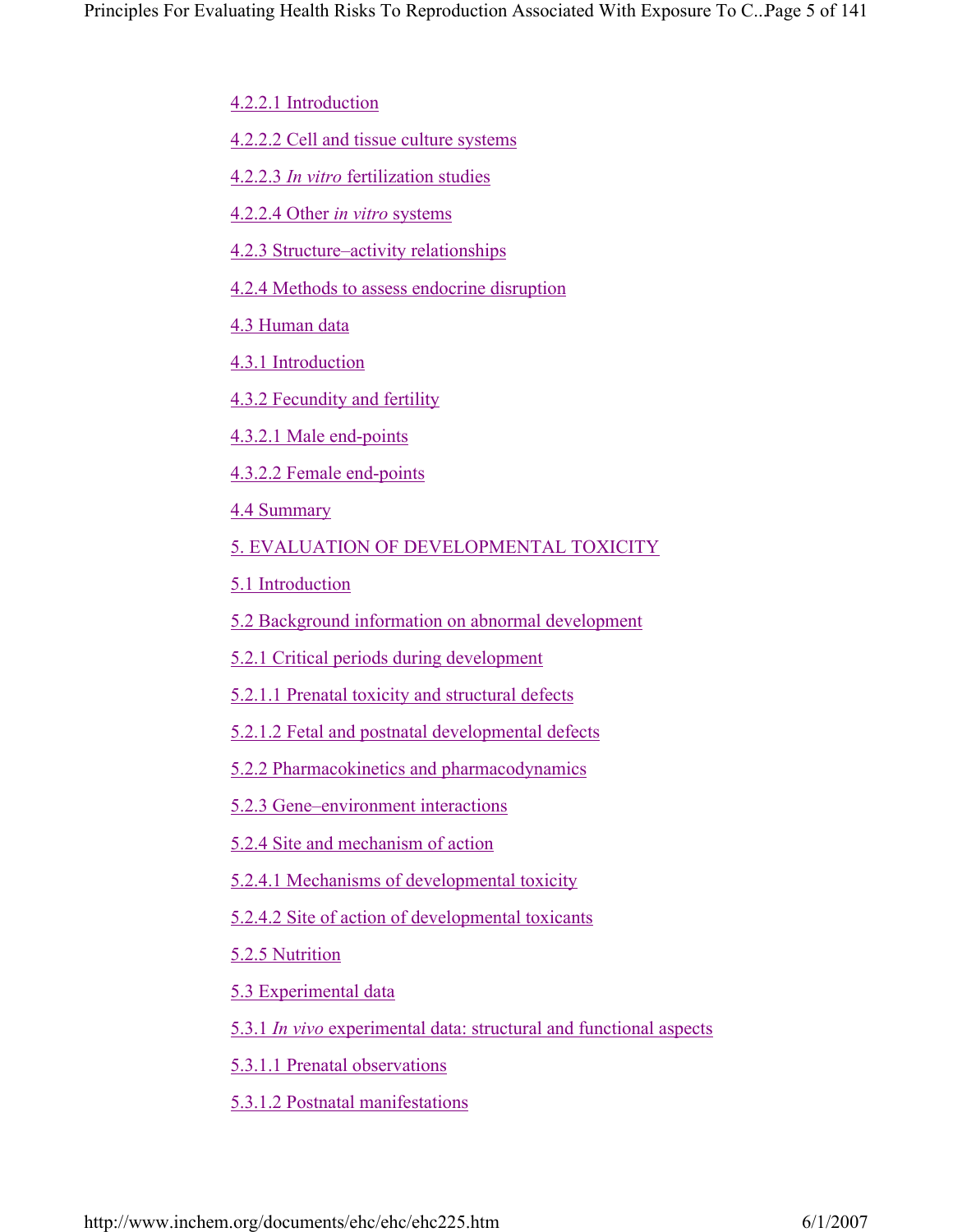4.2.2.1 Introduction

4.2.2.2 Cell and tissue culture systems

4.2.2.3 *In vitro* fertilization studies

4.2.2.4 Other *in vitro* systems

4.2.3 Structure–activity relationships

4.2.4 Methods to assess endocrine disruption

4.3 Human data

4.3.1 Introduction

4.3.2 Fecundity and fertility

4.3.2.1 Male end-points

4.3.2.2 Female end-points

4.4 Summary

5. EVALUATION OF DEVELOPMENTAL TOXICITY

5.1 Introduction

5.2 Background information on abnormal development

5.2.1 Critical periods during development

5.2.1.1 Prenatal toxicity and structural defects

5.2.1.2 Fetal and postnatal developmental defects

5.2.2 Pharmacokinetics and pharmacodynamics

5.2.3 Gene–environment interactions

5.2.4 Site and mechanism of action

5.2.4.1 Mechanisms of developmental toxicity

5.2.4.2 Site of action of developmental toxicants

5.2.5 Nutrition

5.3 Experimental data

5.3.1 *In vivo* experimental data: structural and functional aspects

5.3.1.1 Prenatal observations

5.3.1.2 Postnatal manifestations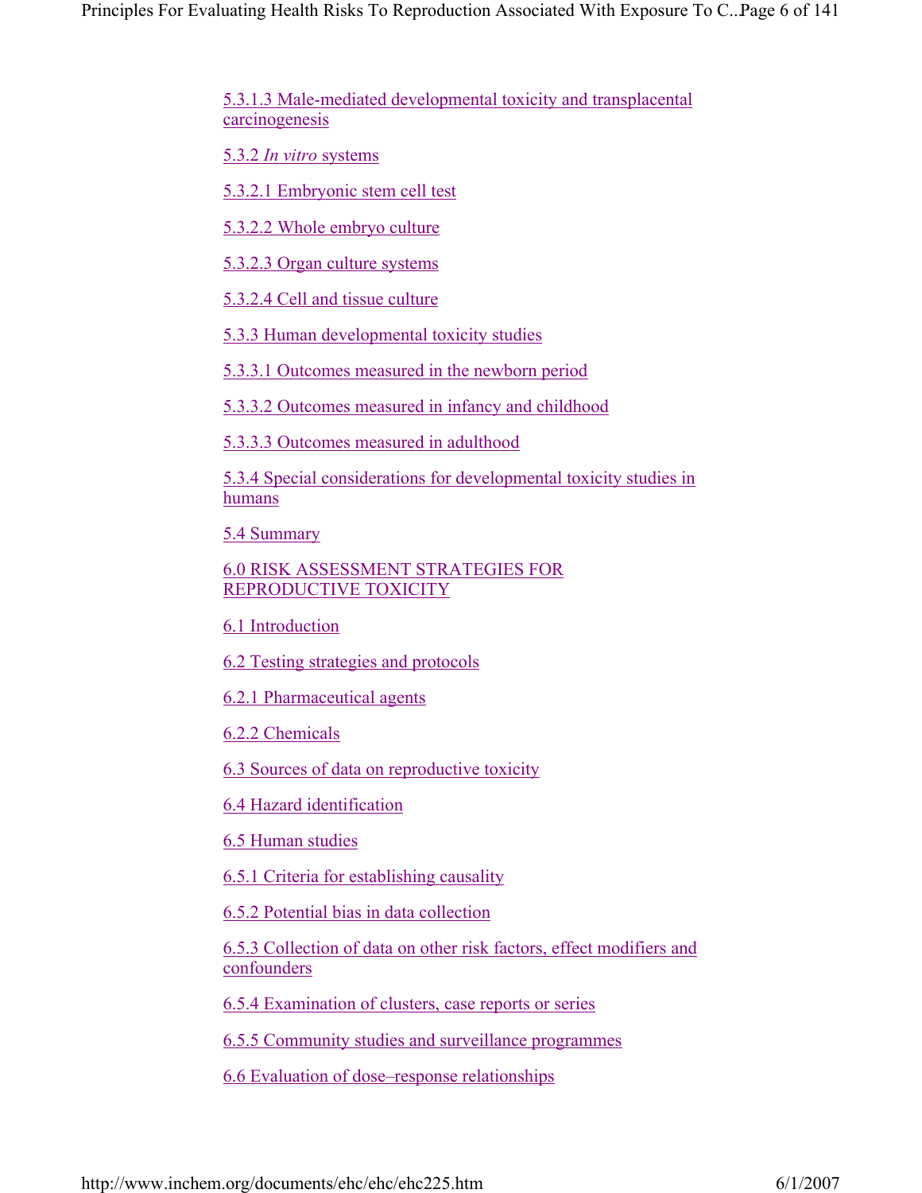5.3.1.3 Male-mediated developmental toxicity and transplacental carcinogenesis

5.3.2 *In vitro* systems

5.3.2.1 Embryonic stem cell test

5.3.2.2 Whole embryo culture

5.3.2.3 Organ culture systems

5.3.2.4 Cell and tissue culture

5.3.3 Human developmental toxicity studies

5.3.3.1 Outcomes measured in the newborn period

5.3.3.2 Outcomes measured in infancy and childhood

5.3.3.3 Outcomes measured in adulthood

5.3.4 Special considerations for developmental toxicity studies in humans

5.4 Summary

6.0 RISK ASSESSMENT STRATEGIES FOR REPRODUCTIVE TOXICITY

6.1 Introduction

6.2 Testing strategies and protocols

6.2.1 Pharmaceutical agents

6.2.2 Chemicals

6.3 Sources of data on reproductive toxicity

6.4 Hazard identification

6.5 Human studies

6.5.1 Criteria for establishing causality

6.5.2 Potential bias in data collection

6.5.3 Collection of data on other risk factors, effect modifiers and confounders

6.5.4 Examination of clusters, case reports or series

6.5.5 Community studies and surveillance programmes

6.6 Evaluation of dose–response relationships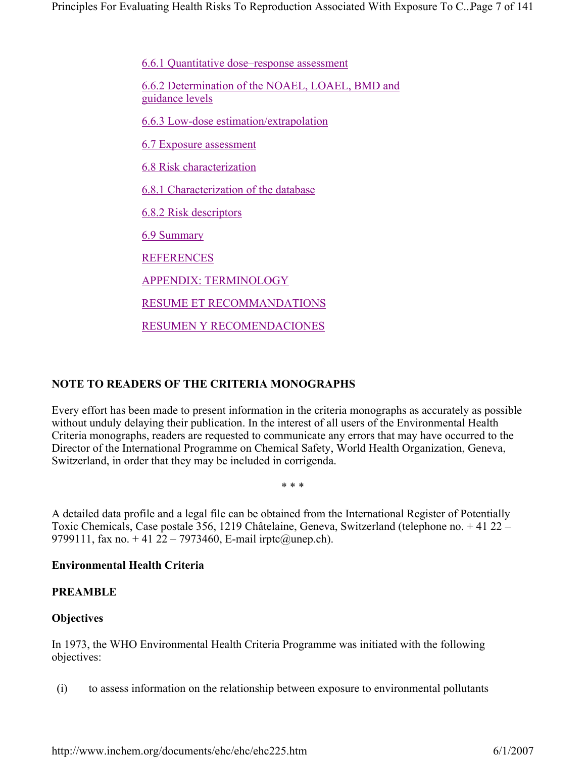6.6.1 Quantitative dose–response assessment

6.6.2 Determination of the NOAEL, LOAEL, BMD and guidance levels

6.6.3 Low-dose estimation/extrapolation

6.7 Exposure assessment

6.8 Risk characterization

6.8.1 Characterization of the database

6.8.2 Risk descriptors

6.9 Summary

REFERENCES

APPENDIX: TERMINOLOGY

RESUME ET RECOMMANDATIONS

RESUMEN Y RECOMENDACIONES

**NOTE TO READERS OF THE CRITERIA MONOGRAPHS**

Every effort has been made to present information in the criteria monographs as accurately as possible without unduly delaying their publication. In the interest of all users of the Environmental Health Criteria monographs, readers are requested to communicate any errors that may have occurred to the Director of the International Programme on Chemical Safety, World Health Organization, Geneva, Switzerland, in order that they may be included in corrigenda.

\* \* \*

A detailed data profile and a legal file can be obtained from the International Register of Potentially Toxic Chemicals, Case postale 356, 1219 Châtelaine, Geneva, Switzerland (telephone no. + 41 22 – 9799111, fax no. + 41 22 – 7973460, E-mail irptc@unep.ch).

**Environmental Health Criteria**

**PREAMBLE**

**Objectives**

In 1973, the WHO Environmental Health Criteria Programme was initiated with the following objectives:

(i) to assess information on the relationship between exposure to environmental pollutants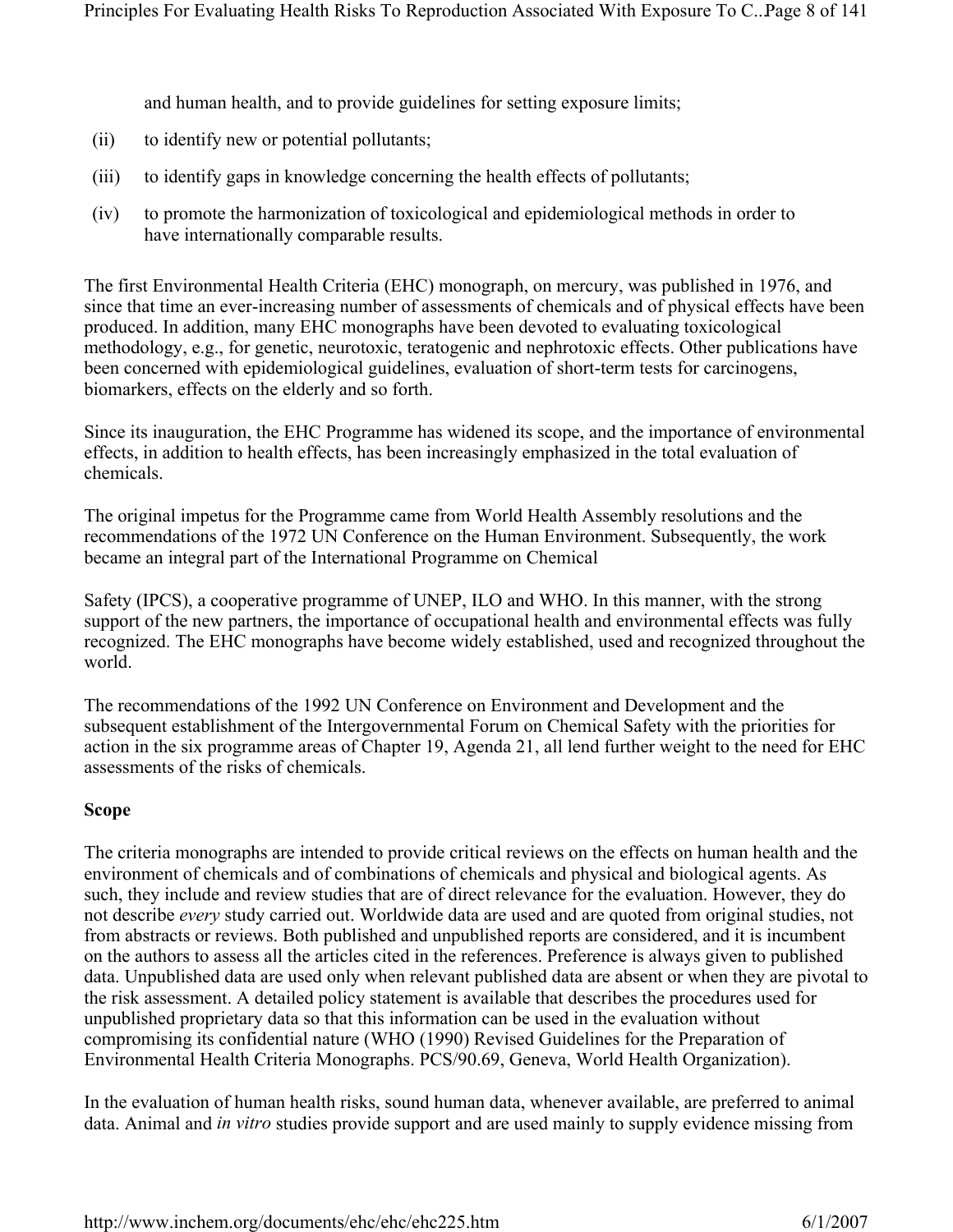and human health, and to provide guidelines for setting exposure limits;

(ii) to identify new or potential pollutants;

(iii) to identify gaps in knowledge concerning the health effects of pollutants;

(iv) to promote the harmonization of toxicological and epidemiological methods in order to have internationally comparable results.

The first Environmental Health Criteria (EHC) monograph, on mercury, was published in 1976, and since that time an ever-increasing number of assessments of chemicals and of physical effects have been produced. In addition, many EHC monographs have been devoted to evaluating toxicological methodology, e.g., for genetic, neurotoxic, teratogenic and nephrotoxic effects. Other publications have been concerned with epidemiological guidelines, evaluation of short-term tests for carcinogens, biomarkers, effects on the elderly and so forth.

Since its inauguration, the EHC Programme has widened its scope, and the importance of environmental effects, in addition to health effects, has been increasingly emphasized in the total evaluation of chemicals.

The original impetus for the Programme came from World Health Assembly resolutions and the recommendations of the 1972 UN Conference on the Human Environment. Subsequently, the work became an integral part of the International Programme on Chemical

Safety (IPCS), a cooperative programme of UNEP, ILO and WHO. In this manner, with the strong support of the new partners, the importance of occupational health and environmental effects was fully recognized. The EHC monographs have become widely established, used and recognized throughout the world.

The recommendations of the 1992 UN Conference on Environment and Development and the subsequent establishment of the Intergovernmental Forum on Chemical Safety with the priorities for action in the six programme areas of Chapter 19, Agenda 21, all lend further weight to the need for EHC assessments of the risks of chemicals.

**Scope**

The criteria monographs are intended to provide critical reviews on the effects on human health and the environment of chemicals and of combinations of chemicals and physical and biological agents. As such, they include and review studies that are of direct relevance for the evaluation. However, they do not describe *every* study carried out. Worldwide data are used and are quoted from original studies, not from abstracts or reviews. Both published and unpublished reports are considered, and it is incumbent on the authors to assess all the articles cited in the references. Preference is always given to published data. Unpublished data are used only when relevant published data are absent or when they are pivotal to the risk assessment. A detailed policy statement is available that describes the procedures used for unpublished proprietary data so that this information can be used in the evaluation without compromising its confidential nature (WHO (1990) Revised Guidelines for the Preparation of Environmental Health Criteria Monographs. PCS/90.69, Geneva, World Health Organization).

In the evaluation of human health risks, sound human data, whenever available, are preferred to animal data. Animal and *in vitro* studies provide support and are used mainly to supply evidence missing from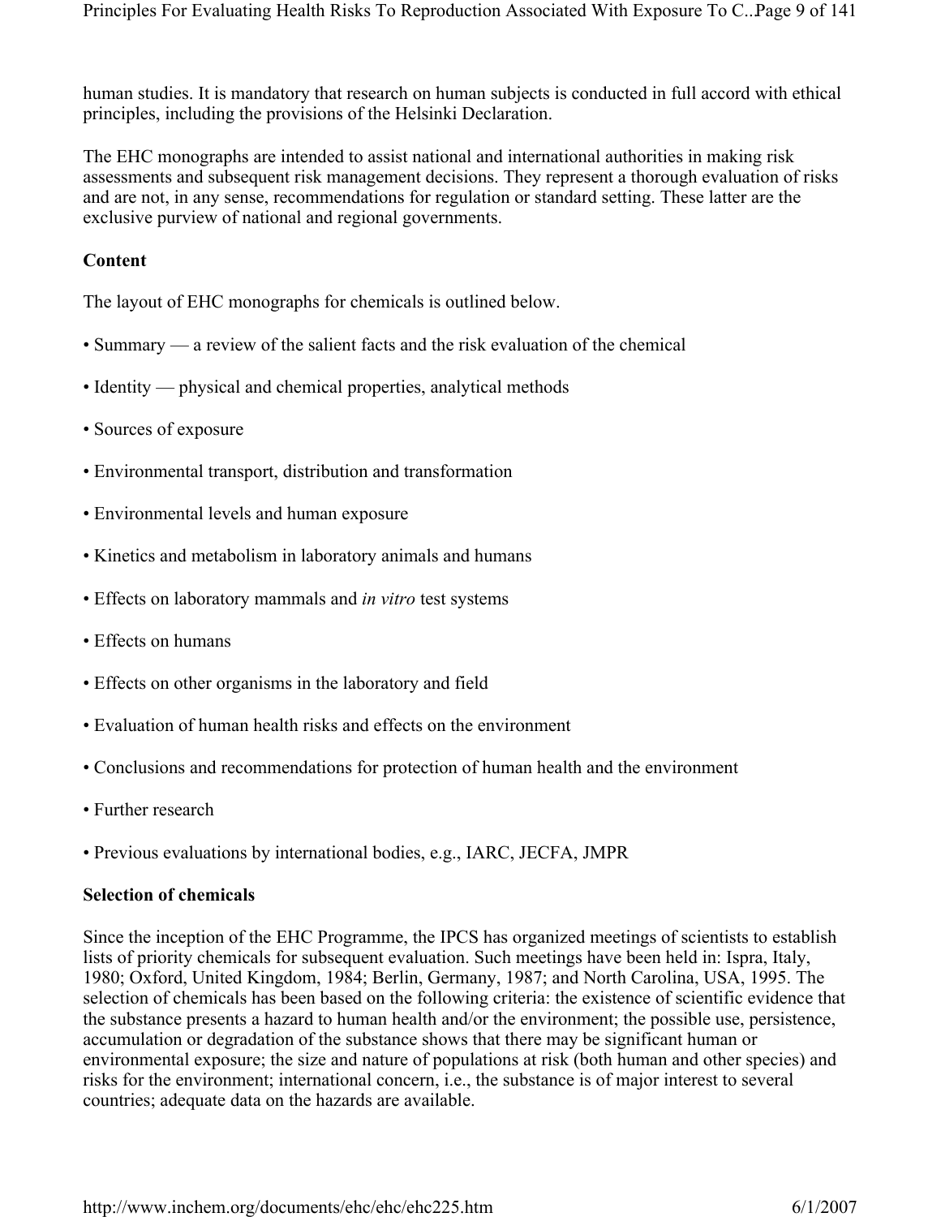human studies. It is mandatory that research on human subjects is conducted in full accord with ethical principles, including the provisions of the Helsinki Declaration.

The EHC monographs are intended to assist national and international authorities in making risk assessments and subsequent risk management decisions. They represent a thorough evaluation of risks and are not, in any sense, recommendations for regulation or standard setting. These latter are the exclusive purview of national and regional governments.

**Content**

The layout of EHC monographs for chemicals is outlined below.

- Summary — a review of the salient facts and the risk evaluation of the chemical
- Identity — physical and chemical properties, analytical methods
- Sources of exposure
- Environmental transport, distribution and transformation
- Environmental levels and human exposure
- Kinetics and metabolism in laboratory animals and humans
- Effects on laboratory mammals and *in vitro* test systems
- Effects on humans
- Effects on other organisms in the laboratory and field
- Evaluation of human health risks and effects on the environment
- Conclusions and recommendations for protection of human health and the environment
- Further research
- Previous evaluations by international bodies, e.g., IARC, JECFA, JMPR

**Selection of chemicals**

Since the inception of the EHC Programme, the IPCS has organized meetings of scientists to establish lists of priority chemicals for subsequent evaluation. Such meetings have been held in: Ispra, Italy, 1980; Oxford, United Kingdom, 1984; Berlin, Germany, 1987; and North Carolina, USA, 1995. The selection of chemicals has been based on the following criteria: the existence of scientific evidence that the substance presents a hazard to human health and/or the environment; the possible use, persistence, accumulation or degradation of the substance shows that there may be significant human or environmental exposure; the size and nature of populations at risk (both human and other species) and risks for the environment; international concern, i.e., the substance is of major interest to several countries; adequate data on the hazards are available.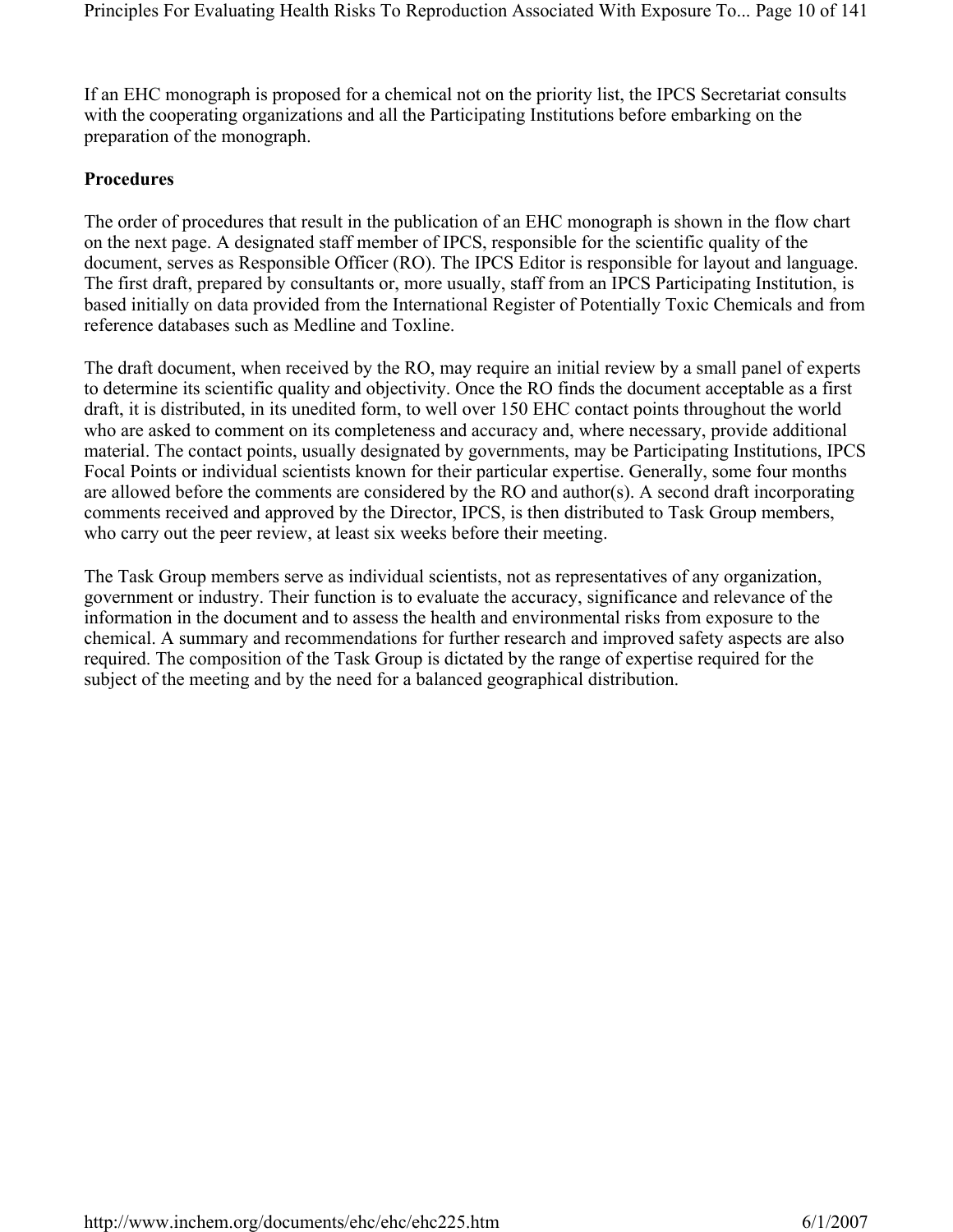If an EHC monograph is proposed for a chemical not on the priority list, the IPCS Secretariat consults with the cooperating organizations and all the Participating Institutions before embarking on the preparation of the monograph.

**Procedures**

The order of procedures that result in the publication of an EHC monograph is shown in the flow chart on the next page. A designated staff member of IPCS, responsible for the scientific quality of the document, serves as Responsible Officer (RO). The IPCS Editor is responsible for layout and language. The first draft, prepared by consultants or, more usually, staff from an IPCS Participating Institution, is based initially on data provided from the International Register of Potentially Toxic Chemicals and from reference databases such as Medline and Toxline.

The draft document, when received by the RO, may require an initial review by a small panel of experts to determine its scientific quality and objectivity. Once the RO finds the document acceptable as a first draft, it is distributed, in its unedited form, to well over 150 EHC contact points throughout the world who are asked to comment on its completeness and accuracy and, where necessary, provide additional material. The contact points, usually designated by governments, may be Participating Institutions, IPCS Focal Points or individual scientists known for their particular expertise. Generally, some four months are allowed before the comments are considered by the RO and author(s). A second draft incorporating comments received and approved by the Director, IPCS, is then distributed to Task Group members, who carry out the peer review, at least six weeks before their meeting.

The Task Group members serve as individual scientists, not as representatives of any organization, government or industry. Their function is to evaluate the accuracy, significance and relevance of the information in the document and to assess the health and environmental risks from exposure to the chemical. A summary and recommendations for further research and improved safety aspects are also required. The composition of the Task Group is dictated by the range of expertise required for the subject of the meeting and by the need for a balanced geographical distribution.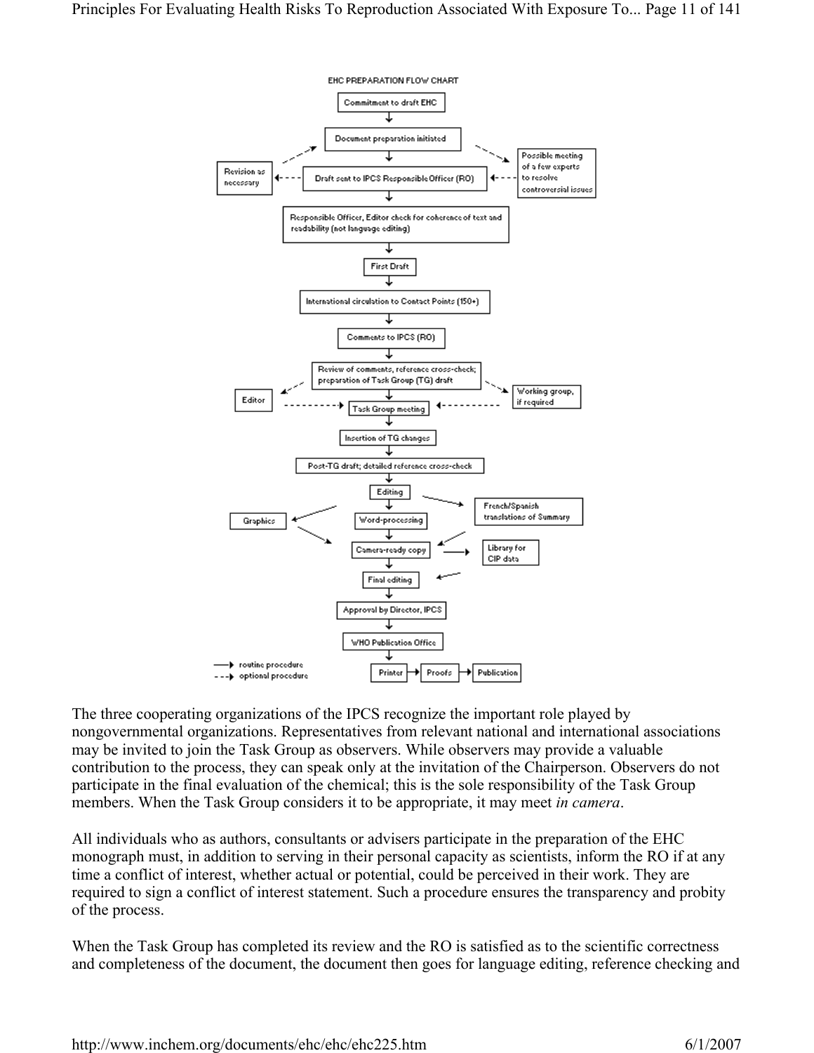EHC PREPARATION FLOW CHART

- Commitment to draft EHC
- Document preparation initiated
- Draft sent to IPCS Responsible Officer (RO)
  - Revision as necessary (optional)
  - Possible meeting of a few experts to resolve controversial issues (optional)
- Responsible Officer, Editor check for coherence of text and readability (not language editing)
- First Draft
- International circulation to Contact Points (150+)
- Comments to IPCS (RO)
- Review of comments, reference cross-check; preparation of Task Group (TG) draft
  - Editor (optional)
  - Working group, if required (optional)
- Task Group meeting
- Insertion of TG changes
- Post-TG draft; detailed reference cross-check
- Editing
  - French/Spanish translations of Summary
- Word-processing
  - Graphics
- Camera-ready copy
  - Library for CIP data
- Final editing
- Approval by Director, IPCS
- WHO Publication Office
- Printer → Proofs → Publication

Legend: → routine procedure; - - → optional procedure

The three cooperating organizations of the IPCS recognize the important role played by nongovernmental organizations. Representatives from relevant national and international associations may be invited to join the Task Group as observers. While observers may provide a valuable contribution to the process, they can speak only at the invitation of the Chairperson. Observers do not participate in the final evaluation of the chemical; this is the sole responsibility of the Task Group members. When the Task Group considers it to be appropriate, it may meet *in camera*.

All individuals who as authors, consultants or advisers participate in the preparation of the EHC monograph must, in addition to serving in their personal capacity as scientists, inform the RO if at any time a conflict of interest, whether actual or potential, could be perceived in their work. They are required to sign a conflict of interest statement. Such a procedure ensures the transparency and probity of the process.

When the Task Group has completed its review and the RO is satisfied as to the scientific correctness and completeness of the document, the document then goes for language editing, reference checking and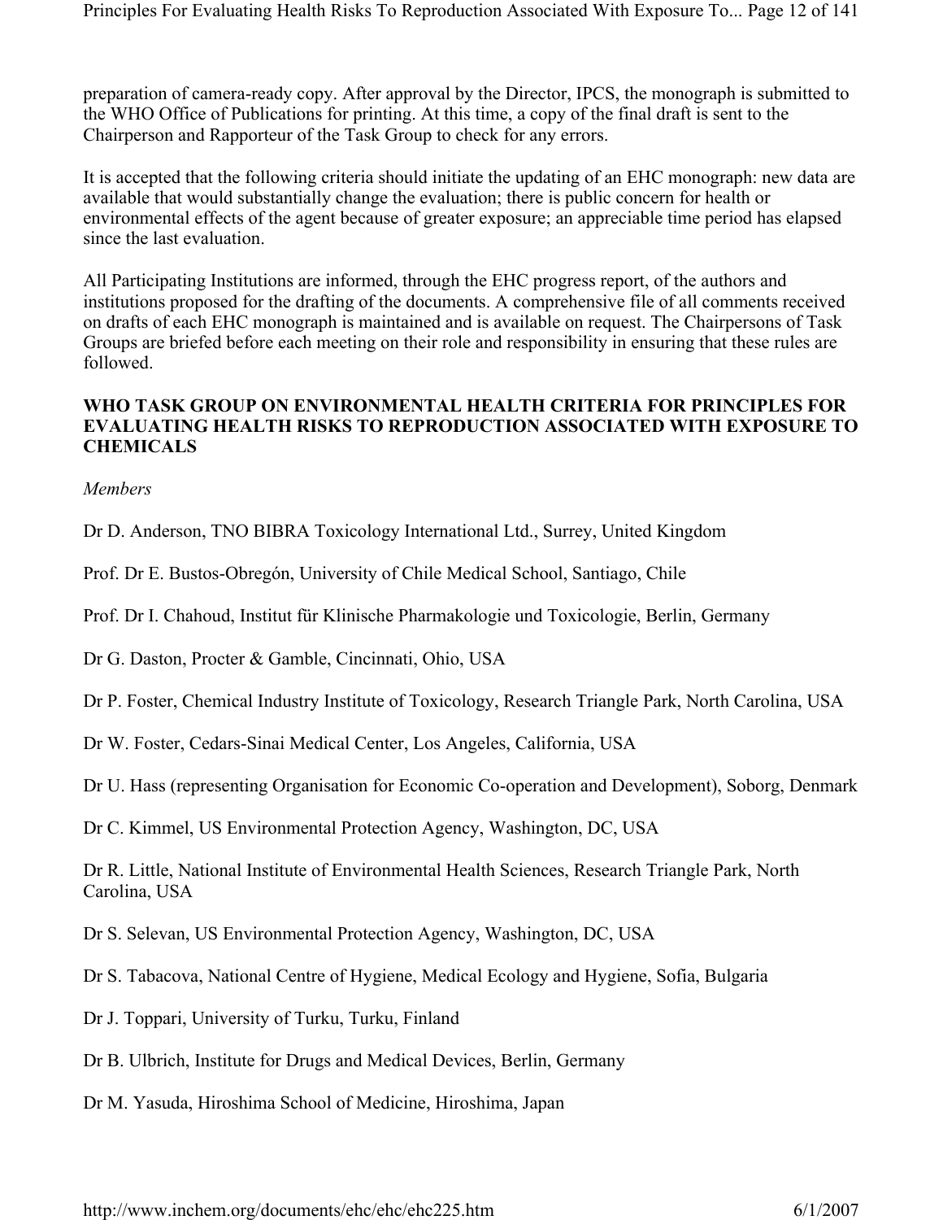preparation of camera-ready copy. After approval by the Director, IPCS, the monograph is submitted to the WHO Office of Publications for printing. At this time, a copy of the final draft is sent to the Chairperson and Rapporteur of the Task Group to check for any errors.

It is accepted that the following criteria should initiate the updating of an EHC monograph: new data are available that would substantially change the evaluation; there is public concern for health or environmental effects of the agent because of greater exposure; an appreciable time period has elapsed since the last evaluation.

All Participating Institutions are informed, through the EHC progress report, of the authors and institutions proposed for the drafting of the documents. A comprehensive file of all comments received on drafts of each EHC monograph is maintained and is available on request. The Chairpersons of Task Groups are briefed before each meeting on their role and responsibility in ensuring that these rules are followed.

**WHO TASK GROUP ON ENVIRONMENTAL HEALTH CRITERIA FOR PRINCIPLES FOR EVALUATING HEALTH RISKS TO REPRODUCTION ASSOCIATED WITH EXPOSURE TO CHEMICALS**

*Members*

Dr D. Anderson, TNO BIBRA Toxicology International Ltd., Surrey, United Kingdom

Prof. Dr E. Bustos-Obregón, University of Chile Medical School, Santiago, Chile

Prof. Dr I. Chahoud, Institut für Klinische Pharmakologie und Toxicologie, Berlin, Germany

Dr G. Daston, Procter & Gamble, Cincinnati, Ohio, USA

Dr P. Foster, Chemical Industry Institute of Toxicology, Research Triangle Park, North Carolina, USA

Dr W. Foster, Cedars-Sinai Medical Center, Los Angeles, California, USA

Dr U. Hass (representing Organisation for Economic Co-operation and Development), Soborg, Denmark

Dr C. Kimmel, US Environmental Protection Agency, Washington, DC, USA

Dr R. Little, National Institute of Environmental Health Sciences, Research Triangle Park, North Carolina, USA

Dr S. Selevan, US Environmental Protection Agency, Washington, DC, USA

Dr S. Tabacova, National Centre of Hygiene, Medical Ecology and Hygiene, Sofia, Bulgaria

Dr J. Toppari, University of Turku, Turku, Finland

Dr B. Ulbrich, Institute for Drugs and Medical Devices, Berlin, Germany

Dr M. Yasuda, Hiroshima School of Medicine, Hiroshima, Japan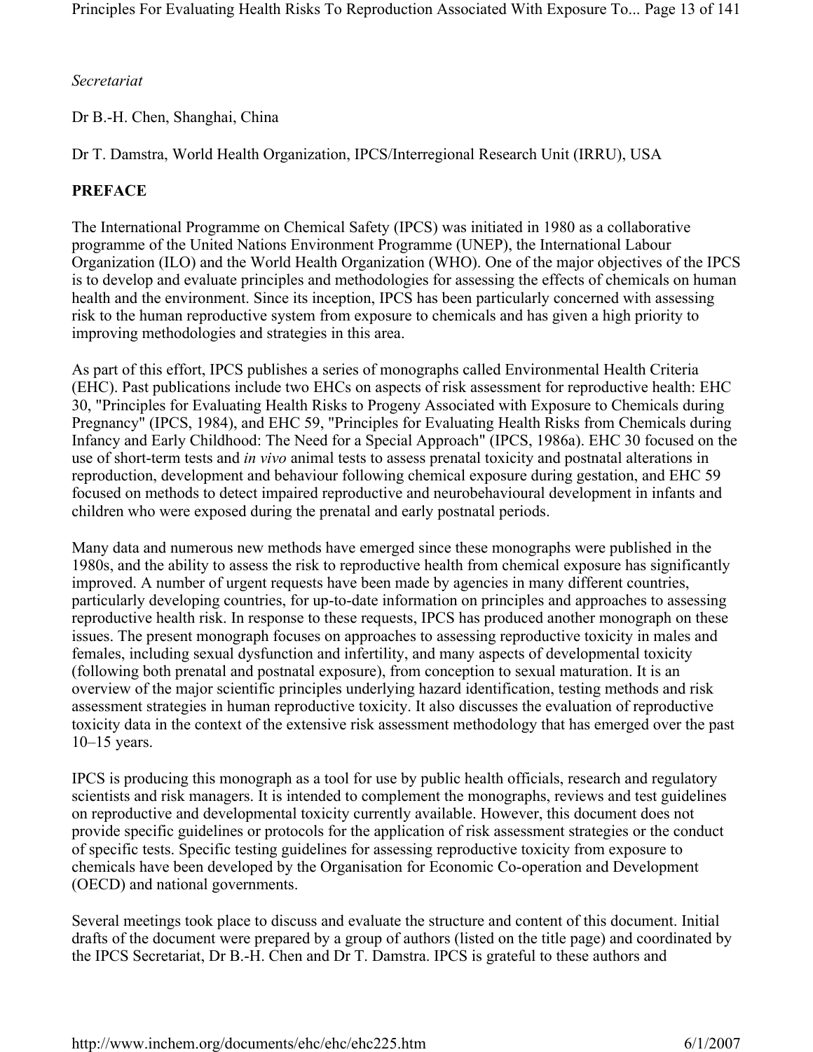*Secretariat*

Dr B.-H. Chen, Shanghai, China

Dr T. Damstra, World Health Organization, IPCS/Interregional Research Unit (IRRU), USA

**PREFACE**

The International Programme on Chemical Safety (IPCS) was initiated in 1980 as a collaborative programme of the United Nations Environment Programme (UNEP), the International Labour Organization (ILO) and the World Health Organization (WHO). One of the major objectives of the IPCS is to develop and evaluate principles and methodologies for assessing the effects of chemicals on human health and the environment. Since its inception, IPCS has been particularly concerned with assessing risk to the human reproductive system from exposure to chemicals and has given a high priority to improving methodologies and strategies in this area.

As part of this effort, IPCS publishes a series of monographs called Environmental Health Criteria (EHC). Past publications include two EHCs on aspects of risk assessment for reproductive health: EHC 30, "Principles for Evaluating Health Risks to Progeny Associated with Exposure to Chemicals during Pregnancy" (IPCS, 1984), and EHC 59, "Principles for Evaluating Health Risks from Chemicals during Infancy and Early Childhood: The Need for a Special Approach" (IPCS, 1986a). EHC 30 focused on the use of short-term tests and *in vivo* animal tests to assess prenatal toxicity and postnatal alterations in reproduction, development and behaviour following chemical exposure during gestation, and EHC 59 focused on methods to detect impaired reproductive and neurobehavioural development in infants and children who were exposed during the prenatal and early postnatal periods.

Many data and numerous new methods have emerged since these monographs were published in the 1980s, and the ability to assess the risk to reproductive health from chemical exposure has significantly improved. A number of urgent requests have been made by agencies in many different countries, particularly developing countries, for up-to-date information on principles and approaches to assessing reproductive health risk. In response to these requests, IPCS has produced another monograph on these issues. The present monograph focuses on approaches to assessing reproductive toxicity in males and females, including sexual dysfunction and infertility, and many aspects of developmental toxicity (following both prenatal and postnatal exposure), from conception to sexual maturation. It is an overview of the major scientific principles underlying hazard identification, testing methods and risk assessment strategies in human reproductive toxicity. It also discusses the evaluation of reproductive toxicity data in the context of the extensive risk assessment methodology that has emerged over the past 10–15 years.

IPCS is producing this monograph as a tool for use by public health officials, research and regulatory scientists and risk managers. It is intended to complement the monographs, reviews and test guidelines on reproductive and developmental toxicity currently available. However, this document does not provide specific guidelines or protocols for the application of risk assessment strategies or the conduct of specific tests. Specific testing guidelines for assessing reproductive toxicity from exposure to chemicals have been developed by the Organisation for Economic Co-operation and Development (OECD) and national governments.

Several meetings took place to discuss and evaluate the structure and content of this document. Initial drafts of the document were prepared by a group of authors (listed on the title page) and coordinated by the IPCS Secretariat, Dr B.-H. Chen and Dr T. Damstra. IPCS is grateful to these authors and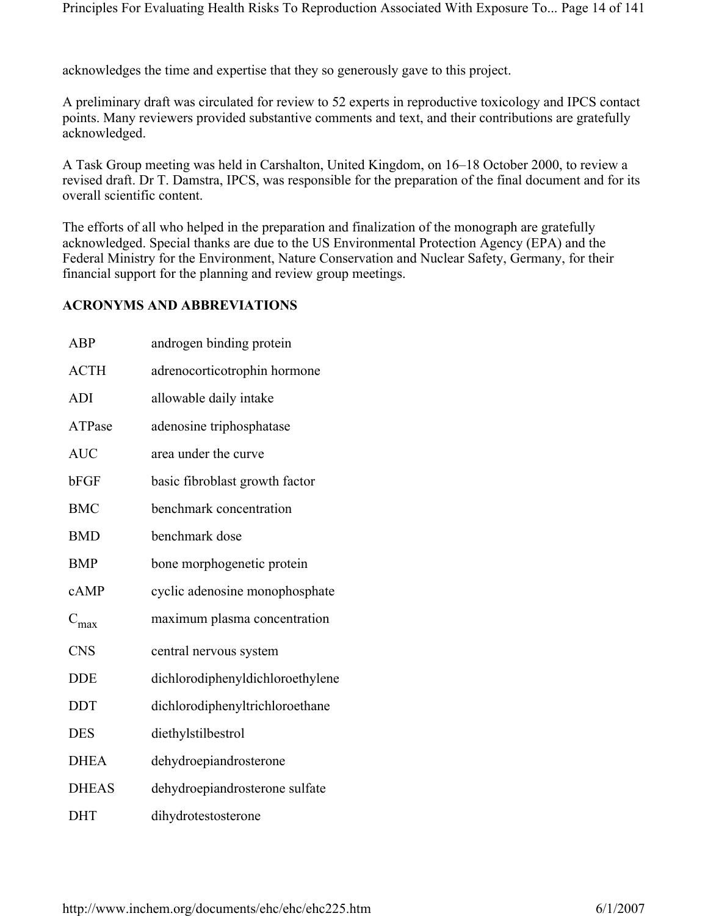acknowledges the time and expertise that they so generously gave to this project.

A preliminary draft was circulated for review to 52 experts in reproductive toxicology and IPCS contact points. Many reviewers provided substantive comments and text, and their contributions are gratefully acknowledged.

A Task Group meeting was held in Carshalton, United Kingdom, on 16–18 October 2000, to review a revised draft. Dr T. Damstra, IPCS, was responsible for the preparation of the final document and for its overall scientific content.

The efforts of all who helped in the preparation and finalization of the monograph are gratefully acknowledged. Special thanks are due to the US Environmental Protection Agency (EPA) and the Federal Ministry for the Environment, Nature Conservation and Nuclear Safety, Germany, for their financial support for the planning and review group meetings.

**ACRONYMS AND ABBREVIATIONS**

| | |
|---|---|
| ABP | androgen binding protein |
| ACTH | adrenocorticotrophin hormone |
| ADI | allowable daily intake |
| ATPase | adenosine triphosphatase |
| AUC | area under the curve |
| bFGF | basic fibroblast growth factor |
| BMC | benchmark concentration |
| BMD | benchmark dose |
| BMP | bone morphogenetic protein |
| cAMP | cyclic adenosine monophosphate |
| $C_{max}$ | maximum plasma concentration |
| CNS | central nervous system |
| DDE | dichlorodiphenyldichloroethylene |
| DDT | dichlorodiphenyltrichloroethane |
| DES | diethylstilbestrol |
| DHEA | dehydroepiandrosterone |
| DHEAS | dehydroepiandrosterone sulfate |
| DHT | dihydrotestosterone |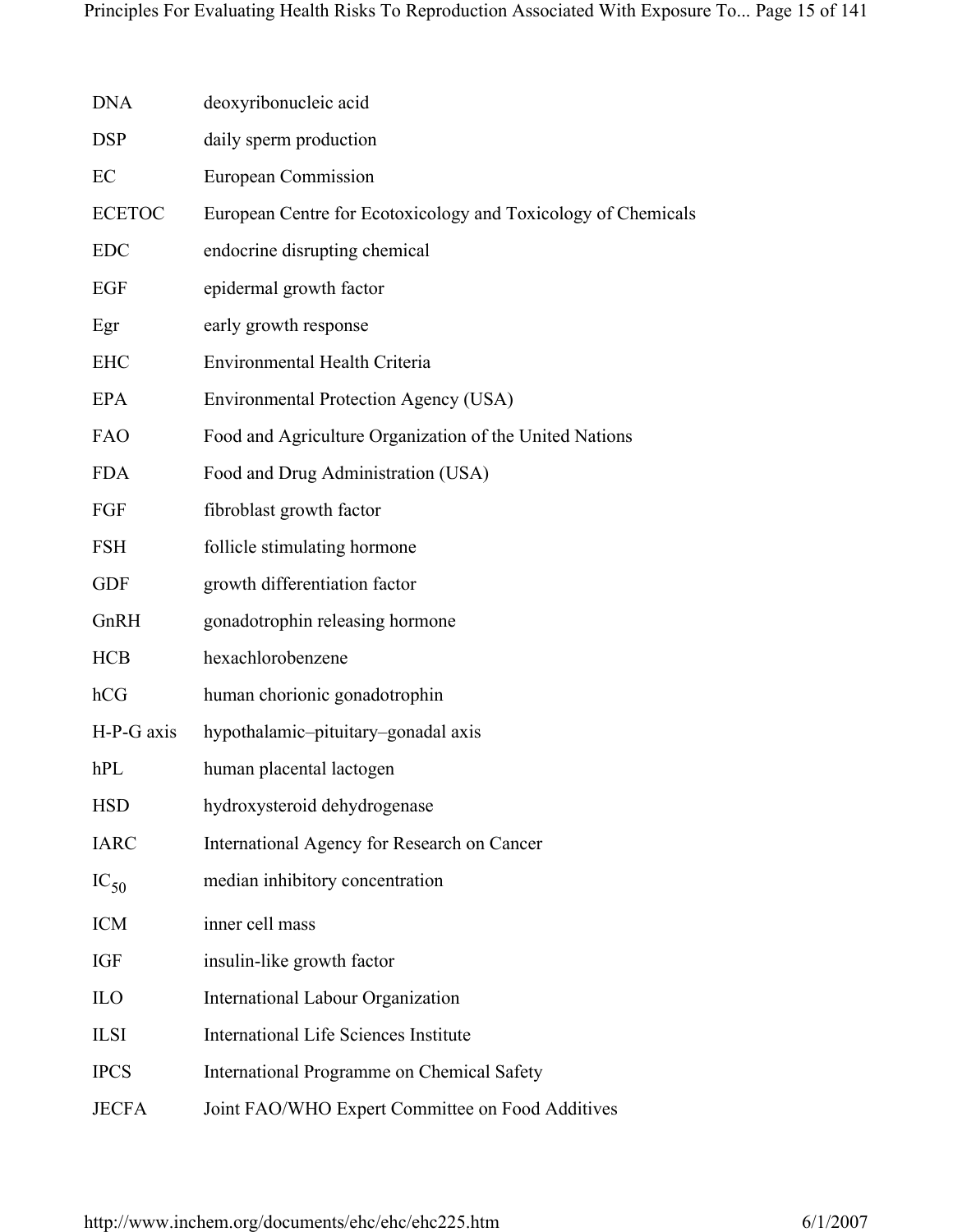| | |
|---|---|
| DNA | deoxyribonucleic acid |
| DSP | daily sperm production |
| EC | European Commission |
| ECETOC | European Centre for Ecotoxicology and Toxicology of Chemicals |
| EDC | endocrine disrupting chemical |
| EGF | epidermal growth factor |
| Egr | early growth response |
| EHC | Environmental Health Criteria |
| EPA | Environmental Protection Agency (USA) |
| FAO | Food and Agriculture Organization of the United Nations |
| FDA | Food and Drug Administration (USA) |
| FGF | fibroblast growth factor |
| FSH | follicle stimulating hormone |
| GDF | growth differentiation factor |
| GnRH | gonadotrophin releasing hormone |
| HCB | hexachlorobenzene |
| hCG | human chorionic gonadotrophin |
| H-P-G axis | hypothalamic–pituitary–gonadal axis |
| hPL | human placental lactogen |
| HSD | hydroxysteroid dehydrogenase |
| IARC | International Agency for Research on Cancer |
| $IC_{50}$ | median inhibitory concentration |
| ICM | inner cell mass |
| IGF | insulin-like growth factor |
| ILO | International Labour Organization |
| ILSI | International Life Sciences Institute |
| IPCS | International Programme on Chemical Safety |
| JECFA | Joint FAO/WHO Expert Committee on Food Additives |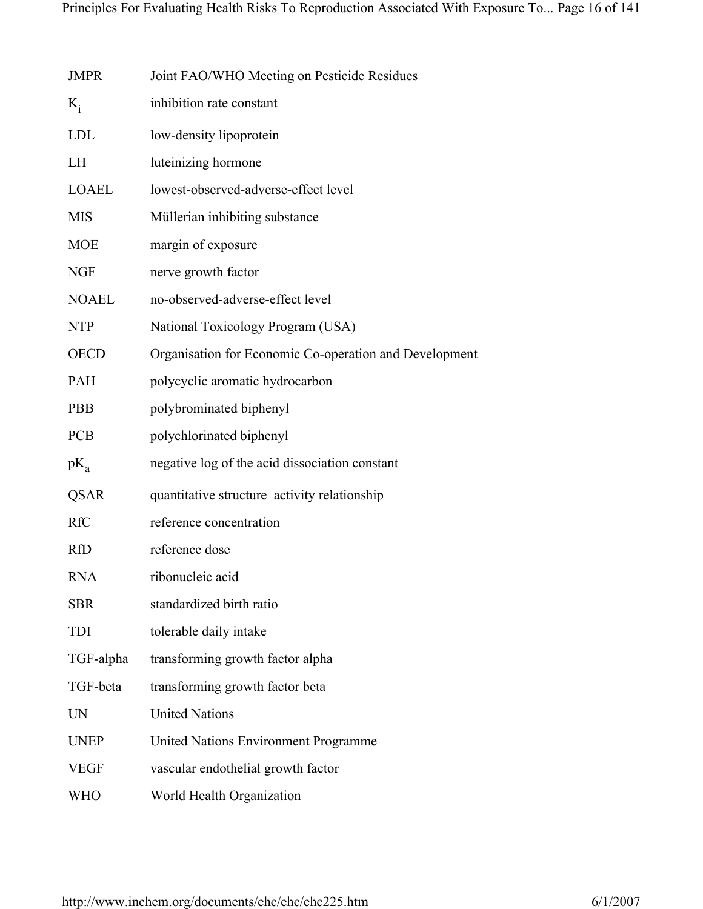| | |
|---|---|
| JMPR | Joint FAO/WHO Meeting on Pesticide Residues |
| $K_i$ | inhibition rate constant |
| LDL | low-density lipoprotein |
| LH | luteinizing hormone |
| LOAEL | lowest-observed-adverse-effect level |
| MIS | Müllerian inhibiting substance |
| MOE | margin of exposure |
| NGF | nerve growth factor |
| NOAEL | no-observed-adverse-effect level |
| NTP | National Toxicology Program (USA) |
| OECD | Organisation for Economic Co-operation and Development |
| PAH | polycyclic aromatic hydrocarbon |
| PBB | polybrominated biphenyl |
| PCB | polychlorinated biphenyl |
| $pK_a$ | negative log of the acid dissociation constant |
| QSAR | quantitative structure–activity relationship |
| RfC | reference concentration |
| RfD | reference dose |
| RNA | ribonucleic acid |
| SBR | standardized birth ratio |
| TDI | tolerable daily intake |
| TGF-alpha | transforming growth factor alpha |
| TGF-beta | transforming growth factor beta |
| UN | United Nations |
| UNEP | United Nations Environment Programme |
| VEGF | vascular endothelial growth factor |
| WHO | World Health Organization |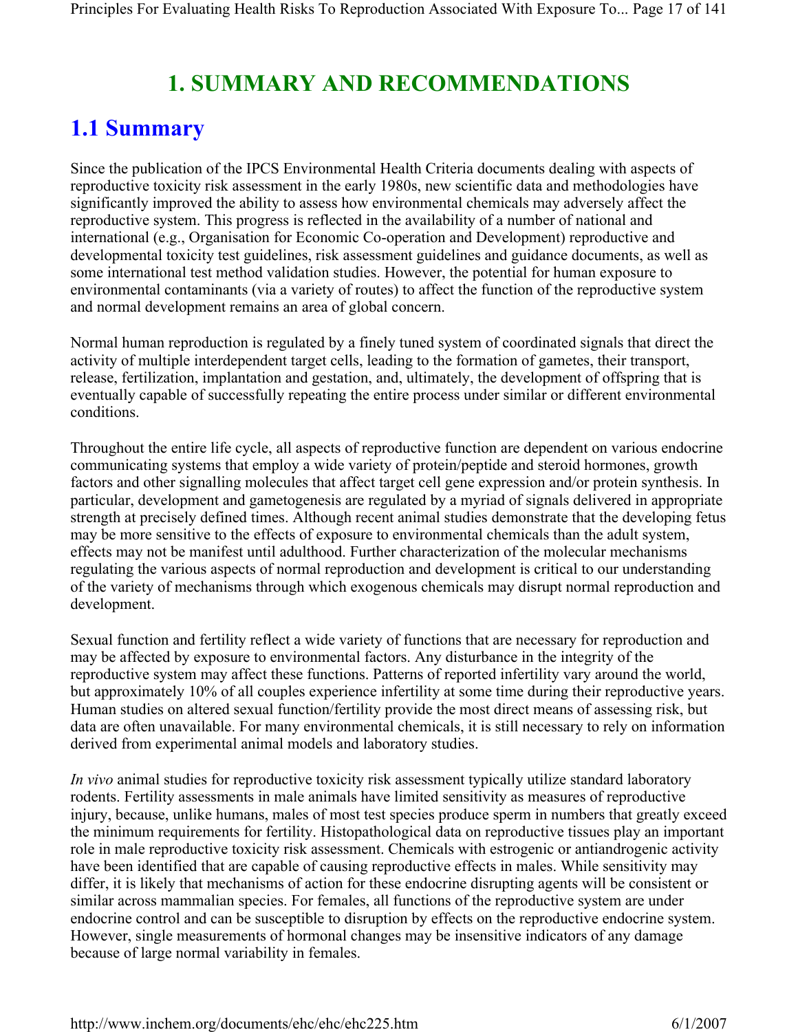# 1. SUMMARY AND RECOMMENDATIONS

## 1.1 Summary

Since the publication of the IPCS Environmental Health Criteria documents dealing with aspects of reproductive toxicity risk assessment in the early 1980s, new scientific data and methodologies have significantly improved the ability to assess how environmental chemicals may adversely affect the reproductive system. This progress is reflected in the availability of a number of national and international (e.g., Organisation for Economic Co-operation and Development) reproductive and developmental toxicity test guidelines, risk assessment guidelines and guidance documents, as well as some international test method validation studies. However, the potential for human exposure to environmental contaminants (via a variety of routes) to affect the function of the reproductive system and normal development remains an area of global concern.

Normal human reproduction is regulated by a finely tuned system of coordinated signals that direct the activity of multiple interdependent target cells, leading to the formation of gametes, their transport, release, fertilization, implantation and gestation, and, ultimately, the development of offspring that is eventually capable of successfully repeating the entire process under similar or different environmental conditions.

Throughout the entire life cycle, all aspects of reproductive function are dependent on various endocrine communicating systems that employ a wide variety of protein/peptide and steroid hormones, growth factors and other signalling molecules that affect target cell gene expression and/or protein synthesis. In particular, development and gametogenesis are regulated by a myriad of signals delivered in appropriate strength at precisely defined times. Although recent animal studies demonstrate that the developing fetus may be more sensitive to the effects of exposure to environmental chemicals than the adult system, effects may not be manifest until adulthood. Further characterization of the molecular mechanisms regulating the various aspects of normal reproduction and development is critical to our understanding of the variety of mechanisms through which exogenous chemicals may disrupt normal reproduction and development.

Sexual function and fertility reflect a wide variety of functions that are necessary for reproduction and may be affected by exposure to environmental factors. Any disturbance in the integrity of the reproductive system may affect these functions. Patterns of reported infertility vary around the world, but approximately 10% of all couples experience infertility at some time during their reproductive years. Human studies on altered sexual function/fertility provide the most direct means of assessing risk, but data are often unavailable. For many environmental chemicals, it is still necessary to rely on information derived from experimental animal models and laboratory studies.

*In vivo* animal studies for reproductive toxicity risk assessment typically utilize standard laboratory rodents. Fertility assessments in male animals have limited sensitivity as measures of reproductive injury, because, unlike humans, males of most test species produce sperm in numbers that greatly exceed the minimum requirements for fertility. Histopathological data on reproductive tissues play an important role in male reproductive toxicity risk assessment. Chemicals with estrogenic or antiandrogenic activity have been identified that are capable of causing reproductive effects in males. While sensitivity may differ, it is likely that mechanisms of action for these endocrine disrupting agents will be consistent or similar across mammalian species. For females, all functions of the reproductive system are under endocrine control and can be susceptible to disruption by effects on the reproductive endocrine system. However, single measurements of hormonal changes may be insensitive indicators of any damage because of large normal variability in females.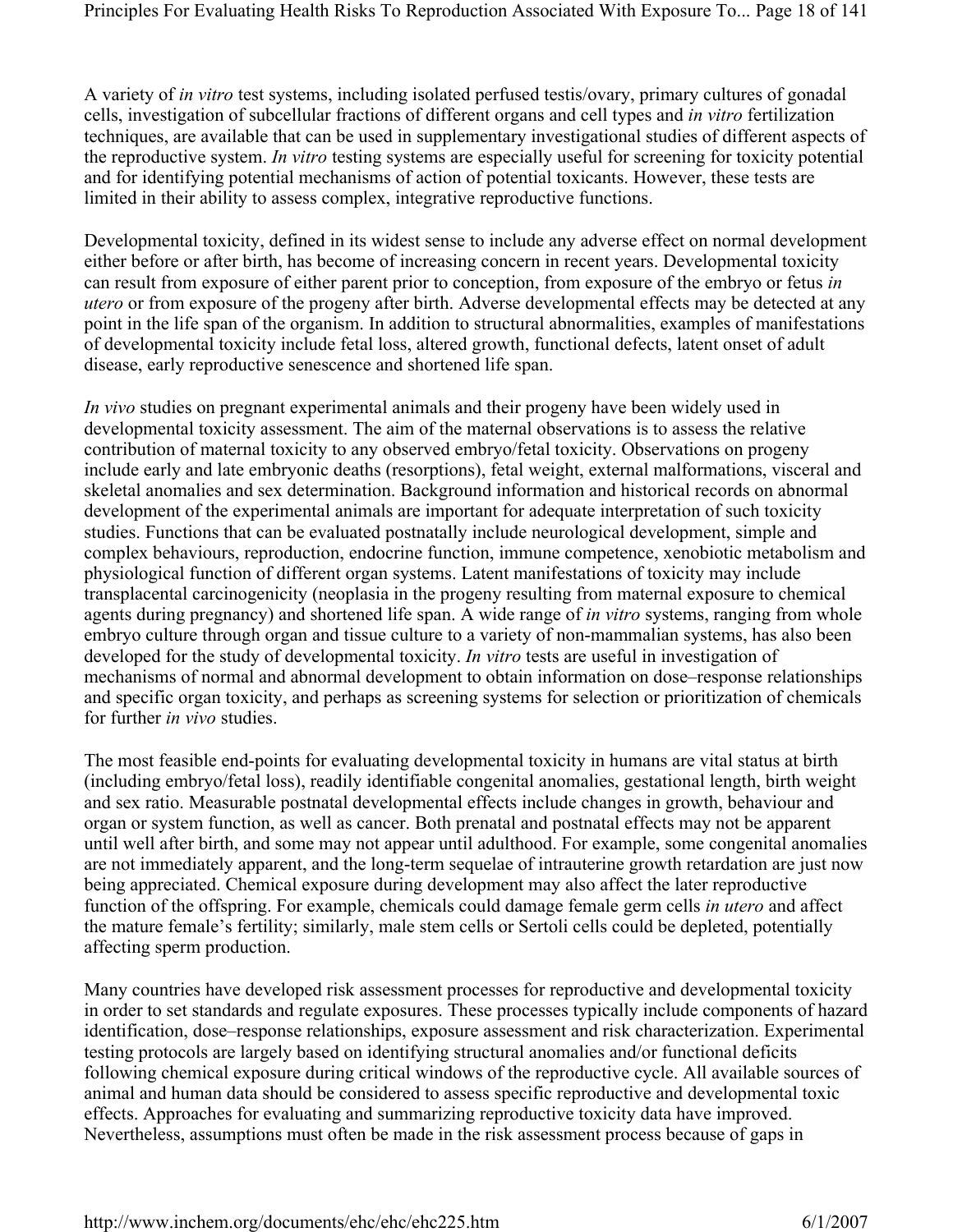A variety of *in vitro* test systems, including isolated perfused testis/ovary, primary cultures of gonadal cells, investigation of subcellular fractions of different organs and cell types and *in vitro* fertilization techniques, are available that can be used in supplementary investigational studies of different aspects of the reproductive system. *In vitro* testing systems are especially useful for screening for toxicity potential and for identifying potential mechanisms of action of potential toxicants. However, these tests are limited in their ability to assess complex, integrative reproductive functions.

Developmental toxicity, defined in its widest sense to include any adverse effect on normal development either before or after birth, has become of increasing concern in recent years. Developmental toxicity can result from exposure of either parent prior to conception, from exposure of the embryo or fetus *in utero* or from exposure of the progeny after birth. Adverse developmental effects may be detected at any point in the life span of the organism. In addition to structural abnormalities, examples of manifestations of developmental toxicity include fetal loss, altered growth, functional defects, latent onset of adult disease, early reproductive senescence and shortened life span.

*In vivo* studies on pregnant experimental animals and their progeny have been widely used in developmental toxicity assessment. The aim of the maternal observations is to assess the relative contribution of maternal toxicity to any observed embryo/fetal toxicity. Observations on progeny include early and late embryonic deaths (resorptions), fetal weight, external malformations, visceral and skeletal anomalies and sex determination. Background information and historical records on abnormal development of the experimental animals are important for adequate interpretation of such toxicity studies. Functions that can be evaluated postnatally include neurological development, simple and complex behaviours, reproduction, endocrine function, immune competence, xenobiotic metabolism and physiological function of different organ systems. Latent manifestations of toxicity may include transplacental carcinogenicity (neoplasia in the progeny resulting from maternal exposure to chemical agents during pregnancy) and shortened life span. A wide range of *in vitro* systems, ranging from whole embryo culture through organ and tissue culture to a variety of non-mammalian systems, has also been developed for the study of developmental toxicity. *In vitro* tests are useful in investigation of mechanisms of normal and abnormal development to obtain information on dose–response relationships and specific organ toxicity, and perhaps as screening systems for selection or prioritization of chemicals for further *in vivo* studies.

The most feasible end-points for evaluating developmental toxicity in humans are vital status at birth (including embryo/fetal loss), readily identifiable congenital anomalies, gestational length, birth weight and sex ratio. Measurable postnatal developmental effects include changes in growth, behaviour and organ or system function, as well as cancer. Both prenatal and postnatal effects may not be apparent until well after birth, and some may not appear until adulthood. For example, some congenital anomalies are not immediately apparent, and the long-term sequelae of intrauterine growth retardation are just now being appreciated. Chemical exposure during development may also affect the later reproductive function of the offspring. For example, chemicals could damage female germ cells *in utero* and affect the mature female's fertility; similarly, male stem cells or Sertoli cells could be depleted, potentially affecting sperm production.

Many countries have developed risk assessment processes for reproductive and developmental toxicity in order to set standards and regulate exposures. These processes typically include components of hazard identification, dose–response relationships, exposure assessment and risk characterization. Experimental testing protocols are largely based on identifying structural anomalies and/or functional deficits following chemical exposure during critical windows of the reproductive cycle. All available sources of animal and human data should be considered to assess specific reproductive and developmental toxic effects. Approaches for evaluating and summarizing reproductive toxicity data have improved. Nevertheless, assumptions must often be made in the risk assessment process because of gaps in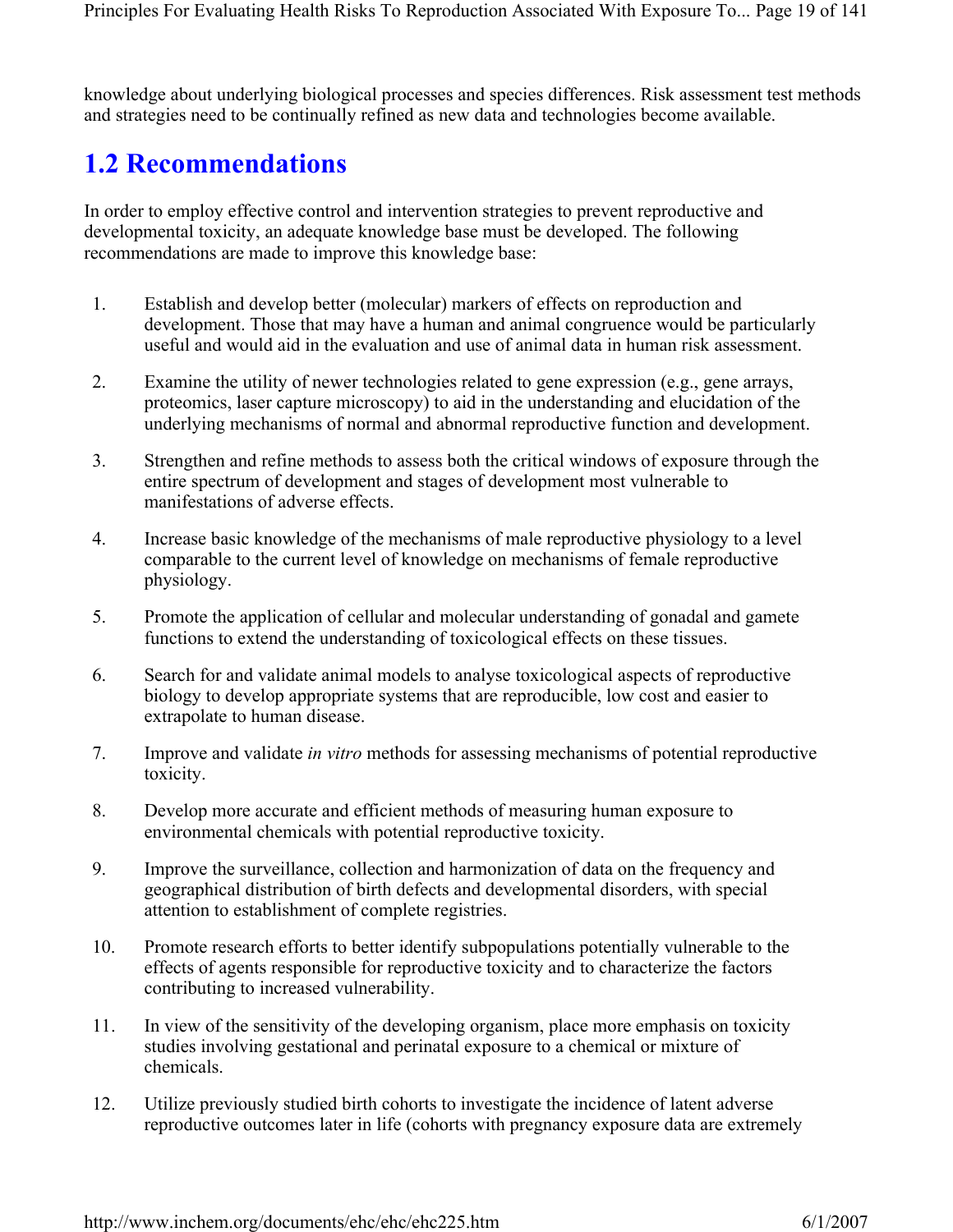knowledge about underlying biological processes and species differences. Risk assessment test methods and strategies need to be continually refined as new data and technologies become available.

## 1.2 Recommendations

In order to employ effective control and intervention strategies to prevent reproductive and developmental toxicity, an adequate knowledge base must be developed. The following recommendations are made to improve this knowledge base:

1. Establish and develop better (molecular) markers of effects on reproduction and development. Those that may have a human and animal congruence would be particularly useful and would aid in the evaluation and use of animal data in human risk assessment.
2. Examine the utility of newer technologies related to gene expression (e.g., gene arrays, proteomics, laser capture microscopy) to aid in the understanding and elucidation of the underlying mechanisms of normal and abnormal reproductive function and development.
3. Strengthen and refine methods to assess both the critical windows of exposure through the entire spectrum of development and stages of development most vulnerable to manifestations of adverse effects.
4. Increase basic knowledge of the mechanisms of male reproductive physiology to a level comparable to the current level of knowledge on mechanisms of female reproductive physiology.
5. Promote the application of cellular and molecular understanding of gonadal and gamete functions to extend the understanding of toxicological effects on these tissues.
6. Search for and validate animal models to analyse toxicological aspects of reproductive biology to develop appropriate systems that are reproducible, low cost and easier to extrapolate to human disease.
7. Improve and validate *in vitro* methods for assessing mechanisms of potential reproductive toxicity.
8. Develop more accurate and efficient methods of measuring human exposure to environmental chemicals with potential reproductive toxicity.
9. Improve the surveillance, collection and harmonization of data on the frequency and geographical distribution of birth defects and developmental disorders, with special attention to establishment of complete registries.
10. Promote research efforts to better identify subpopulations potentially vulnerable to the effects of agents responsible for reproductive toxicity and to characterize the factors contributing to increased vulnerability.
11. In view of the sensitivity of the developing organism, place more emphasis on toxicity studies involving gestational and perinatal exposure to a chemical or mixture of chemicals.
12. Utilize previously studied birth cohorts to investigate the incidence of latent adverse reproductive outcomes later in life (cohorts with pregnancy exposure data are extremely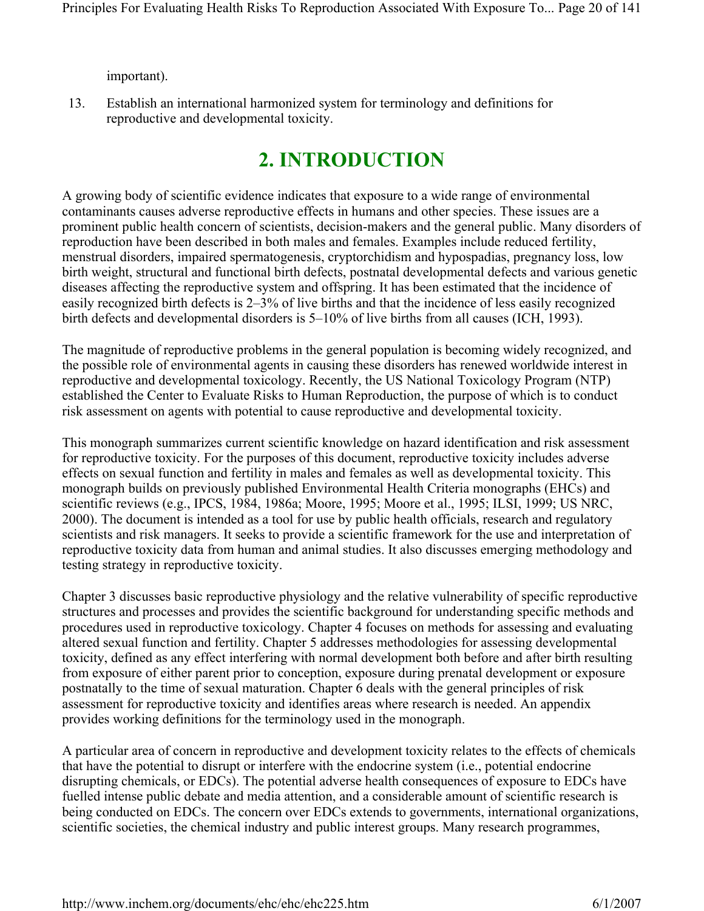important).

13. Establish an international harmonized system for terminology and definitions for reproductive and developmental toxicity.

# 2. INTRODUCTION

A growing body of scientific evidence indicates that exposure to a wide range of environmental contaminants causes adverse reproductive effects in humans and other species. These issues are a prominent public health concern of scientists, decision-makers and the general public. Many disorders of reproduction have been described in both males and females. Examples include reduced fertility, menstrual disorders, impaired spermatogenesis, cryptorchidism and hypospadias, pregnancy loss, low birth weight, structural and functional birth defects, postnatal developmental defects and various genetic diseases affecting the reproductive system and offspring. It has been estimated that the incidence of easily recognized birth defects is 2–3% of live births and that the incidence of less easily recognized birth defects and developmental disorders is 5–10% of live births from all causes (ICH, 1993).

The magnitude of reproductive problems in the general population is becoming widely recognized, and the possible role of environmental agents in causing these disorders has renewed worldwide interest in reproductive and developmental toxicology. Recently, the US National Toxicology Program (NTP) established the Center to Evaluate Risks to Human Reproduction, the purpose of which is to conduct risk assessment on agents with potential to cause reproductive and developmental toxicity.

This monograph summarizes current scientific knowledge on hazard identification and risk assessment for reproductive toxicity. For the purposes of this document, reproductive toxicity includes adverse effects on sexual function and fertility in males and females as well as developmental toxicity. This monograph builds on previously published Environmental Health Criteria monographs (EHCs) and scientific reviews (e.g., IPCS, 1984, 1986a; Moore, 1995; Moore et al., 1995; ILSI, 1999; US NRC, 2000). The document is intended as a tool for use by public health officials, research and regulatory scientists and risk managers. It seeks to provide a scientific framework for the use and interpretation of reproductive toxicity data from human and animal studies. It also discusses emerging methodology and testing strategy in reproductive toxicity.

Chapter 3 discusses basic reproductive physiology and the relative vulnerability of specific reproductive structures and processes and provides the scientific background for understanding specific methods and procedures used in reproductive toxicology. Chapter 4 focuses on methods for assessing and evaluating altered sexual function and fertility. Chapter 5 addresses methodologies for assessing developmental toxicity, defined as any effect interfering with normal development both before and after birth resulting from exposure of either parent prior to conception, exposure during prenatal development or exposure postnatally to the time of sexual maturation. Chapter 6 deals with the general principles of risk assessment for reproductive toxicity and identifies areas where research is needed. An appendix provides working definitions for the terminology used in the monograph.

A particular area of concern in reproductive and development toxicity relates to the effects of chemicals that have the potential to disrupt or interfere with the endocrine system (i.e., potential endocrine disrupting chemicals, or EDCs). The potential adverse health consequences of exposure to EDCs have fuelled intense public debate and media attention, and a considerable amount of scientific research is being conducted on EDCs. The concern over EDCs extends to governments, international organizations, scientific societies, the chemical industry and public interest groups. Many research programmes,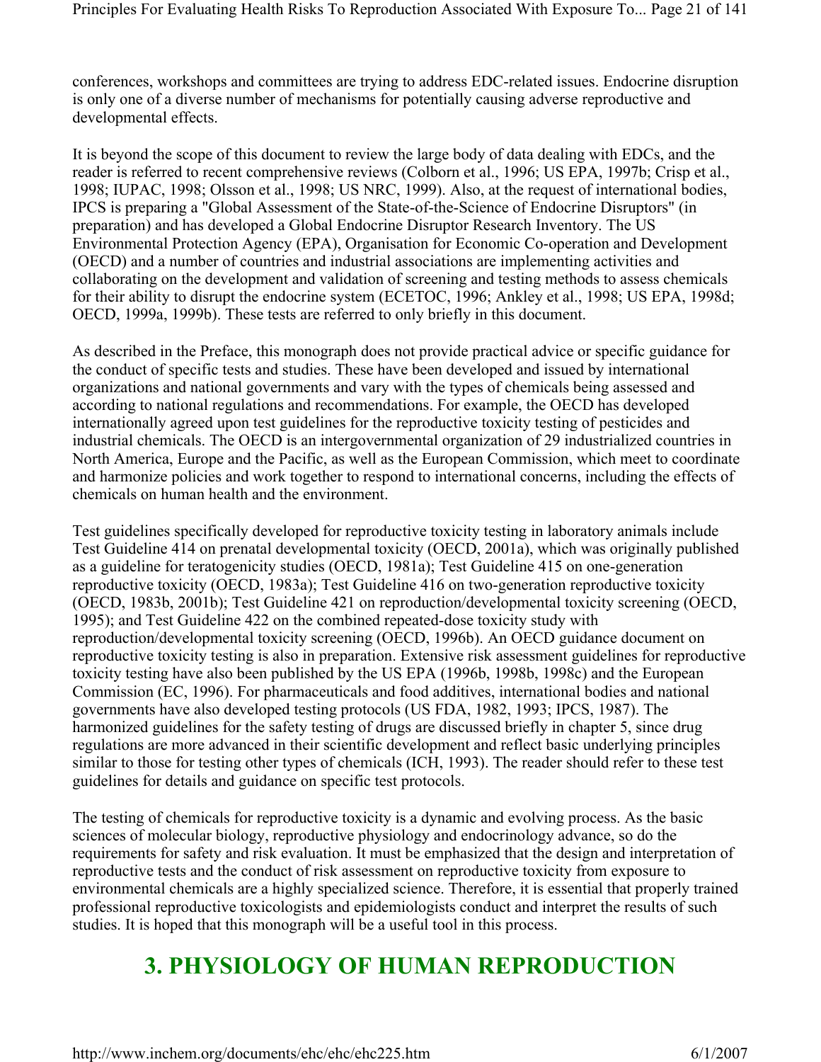conferences, workshops and committees are trying to address EDC-related issues. Endocrine disruption is only one of a diverse number of mechanisms for potentially causing adverse reproductive and developmental effects.

It is beyond the scope of this document to review the large body of data dealing with EDCs, and the reader is referred to recent comprehensive reviews (Colborn et al., 1996; US EPA, 1997b; Crisp et al., 1998; IUPAC, 1998; Olsson et al., 1998; US NRC, 1999). Also, at the request of international bodies, IPCS is preparing a "Global Assessment of the State-of-the-Science of Endocrine Disruptors" (in preparation) and has developed a Global Endocrine Disruptor Research Inventory. The US Environmental Protection Agency (EPA), Organisation for Economic Co-operation and Development (OECD) and a number of countries and industrial associations are implementing activities and collaborating on the development and validation of screening and testing methods to assess chemicals for their ability to disrupt the endocrine system (ECETOC, 1996; Ankley et al., 1998; US EPA, 1998d; OECD, 1999a, 1999b). These tests are referred to only briefly in this document.

As described in the Preface, this monograph does not provide practical advice or specific guidance for the conduct of specific tests and studies. These have been developed and issued by international organizations and national governments and vary with the types of chemicals being assessed and according to national regulations and recommendations. For example, the OECD has developed internationally agreed upon test guidelines for the reproductive toxicity testing of pesticides and industrial chemicals. The OECD is an intergovernmental organization of 29 industrialized countries in North America, Europe and the Pacific, as well as the European Commission, which meet to coordinate and harmonize policies and work together to respond to international concerns, including the effects of chemicals on human health and the environment.

Test guidelines specifically developed for reproductive toxicity testing in laboratory animals include Test Guideline 414 on prenatal developmental toxicity (OECD, 2001a), which was originally published as a guideline for teratogenicity studies (OECD, 1981a); Test Guideline 415 on one-generation reproductive toxicity (OECD, 1983a); Test Guideline 416 on two-generation reproductive toxicity (OECD, 1983b, 2001b); Test Guideline 421 on reproduction/developmental toxicity screening (OECD, 1995); and Test Guideline 422 on the combined repeated-dose toxicity study with reproduction/developmental toxicity screening (OECD, 1996b). An OECD guidance document on reproductive toxicity testing is also in preparation. Extensive risk assessment guidelines for reproductive toxicity testing have also been published by the US EPA (1996b, 1998b, 1998c) and the European Commission (EC, 1996). For pharmaceuticals and food additives, international bodies and national governments have also developed testing protocols (US FDA, 1982, 1993; IPCS, 1987). The harmonized guidelines for the safety testing of drugs are discussed briefly in chapter 5, since drug regulations are more advanced in their scientific development and reflect basic underlying principles similar to those for testing other types of chemicals (ICH, 1993). The reader should refer to these test guidelines for details and guidance on specific test protocols.

The testing of chemicals for reproductive toxicity is a dynamic and evolving process. As the basic sciences of molecular biology, reproductive physiology and endocrinology advance, so do the requirements for safety and risk evaluation. It must be emphasized that the design and interpretation of reproductive tests and the conduct of risk assessment on reproductive toxicity from exposure to environmental chemicals are a highly specialized science. Therefore, it is essential that properly trained professional reproductive toxicologists and epidemiologists conduct and interpret the results of such studies. It is hoped that this monograph will be a useful tool in this process.

# 3. PHYSIOLOGY OF HUMAN REPRODUCTION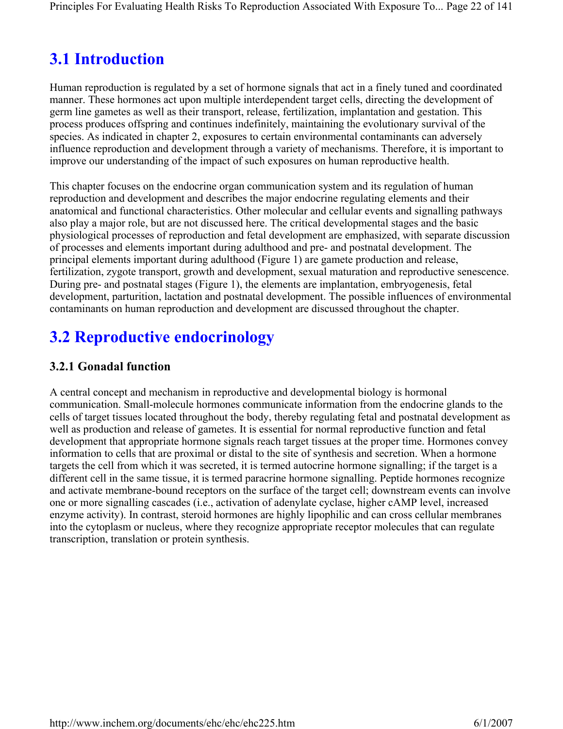## 3.1 Introduction

Human reproduction is regulated by a set of hormone signals that act in a finely tuned and coordinated manner. These hormones act upon multiple interdependent target cells, directing the development of germ line gametes as well as their transport, release, fertilization, implantation and gestation. This process produces offspring and continues indefinitely, maintaining the evolutionary survival of the species. As indicated in chapter 2, exposures to certain environmental contaminants can adversely influence reproduction and development through a variety of mechanisms. Therefore, it is important to improve our understanding of the impact of such exposures on human reproductive health.

This chapter focuses on the endocrine organ communication system and its regulation of human reproduction and development and describes the major endocrine regulating elements and their anatomical and functional characteristics. Other molecular and cellular events and signalling pathways also play a major role, but are not discussed here. The critical developmental stages and the basic physiological processes of reproduction and fetal development are emphasized, with separate discussion of processes and elements important during adulthood and pre- and postnatal development. The principal elements important during adulthood (Figure 1) are gamete production and release, fertilization, zygote transport, growth and development, sexual maturation and reproductive senescence. During pre- and postnatal stages (Figure 1), the elements are implantation, embryogenesis, fetal development, parturition, lactation and postnatal development. The possible influences of environmental contaminants on human reproduction and development are discussed throughout the chapter.

## 3.2 Reproductive endocrinology

### 3.2.1 Gonadal function

A central concept and mechanism in reproductive and developmental biology is hormonal communication. Small-molecule hormones communicate information from the endocrine glands to the cells of target tissues located throughout the body, thereby regulating fetal and postnatal development as well as production and release of gametes. It is essential for normal reproductive function and fetal development that appropriate hormone signals reach target tissues at the proper time. Hormones convey information to cells that are proximal or distal to the site of synthesis and secretion. When a hormone targets the cell from which it was secreted, it is termed autocrine hormone signalling; if the target is a different cell in the same tissue, it is termed paracrine hormone signalling. Peptide hormones recognize and activate membrane-bound receptors on the surface of the target cell; downstream events can involve one or more signalling cascades (i.e., activation of adenylate cyclase, higher cAMP level, increased enzyme activity). In contrast, steroid hormones are highly lipophilic and can cross cellular membranes into the cytoplasm or nucleus, where they recognize appropriate receptor molecules that can regulate transcription, translation or protein synthesis.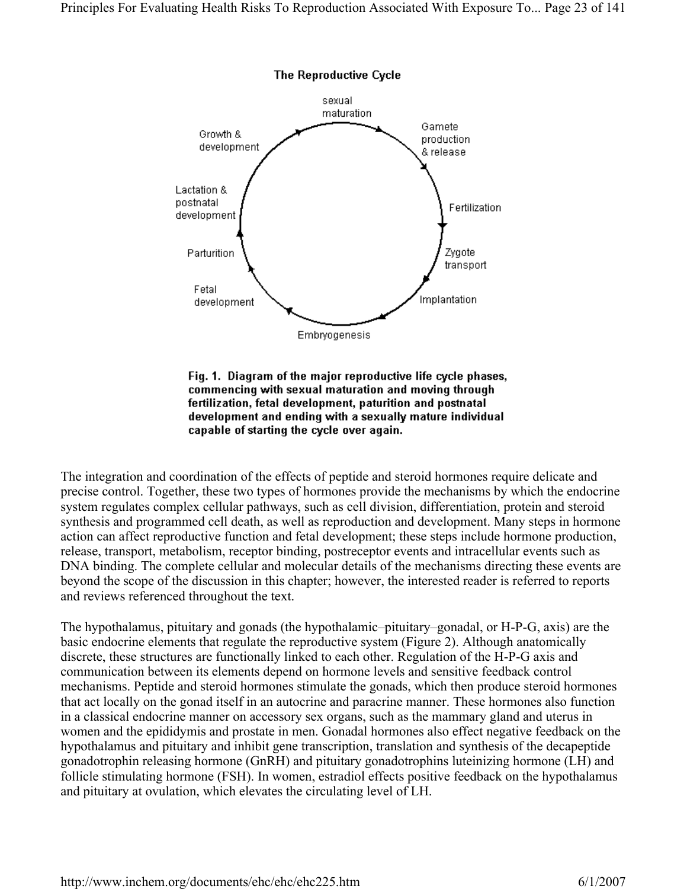Fig. 1. Diagram of the major reproductive life cycle phases, commencing with sexual maturation and moving through fertilization, fetal development, paturition and postnatal development and ending with a sexually mature individual capable of starting the cycle over again.

The integration and coordination of the effects of peptide and steroid hormones require delicate and precise control. Together, these two types of hormones provide the mechanisms by which the endocrine system regulates complex cellular pathways, such as cell division, differentiation, protein and steroid synthesis and programmed cell death, as well as reproduction and development. Many steps in hormone action can affect reproductive function and fetal development; these steps include hormone production, release, transport, metabolism, receptor binding, postreceptor events and intracellular events such as DNA binding. The complete cellular and molecular details of the mechanisms directing these events are beyond the scope of the discussion in this chapter; however, the interested reader is referred to reports and reviews referenced throughout the text.

The hypothalamus, pituitary and gonads (the hypothalamic–pituitary–gonadal, or H-P-G, axis) are the basic endocrine elements that regulate the reproductive system (Figure 2). Although anatomically discrete, these structures are functionally linked to each other. Regulation of the H-P-G axis and communication between its elements depend on hormone levels and sensitive feedback control mechanisms. Peptide and steroid hormones stimulate the gonads, which then produce steroid hormones that act locally on the gonad itself in an autocrine and paracrine manner. These hormones also function in a classical endocrine manner on accessory sex organs, such as the mammary gland and uterus in women and the epididymis and prostate in men. Gonadal hormones also effect negative feedback on the hypothalamus and pituitary and inhibit gene transcription, translation and synthesis of the decapeptide gonadotrophin releasing hormone (GnRH) and pituitary gonadotrophins luteinizing hormone (LH) and follicle stimulating hormone (FSH). In women, estradiol effects positive feedback on the hypothalamus and pituitary at ovulation, which elevates the circulating level of LH.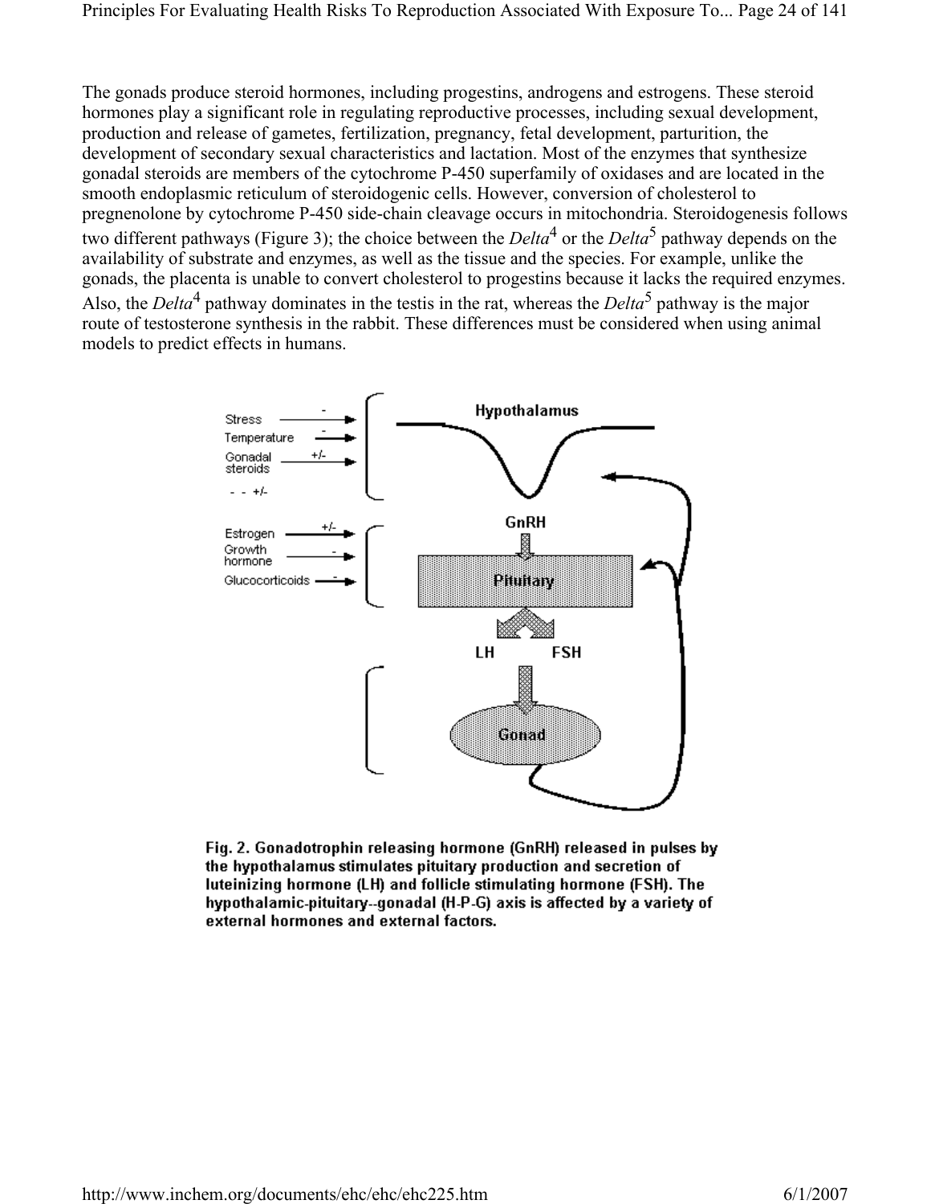The gonads produce steroid hormones, including progestins, androgens and estrogens. These steroid hormones play a significant role in regulating reproductive processes, including sexual development, production and release of gametes, fertilization, pregnancy, fetal development, parturition, the development of secondary sexual characteristics and lactation. Most of the enzymes that synthesize gonadal steroids are members of the cytochrome P-450 superfamily of oxidases and are located in the smooth endoplasmic reticulum of steroidogenic cells. However, conversion of cholesterol to pregnenolone by cytochrome P-450 side-chain cleavage occurs in mitochondria. Steroidogenesis follows two different pathways (Figure 3); the choice between the *Delta*[4] or the *Delta*[5] pathway depends on the availability of substrate and enzymes, as well as the tissue and the species. For example, unlike the gonads, the placenta is unable to convert cholesterol to progestins because it lacks the required enzymes. Also, the *Delta*[4] pathway dominates in the testis in the rat, whereas the *Delta*[5] pathway is the major route of testosterone synthesis in the rabbit. These differences must be considered when using animal models to predict effects in humans.

**Fig. 2. Gonadotrophin releasing hormone (GnRH) released in pulses by the hypothalamus stimulates pituitary production and secretion of luteinizing hormone (LH) and follicle stimulating hormone (FSH). The hypothalamic-pituitary--gonadal (H-P-G) axis is affected by a variety of external hormones and external factors.**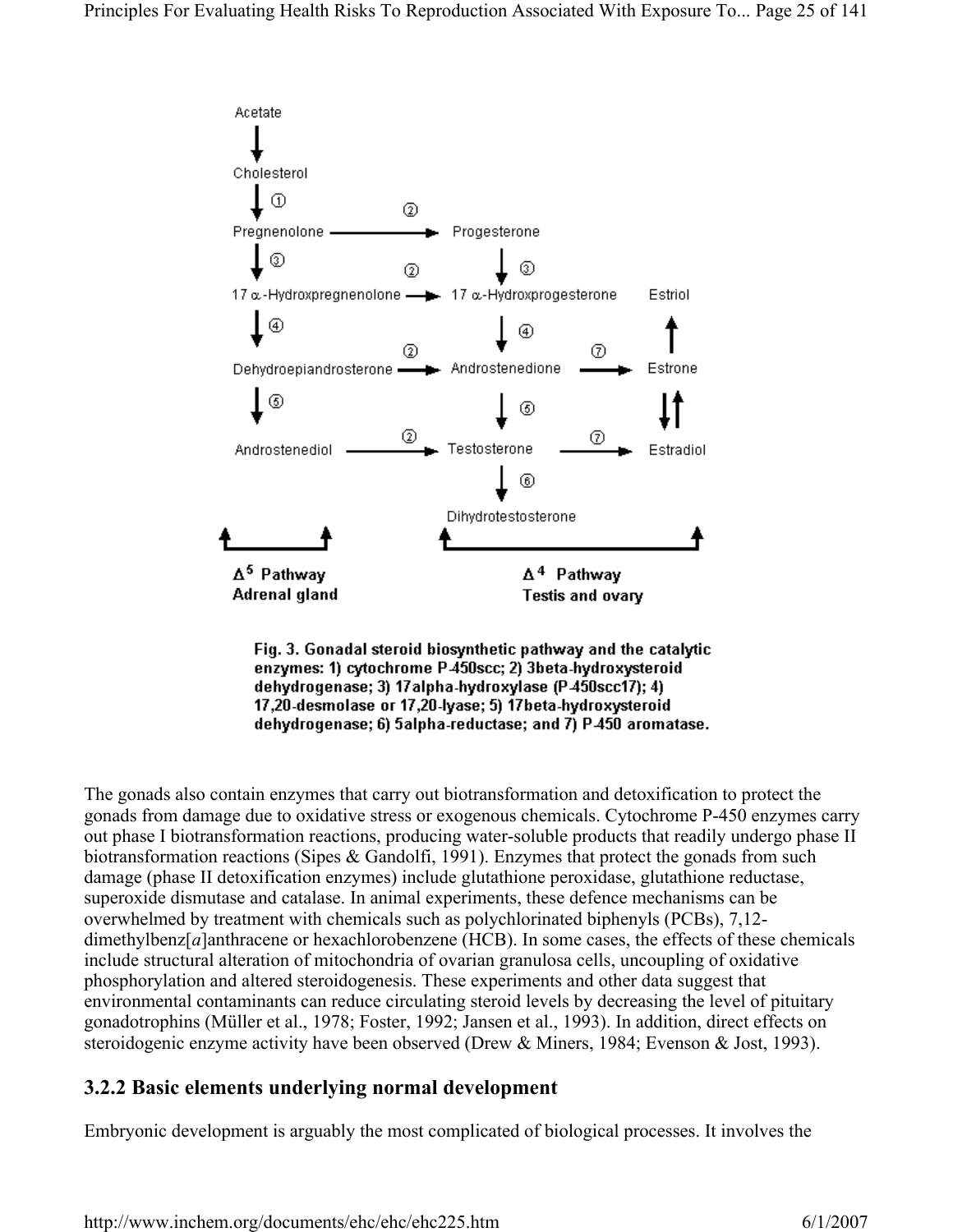Fig. 3. Gonadal steroid biosynthetic pathway and the catalytic enzymes: 1) cytochrome P-450scc; 2) 3beta-hydroxysteroid dehydrogenase; 3) 17alpha-hydroxylase (P-450scc17); 4) 17,20-desmolase or 17,20-lyase; 5) 17beta-hydroxysteroid dehydrogenase; 6) 5alpha-reductase; and 7) P-450 aromatase.

The gonads also contain enzymes that carry out biotransformation and detoxification to protect the gonads from damage due to oxidative stress or exogenous chemicals. Cytochrome P-450 enzymes carry out phase I biotransformation reactions, producing water-soluble products that readily undergo phase II biotransformation reactions (Sipes & Gandolfi, 1991). Enzymes that protect the gonads from such damage (phase II detoxification enzymes) include glutathione peroxidase, glutathione reductase, superoxide dismutase and catalase. In animal experiments, these defence mechanisms can be overwhelmed by treatment with chemicals such as polychlorinated biphenyls (PCBs), 7,12-dimethylbenz[*a*]anthracene or hexachlorobenzene (HCB). In some cases, the effects of these chemicals include structural alteration of mitochondria of ovarian granulosa cells, uncoupling of oxidative phosphorylation and altered steroidogenesis. These experiments and other data suggest that environmental contaminants can reduce circulating steroid levels by decreasing the level of pituitary gonadotrophins (Müller et al., 1978; Foster, 1992; Jansen et al., 1993). In addition, direct effects on steroidogenic enzyme activity have been observed (Drew & Miners, 1984; Evenson & Jost, 1993).

### 3.2.2 Basic elements underlying normal development

Embryonic development is arguably the most complicated of biological processes. It involves the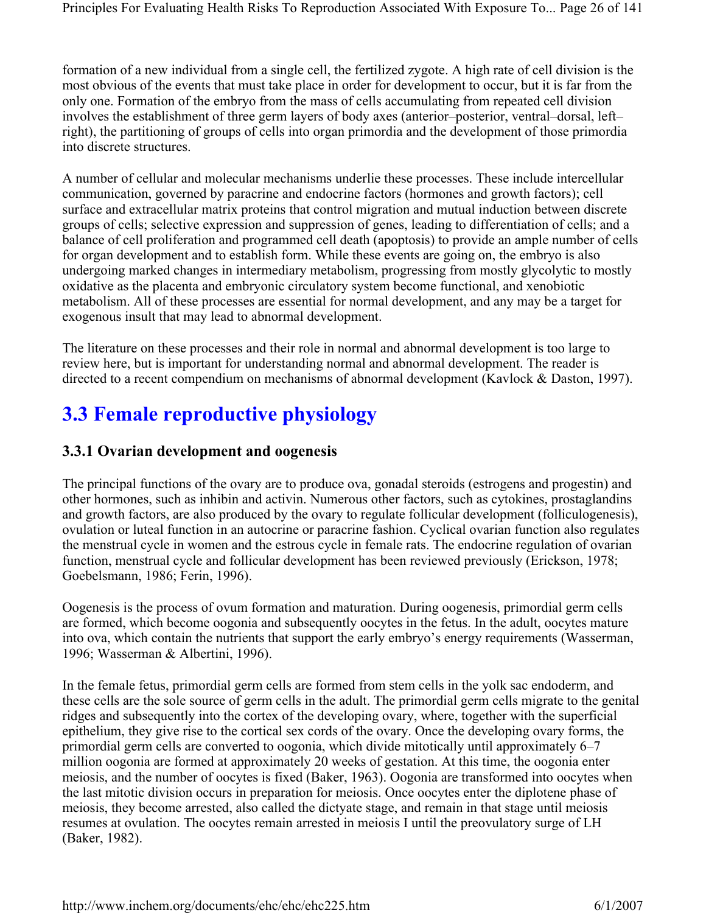formation of a new individual from a single cell, the fertilized zygote. A high rate of cell division is the most obvious of the events that must take place in order for development to occur, but it is far from the only one. Formation of the embryo from the mass of cells accumulating from repeated cell division involves the establishment of three germ layers of body axes (anterior–posterior, ventral–dorsal, left–right), the partitioning of groups of cells into organ primordia and the development of those primordia into discrete structures.

A number of cellular and molecular mechanisms underlie these processes. These include intercellular communication, governed by paracrine and endocrine factors (hormones and growth factors); cell surface and extracellular matrix proteins that control migration and mutual induction between discrete groups of cells; selective expression and suppression of genes, leading to differentiation of cells; and a balance of cell proliferation and programmed cell death (apoptosis) to provide an ample number of cells for organ development and to establish form. While these events are going on, the embryo is also undergoing marked changes in intermediary metabolism, progressing from mostly glycolytic to mostly oxidative as the placenta and embryonic circulatory system become functional, and xenobiotic metabolism. All of these processes are essential for normal development, and any may be a target for exogenous insult that may lead to abnormal development.

The literature on these processes and their role in normal and abnormal development is too large to review here, but is important for understanding normal and abnormal development. The reader is directed to a recent compendium on mechanisms of abnormal development (Kavlock & Daston, 1997).

## 3.3 Female reproductive physiology

### 3.3.1 Ovarian development and oogenesis

The principal functions of the ovary are to produce ova, gonadal steroids (estrogens and progestin) and other hormones, such as inhibin and activin. Numerous other factors, such as cytokines, prostaglandins and growth factors, are also produced by the ovary to regulate follicular development (folliculogenesis), ovulation or luteal function in an autocrine or paracrine fashion. Cyclical ovarian function also regulates the menstrual cycle in women and the estrous cycle in female rats. The endocrine regulation of ovarian function, menstrual cycle and follicular development has been reviewed previously (Erickson, 1978; Goebelsmann, 1986; Ferin, 1996).

Oogenesis is the process of ovum formation and maturation. During oogenesis, primordial germ cells are formed, which become oogonia and subsequently oocytes in the fetus. In the adult, oocytes mature into ova, which contain the nutrients that support the early embryo's energy requirements (Wasserman, 1996; Wasserman & Albertini, 1996).

In the female fetus, primordial germ cells are formed from stem cells in the yolk sac endoderm, and these cells are the sole source of germ cells in the adult. The primordial germ cells migrate to the genital ridges and subsequently into the cortex of the developing ovary, where, together with the superficial epithelium, they give rise to the cortical sex cords of the ovary. Once the developing ovary forms, the primordial germ cells are converted to oogonia, which divide mitotically until approximately 6–7 million oogonia are formed at approximately 20 weeks of gestation. At this time, the oogonia enter meiosis, and the number of oocytes is fixed (Baker, 1963). Oogonia are transformed into oocytes when the last mitotic division occurs in preparation for meiosis. Once oocytes enter the diplotene phase of meiosis, they become arrested, also called the dictyate stage, and remain in that stage until meiosis resumes at ovulation. The oocytes remain arrested in meiosis I until the preovulatory surge of LH (Baker, 1982).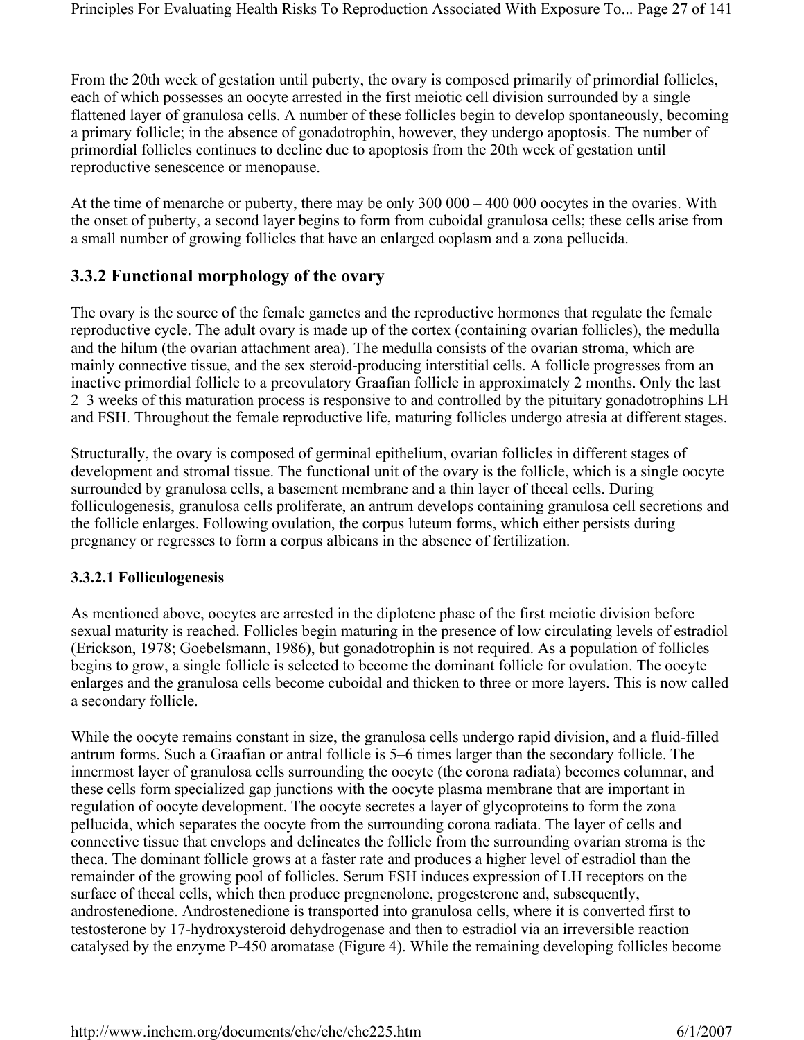From the 20th week of gestation until puberty, the ovary is composed primarily of primordial follicles, each of which possesses an oocyte arrested in the first meiotic cell division surrounded by a single flattened layer of granulosa cells. A number of these follicles begin to develop spontaneously, becoming a primary follicle; in the absence of gonadotrophin, however, they undergo apoptosis. The number of primordial follicles continues to decline due to apoptosis from the 20th week of gestation until reproductive senescence or menopause.

At the time of menarche or puberty, there may be only 300 000 – 400 000 oocytes in the ovaries. With the onset of puberty, a second layer begins to form from cuboidal granulosa cells; these cells arise from a small number of growing follicles that have an enlarged ooplasm and a zona pellucida.

## 3.3.2 Functional morphology of the ovary

The ovary is the source of the female gametes and the reproductive hormones that regulate the female reproductive cycle. The adult ovary is made up of the cortex (containing ovarian follicles), the medulla and the hilum (the ovarian attachment area). The medulla consists of the ovarian stroma, which are mainly connective tissue, and the sex steroid-producing interstitial cells. A follicle progresses from an inactive primordial follicle to a preovulatory Graafian follicle in approximately 2 months. Only the last 2–3 weeks of this maturation process is responsive to and controlled by the pituitary gonadotrophins LH and FSH. Throughout the female reproductive life, maturing follicles undergo atresia at different stages.

Structurally, the ovary is composed of germinal epithelium, ovarian follicles in different stages of development and stromal tissue. The functional unit of the ovary is the follicle, which is a single oocyte surrounded by granulosa cells, a basement membrane and a thin layer of thecal cells. During folliculogenesis, granulosa cells proliferate, an antrum develops containing granulosa cell secretions and the follicle enlarges. Following ovulation, the corpus luteum forms, which either persists during pregnancy or regresses to form a corpus albicans in the absence of fertilization.

### 3.3.2.1 Folliculogenesis

As mentioned above, oocytes are arrested in the diplotene phase of the first meiotic division before sexual maturity is reached. Follicles begin maturing in the presence of low circulating levels of estradiol (Erickson, 1978; Goebelsmann, 1986), but gonadotrophin is not required. As a population of follicles begins to grow, a single follicle is selected to become the dominant follicle for ovulation. The oocyte enlarges and the granulosa cells become cuboidal and thicken to three or more layers. This is now called a secondary follicle.

While the oocyte remains constant in size, the granulosa cells undergo rapid division, and a fluid-filled antrum forms. Such a Graafian or antral follicle is 5–6 times larger than the secondary follicle. The innermost layer of granulosa cells surrounding the oocyte (the corona radiata) becomes columnar, and these cells form specialized gap junctions with the oocyte plasma membrane that are important in regulation of oocyte development. The oocyte secretes a layer of glycoproteins to form the zona pellucida, which separates the oocyte from the surrounding corona radiata. The layer of cells and connective tissue that envelops and delineates the follicle from the surrounding ovarian stroma is the theca. The dominant follicle grows at a faster rate and produces a higher level of estradiol than the remainder of the growing pool of follicles. Serum FSH induces expression of LH receptors on the surface of thecal cells, which then produce pregnenolone, progesterone and, subsequently, androstenedione. Androstenedione is transported into granulosa cells, where it is converted first to testosterone by 17-hydroxysteroid dehydrogenase and then to estradiol via an irreversible reaction catalysed by the enzyme P-450 aromatase (Figure 4). While the remaining developing follicles become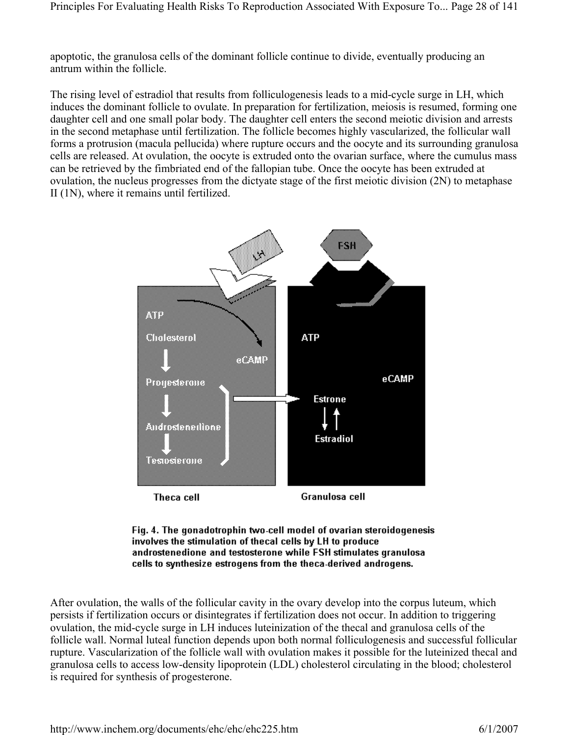apoptotic, the granulosa cells of the dominant follicle continue to divide, eventually producing an antrum within the follicle.

The rising level of estradiol that results from folliculogenesis leads to a mid-cycle surge in LH, which induces the dominant follicle to ovulate. In preparation for fertilization, meiosis is resumed, forming one daughter cell and one small polar body. The daughter cell enters the second meiotic division and arrests in the second metaphase until fertilization. The follicle becomes highly vascularized, the follicular wall forms a protrusion (macula pellucida) where rupture occurs and the oocyte and its surrounding granulosa cells are released. At ovulation, the oocyte is extruded onto the ovarian surface, where the cumulus mass can be retrieved by the fimbriated end of the fallopian tube. Once the oocyte has been extruded at ovulation, the nucleus progresses from the dictyate stage of the first meiotic division (2N) to metaphase II (1N), where it remains until fertilized.

**Fig. 4. The gonadotrophin two-cell model of ovarian steroidogenesis involves the stimulation of thecal cells by LH to produce androstenedione and testosterone while FSH stimulates granulosa cells to synthesize estrogens from the theca-derived androgens.**

After ovulation, the walls of the follicular cavity in the ovary develop into the corpus luteum, which persists if fertilization occurs or disintegrates if fertilization does not occur. In addition to triggering ovulation, the mid-cycle surge in LH induces luteinization of the thecal and granulosa cells of the follicle wall. Normal luteal function depends upon both normal folliculogenesis and successful follicular rupture. Vascularization of the follicle wall with ovulation makes it possible for the luteinized thecal and granulosa cells to access low-density lipoprotein (LDL) cholesterol circulating in the blood; cholesterol is required for synthesis of progesterone.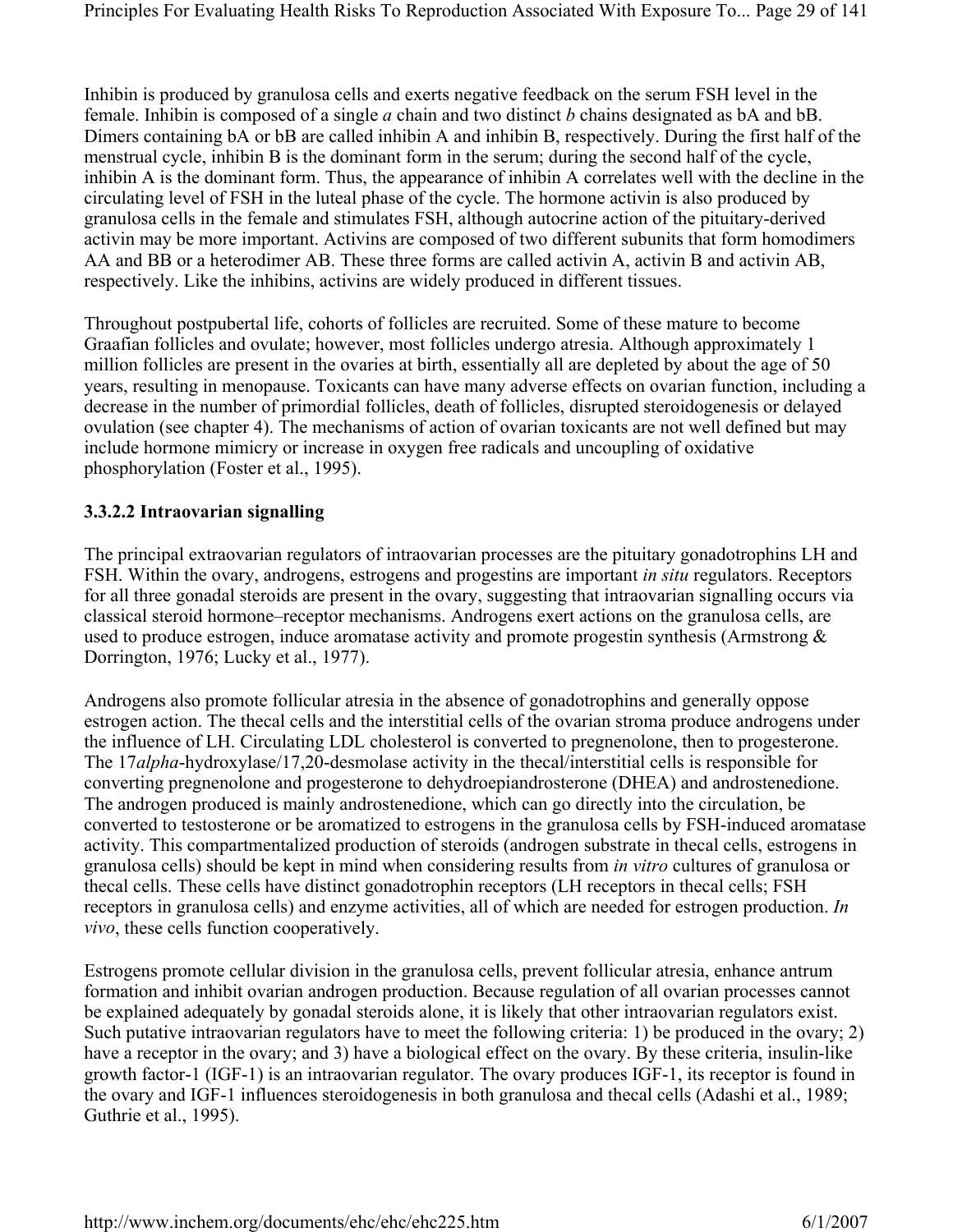Inhibin is produced by granulosa cells and exerts negative feedback on the serum FSH level in the female. Inhibin is composed of a single *a* chain and two distinct *b* chains designated as bA and bB. Dimers containing bA or bB are called inhibin A and inhibin B, respectively. During the first half of the menstrual cycle, inhibin B is the dominant form in the serum; during the second half of the cycle, inhibin A is the dominant form. Thus, the appearance of inhibin A correlates well with the decline in the circulating level of FSH in the luteal phase of the cycle. The hormone activin is also produced by granulosa cells in the female and stimulates FSH, although autocrine action of the pituitary-derived activin may be more important. Activins are composed of two different subunits that form homodimers AA and BB or a heterodimer AB. These three forms are called activin A, activin B and activin AB, respectively. Like the inhibins, activins are widely produced in different tissues.

Throughout postpubertal life, cohorts of follicles are recruited. Some of these mature to become Graafian follicles and ovulate; however, most follicles undergo atresia. Although approximately 1 million follicles are present in the ovaries at birth, essentially all are depleted by about the age of 50 years, resulting in menopause. Toxicants can have many adverse effects on ovarian function, including a decrease in the number of primordial follicles, death of follicles, disrupted steroidogenesis or delayed ovulation (see chapter 4). The mechanisms of action of ovarian toxicants are not well defined but may include hormone mimicry or increase in oxygen free radicals and uncoupling of oxidative phosphorylation (Foster et al., 1995).

### 3.3.2.2 Intraovarian signalling

The principal extraovarian regulators of intraovarian processes are the pituitary gonadotrophins LH and FSH. Within the ovary, androgens, estrogens and progestins are important *in situ* regulators. Receptors for all three gonadal steroids are present in the ovary, suggesting that intraovarian signalling occurs via classical steroid hormone–receptor mechanisms. Androgens exert actions on the granulosa cells, are used to produce estrogen, induce aromatase activity and promote progestin synthesis (Armstrong & Dorrington, 1976; Lucky et al., 1977).

Androgens also promote follicular atresia in the absence of gonadotrophins and generally oppose estrogen action. The thecal cells and the interstitial cells of the ovarian stroma produce androgens under the influence of LH. Circulating LDL cholesterol is converted to pregnenolone, then to progesterone. The 17*alpha*-hydroxylase/17,20-desmolase activity in the thecal/interstitial cells is responsible for converting pregnenolone and progesterone to dehydroepiandrosterone (DHEA) and androstenedione. The androgen produced is mainly androstenedione, which can go directly into the circulation, be converted to testosterone or be aromatized to estrogens in the granulosa cells by FSH-induced aromatase activity. This compartmentalized production of steroids (androgen substrate in thecal cells, estrogens in granulosa cells) should be kept in mind when considering results from *in vitro* cultures of granulosa or thecal cells. These cells have distinct gonadotrophin receptors (LH receptors in thecal cells; FSH receptors in granulosa cells) and enzyme activities, all of which are needed for estrogen production. *In vivo*, these cells function cooperatively.

Estrogens promote cellular division in the granulosa cells, prevent follicular atresia, enhance antrum formation and inhibit ovarian androgen production. Because regulation of all ovarian processes cannot be explained adequately by gonadal steroids alone, it is likely that other intraovarian regulators exist. Such putative intraovarian regulators have to meet the following criteria: 1) be produced in the ovary; 2) have a receptor in the ovary; and 3) have a biological effect on the ovary. By these criteria, insulin-like growth factor-1 (IGF-1) is an intraovarian regulator. The ovary produces IGF-1, its receptor is found in the ovary and IGF-1 influences steroidogenesis in both granulosa and thecal cells (Adashi et al., 1989; Guthrie et al., 1995).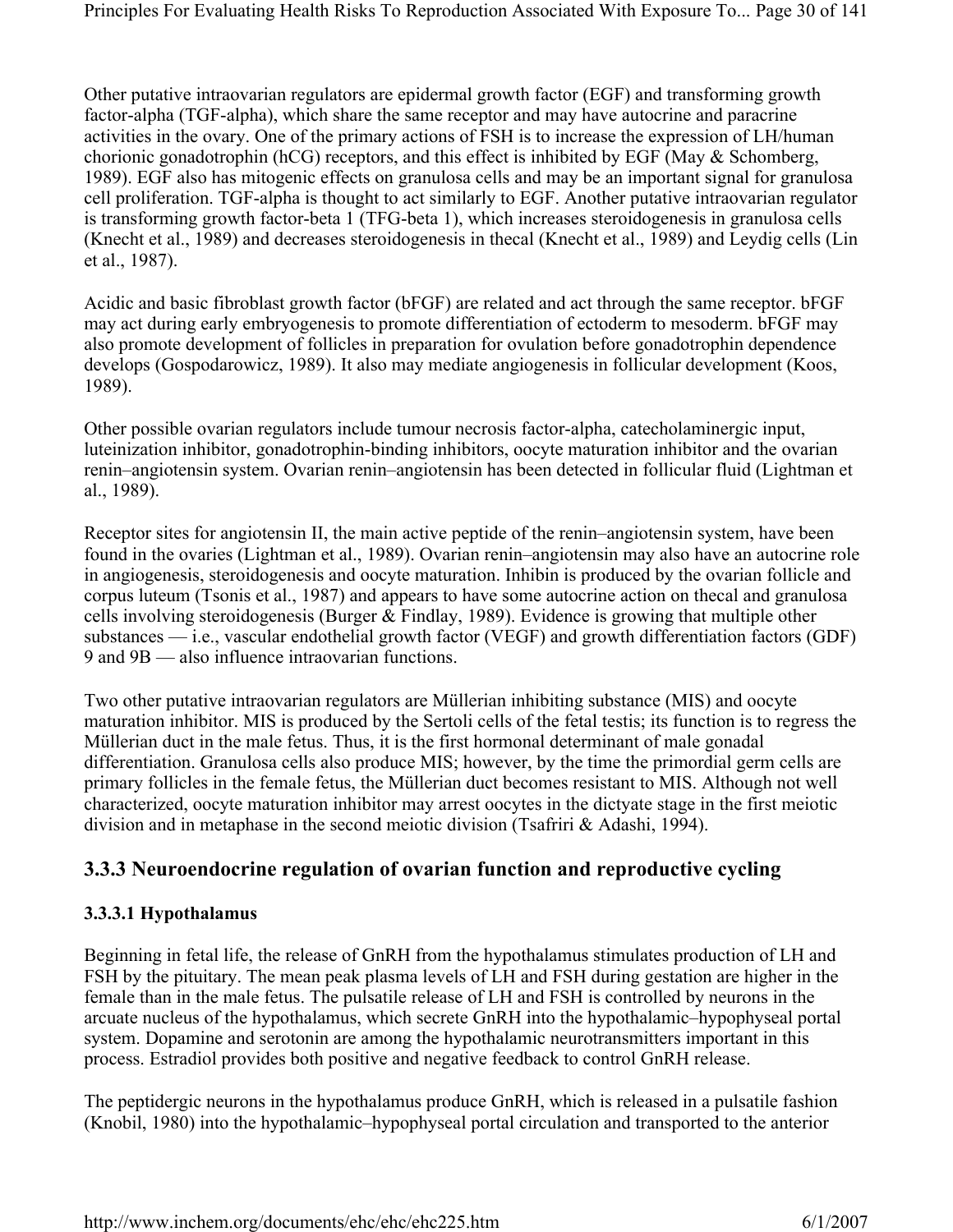Other putative intraovarian regulators are epidermal growth factor (EGF) and transforming growth factor-alpha (TGF-alpha), which share the same receptor and may have autocrine and paracrine activities in the ovary. One of the primary actions of FSH is to increase the expression of LH/human chorionic gonadotrophin (hCG) receptors, and this effect is inhibited by EGF (May & Schomberg, 1989). EGF also has mitogenic effects on granulosa cells and may be an important signal for granulosa cell proliferation. TGF-alpha is thought to act similarly to EGF. Another putative intraovarian regulator is transforming growth factor-beta 1 (TFG-beta 1), which increases steroidogenesis in granulosa cells (Knecht et al., 1989) and decreases steroidogenesis in thecal (Knecht et al., 1989) and Leydig cells (Lin et al., 1987).

Acidic and basic fibroblast growth factor (bFGF) are related and act through the same receptor. bFGF may act during early embryogenesis to promote differentiation of ectoderm to mesoderm. bFGF may also promote development of follicles in preparation for ovulation before gonadotrophin dependence develops (Gospodarowicz, 1989). It also may mediate angiogenesis in follicular development (Koos, 1989).

Other possible ovarian regulators include tumour necrosis factor-alpha, catecholaminergic input, luteinization inhibitor, gonadotrophin-binding inhibitors, oocyte maturation inhibitor and the ovarian renin–angiotensin system. Ovarian renin–angiotensin has been detected in follicular fluid (Lightman et al., 1989).

Receptor sites for angiotensin II, the main active peptide of the renin–angiotensin system, have been found in the ovaries (Lightman et al., 1989). Ovarian renin–angiotensin may also have an autocrine role in angiogenesis, steroidogenesis and oocyte maturation. Inhibin is produced by the ovarian follicle and corpus luteum (Tsonis et al., 1987) and appears to have some autocrine action on thecal and granulosa cells involving steroidogenesis (Burger & Findlay, 1989). Evidence is growing that multiple other substances — i.e., vascular endothelial growth factor (VEGF) and growth differentiation factors (GDF) 9 and 9B — also influence intraovarian functions.

Two other putative intraovarian regulators are Müllerian inhibiting substance (MIS) and oocyte maturation inhibitor. MIS is produced by the Sertoli cells of the fetal testis; its function is to regress the Müllerian duct in the male fetus. Thus, it is the first hormonal determinant of male gonadal differentiation. Granulosa cells also produce MIS; however, by the time the primordial germ cells are primary follicles in the female fetus, the Müllerian duct becomes resistant to MIS. Although not well characterized, oocyte maturation inhibitor may arrest oocytes in the dictyate stage in the first meiotic division and in metaphase in the second meiotic division (Tsafriri & Adashi, 1994).

## 3.3.3 Neuroendocrine regulation of ovarian function and reproductive cycling

### 3.3.3.1 Hypothalamus

Beginning in fetal life, the release of GnRH from the hypothalamus stimulates production of LH and FSH by the pituitary. The mean peak plasma levels of LH and FSH during gestation are higher in the female than in the male fetus. The pulsatile release of LH and FSH is controlled by neurons in the arcuate nucleus of the hypothalamus, which secrete GnRH into the hypothalamic–hypophyseal portal system. Dopamine and serotonin are among the hypothalamic neurotransmitters important in this process. Estradiol provides both positive and negative feedback to control GnRH release.

The peptidergic neurons in the hypothalamus produce GnRH, which is released in a pulsatile fashion (Knobil, 1980) into the hypothalamic–hypophyseal portal circulation and transported to the anterior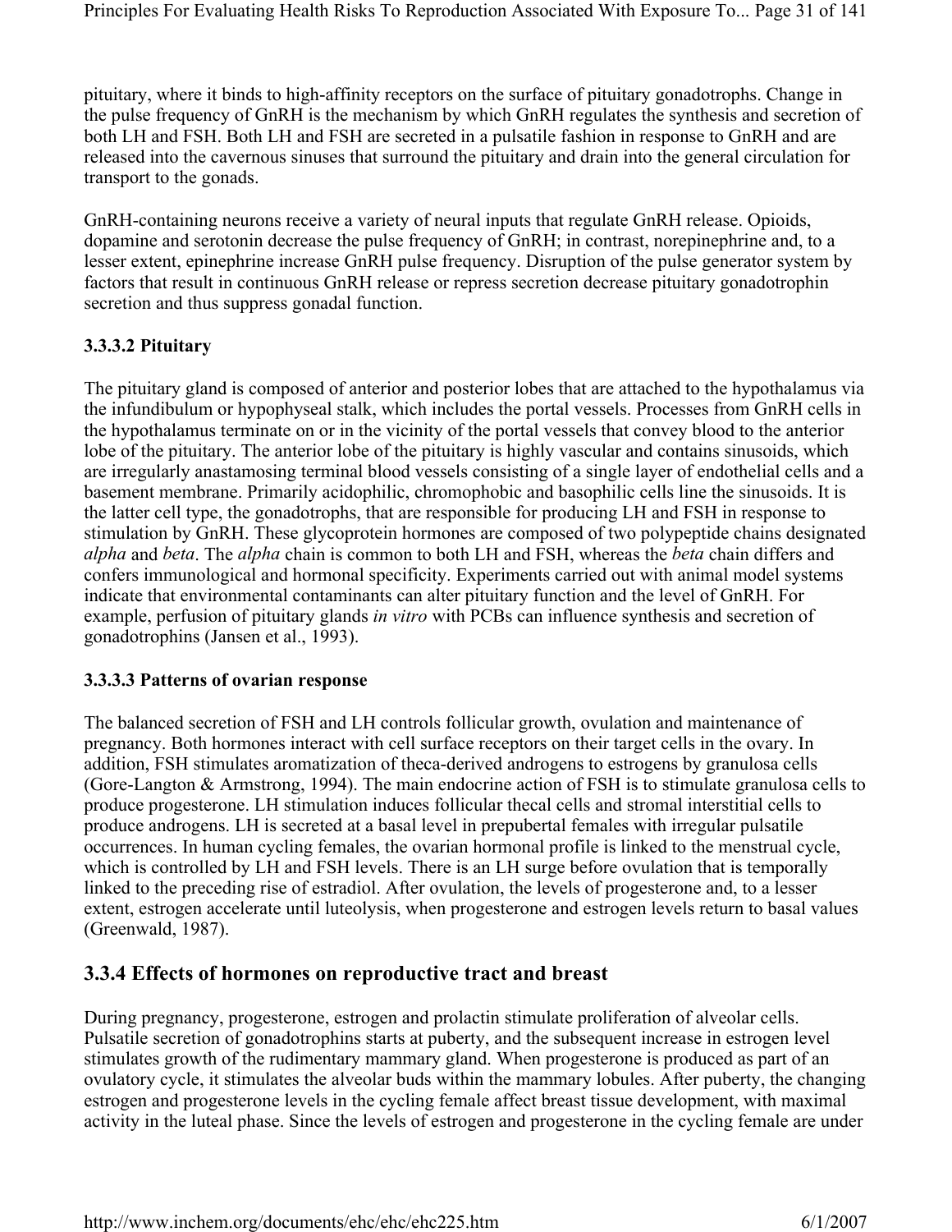pituitary, where it binds to high-affinity receptors on the surface of pituitary gonadotrophs. Change in the pulse frequency of GnRH is the mechanism by which GnRH regulates the synthesis and secretion of both LH and FSH. Both LH and FSH are secreted in a pulsatile fashion in response to GnRH and are released into the cavernous sinuses that surround the pituitary and drain into the general circulation for transport to the gonads.

GnRH-containing neurons receive a variety of neural inputs that regulate GnRH release. Opioids, dopamine and serotonin decrease the pulse frequency of GnRH; in contrast, norepinephrine and, to a lesser extent, epinephrine increase GnRH pulse frequency. Disruption of the pulse generator system by factors that result in continuous GnRH release or repress secretion decrease pituitary gonadotrophin secretion and thus suppress gonadal function.

#### 3.3.3.2 Pituitary

The pituitary gland is composed of anterior and posterior lobes that are attached to the hypothalamus via the infundibulum or hypophyseal stalk, which includes the portal vessels. Processes from GnRH cells in the hypothalamus terminate on or in the vicinity of the portal vessels that convey blood to the anterior lobe of the pituitary. The anterior lobe of the pituitary is highly vascular and contains sinusoids, which are irregularly anastamosing terminal blood vessels consisting of a single layer of endothelial cells and a basement membrane. Primarily acidophilic, chromophobic and basophilic cells line the sinusoids. It is the latter cell type, the gonadotrophs, that are responsible for producing LH and FSH in response to stimulation by GnRH. These glycoprotein hormones are composed of two polypeptide chains designated *alpha* and *beta*. The *alpha* chain is common to both LH and FSH, whereas the *beta* chain differs and confers immunological and hormonal specificity. Experiments carried out with animal model systems indicate that environmental contaminants can alter pituitary function and the level of GnRH. For example, perfusion of pituitary glands *in vitro* with PCBs can influence synthesis and secretion of gonadotrophins (Jansen et al., 1993).

#### 3.3.3.3 Patterns of ovarian response

The balanced secretion of FSH and LH controls follicular growth, ovulation and maintenance of pregnancy. Both hormones interact with cell surface receptors on their target cells in the ovary. In addition, FSH stimulates aromatization of theca-derived androgens to estrogens by granulosa cells (Gore-Langton & Armstrong, 1994). The main endocrine action of FSH is to stimulate granulosa cells to produce progesterone. LH stimulation induces follicular thecal cells and stromal interstitial cells to produce androgens. LH is secreted at a basal level in prepubertal females with irregular pulsatile occurrences. In human cycling females, the ovarian hormonal profile is linked to the menstrual cycle, which is controlled by LH and FSH levels. There is an LH surge before ovulation that is temporally linked to the preceding rise of estradiol. After ovulation, the levels of progesterone and, to a lesser extent, estrogen accelerate until luteolysis, when progesterone and estrogen levels return to basal values (Greenwald, 1987).

### 3.3.4 Effects of hormones on reproductive tract and breast

During pregnancy, progesterone, estrogen and prolactin stimulate proliferation of alveolar cells. Pulsatile secretion of gonadotrophins starts at puberty, and the subsequent increase in estrogen level stimulates growth of the rudimentary mammary gland. When progesterone is produced as part of an ovulatory cycle, it stimulates the alveolar buds within the mammary lobules. After puberty, the changing estrogen and progesterone levels in the cycling female affect breast tissue development, with maximal activity in the luteal phase. Since the levels of estrogen and progesterone in the cycling female are under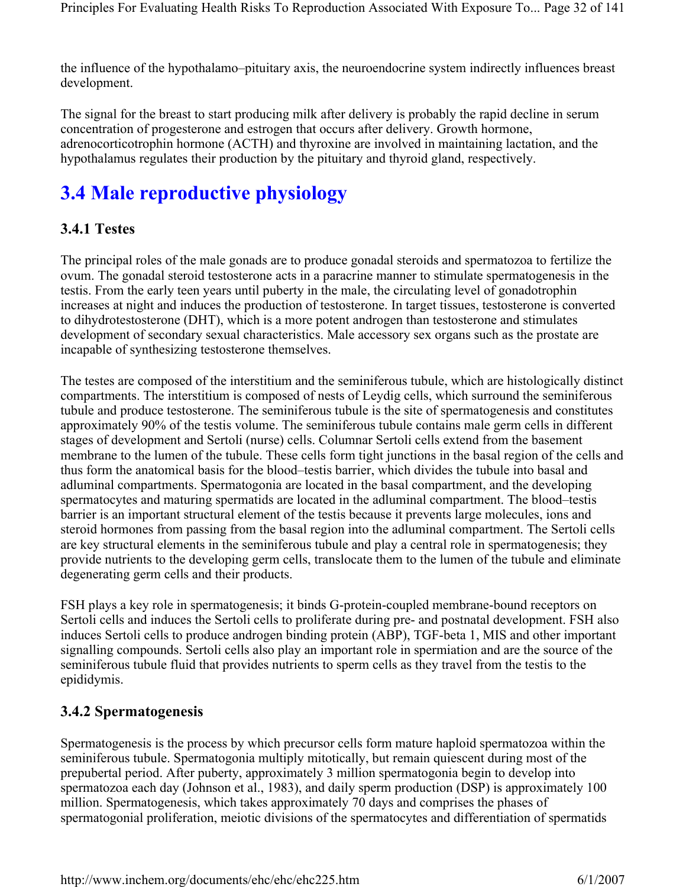the influence of the hypothalamo–pituitary axis, the neuroendocrine system indirectly influences breast development.

The signal for the breast to start producing milk after delivery is probably the rapid decline in serum concentration of progesterone and estrogen that occurs after delivery. Growth hormone, adrenocorticotrophin hormone (ACTH) and thyroxine are involved in maintaining lactation, and the hypothalamus regulates their production by the pituitary and thyroid gland, respectively.

## 3.4 Male reproductive physiology

### 3.4.1 Testes

The principal roles of the male gonads are to produce gonadal steroids and spermatozoa to fertilize the ovum. The gonadal steroid testosterone acts in a paracrine manner to stimulate spermatogenesis in the testis. From the early teen years until puberty in the male, the circulating level of gonadotrophin increases at night and induces the production of testosterone. In target tissues, testosterone is converted to dihydrotestosterone (DHT), which is a more potent androgen than testosterone and stimulates development of secondary sexual characteristics. Male accessory sex organs such as the prostate are incapable of synthesizing testosterone themselves.

The testes are composed of the interstitium and the seminiferous tubule, which are histologically distinct compartments. The interstitium is composed of nests of Leydig cells, which surround the seminiferous tubule and produce testosterone. The seminiferous tubule is the site of spermatogenesis and constitutes approximately 90% of the testis volume. The seminiferous tubule contains male germ cells in different stages of development and Sertoli (nurse) cells. Columnar Sertoli cells extend from the basement membrane to the lumen of the tubule. These cells form tight junctions in the basal region of the cells and thus form the anatomical basis for the blood–testis barrier, which divides the tubule into basal and adluminal compartments. Spermatogonia are located in the basal compartment, and the developing spermatocytes and maturing spermatids are located in the adluminal compartment. The blood–testis barrier is an important structural element of the testis because it prevents large molecules, ions and steroid hormones from passing from the basal region into the adluminal compartment. The Sertoli cells are key structural elements in the seminiferous tubule and play a central role in spermatogenesis; they provide nutrients to the developing germ cells, translocate them to the lumen of the tubule and eliminate degenerating germ cells and their products.

FSH plays a key role in spermatogenesis; it binds G-protein-coupled membrane-bound receptors on Sertoli cells and induces the Sertoli cells to proliferate during pre- and postnatal development. FSH also induces Sertoli cells to produce androgen binding protein (ABP), TGF-beta 1, MIS and other important signalling compounds. Sertoli cells also play an important role in spermiation and are the source of the seminiferous tubule fluid that provides nutrients to sperm cells as they travel from the testis to the epididymis.

### 3.4.2 Spermatogenesis

Spermatogenesis is the process by which precursor cells form mature haploid spermatozoa within the seminiferous tubule. Spermatogonia multiply mitotically, but remain quiescent during most of the prepubertal period. After puberty, approximately 3 million spermatogonia begin to develop into spermatozoa each day (Johnson et al., 1983), and daily sperm production (DSP) is approximately 100 million. Spermatogenesis, which takes approximately 70 days and comprises the phases of spermatogonial proliferation, meiotic divisions of the spermatocytes and differentiation of spermatids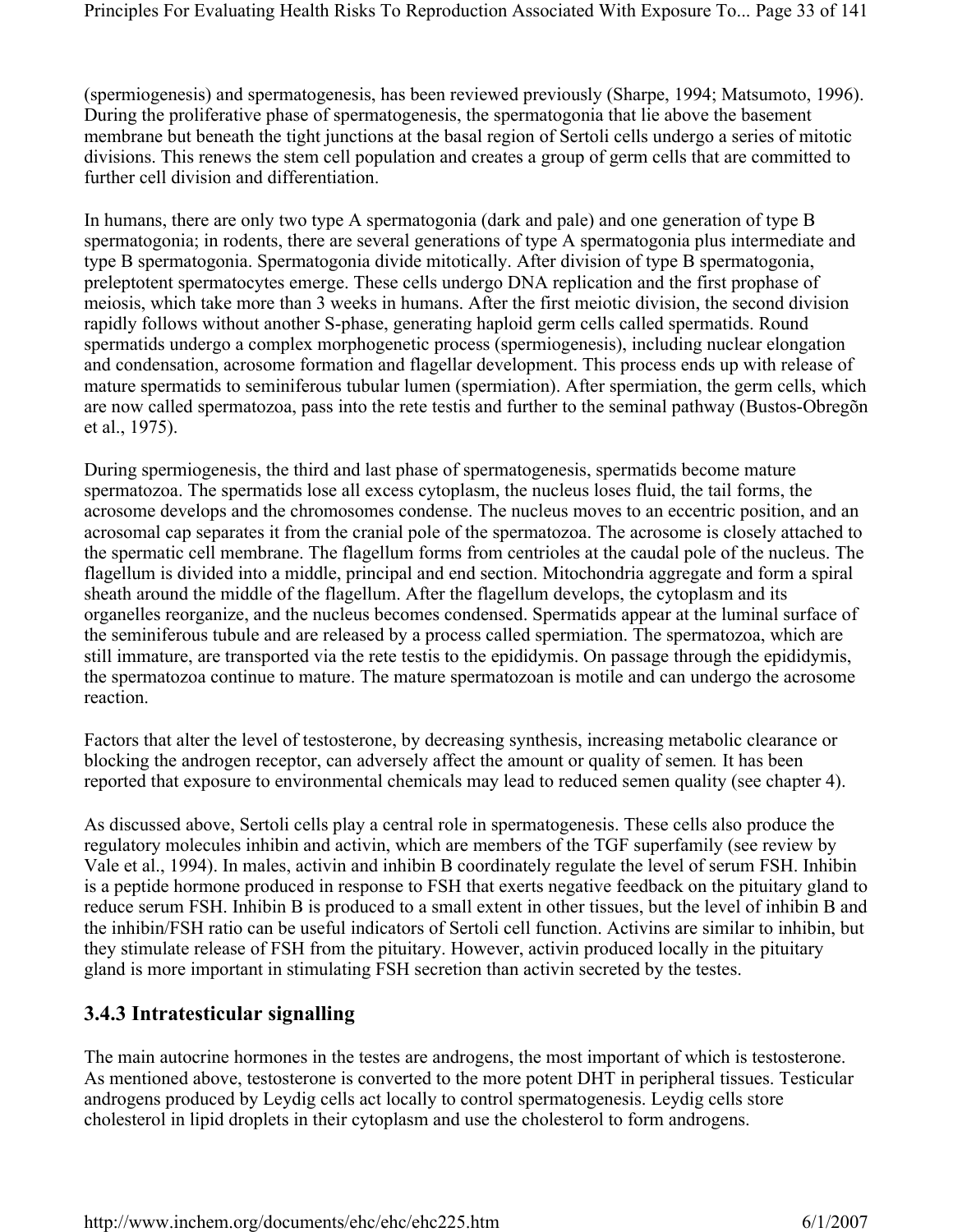(spermiogenesis) and spermatogenesis, has been reviewed previously (Sharpe, 1994; Matsumoto, 1996). During the proliferative phase of spermatogenesis, the spermatogonia that lie above the basement membrane but beneath the tight junctions at the basal region of Sertoli cells undergo a series of mitotic divisions. This renews the stem cell population and creates a group of germ cells that are committed to further cell division and differentiation.

In humans, there are only two type A spermatogonia (dark and pale) and one generation of type B spermatogonia; in rodents, there are several generations of type A spermatogonia plus intermediate and type B spermatogonia. Spermatogonia divide mitotically. After division of type B spermatogonia, preleptotent spermatocytes emerge. These cells undergo DNA replication and the first prophase of meiosis, which take more than 3 weeks in humans. After the first meiotic division, the second division rapidly follows without another S-phase, generating haploid germ cells called spermatids. Round spermatids undergo a complex morphogenetic process (spermiogenesis), including nuclear elongation and condensation, acrosome formation and flagellar development. This process ends up with release of mature spermatids to seminiferous tubular lumen (spermiation). After spermiation, the germ cells, which are now called spermatozoa, pass into the rete testis and further to the seminal pathway (Bustos-Obregõn et al., 1975).

During spermiogenesis, the third and last phase of spermatogenesis, spermatids become mature spermatozoa. The spermatids lose all excess cytoplasm, the nucleus loses fluid, the tail forms, the acrosome develops and the chromosomes condense. The nucleus moves to an eccentric position, and an acrosomal cap separates it from the cranial pole of the spermatozoa. The acrosome is closely attached to the spermatic cell membrane. The flagellum forms from centrioles at the caudal pole of the nucleus. The flagellum is divided into a middle, principal and end section. Mitochondria aggregate and form a spiral sheath around the middle of the flagellum. After the flagellum develops, the cytoplasm and its organelles reorganize, and the nucleus becomes condensed. Spermatids appear at the luminal surface of the seminiferous tubule and are released by a process called spermiation. The spermatozoa, which are still immature, are transported via the rete testis to the epididymis. On passage through the epididymis, the spermatozoa continue to mature. The mature spermatozoan is motile and can undergo the acrosome reaction.

Factors that alter the level of testosterone, by decreasing synthesis, increasing metabolic clearance or blocking the androgen receptor, can adversely affect the amount or quality of semen*.* It has been reported that exposure to environmental chemicals may lead to reduced semen quality (see chapter 4).

As discussed above, Sertoli cells play a central role in spermatogenesis. These cells also produce the regulatory molecules inhibin and activin, which are members of the TGF superfamily (see review by Vale et al., 1994). In males, activin and inhibin B coordinately regulate the level of serum FSH. Inhibin is a peptide hormone produced in response to FSH that exerts negative feedback on the pituitary gland to reduce serum FSH. Inhibin B is produced to a small extent in other tissues, but the level of inhibin B and the inhibin/FSH ratio can be useful indicators of Sertoli cell function. Activins are similar to inhibin, but they stimulate release of FSH from the pituitary. However, activin produced locally in the pituitary gland is more important in stimulating FSH secretion than activin secreted by the testes.

### 3.4.3 Intratesticular signalling

The main autocrine hormones in the testes are androgens, the most important of which is testosterone. As mentioned above, testosterone is converted to the more potent DHT in peripheral tissues. Testicular androgens produced by Leydig cells act locally to control spermatogenesis. Leydig cells store cholesterol in lipid droplets in their cytoplasm and use the cholesterol to form androgens.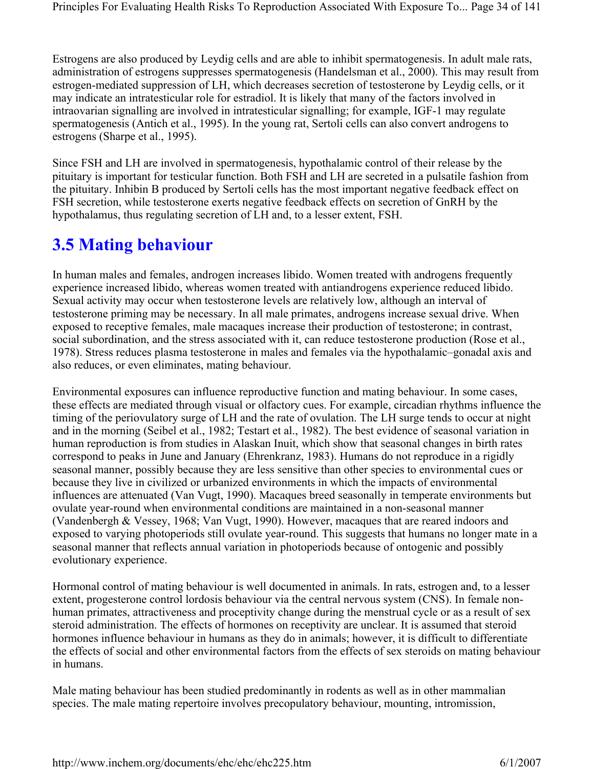Estrogens are also produced by Leydig cells and are able to inhibit spermatogenesis. In adult male rats, administration of estrogens suppresses spermatogenesis (Handelsman et al., 2000). This may result from estrogen-mediated suppression of LH, which decreases secretion of testosterone by Leydig cells, or it may indicate an intratesticular role for estradiol. It is likely that many of the factors involved in intraovarian signalling are involved in intratesticular signalling; for example, IGF-1 may regulate spermatogenesis (Antich et al., 1995). In the young rat, Sertoli cells can also convert androgens to estrogens (Sharpe et al., 1995).

Since FSH and LH are involved in spermatogenesis, hypothalamic control of their release by the pituitary is important for testicular function. Both FSH and LH are secreted in a pulsatile fashion from the pituitary. Inhibin B produced by Sertoli cells has the most important negative feedback effect on FSH secretion, while testosterone exerts negative feedback effects on secretion of GnRH by the hypothalamus, thus regulating secretion of LH and, to a lesser extent, FSH.

## 3.5 Mating behaviour

In human males and females, androgen increases libido. Women treated with androgens frequently experience increased libido, whereas women treated with antiandrogens experience reduced libido. Sexual activity may occur when testosterone levels are relatively low, although an interval of testosterone priming may be necessary. In all male primates, androgens increase sexual drive. When exposed to receptive females, male macaques increase their production of testosterone; in contrast, social subordination, and the stress associated with it, can reduce testosterone production (Rose et al., 1978). Stress reduces plasma testosterone in males and females via the hypothalamic–gonadal axis and also reduces, or even eliminates, mating behaviour.

Environmental exposures can influence reproductive function and mating behaviour. In some cases, these effects are mediated through visual or olfactory cues. For example, circadian rhythms influence the timing of the periovulatory surge of LH and the rate of ovulation. The LH surge tends to occur at night and in the morning (Seibel et al., 1982; Testart et al., 1982). The best evidence of seasonal variation in human reproduction is from studies in Alaskan Inuit, which show that seasonal changes in birth rates correspond to peaks in June and January (Ehrenkranz, 1983). Humans do not reproduce in a rigidly seasonal manner, possibly because they are less sensitive than other species to environmental cues or because they live in civilized or urbanized environments in which the impacts of environmental influences are attenuated (Van Vugt, 1990). Macaques breed seasonally in temperate environments but ovulate year-round when environmental conditions are maintained in a non-seasonal manner (Vandenbergh & Vessey, 1968; Van Vugt, 1990). However, macaques that are reared indoors and exposed to varying photoperiods still ovulate year-round. This suggests that humans no longer mate in a seasonal manner that reflects annual variation in photoperiods because of ontogenic and possibly evolutionary experience.

Hormonal control of mating behaviour is well documented in animals. In rats, estrogen and, to a lesser extent, progesterone control lordosis behaviour via the central nervous system (CNS). In female non-human primates, attractiveness and proceptivity change during the menstrual cycle or as a result of sex steroid administration. The effects of hormones on receptivity are unclear. It is assumed that steroid hormones influence behaviour in humans as they do in animals; however, it is difficult to differentiate the effects of social and other environmental factors from the effects of sex steroids on mating behaviour in humans.

Male mating behaviour has been studied predominantly in rodents as well as in other mammalian species. The male mating repertoire involves precopulatory behaviour, mounting, intromission,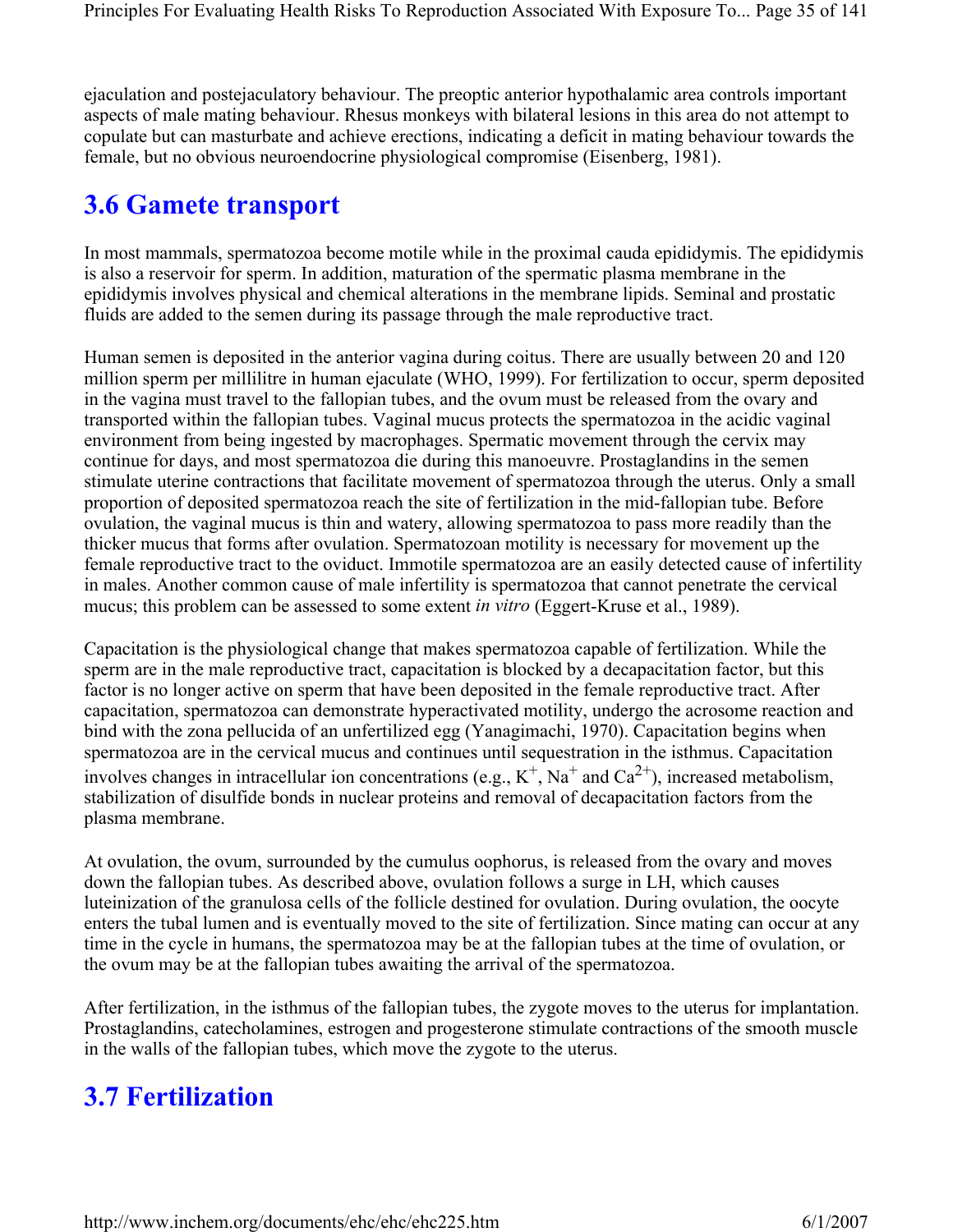ejaculation and postejaculatory behaviour. The preoptic anterior hypothalamic area controls important aspects of male mating behaviour. Rhesus monkeys with bilateral lesions in this area do not attempt to copulate but can masturbate and achieve erections, indicating a deficit in mating behaviour towards the female, but no obvious neuroendocrine physiological compromise (Eisenberg, 1981).

## 3.6 Gamete transport

In most mammals, spermatozoa become motile while in the proximal cauda epididymis. The epididymis is also a reservoir for sperm. In addition, maturation of the spermatic plasma membrane in the epididymis involves physical and chemical alterations in the membrane lipids. Seminal and prostatic fluids are added to the semen during its passage through the male reproductive tract.

Human semen is deposited in the anterior vagina during coitus. There are usually between 20 and 120 million sperm per millilitre in human ejaculate (WHO, 1999). For fertilization to occur, sperm deposited in the vagina must travel to the fallopian tubes, and the ovum must be released from the ovary and transported within the fallopian tubes. Vaginal mucus protects the spermatozoa in the acidic vaginal environment from being ingested by macrophages. Spermatic movement through the cervix may continue for days, and most spermatozoa die during this manoeuvre. Prostaglandins in the semen stimulate uterine contractions that facilitate movement of spermatozoa through the uterus. Only a small proportion of deposited spermatozoa reach the site of fertilization in the mid-fallopian tube. Before ovulation, the vaginal mucus is thin and watery, allowing spermatozoa to pass more readily than the thicker mucus that forms after ovulation. Spermatozoan motility is necessary for movement up the female reproductive tract to the oviduct. Immotile spermatozoa are an easily detected cause of infertility in males. Another common cause of male infertility is spermatozoa that cannot penetrate the cervical mucus; this problem can be assessed to some extent *in vitro* (Eggert-Kruse et al., 1989).

Capacitation is the physiological change that makes spermatozoa capable of fertilization. While the sperm are in the male reproductive tract, capacitation is blocked by a decapacitation factor, but this factor is no longer active on sperm that have been deposited in the female reproductive tract. After capacitation, spermatozoa can demonstrate hyperactivated motility, undergo the acrosome reaction and bind with the zona pellucida of an unfertilized egg (Yanagimachi, 1970). Capacitation begins when spermatozoa are in the cervical mucus and continues until sequestration in the isthmus. Capacitation involves changes in intracellular ion concentrations (e.g., $K^+$, $Na^+$ and $Ca^{2+}$), increased metabolism, stabilization of disulfide bonds in nuclear proteins and removal of decapacitation factors from the plasma membrane.

At ovulation, the ovum, surrounded by the cumulus oophorus, is released from the ovary and moves down the fallopian tubes. As described above, ovulation follows a surge in LH, which causes luteinization of the granulosa cells of the follicle destined for ovulation. During ovulation, the oocyte enters the tubal lumen and is eventually moved to the site of fertilization. Since mating can occur at any time in the cycle in humans, the spermatozoa may be at the fallopian tubes at the time of ovulation, or the ovum may be at the fallopian tubes awaiting the arrival of the spermatozoa.

After fertilization, in the isthmus of the fallopian tubes, the zygote moves to the uterus for implantation. Prostaglandins, catecholamines, estrogen and progesterone stimulate contractions of the smooth muscle in the walls of the fallopian tubes, which move the zygote to the uterus.

## 3.7 Fertilization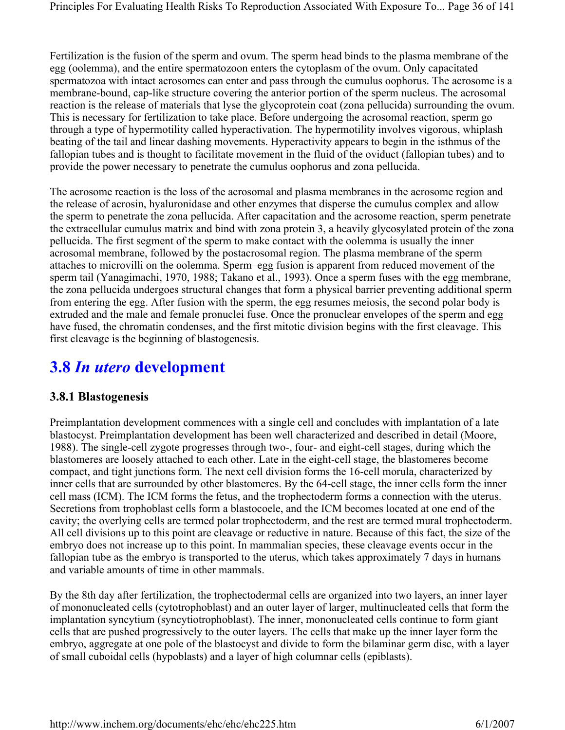Fertilization is the fusion of the sperm and ovum. The sperm head binds to the plasma membrane of the egg (oolemma), and the entire spermatozoon enters the cytoplasm of the ovum. Only capacitated spermatozoa with intact acrosomes can enter and pass through the cumulus oophorus. The acrosome is a membrane-bound, cap-like structure covering the anterior portion of the sperm nucleus. The acrosomal reaction is the release of materials that lyse the glycoprotein coat (zona pellucida) surrounding the ovum. This is necessary for fertilization to take place. Before undergoing the acrosomal reaction, sperm go through a type of hypermotility called hyperactivation. The hypermotility involves vigorous, whiplash beating of the tail and linear dashing movements. Hyperactivity appears to begin in the isthmus of the fallopian tubes and is thought to facilitate movement in the fluid of the oviduct (fallopian tubes) and to provide the power necessary to penetrate the cumulus oophorus and zona pellucida.

The acrosome reaction is the loss of the acrosomal and plasma membranes in the acrosome region and the release of acrosin, hyaluronidase and other enzymes that disperse the cumulus complex and allow the sperm to penetrate the zona pellucida. After capacitation and the acrosome reaction, sperm penetrate the extracellular cumulus matrix and bind with zona protein 3, a heavily glycosylated protein of the zona pellucida. The first segment of the sperm to make contact with the oolemma is usually the inner acrosomal membrane, followed by the postacrosomal region. The plasma membrane of the sperm attaches to microvilli on the oolemma. Sperm–egg fusion is apparent from reduced movement of the sperm tail (Yanagimachi, 1970, 1988; Takano et al., 1993). Once a sperm fuses with the egg membrane, the zona pellucida undergoes structural changes that form a physical barrier preventing additional sperm from entering the egg. After fusion with the sperm, the egg resumes meiosis, the second polar body is extruded and the male and female pronuclei fuse. Once the pronuclear envelopes of the sperm and egg have fused, the chromatin condenses, and the first mitotic division begins with the first cleavage. This first cleavage is the beginning of blastogenesis.

## 3.8 *In utero* development

### 3.8.1 Blastogenesis

Preimplantation development commences with a single cell and concludes with implantation of a late blastocyst. Preimplantation development has been well characterized and described in detail (Moore, 1988). The single-cell zygote progresses through two-, four- and eight-cell stages, during which the blastomeres are loosely attached to each other. Late in the eight-cell stage, the blastomeres become compact, and tight junctions form. The next cell division forms the 16-cell morula, characterized by inner cells that are surrounded by other blastomeres. By the 64-cell stage, the inner cells form the inner cell mass (ICM). The ICM forms the fetus, and the trophectoderm forms a connection with the uterus. Secretions from trophoblast cells form a blastocoele, and the ICM becomes located at one end of the cavity; the overlying cells are termed polar trophectoderm, and the rest are termed mural trophectoderm. All cell divisions up to this point are cleavage or reductive in nature. Because of this fact, the size of the embryo does not increase up to this point. In mammalian species, these cleavage events occur in the fallopian tube as the embryo is transported to the uterus, which takes approximately 7 days in humans and variable amounts of time in other mammals.

By the 8th day after fertilization, the trophectodermal cells are organized into two layers, an inner layer of mononucleated cells (cytotrophoblast) and an outer layer of larger, multinucleated cells that form the implantation syncytium (syncytiotrophoblast). The inner, mononucleated cells continue to form giant cells that are pushed progressively to the outer layers. The cells that make up the inner layer form the embryo, aggregate at one pole of the blastocyst and divide to form the bilaminar germ disc, with a layer of small cuboidal cells (hypoblasts) and a layer of high columnar cells (epiblasts).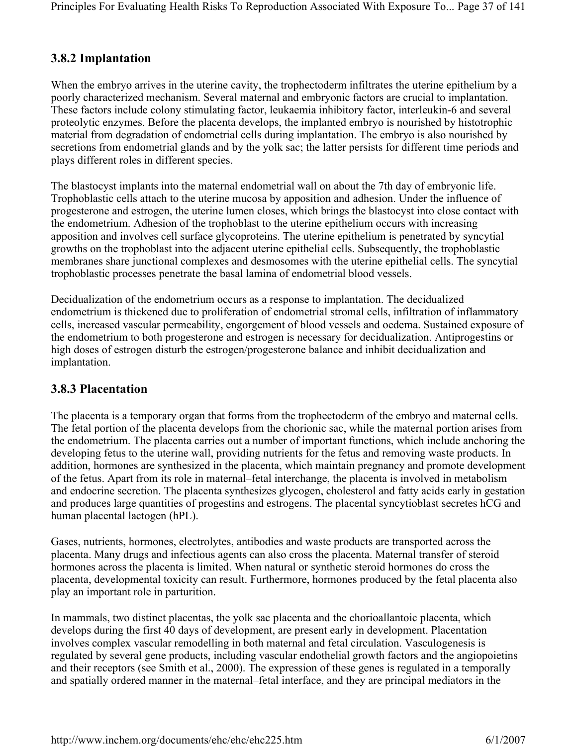### 3.8.2 Implantation

When the embryo arrives in the uterine cavity, the trophectoderm infiltrates the uterine epithelium by a poorly characterized mechanism. Several maternal and embryonic factors are crucial to implantation. These factors include colony stimulating factor, leukaemia inhibitory factor, interleukin-6 and several proteolytic enzymes. Before the placenta develops, the implanted embryo is nourished by histotrophic material from degradation of endometrial cells during implantation. The embryo is also nourished by secretions from endometrial glands and by the yolk sac; the latter persists for different time periods and plays different roles in different species.

The blastocyst implants into the maternal endometrial wall on about the 7th day of embryonic life. Trophoblastic cells attach to the uterine mucosa by apposition and adhesion. Under the influence of progesterone and estrogen, the uterine lumen closes, which brings the blastocyst into close contact with the endometrium. Adhesion of the trophoblast to the uterine epithelium occurs with increasing apposition and involves cell surface glycoproteins. The uterine epithelium is penetrated by syncytial growths on the trophoblast into the adjacent uterine epithelial cells. Subsequently, the trophoblastic membranes share junctional complexes and desmosomes with the uterine epithelial cells. The syncytial trophoblastic processes penetrate the basal lamina of endometrial blood vessels.

Decidualization of the endometrium occurs as a response to implantation. The decidualized endometrium is thickened due to proliferation of endometrial stromal cells, infiltration of inflammatory cells, increased vascular permeability, engorgement of blood vessels and oedema. Sustained exposure of the endometrium to both progesterone and estrogen is necessary for decidualization. Antiprogestins or high doses of estrogen disturb the estrogen/progesterone balance and inhibit decidualization and implantation.

### 3.8.3 Placentation

The placenta is a temporary organ that forms from the trophectoderm of the embryo and maternal cells. The fetal portion of the placenta develops from the chorionic sac, while the maternal portion arises from the endometrium. The placenta carries out a number of important functions, which include anchoring the developing fetus to the uterine wall, providing nutrients for the fetus and removing waste products. In addition, hormones are synthesized in the placenta, which maintain pregnancy and promote development of the fetus. Apart from its role in maternal–fetal interchange, the placenta is involved in metabolism and endocrine secretion. The placenta synthesizes glycogen, cholesterol and fatty acids early in gestation and produces large quantities of progestins and estrogens. The placental syncytioblast secretes hCG and human placental lactogen (hPL).

Gases, nutrients, hormones, electrolytes, antibodies and waste products are transported across the placenta. Many drugs and infectious agents can also cross the placenta. Maternal transfer of steroid hormones across the placenta is limited. When natural or synthetic steroid hormones do cross the placenta, developmental toxicity can result. Furthermore, hormones produced by the fetal placenta also play an important role in parturition.

In mammals, two distinct placentas, the yolk sac placenta and the chorioallantoic placenta, which develops during the first 40 days of development, are present early in development. Placentation involves complex vascular remodelling in both maternal and fetal circulation. Vasculogenesis is regulated by several gene products, including vascular endothelial growth factors and the angiopoietins and their receptors (see Smith et al., 2000). The expression of these genes is regulated in a temporally and spatially ordered manner in the maternal–fetal interface, and they are principal mediators in the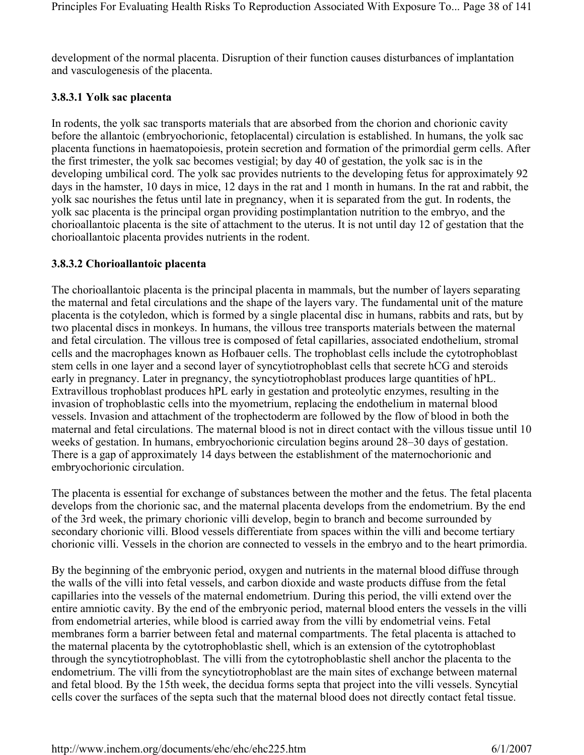development of the normal placenta. Disruption of their function causes disturbances of implantation and vasculogenesis of the placenta.

#### 3.8.3.1 Yolk sac placenta

In rodents, the yolk sac transports materials that are absorbed from the chorion and chorionic cavity before the allantoic (embryochorionic, fetoplacental) circulation is established. In humans, the yolk sac placenta functions in haematopoiesis, protein secretion and formation of the primordial germ cells. After the first trimester, the yolk sac becomes vestigial; by day 40 of gestation, the yolk sac is in the developing umbilical cord. The yolk sac provides nutrients to the developing fetus for approximately 92 days in the hamster, 10 days in mice, 12 days in the rat and 1 month in humans. In the rat and rabbit, the yolk sac nourishes the fetus until late in pregnancy, when it is separated from the gut. In rodents, the yolk sac placenta is the principal organ providing postimplantation nutrition to the embryo, and the chorioallantoic placenta is the site of attachment to the uterus. It is not until day 12 of gestation that the chorioallantoic placenta provides nutrients in the rodent.

#### 3.8.3.2 Chorioallantoic placenta

The chorioallantoic placenta is the principal placenta in mammals, but the number of layers separating the maternal and fetal circulations and the shape of the layers vary. The fundamental unit of the mature placenta is the cotyledon, which is formed by a single placental disc in humans, rabbits and rats, but by two placental discs in monkeys. In humans, the villous tree transports materials between the maternal and fetal circulation. The villous tree is composed of fetal capillaries, associated endothelium, stromal cells and the macrophages known as Hofbauer cells. The trophoblast cells include the cytotrophoblast stem cells in one layer and a second layer of syncytiotrophoblast cells that secrete hCG and steroids early in pregnancy. Later in pregnancy, the syncytiotrophoblast produces large quantities of hPL. Extravillous trophoblast produces hPL early in gestation and proteolytic enzymes, resulting in the invasion of trophoblastic cells into the myometrium, replacing the endothelium in maternal blood vessels. Invasion and attachment of the trophectoderm are followed by the flow of blood in both the maternal and fetal circulations. The maternal blood is not in direct contact with the villous tissue until 10 weeks of gestation. In humans, embryochorionic circulation begins around 28–30 days of gestation. There is a gap of approximately 14 days between the establishment of the maternochorionic and embryochorionic circulation.

The placenta is essential for exchange of substances between the mother and the fetus. The fetal placenta develops from the chorionic sac, and the maternal placenta develops from the endometrium. By the end of the 3rd week, the primary chorionic villi develop, begin to branch and become surrounded by secondary chorionic villi. Blood vessels differentiate from spaces within the villi and become tertiary chorionic villi. Vessels in the chorion are connected to vessels in the embryo and to the heart primordia.

By the beginning of the embryonic period, oxygen and nutrients in the maternal blood diffuse through the walls of the villi into fetal vessels, and carbon dioxide and waste products diffuse from the fetal capillaries into the vessels of the maternal endometrium. During this period, the villi extend over the entire amniotic cavity. By the end of the embryonic period, maternal blood enters the vessels in the villi from endometrial arteries, while blood is carried away from the villi by endometrial veins. Fetal membranes form a barrier between fetal and maternal compartments. The fetal placenta is attached to the maternal placenta by the cytotrophoblastic shell, which is an extension of the cytotrophoblast through the syncytiotrophoblast. The villi from the cytotrophoblastic shell anchor the placenta to the endometrium. The villi from the syncytiotrophoblast are the main sites of exchange between maternal and fetal blood. By the 15th week, the decidua forms septa that project into the villi vessels. Syncytial cells cover the surfaces of the septa such that the maternal blood does not directly contact fetal tissue.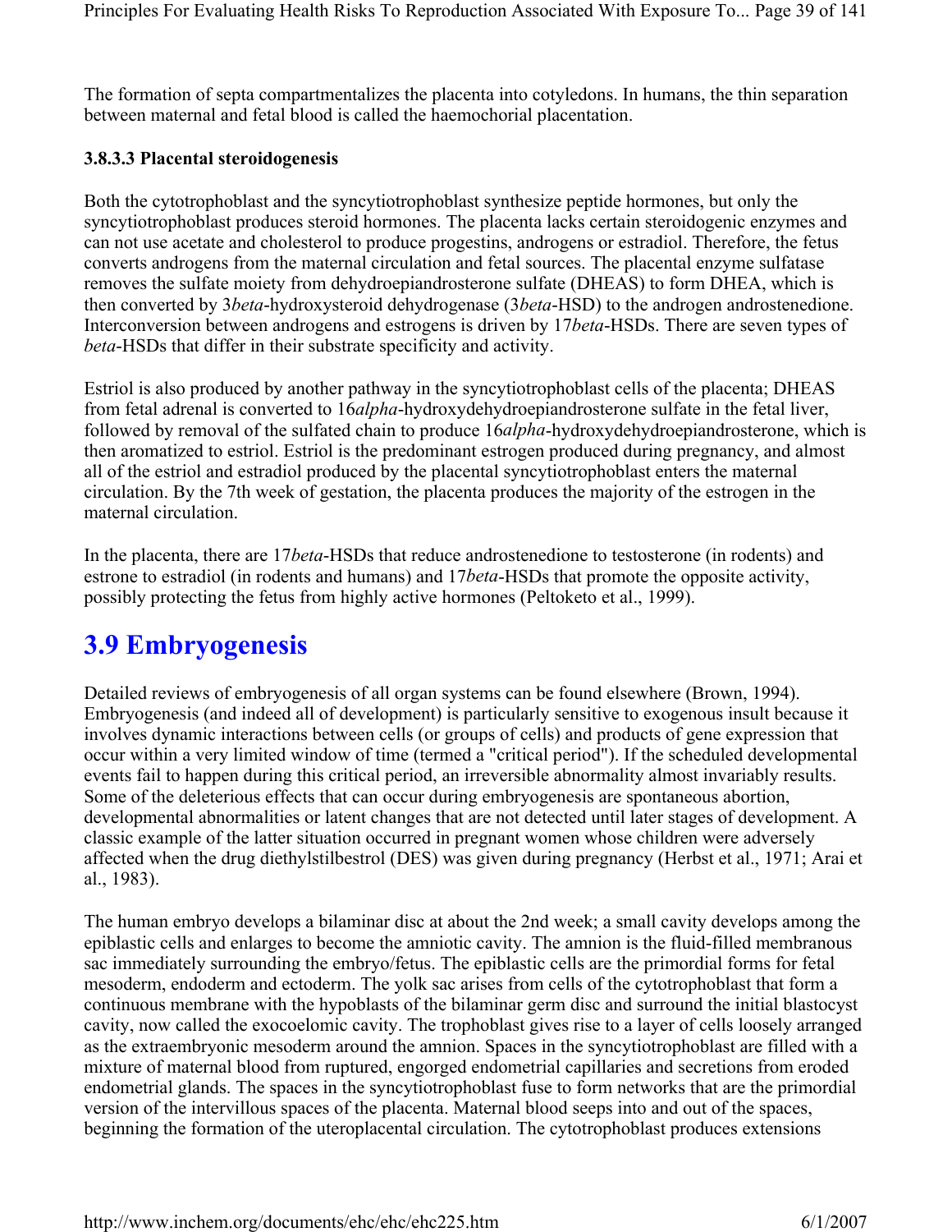The formation of septa compartmentalizes the placenta into cotyledons. In humans, the thin separation between maternal and fetal blood is called the haemochorial placentation.

#### 3.8.3.3 Placental steroidogenesis

Both the cytotrophoblast and the syncytiotrophoblast synthesize peptide hormones, but only the syncytiotrophoblast produces steroid hormones. The placenta lacks certain steroidogenic enzymes and can not use acetate and cholesterol to produce progestins, androgens or estradiol. Therefore, the fetus converts androgens from the maternal circulation and fetal sources. The placental enzyme sulfatase removes the sulfate moiety from dehydroepiandrosterone sulfate (DHEAS) to form DHEA, which is then converted by 3*beta*-hydroxysteroid dehydrogenase (3*beta*-HSD) to the androgen androstenedione. Interconversion between androgens and estrogens is driven by 17*beta*-HSDs. There are seven types of *beta*-HSDs that differ in their substrate specificity and activity.

Estriol is also produced by another pathway in the syncytiotrophoblast cells of the placenta; DHEAS from fetal adrenal is converted to 16*alpha*-hydroxydehydroepiandrosterone sulfate in the fetal liver, followed by removal of the sulfated chain to produce 16*alpha*-hydroxydehydroepiandrosterone, which is then aromatized to estriol. Estriol is the predominant estrogen produced during pregnancy, and almost all of the estriol and estradiol produced by the placental syncytiotrophoblast enters the maternal circulation. By the 7th week of gestation, the placenta produces the majority of the estrogen in the maternal circulation.

In the placenta, there are 17*beta*-HSDs that reduce androstenedione to testosterone (in rodents) and estrone to estradiol (in rodents and humans) and 17*beta*-HSDs that promote the opposite activity, possibly protecting the fetus from highly active hormones (Peltoketo et al., 1999).

## 3.9 Embryogenesis

Detailed reviews of embryogenesis of all organ systems can be found elsewhere (Brown, 1994). Embryogenesis (and indeed all of development) is particularly sensitive to exogenous insult because it involves dynamic interactions between cells (or groups of cells) and products of gene expression that occur within a very limited window of time (termed a "critical period"). If the scheduled developmental events fail to happen during this critical period, an irreversible abnormality almost invariably results. Some of the deleterious effects that can occur during embryogenesis are spontaneous abortion, developmental abnormalities or latent changes that are not detected until later stages of development. A classic example of the latter situation occurred in pregnant women whose children were adversely affected when the drug diethylstilbestrol (DES) was given during pregnancy (Herbst et al., 1971; Arai et al., 1983).

The human embryo develops a bilaminar disc at about the 2nd week; a small cavity develops among the epiblastic cells and enlarges to become the amniotic cavity. The amnion is the fluid-filled membranous sac immediately surrounding the embryo/fetus. The epiblastic cells are the primordial forms for fetal mesoderm, endoderm and ectoderm. The yolk sac arises from cells of the cytotrophoblast that form a continuous membrane with the hypoblasts of the bilaminar germ disc and surround the initial blastocyst cavity, now called the exocoelomic cavity. The trophoblast gives rise to a layer of cells loosely arranged as the extraembryonic mesoderm around the amnion. Spaces in the syncytiotrophoblast are filled with a mixture of maternal blood from ruptured, engorged endometrial capillaries and secretions from eroded endometrial glands. The spaces in the syncytiotrophoblast fuse to form networks that are the primordial version of the intervillous spaces of the placenta. Maternal blood seeps into and out of the spaces, beginning the formation of the uteroplacental circulation. The cytotrophoblast produces extensions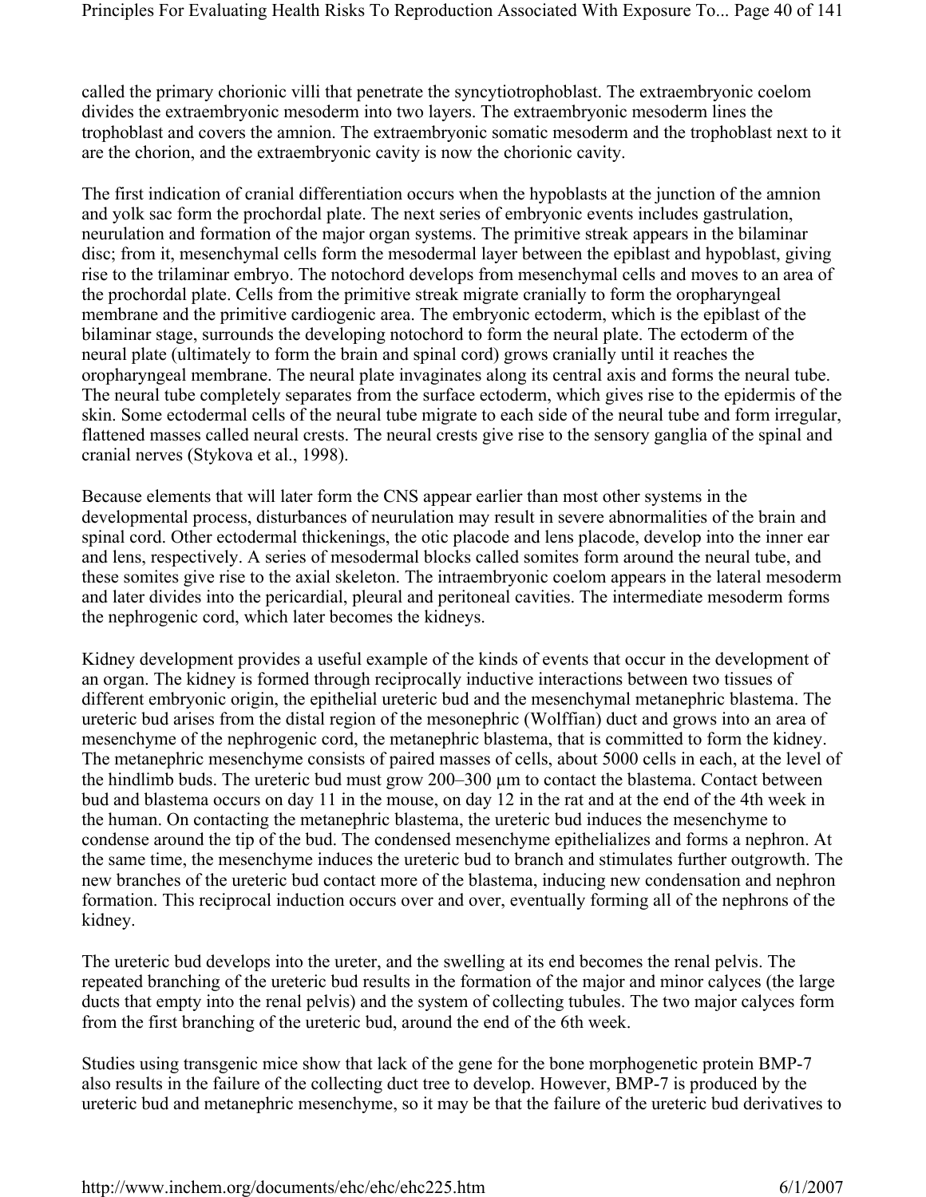called the primary chorionic villi that penetrate the syncytiotrophoblast. The extraembryonic coelom divides the extraembryonic mesoderm into two layers. The extraembryonic mesoderm lines the trophoblast and covers the amnion. The extraembryonic somatic mesoderm and the trophoblast next to it are the chorion, and the extraembryonic cavity is now the chorionic cavity.

The first indication of cranial differentiation occurs when the hypoblasts at the junction of the amnion and yolk sac form the prochordal plate. The next series of embryonic events includes gastrulation, neurulation and formation of the major organ systems. The primitive streak appears in the bilaminar disc; from it, mesenchymal cells form the mesodermal layer between the epiblast and hypoblast, giving rise to the trilaminar embryo. The notochord develops from mesenchymal cells and moves to an area of the prochordal plate. Cells from the primitive streak migrate cranially to form the oropharyngeal membrane and the primitive cardiogenic area. The embryonic ectoderm, which is the epiblast of the bilaminar stage, surrounds the developing notochord to form the neural plate. The ectoderm of the neural plate (ultimately to form the brain and spinal cord) grows cranially until it reaches the oropharyngeal membrane. The neural plate invaginates along its central axis and forms the neural tube. The neural tube completely separates from the surface ectoderm, which gives rise to the epidermis of the skin. Some ectodermal cells of the neural tube migrate to each side of the neural tube and form irregular, flattened masses called neural crests. The neural crests give rise to the sensory ganglia of the spinal and cranial nerves (Stykova et al., 1998).

Because elements that will later form the CNS appear earlier than most other systems in the developmental process, disturbances of neurulation may result in severe abnormalities of the brain and spinal cord. Other ectodermal thickenings, the otic placode and lens placode, develop into the inner ear and lens, respectively. A series of mesodermal blocks called somites form around the neural tube, and these somites give rise to the axial skeleton. The intraembryonic coelom appears in the lateral mesoderm and later divides into the pericardial, pleural and peritoneal cavities. The intermediate mesoderm forms the nephrogenic cord, which later becomes the kidneys.

Kidney development provides a useful example of the kinds of events that occur in the development of an organ. The kidney is formed through reciprocally inductive interactions between two tissues of different embryonic origin, the epithelial ureteric bud and the mesenchymal metanephric blastema. The ureteric bud arises from the distal region of the mesonephric (Wolffian) duct and grows into an area of mesenchyme of the nephrogenic cord, the metanephric blastema, that is committed to form the kidney. The metanephric mesenchyme consists of paired masses of cells, about 5000 cells in each, at the level of the hindlimb buds. The ureteric bud must grow 200–300 µm to contact the blastema. Contact between bud and blastema occurs on day 11 in the mouse, on day 12 in the rat and at the end of the 4th week in the human. On contacting the metanephric blastema, the ureteric bud induces the mesenchyme to condense around the tip of the bud. The condensed mesenchyme epithelializes and forms a nephron. At the same time, the mesenchyme induces the ureteric bud to branch and stimulates further outgrowth. The new branches of the ureteric bud contact more of the blastema, inducing new condensation and nephron formation. This reciprocal induction occurs over and over, eventually forming all of the nephrons of the kidney.

The ureteric bud develops into the ureter, and the swelling at its end becomes the renal pelvis. The repeated branching of the ureteric bud results in the formation of the major and minor calyces (the large ducts that empty into the renal pelvis) and the system of collecting tubules. The two major calyces form from the first branching of the ureteric bud, around the end of the 6th week.

Studies using transgenic mice show that lack of the gene for the bone morphogenetic protein BMP-7 also results in the failure of the collecting duct tree to develop. However, BMP-7 is produced by the ureteric bud and metanephric mesenchyme, so it may be that the failure of the ureteric bud derivatives to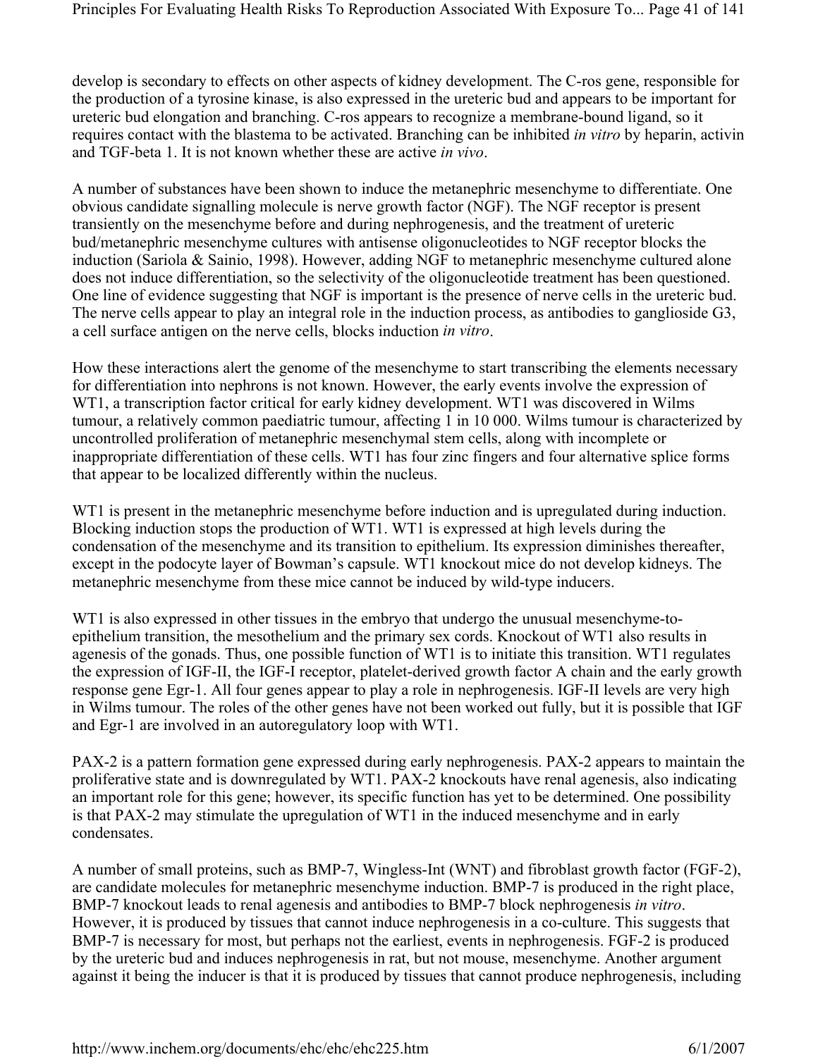develop is secondary to effects on other aspects of kidney development. The C-ros gene, responsible for the production of a tyrosine kinase, is also expressed in the ureteric bud and appears to be important for ureteric bud elongation and branching. C-ros appears to recognize a membrane-bound ligand, so it requires contact with the blastema to be activated. Branching can be inhibited *in vitro* by heparin, activin and TGF-beta 1. It is not known whether these are active *in vivo*.

A number of substances have been shown to induce the metanephric mesenchyme to differentiate. One obvious candidate signalling molecule is nerve growth factor (NGF). The NGF receptor is present transiently on the mesenchyme before and during nephrogenesis, and the treatment of ureteric bud/metanephric mesenchyme cultures with antisense oligonucleotides to NGF receptor blocks the induction (Sariola & Sainio, 1998). However, adding NGF to metanephric mesenchyme cultured alone does not induce differentiation, so the selectivity of the oligonucleotide treatment has been questioned. One line of evidence suggesting that NGF is important is the presence of nerve cells in the ureteric bud. The nerve cells appear to play an integral role in the induction process, as antibodies to ganglioside G3, a cell surface antigen on the nerve cells, blocks induction *in vitro*.

How these interactions alert the genome of the mesenchyme to start transcribing the elements necessary for differentiation into nephrons is not known. However, the early events involve the expression of WT1, a transcription factor critical for early kidney development. WT1 was discovered in Wilms tumour, a relatively common paediatric tumour, affecting 1 in 10 000. Wilms tumour is characterized by uncontrolled proliferation of metanephric mesenchymal stem cells, along with incomplete or inappropriate differentiation of these cells. WT1 has four zinc fingers and four alternative splice forms that appear to be localized differently within the nucleus.

WT1 is present in the metanephric mesenchyme before induction and is upregulated during induction. Blocking induction stops the production of WT1. WT1 is expressed at high levels during the condensation of the mesenchyme and its transition to epithelium. Its expression diminishes thereafter, except in the podocyte layer of Bowman's capsule. WT1 knockout mice do not develop kidneys. The metanephric mesenchyme from these mice cannot be induced by wild-type inducers.

WT1 is also expressed in other tissues in the embryo that undergo the unusual mesenchyme-to-epithelium transition, the mesothelium and the primary sex cords. Knockout of WT1 also results in agenesis of the gonads. Thus, one possible function of WT1 is to initiate this transition. WT1 regulates the expression of IGF-II, the IGF-I receptor, platelet-derived growth factor A chain and the early growth response gene Egr-1. All four genes appear to play a role in nephrogenesis. IGF-II levels are very high in Wilms tumour. The roles of the other genes have not been worked out fully, but it is possible that IGF and Egr-1 are involved in an autoregulatory loop with WT1.

PAX-2 is a pattern formation gene expressed during early nephrogenesis. PAX-2 appears to maintain the proliferative state and is downregulated by WT1. PAX-2 knockouts have renal agenesis, also indicating an important role for this gene; however, its specific function has yet to be determined. One possibility is that PAX-2 may stimulate the upregulation of WT1 in the induced mesenchyme and in early condensates.

A number of small proteins, such as BMP-7, Wingless-Int (WNT) and fibroblast growth factor (FGF-2), are candidate molecules for metanephric mesenchyme induction. BMP-7 is produced in the right place, BMP-7 knockout leads to renal agenesis and antibodies to BMP-7 block nephrogenesis *in vitro*. However, it is produced by tissues that cannot induce nephrogenesis in a co-culture. This suggests that BMP-7 is necessary for most, but perhaps not the earliest, events in nephrogenesis. FGF-2 is produced by the ureteric bud and induces nephrogenesis in rat, but not mouse, mesenchyme. Another argument against it being the inducer is that it is produced by tissues that cannot produce nephrogenesis, including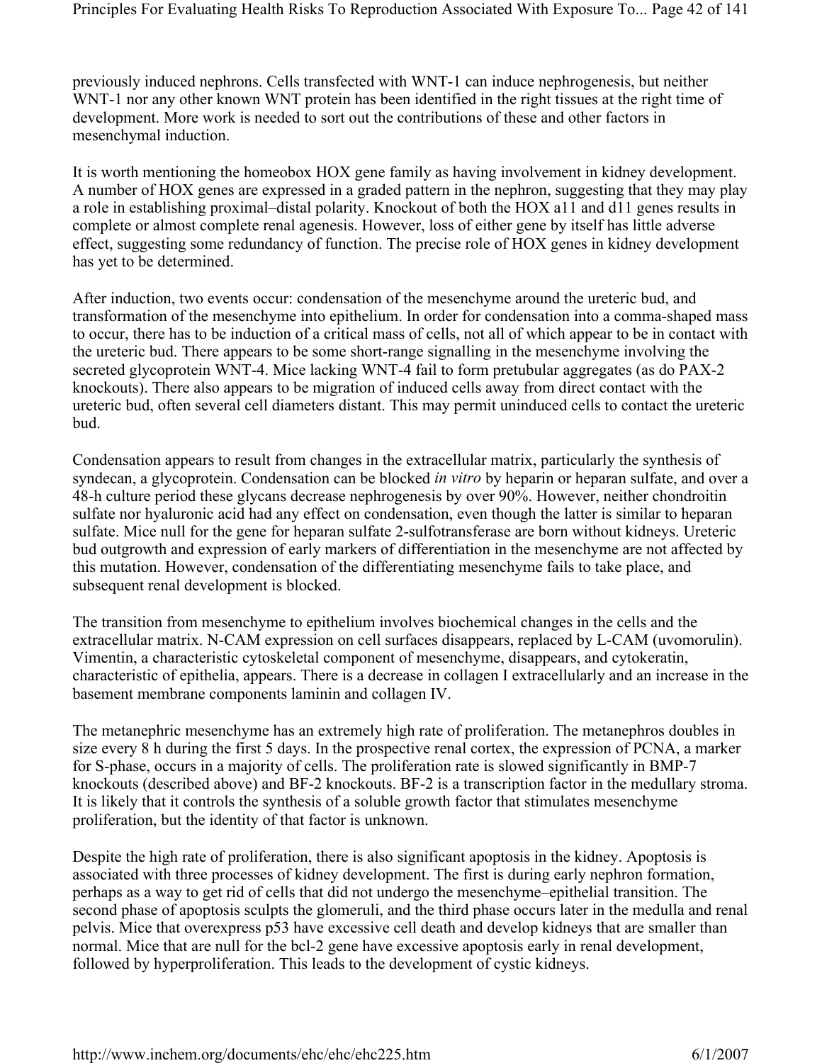previously induced nephrons. Cells transfected with WNT-1 can induce nephrogenesis, but neither WNT-1 nor any other known WNT protein has been identified in the right tissues at the right time of development. More work is needed to sort out the contributions of these and other factors in mesenchymal induction.

It is worth mentioning the homeobox HOX gene family as having involvement in kidney development. A number of HOX genes are expressed in a graded pattern in the nephron, suggesting that they may play a role in establishing proximal–distal polarity. Knockout of both the HOX a11 and d11 genes results in complete or almost complete renal agenesis. However, loss of either gene by itself has little adverse effect, suggesting some redundancy of function. The precise role of HOX genes in kidney development has yet to be determined.

After induction, two events occur: condensation of the mesenchyme around the ureteric bud, and transformation of the mesenchyme into epithelium. In order for condensation into a comma-shaped mass to occur, there has to be induction of a critical mass of cells, not all of which appear to be in contact with the ureteric bud. There appears to be some short-range signalling in the mesenchyme involving the secreted glycoprotein WNT-4. Mice lacking WNT-4 fail to form pretubular aggregates (as do PAX-2 knockouts). There also appears to be migration of induced cells away from direct contact with the ureteric bud, often several cell diameters distant. This may permit uninduced cells to contact the ureteric bud.

Condensation appears to result from changes in the extracellular matrix, particularly the synthesis of syndecan, a glycoprotein. Condensation can be blocked *in vitro* by heparin or heparan sulfate, and over a 48-h culture period these glycans decrease nephrogenesis by over 90%. However, neither chondroitin sulfate nor hyaluronic acid had any effect on condensation, even though the latter is similar to heparan sulfate. Mice null for the gene for heparan sulfate 2-sulfotransferase are born without kidneys. Ureteric bud outgrowth and expression of early markers of differentiation in the mesenchyme are not affected by this mutation. However, condensation of the differentiating mesenchyme fails to take place, and subsequent renal development is blocked.

The transition from mesenchyme to epithelium involves biochemical changes in the cells and the extracellular matrix. N-CAM expression on cell surfaces disappears, replaced by L-CAM (uvomorulin). Vimentin, a characteristic cytoskeletal component of mesenchyme, disappears, and cytokeratin, characteristic of epithelia, appears. There is a decrease in collagen I extracellularly and an increase in the basement membrane components laminin and collagen IV.

The metanephric mesenchyme has an extremely high rate of proliferation. The metanephros doubles in size every 8 h during the first 5 days. In the prospective renal cortex, the expression of PCNA, a marker for S-phase, occurs in a majority of cells. The proliferation rate is slowed significantly in BMP-7 knockouts (described above) and BF-2 knockouts. BF-2 is a transcription factor in the medullary stroma. It is likely that it controls the synthesis of a soluble growth factor that stimulates mesenchyme proliferation, but the identity of that factor is unknown.

Despite the high rate of proliferation, there is also significant apoptosis in the kidney. Apoptosis is associated with three processes of kidney development. The first is during early nephron formation, perhaps as a way to get rid of cells that did not undergo the mesenchyme–epithelial transition. The second phase of apoptosis sculpts the glomeruli, and the third phase occurs later in the medulla and renal pelvis. Mice that overexpress p53 have excessive cell death and develop kidneys that are smaller than normal. Mice that are null for the bcl-2 gene have excessive apoptosis early in renal development, followed by hyperproliferation. This leads to the development of cystic kidneys.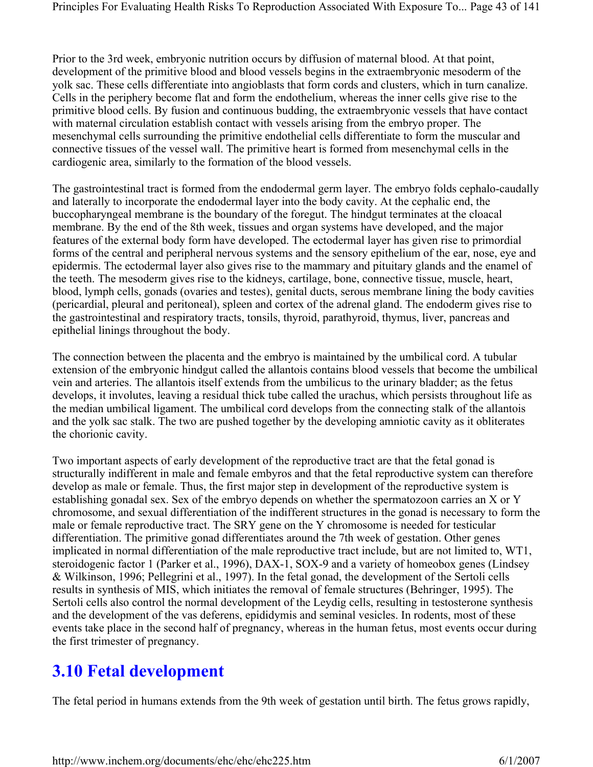Prior to the 3rd week, embryonic nutrition occurs by diffusion of maternal blood. At that point, development of the primitive blood and blood vessels begins in the extraembryonic mesoderm of the yolk sac. These cells differentiate into angioblasts that form cords and clusters, which in turn canalize. Cells in the periphery become flat and form the endothelium, whereas the inner cells give rise to the primitive blood cells. By fusion and continuous budding, the extraembryonic vessels that have contact with maternal circulation establish contact with vessels arising from the embryo proper. The mesenchymal cells surrounding the primitive endothelial cells differentiate to form the muscular and connective tissues of the vessel wall. The primitive heart is formed from mesenchymal cells in the cardiogenic area, similarly to the formation of the blood vessels.

The gastrointestinal tract is formed from the endodermal germ layer. The embryo folds cephalo-caudally and laterally to incorporate the endodermal layer into the body cavity. At the cephalic end, the buccopharyngeal membrane is the boundary of the foregut. The hindgut terminates at the cloacal membrane. By the end of the 8th week, tissues and organ systems have developed, and the major features of the external body form have developed. The ectodermal layer has given rise to primordial forms of the central and peripheral nervous systems and the sensory epithelium of the ear, nose, eye and epidermis. The ectodermal layer also gives rise to the mammary and pituitary glands and the enamel of the teeth. The mesoderm gives rise to the kidneys, cartilage, bone, connective tissue, muscle, heart, blood, lymph cells, gonads (ovaries and testes), genital ducts, serous membrane lining the body cavities (pericardial, pleural and peritoneal), spleen and cortex of the adrenal gland. The endoderm gives rise to the gastrointestinal and respiratory tracts, tonsils, thyroid, parathyroid, thymus, liver, pancreas and epithelial linings throughout the body.

The connection between the placenta and the embryo is maintained by the umbilical cord. A tubular extension of the embryonic hindgut called the allantois contains blood vessels that become the umbilical vein and arteries. The allantois itself extends from the umbilicus to the urinary bladder; as the fetus develops, it involutes, leaving a residual thick tube called the urachus, which persists throughout life as the median umbilical ligament. The umbilical cord develops from the connecting stalk of the allantois and the yolk sac stalk. The two are pushed together by the developing amniotic cavity as it obliterates the chorionic cavity.

Two important aspects of early development of the reproductive tract are that the fetal gonad is structurally indifferent in male and female embryos and that the fetal reproductive system can therefore develop as male or female. Thus, the first major step in development of the reproductive system is establishing gonadal sex. Sex of the embryo depends on whether the spermatozoon carries an X or Y chromosome, and sexual differentiation of the indifferent structures in the gonad is necessary to form the male or female reproductive tract. The SRY gene on the Y chromosome is needed for testicular differentiation. The primitive gonad differentiates around the 7th week of gestation. Other genes implicated in normal differentiation of the male reproductive tract include, but are not limited to, WT1, steroidogenic factor 1 (Parker et al., 1996), DAX-1, SOX-9 and a variety of homeobox genes (Lindsey & Wilkinson, 1996; Pellegrini et al., 1997). In the fetal gonad, the development of the Sertoli cells results in synthesis of MIS, which initiates the removal of female structures (Behringer, 1995). The Sertoli cells also control the normal development of the Leydig cells, resulting in testosterone synthesis and the development of the vas deferens, epididymis and seminal vesicles. In rodents, most of these events take place in the second half of pregnancy, whereas in the human fetus, most events occur during the first trimester of pregnancy.

## 3.10 Fetal development

The fetal period in humans extends from the 9th week of gestation until birth. The fetus grows rapidly,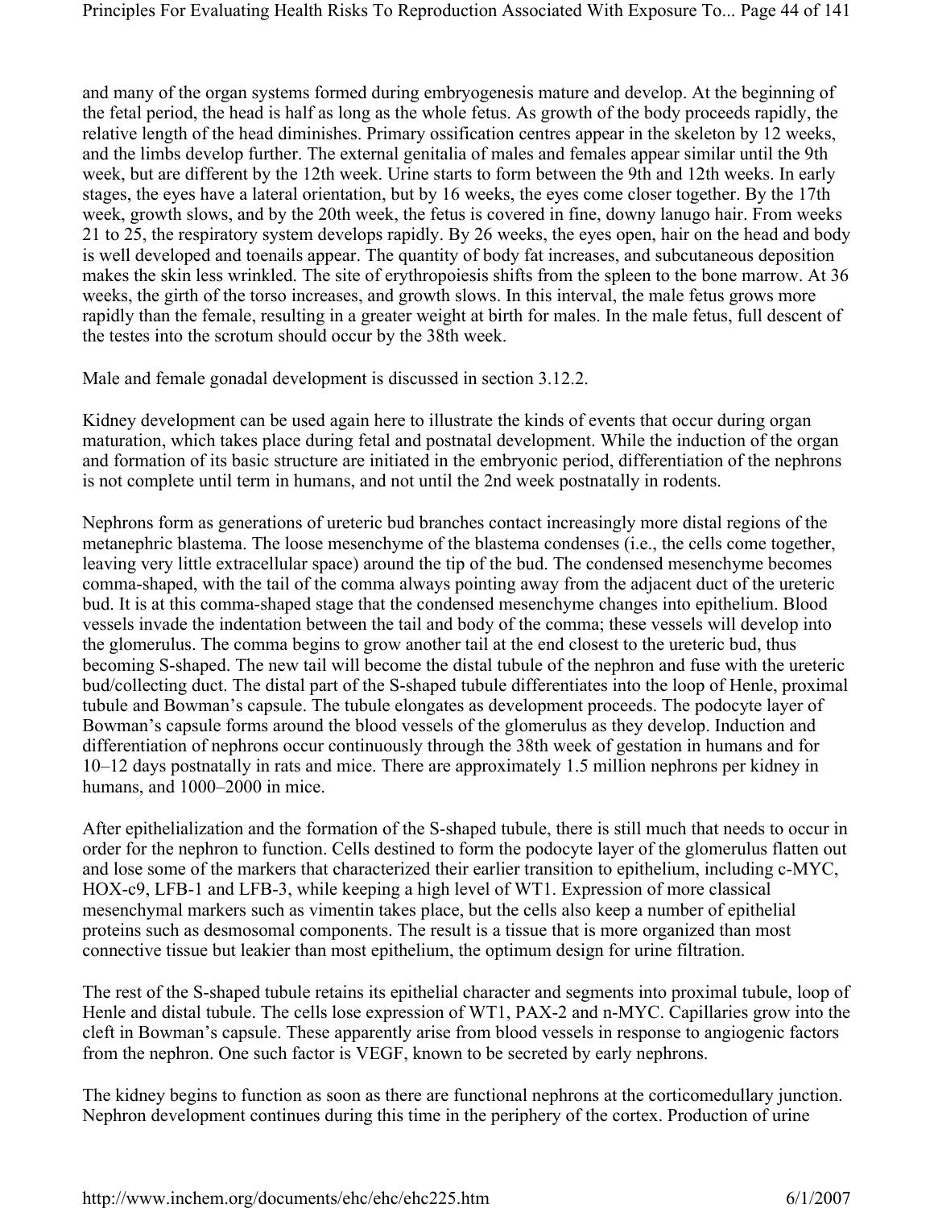and many of the organ systems formed during embryogenesis mature and develop. At the beginning of the fetal period, the head is half as long as the whole fetus. As growth of the body proceeds rapidly, the relative length of the head diminishes. Primary ossification centres appear in the skeleton by 12 weeks, and the limbs develop further. The external genitalia of males and females appear similar until the 9th week, but are different by the 12th week. Urine starts to form between the 9th and 12th weeks. In early stages, the eyes have a lateral orientation, but by 16 weeks, the eyes come closer together. By the 17th week, growth slows, and by the 20th week, the fetus is covered in fine, downy lanugo hair. From weeks 21 to 25, the respiratory system develops rapidly. By 26 weeks, the eyes open, hair on the head and body is well developed and toenails appear. The quantity of body fat increases, and subcutaneous deposition makes the skin less wrinkled. The site of erythropoiesis shifts from the spleen to the bone marrow. At 36 weeks, the girth of the torso increases, and growth slows. In this interval, the male fetus grows more rapidly than the female, resulting in a greater weight at birth for males. In the male fetus, full descent of the testes into the scrotum should occur by the 38th week.

Male and female gonadal development is discussed in section 3.12.2.

Kidney development can be used again here to illustrate the kinds of events that occur during organ maturation, which takes place during fetal and postnatal development. While the induction of the organ and formation of its basic structure are initiated in the embryonic period, differentiation of the nephrons is not complete until term in humans, and not until the 2nd week postnatally in rodents.

Nephrons form as generations of ureteric bud branches contact increasingly more distal regions of the metanephric blastema. The loose mesenchyme of the blastema condenses (i.e., the cells come together, leaving very little extracellular space) around the tip of the bud. The condensed mesenchyme becomes comma-shaped, with the tail of the comma always pointing away from the adjacent duct of the ureteric bud. It is at this comma-shaped stage that the condensed mesenchyme changes into epithelium. Blood vessels invade the indentation between the tail and body of the comma; these vessels will develop into the glomerulus. The comma begins to grow another tail at the end closest to the ureteric bud, thus becoming S-shaped. The new tail will become the distal tubule of the nephron and fuse with the ureteric bud/collecting duct. The distal part of the S-shaped tubule differentiates into the loop of Henle, proximal tubule and Bowman's capsule. The tubule elongates as development proceeds. The podocyte layer of Bowman's capsule forms around the blood vessels of the glomerulus as they develop. Induction and differentiation of nephrons occur continuously through the 38th week of gestation in humans and for 10–12 days postnatally in rats and mice. There are approximately 1.5 million nephrons per kidney in humans, and 1000–2000 in mice.

After epithelialization and the formation of the S-shaped tubule, there is still much that needs to occur in order for the nephron to function. Cells destined to form the podocyte layer of the glomerulus flatten out and lose some of the markers that characterized their earlier transition to epithelium, including c-MYC, HOX-c9, LFB-1 and LFB-3, while keeping a high level of WT1. Expression of more classical mesenchymal markers such as vimentin takes place, but the cells also keep a number of epithelial proteins such as desmosomal components. The result is a tissue that is more organized than most connective tissue but leakier than most epithelium, the optimum design for urine filtration.

The rest of the S-shaped tubule retains its epithelial character and segments into proximal tubule, loop of Henle and distal tubule. The cells lose expression of WT1, PAX-2 and n-MYC. Capillaries grow into the cleft in Bowman's capsule. These apparently arise from blood vessels in response to angiogenic factors from the nephron. One such factor is VEGF, known to be secreted by early nephrons.

The kidney begins to function as soon as there are functional nephrons at the corticomedullary junction. Nephron development continues during this time in the periphery of the cortex. Production of urine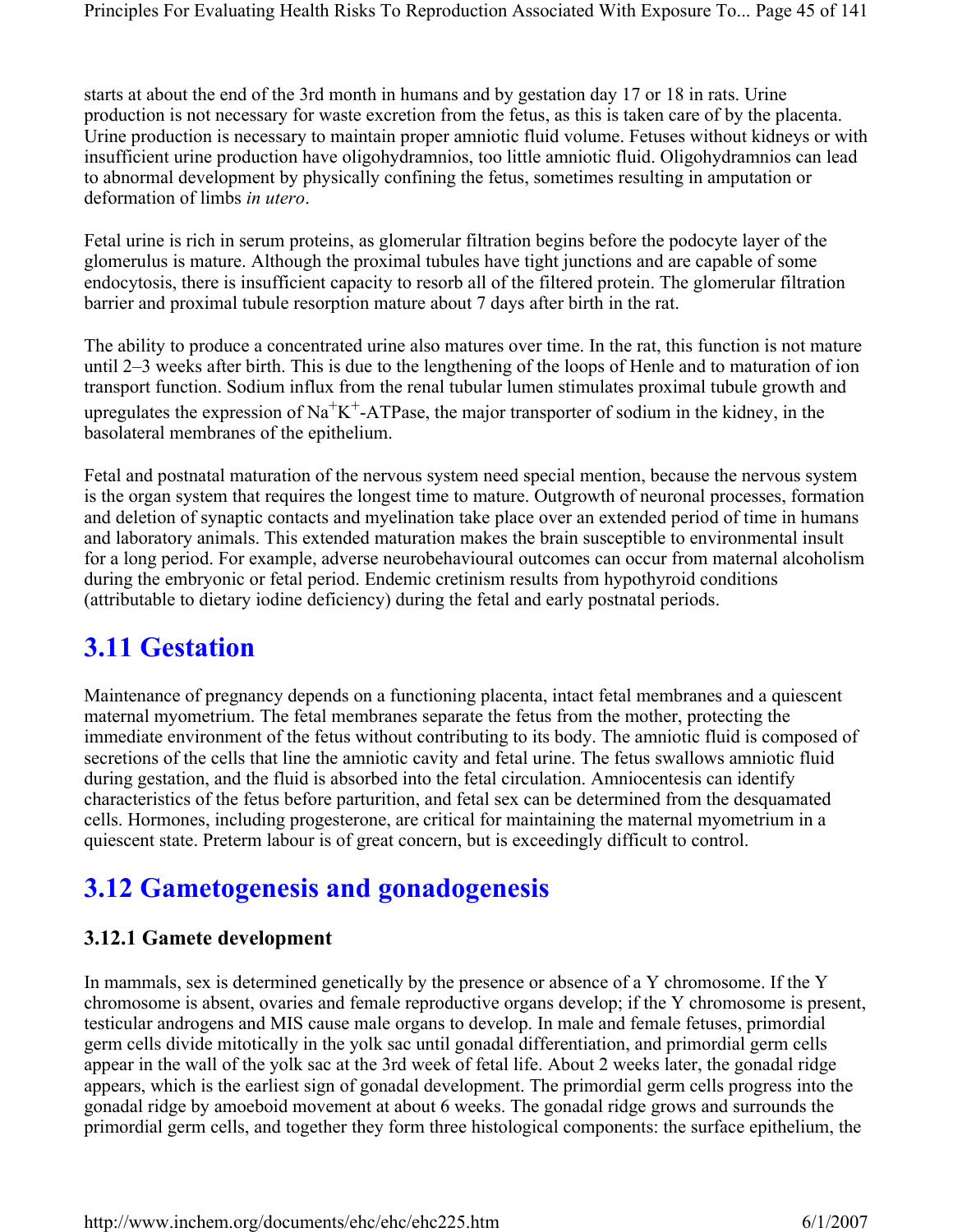starts at about the end of the 3rd month in humans and by gestation day 17 or 18 in rats. Urine production is not necessary for waste excretion from the fetus, as this is taken care of by the placenta. Urine production is necessary to maintain proper amniotic fluid volume. Fetuses without kidneys or with insufficient urine production have oligohydramnios, too little amniotic fluid. Oligohydramnios can lead to abnormal development by physically confining the fetus, sometimes resulting in amputation or deformation of limbs *in utero*.

Fetal urine is rich in serum proteins, as glomerular filtration begins before the podocyte layer of the glomerulus is mature. Although the proximal tubules have tight junctions and are capable of some endocytosis, there is insufficient capacity to resorb all of the filtered protein. The glomerular filtration barrier and proximal tubule resorption mature about 7 days after birth in the rat.

The ability to produce a concentrated urine also matures over time. In the rat, this function is not mature until 2–3 weeks after birth. This is due to the lengthening of the loops of Henle and to maturation of ion transport function. Sodium influx from the renal tubular lumen stimulates proximal tubule growth and upregulates the expression of $Na^{+}K^{+}$-ATPase, the major transporter of sodium in the kidney, in the basolateral membranes of the epithelium.

Fetal and postnatal maturation of the nervous system need special mention, because the nervous system is the organ system that requires the longest time to mature. Outgrowth of neuronal processes, formation and deletion of synaptic contacts and myelination take place over an extended period of time in humans and laboratory animals. This extended maturation makes the brain susceptible to environmental insult for a long period. For example, adverse neurobehavioural outcomes can occur from maternal alcoholism during the embryonic or fetal period. Endemic cretinism results from hypothyroid conditions (attributable to dietary iodine deficiency) during the fetal and early postnatal periods.

## 3.11 Gestation

Maintenance of pregnancy depends on a functioning placenta, intact fetal membranes and a quiescent maternal myometrium. The fetal membranes separate the fetus from the mother, protecting the immediate environment of the fetus without contributing to its body. The amniotic fluid is composed of secretions of the cells that line the amniotic cavity and fetal urine. The fetus swallows amniotic fluid during gestation, and the fluid is absorbed into the fetal circulation. Amniocentesis can identify characteristics of the fetus before parturition, and fetal sex can be determined from the desquamated cells. Hormones, including progesterone, are critical for maintaining the maternal myometrium in a quiescent state. Preterm labour is of great concern, but is exceedingly difficult to control.

## 3.12 Gametogenesis and gonadogenesis

### 3.12.1 Gamete development

In mammals, sex is determined genetically by the presence or absence of a Y chromosome. If the Y chromosome is absent, ovaries and female reproductive organs develop; if the Y chromosome is present, testicular androgens and MIS cause male organs to develop. In male and female fetuses, primordial germ cells divide mitotically in the yolk sac until gonadal differentiation, and primordial germ cells appear in the wall of the yolk sac at the 3rd week of fetal life. About 2 weeks later, the gonadal ridge appears, which is the earliest sign of gonadal development. The primordial germ cells progress into the gonadal ridge by amoeboid movement at about 6 weeks. The gonadal ridge grows and surrounds the primordial germ cells, and together they form three histological components: the surface epithelium, the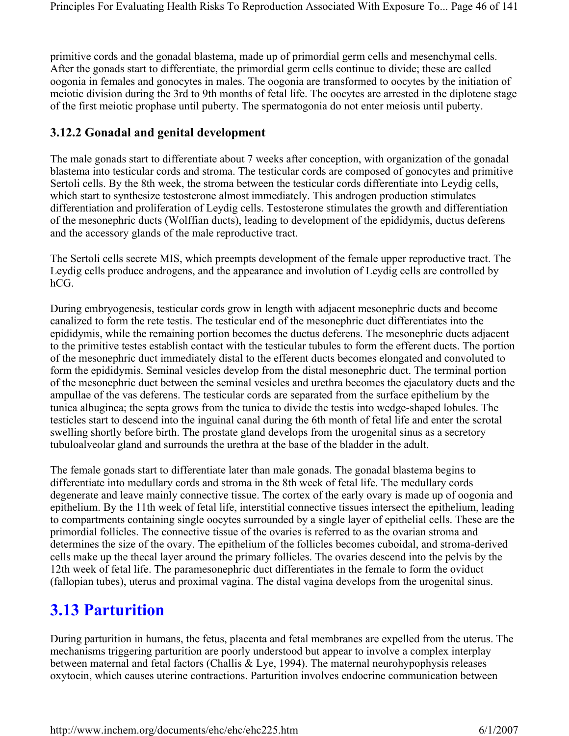primitive cords and the gonadal blastema, made up of primordial germ cells and mesenchymal cells. After the gonads start to differentiate, the primordial germ cells continue to divide; these are called oogonia in females and gonocytes in males. The oogonia are transformed to oocytes by the initiation of meiotic division during the 3rd to 9th months of fetal life. The oocytes are arrested in the diplotene stage of the first meiotic prophase until puberty. The spermatogonia do not enter meiosis until puberty.

### 3.12.2 Gonadal and genital development

The male gonads start to differentiate about 7 weeks after conception, with organization of the gonadal blastema into testicular cords and stroma. The testicular cords are composed of gonocytes and primitive Sertoli cells. By the 8th week, the stroma between the testicular cords differentiate into Leydig cells, which start to synthesize testosterone almost immediately. This androgen production stimulates differentiation and proliferation of Leydig cells. Testosterone stimulates the growth and differentiation of the mesonephric ducts (Wolffian ducts), leading to development of the epididymis, ductus deferens and the accessory glands of the male reproductive tract.

The Sertoli cells secrete MIS, which preempts development of the female upper reproductive tract. The Leydig cells produce androgens, and the appearance and involution of Leydig cells are controlled by hCG.

During embryogenesis, testicular cords grow in length with adjacent mesonephric ducts and become canalized to form the rete testis. The testicular end of the mesonephric duct differentiates into the epididymis, while the remaining portion becomes the ductus deferens. The mesonephric ducts adjacent to the primitive testes establish contact with the testicular tubules to form the efferent ducts. The portion of the mesonephric duct immediately distal to the efferent ducts becomes elongated and convoluted to form the epididymis. Seminal vesicles develop from the distal mesonephric duct. The terminal portion of the mesonephric duct between the seminal vesicles and urethra becomes the ejaculatory ducts and the ampullae of the vas deferens. The testicular cords are separated from the surface epithelium by the tunica albuginea; the septa grows from the tunica to divide the testis into wedge-shaped lobules. The testicles start to descend into the inguinal canal during the 6th month of fetal life and enter the scrotal swelling shortly before birth. The prostate gland develops from the urogenital sinus as a secretory tubuloalveolar gland and surrounds the urethra at the base of the bladder in the adult.

The female gonads start to differentiate later than male gonads. The gonadal blastema begins to differentiate into medullary cords and stroma in the 8th week of fetal life. The medullary cords degenerate and leave mainly connective tissue. The cortex of the early ovary is made up of oogonia and epithelium. By the 11th week of fetal life, interstitial connective tissues intersect the epithelium, leading to compartments containing single oocytes surrounded by a single layer of epithelial cells. These are the primordial follicles. The connective tissue of the ovaries is referred to as the ovarian stroma and determines the size of the ovary. The epithelium of the follicles becomes cuboidal, and stroma-derived cells make up the thecal layer around the primary follicles. The ovaries descend into the pelvis by the 12th week of fetal life. The paramesonephric duct differentiates in the female to form the oviduct (fallopian tubes), uterus and proximal vagina. The distal vagina develops from the urogenital sinus.

## 3.13 Parturition

During parturition in humans, the fetus, placenta and fetal membranes are expelled from the uterus. The mechanisms triggering parturition are poorly understood but appear to involve a complex interplay between maternal and fetal factors (Challis & Lye, 1994). The maternal neurohypophysis releases oxytocin, which causes uterine contractions. Parturition involves endocrine communication between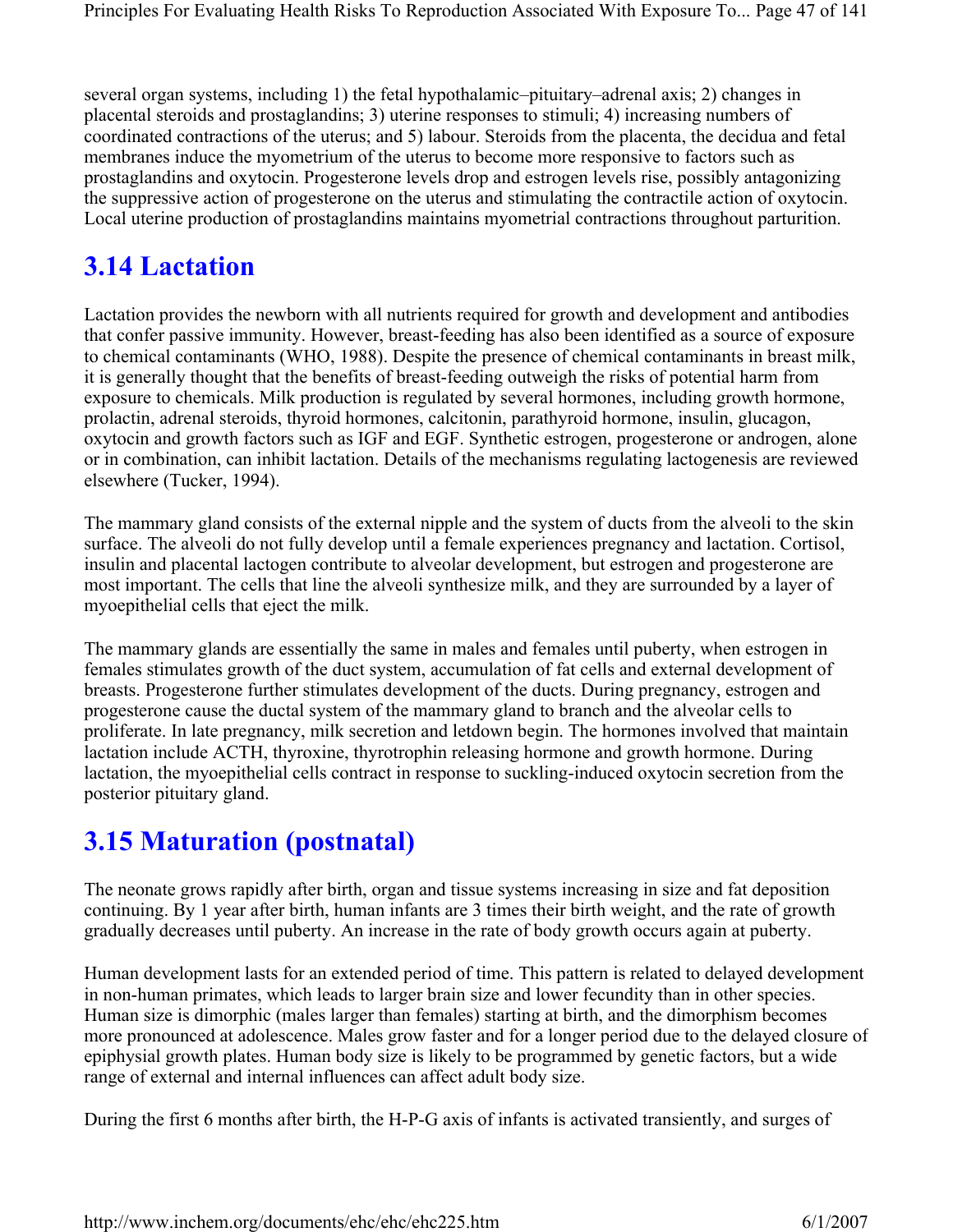several organ systems, including 1) the fetal hypothalamic–pituitary–adrenal axis; 2) changes in placental steroids and prostaglandins; 3) uterine responses to stimuli; 4) increasing numbers of coordinated contractions of the uterus; and 5) labour. Steroids from the placenta, the decidua and fetal membranes induce the myometrium of the uterus to become more responsive to factors such as prostaglandins and oxytocin. Progesterone levels drop and estrogen levels rise, possibly antagonizing the suppressive action of progesterone on the uterus and stimulating the contractile action of oxytocin. Local uterine production of prostaglandins maintains myometrial contractions throughout parturition.

## 3.14 Lactation

Lactation provides the newborn with all nutrients required for growth and development and antibodies that confer passive immunity. However, breast-feeding has also been identified as a source of exposure to chemical contaminants (WHO, 1988). Despite the presence of chemical contaminants in breast milk, it is generally thought that the benefits of breast-feeding outweigh the risks of potential harm from exposure to chemicals. Milk production is regulated by several hormones, including growth hormone, prolactin, adrenal steroids, thyroid hormones, calcitonin, parathyroid hormone, insulin, glucagon, oxytocin and growth factors such as IGF and EGF. Synthetic estrogen, progesterone or androgen, alone or in combination, can inhibit lactation. Details of the mechanisms regulating lactogenesis are reviewed elsewhere (Tucker, 1994).

The mammary gland consists of the external nipple and the system of ducts from the alveoli to the skin surface. The alveoli do not fully develop until a female experiences pregnancy and lactation. Cortisol, insulin and placental lactogen contribute to alveolar development, but estrogen and progesterone are most important. The cells that line the alveoli synthesize milk, and they are surrounded by a layer of myoepithelial cells that eject the milk.

The mammary glands are essentially the same in males and females until puberty, when estrogen in females stimulates growth of the duct system, accumulation of fat cells and external development of breasts. Progesterone further stimulates development of the ducts. During pregnancy, estrogen and progesterone cause the ductal system of the mammary gland to branch and the alveolar cells to proliferate. In late pregnancy, milk secretion and letdown begin. The hormones involved that maintain lactation include ACTH, thyroxine, thyrotrophin releasing hormone and growth hormone. During lactation, the myoepithelial cells contract in response to suckling-induced oxytocin secretion from the posterior pituitary gland.

## 3.15 Maturation (postnatal)

The neonate grows rapidly after birth, organ and tissue systems increasing in size and fat deposition continuing. By 1 year after birth, human infants are 3 times their birth weight, and the rate of growth gradually decreases until puberty. An increase in the rate of body growth occurs again at puberty.

Human development lasts for an extended period of time. This pattern is related to delayed development in non-human primates, which leads to larger brain size and lower fecundity than in other species. Human size is dimorphic (males larger than females) starting at birth, and the dimorphism becomes more pronounced at adolescence. Males grow faster and for a longer period due to the delayed closure of epiphysial growth plates. Human body size is likely to be programmed by genetic factors, but a wide range of external and internal influences can affect adult body size.

During the first 6 months after birth, the H-P-G axis of infants is activated transiently, and surges of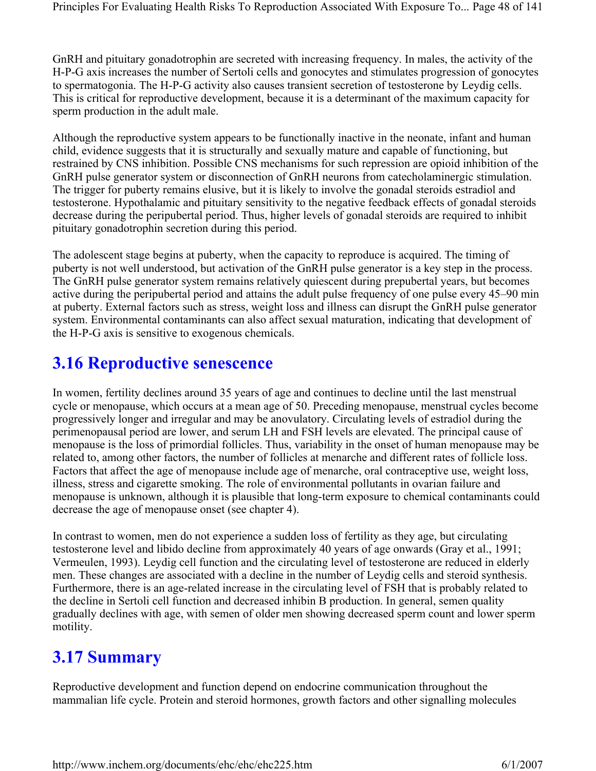GnRH and pituitary gonadotrophin are secreted with increasing frequency. In males, the activity of the H-P-G axis increases the number of Sertoli cells and gonocytes and stimulates progression of gonocytes to spermatogonia. The H-P-G activity also causes transient secretion of testosterone by Leydig cells. This is critical for reproductive development, because it is a determinant of the maximum capacity for sperm production in the adult male.

Although the reproductive system appears to be functionally inactive in the neonate, infant and human child, evidence suggests that it is structurally and sexually mature and capable of functioning, but restrained by CNS inhibition. Possible CNS mechanisms for such repression are opioid inhibition of the GnRH pulse generator system or disconnection of GnRH neurons from catecholaminergic stimulation. The trigger for puberty remains elusive, but it is likely to involve the gonadal steroids estradiol and testosterone. Hypothalamic and pituitary sensitivity to the negative feedback effects of gonadal steroids decrease during the peripubertal period. Thus, higher levels of gonadal steroids are required to inhibit pituitary gonadotrophin secretion during this period.

The adolescent stage begins at puberty, when the capacity to reproduce is acquired. The timing of puberty is not well understood, but activation of the GnRH pulse generator is a key step in the process. The GnRH pulse generator system remains relatively quiescent during prepubertal years, but becomes active during the peripubertal period and attains the adult pulse frequency of one pulse every 45–90 min at puberty. External factors such as stress, weight loss and illness can disrupt the GnRH pulse generator system. Environmental contaminants can also affect sexual maturation, indicating that development of the H-P-G axis is sensitive to exogenous chemicals.

## 3.16 Reproductive senescence

In women, fertility declines around 35 years of age and continues to decline until the last menstrual cycle or menopause, which occurs at a mean age of 50. Preceding menopause, menstrual cycles become progressively longer and irregular and may be anovulatory. Circulating levels of estradiol during the perimenopausal period are lower, and serum LH and FSH levels are elevated. The principal cause of menopause is the loss of primordial follicles. Thus, variability in the onset of human menopause may be related to, among other factors, the number of follicles at menarche and different rates of follicle loss. Factors that affect the age of menopause include age of menarche, oral contraceptive use, weight loss, illness, stress and cigarette smoking. The role of environmental pollutants in ovarian failure and menopause is unknown, although it is plausible that long-term exposure to chemical contaminants could decrease the age of menopause onset (see chapter 4).

In contrast to women, men do not experience a sudden loss of fertility as they age, but circulating testosterone level and libido decline from approximately 40 years of age onwards (Gray et al., 1991; Vermeulen, 1993). Leydig cell function and the circulating level of testosterone are reduced in elderly men. These changes are associated with a decline in the number of Leydig cells and steroid synthesis. Furthermore, there is an age-related increase in the circulating level of FSH that is probably related to the decline in Sertoli cell function and decreased inhibin B production. In general, semen quality gradually declines with age, with semen of older men showing decreased sperm count and lower sperm motility.

## 3.17 Summary

Reproductive development and function depend on endocrine communication throughout the mammalian life cycle. Protein and steroid hormones, growth factors and other signalling molecules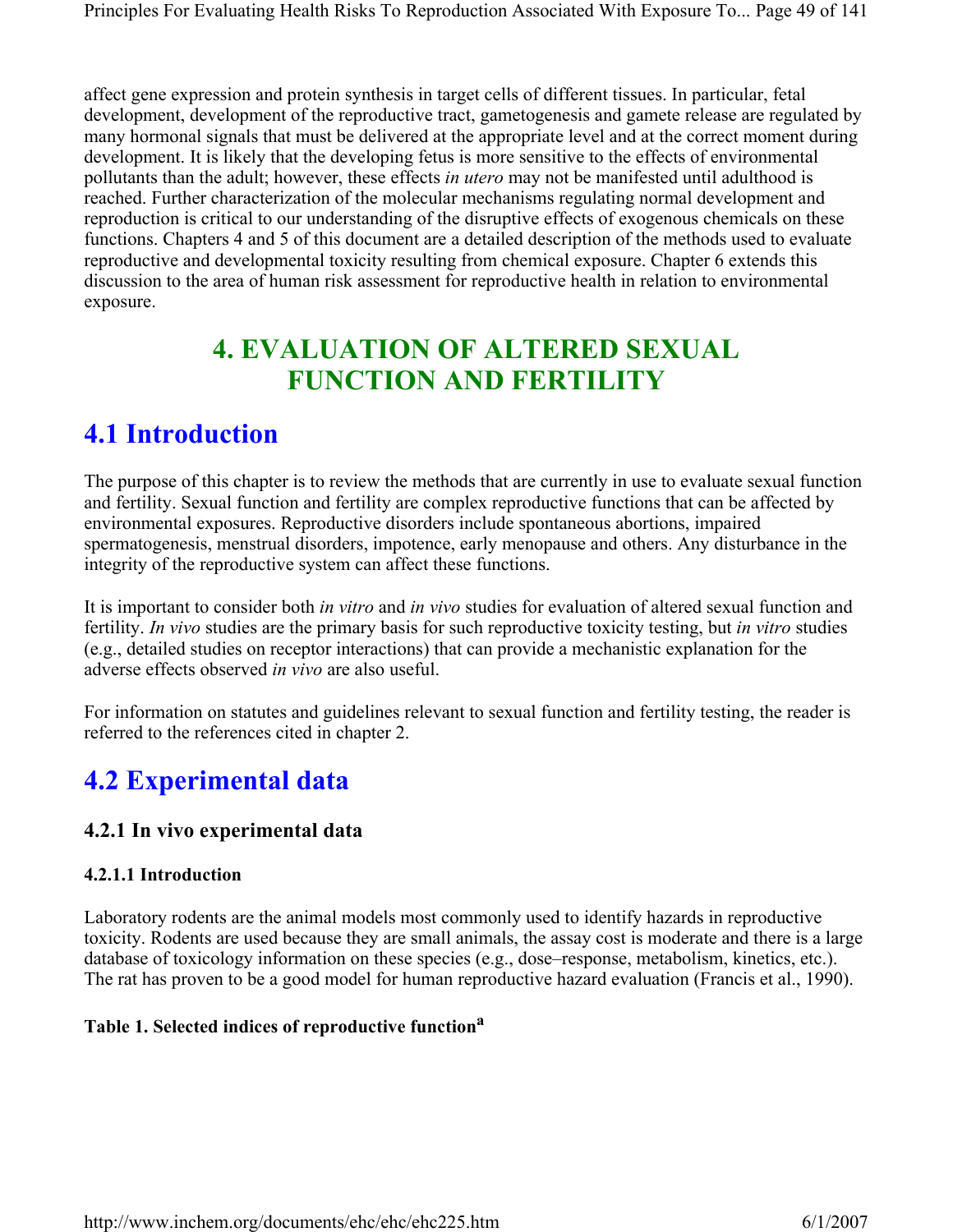affect gene expression and protein synthesis in target cells of different tissues. In particular, fetal development, development of the reproductive tract, gametogenesis and gamete release are regulated by many hormonal signals that must be delivered at the appropriate level and at the correct moment during development. It is likely that the developing fetus is more sensitive to the effects of environmental pollutants than the adult; however, these effects *in utero* may not be manifested until adulthood is reached. Further characterization of the molecular mechanisms regulating normal development and reproduction is critical to our understanding of the disruptive effects of exogenous chemicals on these functions. Chapters 4 and 5 of this document are a detailed description of the methods used to evaluate reproductive and developmental toxicity resulting from chemical exposure. Chapter 6 extends this discussion to the area of human risk assessment for reproductive health in relation to environmental exposure.

# 4. EVALUATION OF ALTERED SEXUAL FUNCTION AND FERTILITY

## 4.1 Introduction

The purpose of this chapter is to review the methods that are currently in use to evaluate sexual function and fertility. Sexual function and fertility are complex reproductive functions that can be affected by environmental exposures. Reproductive disorders include spontaneous abortions, impaired spermatogenesis, menstrual disorders, impotence, early menopause and others. Any disturbance in the integrity of the reproductive system can affect these functions.

It is important to consider both *in vitro* and *in vivo* studies for evaluation of altered sexual function and fertility. *In vivo* studies are the primary basis for such reproductive toxicity testing, but *in vitro* studies (e.g., detailed studies on receptor interactions) that can provide a mechanistic explanation for the adverse effects observed *in vivo* are also useful.

For information on statutes and guidelines relevant to sexual function and fertility testing, the reader is referred to the references cited in chapter 2.

## 4.2 Experimental data

### 4.2.1 In vivo experimental data

#### 4.2.1.1 Introduction

Laboratory rodents are the animal models most commonly used to identify hazards in reproductive toxicity. Rodents are used because they are small animals, the assay cost is moderate and there is a large database of toxicology information on these species (e.g., dose–response, metabolism, kinetics, etc.). The rat has proven to be a good model for human reproductive hazard evaluation (Francis et al., 1990).

**Table 1. Selected indices of reproductive function[a]**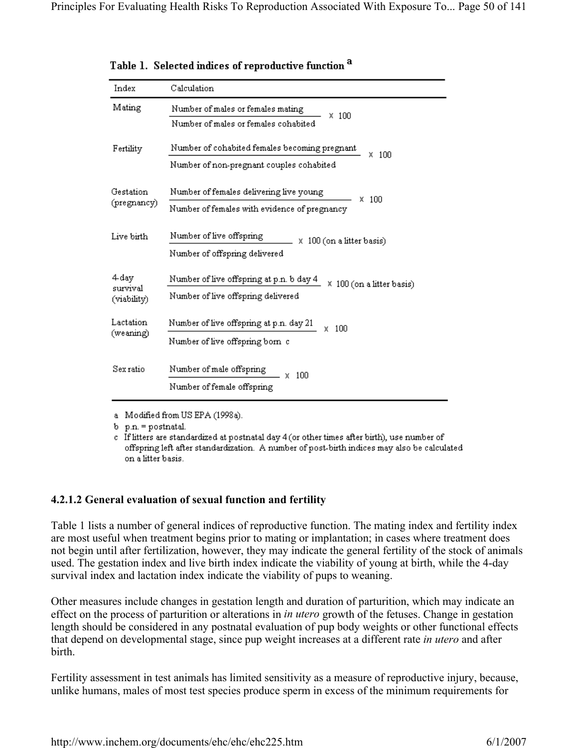Table 1. Selected indices of reproductive function [a]

| Index | Calculation |
|---|---|
| Mating | $\frac{\text{Number of males or females mating}}{\text{Number of males or females cohabited}} \times 100$ |
| Fertility | $\frac{\text{Number of cohabited females becoming pregnant}}{\text{Number of non-pregnant couples cohabited}} \times 100$ |
| Gestation (pregnancy) | $\frac{\text{Number of females delivering live young}}{\text{Number of females with evidence of pregnancy}} \times 100$ |
| Live birth | $\frac{\text{Number of live offspring}}{\text{Number of offspring delivered}} \times 100$ (on a litter basis) |
| 4-day survival (viability) | $\frac{\text{Number of live offspring at p.n. [b] day 4}}{\text{Number of live offspring delivered}} \times 100$ (on a litter basis) |
| Lactation (weaning) | $\frac{\text{Number of live offspring at p.n. day 21}}{\text{Number of live offspring born [c]}} \times 100$ |
| Sex ratio | $\frac{\text{Number of male offspring}}{\text{Number of female offspring}} \times 100$ |

a Modified from US EPA (1998a).

b p.n. = postnatal.

c If litters are standardized at postnatal day 4 (or other times after birth), use number of offspring left after standardization. A number of post-birth indices may also be calculated on a litter basis.

#### 4.2.1.2 General evaluation of sexual function and fertility

Table 1 lists a number of general indices of reproductive function. The mating index and fertility index are most useful when treatment begins prior to mating or implantation; in cases where treatment does not begin until after fertilization, however, they may indicate the general fertility of the stock of animals used. The gestation index and live birth index indicate the viability of young at birth, while the 4-day survival index and lactation index indicate the viability of pups to weaning.

Other measures include changes in gestation length and duration of parturition, which may indicate an effect on the process of parturition or alterations in *in utero* growth of the fetuses. Change in gestation length should be considered in any postnatal evaluation of pup body weights or other functional effects that depend on developmental stage, since pup weight increases at a different rate *in utero* and after birth.

Fertility assessment in test animals has limited sensitivity as a measure of reproductive injury, because, unlike humans, males of most test species produce sperm in excess of the minimum requirements for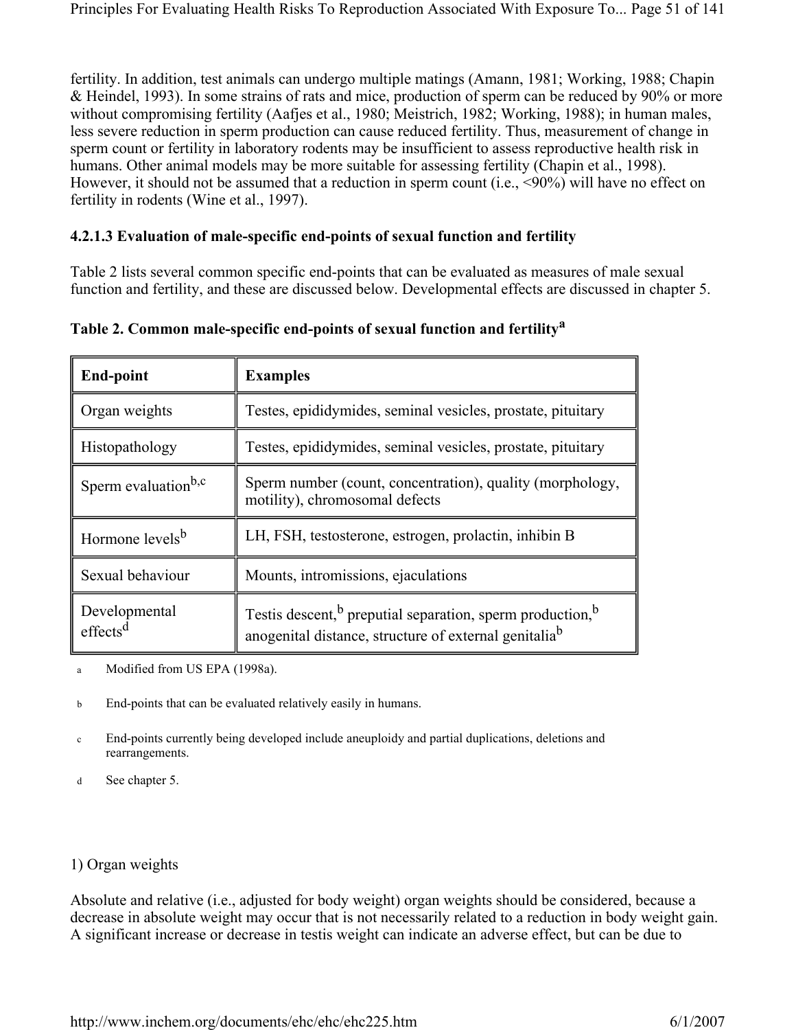fertility. In addition, test animals can undergo multiple matings (Amann, 1981; Working, 1988; Chapin & Heindel, 1993). In some strains of rats and mice, production of sperm can be reduced by 90% or more without compromising fertility (Aafjes et al., 1980; Meistrich, 1982; Working, 1988); in human males, less severe reduction in sperm production can cause reduced fertility. Thus, measurement of change in sperm count or fertility in laboratory rodents may be insufficient to assess reproductive health risk in humans. Other animal models may be more suitable for assessing fertility (Chapin et al., 1998). However, it should not be assumed that a reduction in sperm count (i.e., <90%) will have no effect on fertility in rodents (Wine et al., 1997).

### 4.2.1.3 Evaluation of male-specific end-points of sexual function and fertility

Table 2 lists several common specific end-points that can be evaluated as measures of male sexual function and fertility, and these are discussed below. Developmental effects are discussed in chapter 5.

**Table 2. Common male-specific end-points of sexual function and fertility[a]**

| End-point | Examples |
|---|---|
| Organ weights | Testes, epididymides, seminal vesicles, prostate, pituitary |
| Histopathology | Testes, epididymides, seminal vesicles, prostate, pituitary |
| Sperm evaluation[b,c] | Sperm number (count, concentration), quality (morphology, motility), chromosomal defects |
| Hormone levels[b] | LH, FSH, testosterone, estrogen, prolactin, inhibin B |
| Sexual behaviour | Mounts, intromissions, ejaculations |
| Developmental effects[d] | Testis descent,[b] preputial separation, sperm production,[b] anogenital distance, structure of external genitalia[b] |

a Modified from US EPA (1998a).

b End-points that can be evaluated relatively easily in humans.

c End-points currently being developed include aneuploidy and partial duplications, deletions and rearrangements.

d See chapter 5.

1) Organ weights

Absolute and relative (i.e., adjusted for body weight) organ weights should be considered, because a decrease in absolute weight may occur that is not necessarily related to a reduction in body weight gain. A significant increase or decrease in testis weight can indicate an adverse effect, but can be due to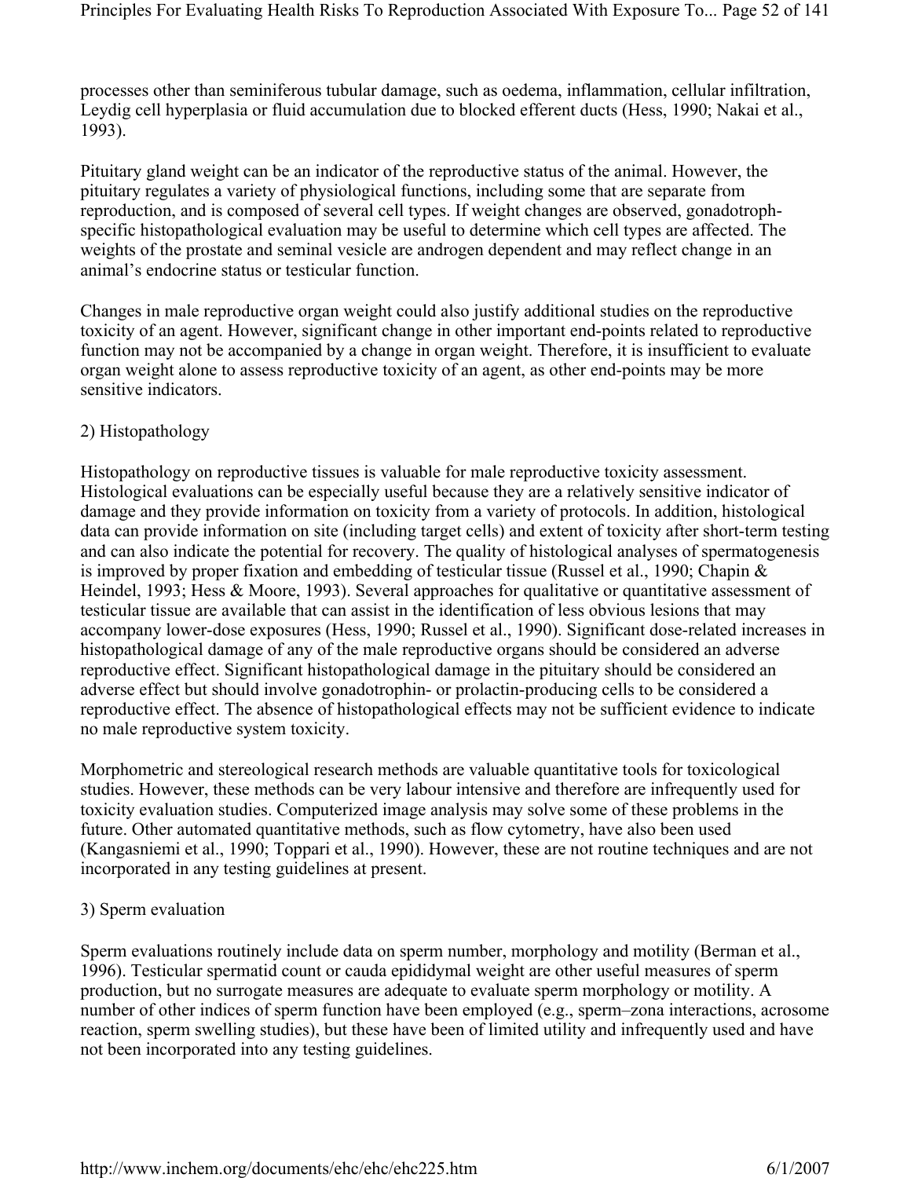processes other than seminiferous tubular damage, such as oedema, inflammation, cellular infiltration, Leydig cell hyperplasia or fluid accumulation due to blocked efferent ducts (Hess, 1990; Nakai et al., 1993).

Pituitary gland weight can be an indicator of the reproductive status of the animal. However, the pituitary regulates a variety of physiological functions, including some that are separate from reproduction, and is composed of several cell types. If weight changes are observed, gonadotroph-specific histopathological evaluation may be useful to determine which cell types are affected. The weights of the prostate and seminal vesicle are androgen dependent and may reflect change in an animal's endocrine status or testicular function.

Changes in male reproductive organ weight could also justify additional studies on the reproductive toxicity of an agent. However, significant change in other important end-points related to reproductive function may not be accompanied by a change in organ weight. Therefore, it is insufficient to evaluate organ weight alone to assess reproductive toxicity of an agent, as other end-points may be more sensitive indicators.

2) Histopathology

Histopathology on reproductive tissues is valuable for male reproductive toxicity assessment. Histological evaluations can be especially useful because they are a relatively sensitive indicator of damage and they provide information on toxicity from a variety of protocols. In addition, histological data can provide information on site (including target cells) and extent of toxicity after short-term testing and can also indicate the potential for recovery. The quality of histological analyses of spermatogenesis is improved by proper fixation and embedding of testicular tissue (Russel et al., 1990; Chapin & Heindel, 1993; Hess & Moore, 1993). Several approaches for qualitative or quantitative assessment of testicular tissue are available that can assist in the identification of less obvious lesions that may accompany lower-dose exposures (Hess, 1990; Russel et al., 1990). Significant dose-related increases in histopathological damage of any of the male reproductive organs should be considered an adverse reproductive effect. Significant histopathological damage in the pituitary should be considered an adverse effect but should involve gonadotrophin- or prolactin-producing cells to be considered a reproductive effect. The absence of histopathological effects may not be sufficient evidence to indicate no male reproductive system toxicity.

Morphometric and stereological research methods are valuable quantitative tools for toxicological studies. However, these methods can be very labour intensive and therefore are infrequently used for toxicity evaluation studies. Computerized image analysis may solve some of these problems in the future. Other automated quantitative methods, such as flow cytometry, have also been used (Kangasniemi et al., 1990; Toppari et al., 1990). However, these are not routine techniques and are not incorporated in any testing guidelines at present.

3) Sperm evaluation

Sperm evaluations routinely include data on sperm number, morphology and motility (Berman et al., 1996). Testicular spermatid count or cauda epididymal weight are other useful measures of sperm production, but no surrogate measures are adequate to evaluate sperm morphology or motility. A number of other indices of sperm function have been employed (e.g., sperm–zona interactions, acrosome reaction, sperm swelling studies), but these have been of limited utility and infrequently used and have not been incorporated into any testing guidelines.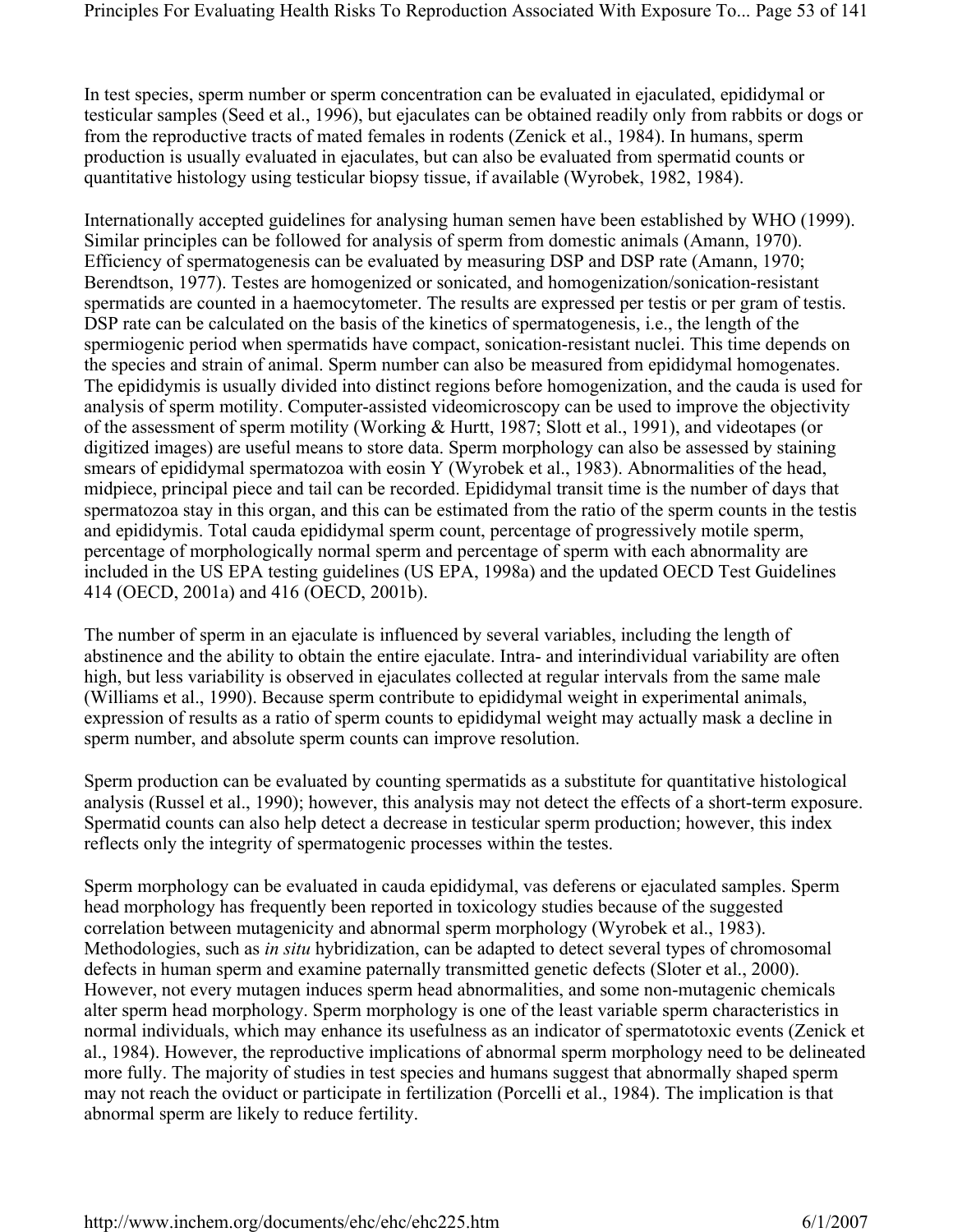In test species, sperm number or sperm concentration can be evaluated in ejaculated, epididymal or testicular samples (Seed et al., 1996), but ejaculates can be obtained readily only from rabbits or dogs or from the reproductive tracts of mated females in rodents (Zenick et al., 1984). In humans, sperm production is usually evaluated in ejaculates, but can also be evaluated from spermatid counts or quantitative histology using testicular biopsy tissue, if available (Wyrobek, 1982, 1984).

Internationally accepted guidelines for analysing human semen have been established by WHO (1999). Similar principles can be followed for analysis of sperm from domestic animals (Amann, 1970). Efficiency of spermatogenesis can be evaluated by measuring DSP and DSP rate (Amann, 1970; Berendtson, 1977). Testes are homogenized or sonicated, and homogenization/sonication-resistant spermatids are counted in a haemocytometer. The results are expressed per testis or per gram of testis. DSP rate can be calculated on the basis of the kinetics of spermatogenesis, i.e., the length of the spermiogenic period when spermatids have compact, sonication-resistant nuclei. This time depends on the species and strain of animal. Sperm number can also be measured from epididymal homogenates. The epididymis is usually divided into distinct regions before homogenization, and the cauda is used for analysis of sperm motility. Computer-assisted videomicroscopy can be used to improve the objectivity of the assessment of sperm motility (Working & Hurtt, 1987; Slott et al., 1991), and videotapes (or digitized images) are useful means to store data. Sperm morphology can also be assessed by staining smears of epididymal spermatozoa with eosin Y (Wyrobek et al., 1983). Abnormalities of the head, midpiece, principal piece and tail can be recorded. Epididymal transit time is the number of days that spermatozoa stay in this organ, and this can be estimated from the ratio of the sperm counts in the testis and epididymis. Total cauda epididymal sperm count, percentage of progressively motile sperm, percentage of morphologically normal sperm and percentage of sperm with each abnormality are included in the US EPA testing guidelines (US EPA, 1998a) and the updated OECD Test Guidelines 414 (OECD, 2001a) and 416 (OECD, 2001b).

The number of sperm in an ejaculate is influenced by several variables, including the length of abstinence and the ability to obtain the entire ejaculate. Intra- and interindividual variability are often high, but less variability is observed in ejaculates collected at regular intervals from the same male (Williams et al., 1990). Because sperm contribute to epididymal weight in experimental animals, expression of results as a ratio of sperm counts to epididymal weight may actually mask a decline in sperm number, and absolute sperm counts can improve resolution.

Sperm production can be evaluated by counting spermatids as a substitute for quantitative histological analysis (Russel et al., 1990); however, this analysis may not detect the effects of a short-term exposure. Spermatid counts can also help detect a decrease in testicular sperm production; however, this index reflects only the integrity of spermatogenic processes within the testes.

Sperm morphology can be evaluated in cauda epididymal, vas deferens or ejaculated samples. Sperm head morphology has frequently been reported in toxicology studies because of the suggested correlation between mutagenicity and abnormal sperm morphology (Wyrobek et al., 1983). Methodologies, such as *in situ* hybridization, can be adapted to detect several types of chromosomal defects in human sperm and examine paternally transmitted genetic defects (Sloter et al., 2000). However, not every mutagen induces sperm head abnormalities, and some non-mutagenic chemicals alter sperm head morphology. Sperm morphology is one of the least variable sperm characteristics in normal individuals, which may enhance its usefulness as an indicator of spermatotoxic events (Zenick et al., 1984). However, the reproductive implications of abnormal sperm morphology need to be delineated more fully. The majority of studies in test species and humans suggest that abnormally shaped sperm may not reach the oviduct or participate in fertilization (Porcelli et al., 1984). The implication is that abnormal sperm are likely to reduce fertility.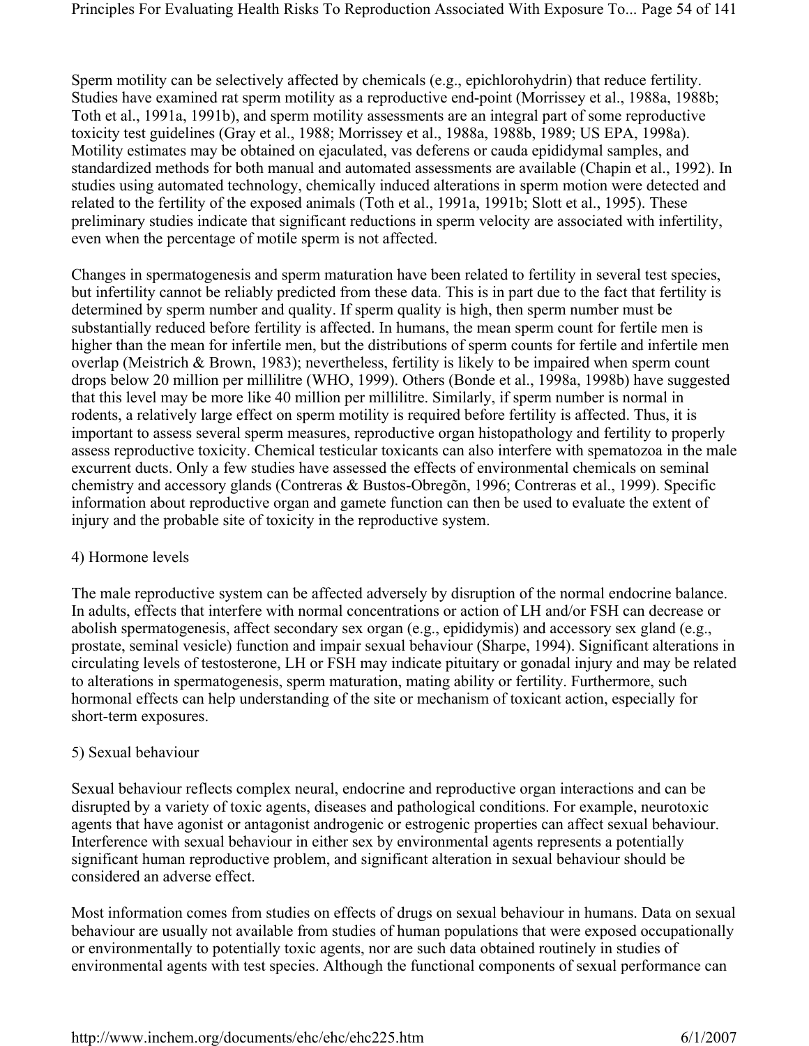Sperm motility can be selectively affected by chemicals (e.g., epichlorohydrin) that reduce fertility. Studies have examined rat sperm motility as a reproductive end-point (Morrissey et al., 1988a, 1988b; Toth et al., 1991a, 1991b), and sperm motility assessments are an integral part of some reproductive toxicity test guidelines (Gray et al., 1988; Morrissey et al., 1988a, 1988b, 1989; US EPA, 1998a). Motility estimates may be obtained on ejaculated, vas deferens or cauda epididymal samples, and standardized methods for both manual and automated assessments are available (Chapin et al., 1992). In studies using automated technology, chemically induced alterations in sperm motion were detected and related to the fertility of the exposed animals (Toth et al., 1991a, 1991b; Slott et al., 1995). These preliminary studies indicate that significant reductions in sperm velocity are associated with infertility, even when the percentage of motile sperm is not affected.

Changes in spermatogenesis and sperm maturation have been related to fertility in several test species, but infertility cannot be reliably predicted from these data. This is in part due to the fact that fertility is determined by sperm number and quality. If sperm quality is high, then sperm number must be substantially reduced before fertility is affected. In humans, the mean sperm count for fertile men is higher than the mean for infertile men, but the distributions of sperm counts for fertile and infertile men overlap (Meistrich & Brown, 1983); nevertheless, fertility is likely to be impaired when sperm count drops below 20 million per millilitre (WHO, 1999). Others (Bonde et al., 1998a, 1998b) have suggested that this level may be more like 40 million per millilitre. Similarly, if sperm number is normal in rodents, a relatively large effect on sperm motility is required before fertility is affected. Thus, it is important to assess several sperm measures, reproductive organ histopathology and fertility to properly assess reproductive toxicity. Chemical testicular toxicants can also interfere with spematozoa in the male excurrent ducts. Only a few studies have assessed the effects of environmental chemicals on seminal chemistry and accessory glands (Contreras & Bustos-Obregõn, 1996; Contreras et al., 1999). Specific information about reproductive organ and gamete function can then be used to evaluate the extent of injury and the probable site of toxicity in the reproductive system.

4) Hormone levels

The male reproductive system can be affected adversely by disruption of the normal endocrine balance. In adults, effects that interfere with normal concentrations or action of LH and/or FSH can decrease or abolish spermatogenesis, affect secondary sex organ (e.g., epididymis) and accessory sex gland (e.g., prostate, seminal vesicle) function and impair sexual behaviour (Sharpe, 1994). Significant alterations in circulating levels of testosterone, LH or FSH may indicate pituitary or gonadal injury and may be related to alterations in spermatogenesis, sperm maturation, mating ability or fertility. Furthermore, such hormonal effects can help understanding of the site or mechanism of toxicant action, especially for short-term exposures.

5) Sexual behaviour

Sexual behaviour reflects complex neural, endocrine and reproductive organ interactions and can be disrupted by a variety of toxic agents, diseases and pathological conditions. For example, neurotoxic agents that have agonist or antagonist androgenic or estrogenic properties can affect sexual behaviour. Interference with sexual behaviour in either sex by environmental agents represents a potentially significant human reproductive problem, and significant alteration in sexual behaviour should be considered an adverse effect.

Most information comes from studies on effects of drugs on sexual behaviour in humans. Data on sexual behaviour are usually not available from studies of human populations that were exposed occupationally or environmentally to potentially toxic agents, nor are such data obtained routinely in studies of environmental agents with test species. Although the functional components of sexual performance can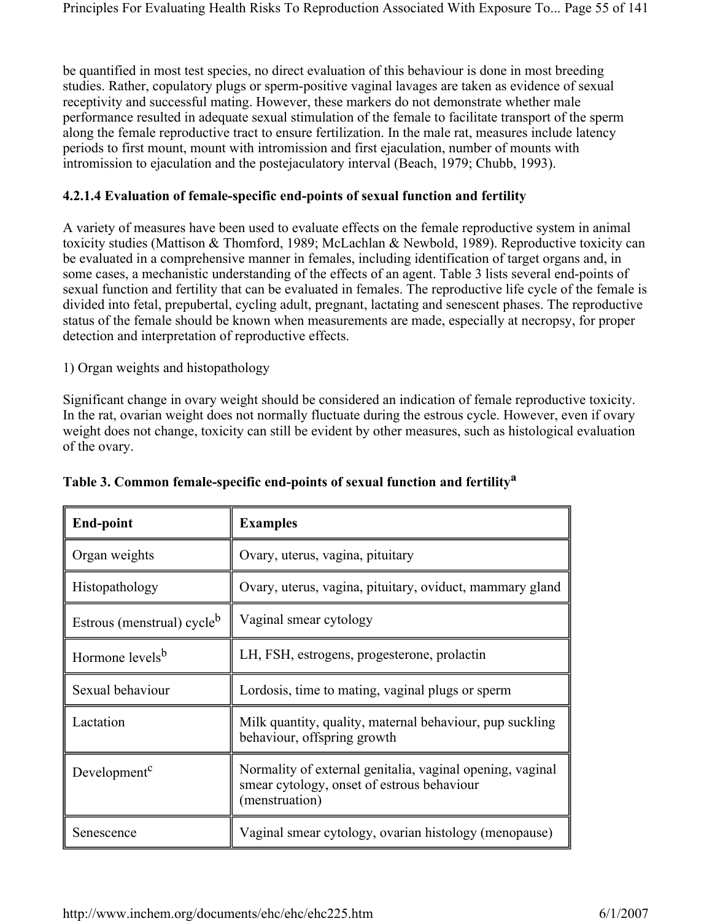be quantified in most test species, no direct evaluation of this behaviour is done in most breeding studies. Rather, copulatory plugs or sperm-positive vaginal lavages are taken as evidence of sexual receptivity and successful mating. However, these markers do not demonstrate whether male performance resulted in adequate sexual stimulation of the female to facilitate transport of the sperm along the female reproductive tract to ensure fertilization. In the male rat, measures include latency periods to first mount, mount with intromission and first ejaculation, number of mounts with intromission to ejaculation and the postejaculatory interval (Beach, 1979; Chubb, 1993).

#### 4.2.1.4 Evaluation of female-specific end-points of sexual function and fertility

A variety of measures have been used to evaluate effects on the female reproductive system in animal toxicity studies (Mattison & Thomford, 1989; McLachlan & Newbold, 1989). Reproductive toxicity can be evaluated in a comprehensive manner in females, including identification of target organs and, in some cases, a mechanistic understanding of the effects of an agent. Table 3 lists several end-points of sexual function and fertility that can be evaluated in females. The reproductive life cycle of the female is divided into fetal, prepubertal, cycling adult, pregnant, lactating and senescent phases. The reproductive status of the female should be known when measurements are made, especially at necropsy, for proper detection and interpretation of reproductive effects.

1) Organ weights and histopathology

Significant change in ovary weight should be considered an indication of female reproductive toxicity. In the rat, ovarian weight does not normally fluctuate during the estrous cycle. However, even if ovary weight does not change, toxicity can still be evident by other measures, such as histological evaluation of the ovary.

**Table 3. Common female-specific end-points of sexual function and fertility[a]**

| End-point | Examples |
|---|---|
| Organ weights | Ovary, uterus, vagina, pituitary |
| Histopathology | Ovary, uterus, vagina, pituitary, oviduct, mammary gland |
| Estrous (menstrual) cycle[b] | Vaginal smear cytology |
| Hormone levels[b] | LH, FSH, estrogens, progesterone, prolactin |
| Sexual behaviour | Lordosis, time to mating, vaginal plugs or sperm |
| Lactation | Milk quantity, quality, maternal behaviour, pup suckling behaviour, offspring growth |
| Development[c] | Normality of external genitalia, vaginal opening, vaginal smear cytology, onset of estrous behaviour (menstruation) |
| Senescence | Vaginal smear cytology, ovarian histology (menopause) |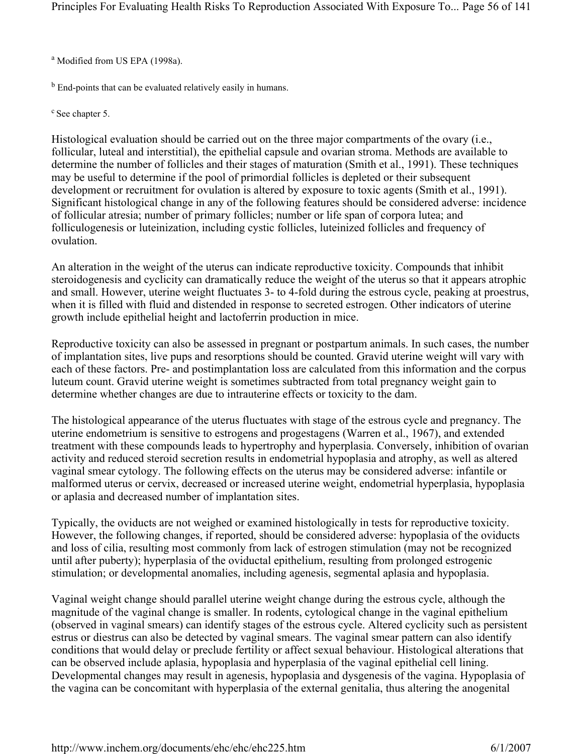[a] Modified from US EPA (1998a).

[b] End-points that can be evaluated relatively easily in humans.

[c] See chapter 5.

Histological evaluation should be carried out on the three major compartments of the ovary (i.e., follicular, luteal and interstitial), the epithelial capsule and ovarian stroma. Methods are available to determine the number of follicles and their stages of maturation (Smith et al., 1991). These techniques may be useful to determine if the pool of primordial follicles is depleted or their subsequent development or recruitment for ovulation is altered by exposure to toxic agents (Smith et al., 1991). Significant histological change in any of the following features should be considered adverse: incidence of follicular atresia; number of primary follicles; number or life span of corpora lutea; and folliculogenesis or luteinization, including cystic follicles, luteinized follicles and frequency of ovulation.

An alteration in the weight of the uterus can indicate reproductive toxicity. Compounds that inhibit steroidogenesis and cyclicity can dramatically reduce the weight of the uterus so that it appears atrophic and small. However, uterine weight fluctuates 3- to 4-fold during the estrous cycle, peaking at proestrus, when it is filled with fluid and distended in response to secreted estrogen. Other indicators of uterine growth include epithelial height and lactoferrin production in mice.

Reproductive toxicity can also be assessed in pregnant or postpartum animals. In such cases, the number of implantation sites, live pups and resorptions should be counted. Gravid uterine weight will vary with each of these factors. Pre- and postimplantation loss are calculated from this information and the corpus luteum count. Gravid uterine weight is sometimes subtracted from total pregnancy weight gain to determine whether changes are due to intrauterine effects or toxicity to the dam.

The histological appearance of the uterus fluctuates with stage of the estrous cycle and pregnancy. The uterine endometrium is sensitive to estrogens and progestagens (Warren et al., 1967), and extended treatment with these compounds leads to hypertrophy and hyperplasia. Conversely, inhibition of ovarian activity and reduced steroid secretion results in endometrial hypoplasia and atrophy, as well as altered vaginal smear cytology. The following effects on the uterus may be considered adverse: infantile or malformed uterus or cervix, decreased or increased uterine weight, endometrial hyperplasia, hypoplasia or aplasia and decreased number of implantation sites.

Typically, the oviducts are not weighed or examined histologically in tests for reproductive toxicity. However, the following changes, if reported, should be considered adverse: hypoplasia of the oviducts and loss of cilia, resulting most commonly from lack of estrogen stimulation (may not be recognized until after puberty); hyperplasia of the oviductal epithelium, resulting from prolonged estrogenic stimulation; or developmental anomalies, including agenesis, segmental aplasia and hypoplasia.

Vaginal weight change should parallel uterine weight change during the estrous cycle, although the magnitude of the vaginal change is smaller. In rodents, cytological change in the vaginal epithelium (observed in vaginal smears) can identify stages of the estrous cycle. Altered cyclicity such as persistent estrus or diestrus can also be detected by vaginal smears. The vaginal smear pattern can also identify conditions that would delay or preclude fertility or affect sexual behaviour. Histological alterations that can be observed include aplasia, hypoplasia and hyperplasia of the vaginal epithelial cell lining. Developmental changes may result in agenesis, hypoplasia and dysgenesis of the vagina. Hypoplasia of the vagina can be concomitant with hyperplasia of the external genitalia, thus altering the anogenital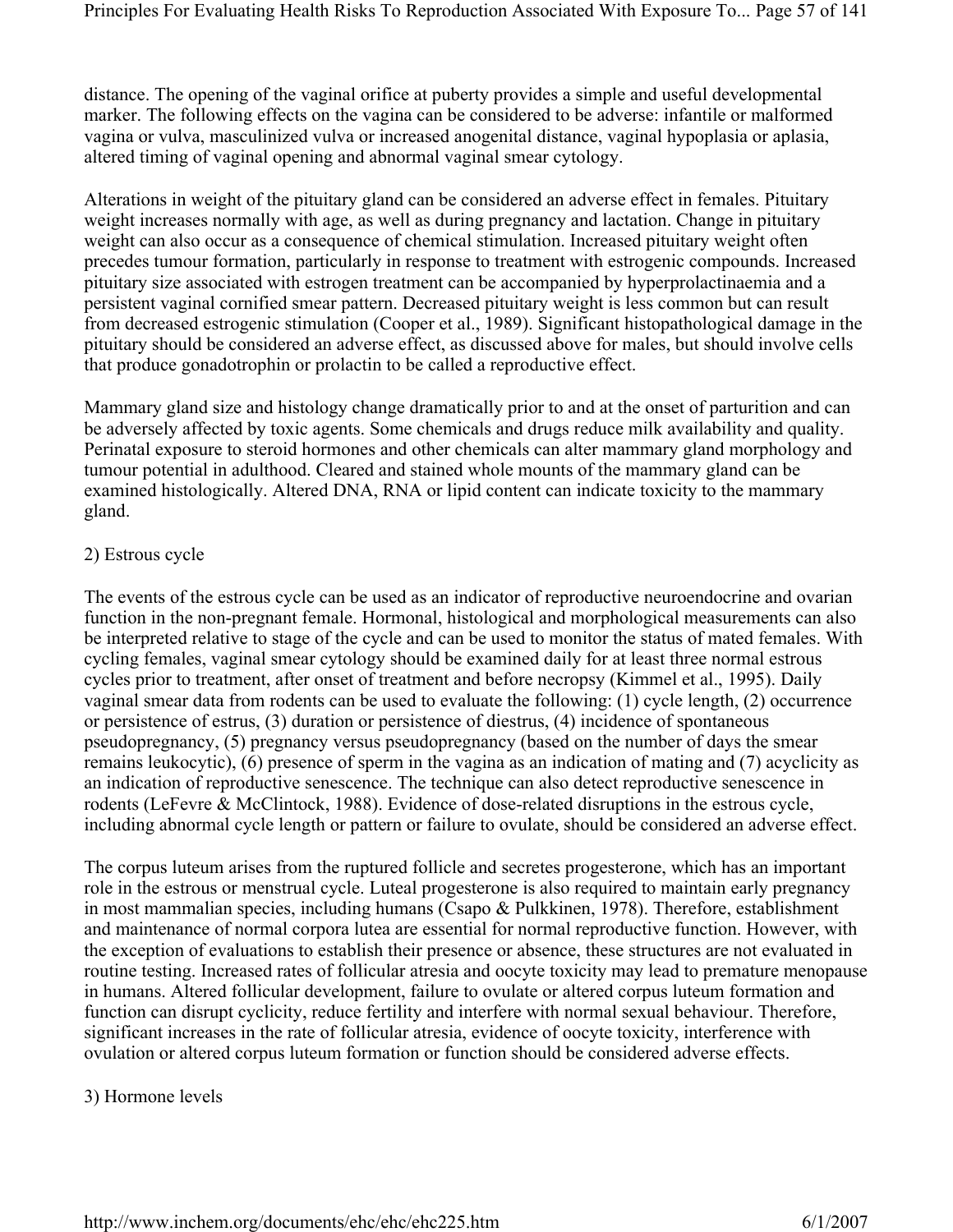distance. The opening of the vaginal orifice at puberty provides a simple and useful developmental marker. The following effects on the vagina can be considered to be adverse: infantile or malformed vagina or vulva, masculinized vulva or increased anogenital distance, vaginal hypoplasia or aplasia, altered timing of vaginal opening and abnormal vaginal smear cytology.

Alterations in weight of the pituitary gland can be considered an adverse effect in females. Pituitary weight increases normally with age, as well as during pregnancy and lactation. Change in pituitary weight can also occur as a consequence of chemical stimulation. Increased pituitary weight often precedes tumour formation, particularly in response to treatment with estrogenic compounds. Increased pituitary size associated with estrogen treatment can be accompanied by hyperprolactinaemia and a persistent vaginal cornified smear pattern. Decreased pituitary weight is less common but can result from decreased estrogenic stimulation (Cooper et al., 1989). Significant histopathological damage in the pituitary should be considered an adverse effect, as discussed above for males, but should involve cells that produce gonadotrophin or prolactin to be called a reproductive effect.

Mammary gland size and histology change dramatically prior to and at the onset of parturition and can be adversely affected by toxic agents. Some chemicals and drugs reduce milk availability and quality. Perinatal exposure to steroid hormones and other chemicals can alter mammary gland morphology and tumour potential in adulthood. Cleared and stained whole mounts of the mammary gland can be examined histologically. Altered DNA, RNA or lipid content can indicate toxicity to the mammary gland.

2) Estrous cycle

The events of the estrous cycle can be used as an indicator of reproductive neuroendocrine and ovarian function in the non-pregnant female. Hormonal, histological and morphological measurements can also be interpreted relative to stage of the cycle and can be used to monitor the status of mated females. With cycling females, vaginal smear cytology should be examined daily for at least three normal estrous cycles prior to treatment, after onset of treatment and before necropsy (Kimmel et al., 1995). Daily vaginal smear data from rodents can be used to evaluate the following: (1) cycle length, (2) occurrence or persistence of estrus, (3) duration or persistence of diestrus, (4) incidence of spontaneous pseudopregnancy, (5) pregnancy versus pseudopregnancy (based on the number of days the smear remains leukocytic), (6) presence of sperm in the vagina as an indication of mating and (7) acyclicity as an indication of reproductive senescence. The technique can also detect reproductive senescence in rodents (LeFevre & McClintock, 1988). Evidence of dose-related disruptions in the estrous cycle, including abnormal cycle length or pattern or failure to ovulate, should be considered an adverse effect.

The corpus luteum arises from the ruptured follicle and secretes progesterone, which has an important role in the estrous or menstrual cycle. Luteal progesterone is also required to maintain early pregnancy in most mammalian species, including humans (Csapo & Pulkkinen, 1978). Therefore, establishment and maintenance of normal corpora lutea are essential for normal reproductive function. However, with the exception of evaluations to establish their presence or absence, these structures are not evaluated in routine testing. Increased rates of follicular atresia and oocyte toxicity may lead to premature menopause in humans. Altered follicular development, failure to ovulate or altered corpus luteum formation and function can disrupt cyclicity, reduce fertility and interfere with normal sexual behaviour. Therefore, significant increases in the rate of follicular atresia, evidence of oocyte toxicity, interference with ovulation or altered corpus luteum formation or function should be considered adverse effects.

3) Hormone levels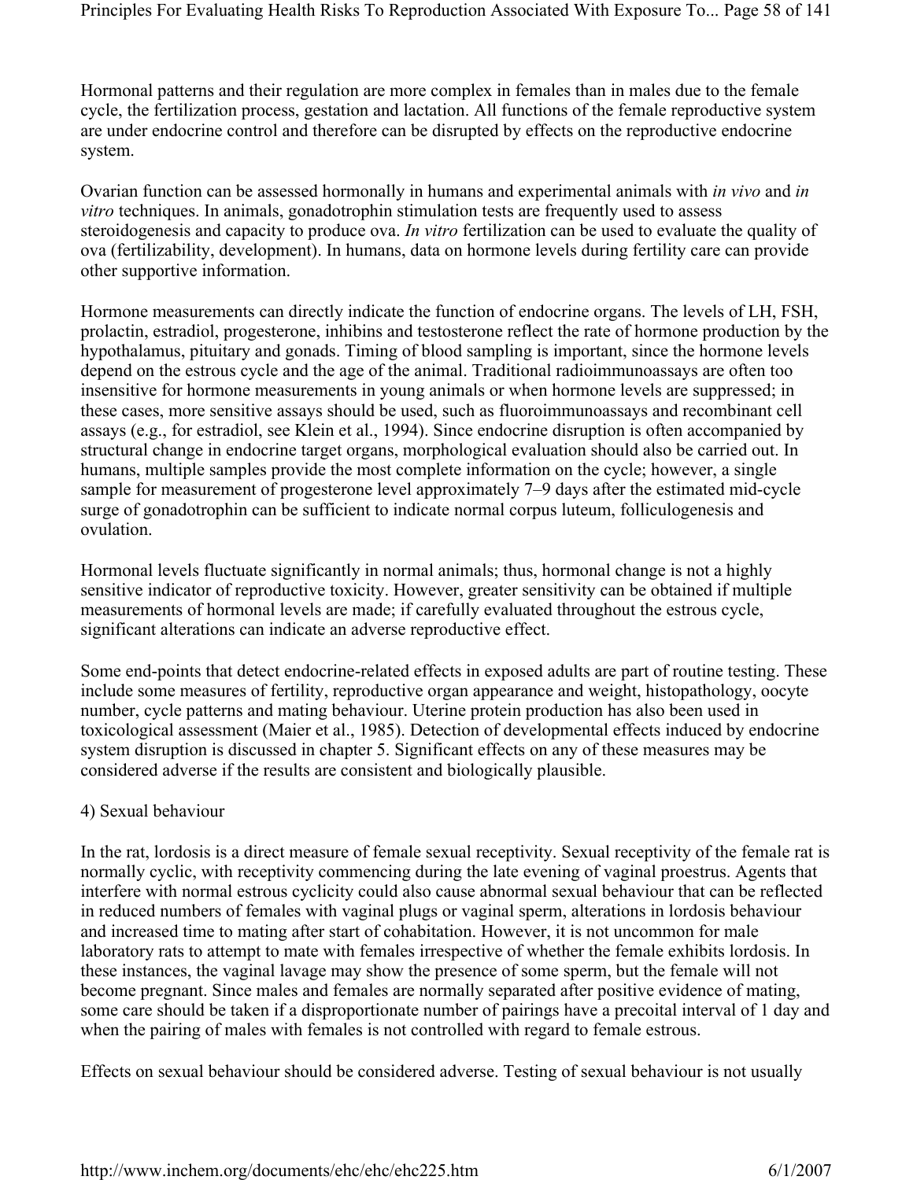Hormonal patterns and their regulation are more complex in females than in males due to the female cycle, the fertilization process, gestation and lactation. All functions of the female reproductive system are under endocrine control and therefore can be disrupted by effects on the reproductive endocrine system.

Ovarian function can be assessed hormonally in humans and experimental animals with *in vivo* and *in vitro* techniques. In animals, gonadotrophin stimulation tests are frequently used to assess steroidogenesis and capacity to produce ova. *In vitro* fertilization can be used to evaluate the quality of ova (fertilizability, development). In humans, data on hormone levels during fertility care can provide other supportive information.

Hormone measurements can directly indicate the function of endocrine organs. The levels of LH, FSH, prolactin, estradiol, progesterone, inhibins and testosterone reflect the rate of hormone production by the hypothalamus, pituitary and gonads. Timing of blood sampling is important, since the hormone levels depend on the estrous cycle and the age of the animal. Traditional radioimmunoassays are often too insensitive for hormone measurements in young animals or when hormone levels are suppressed; in these cases, more sensitive assays should be used, such as fluoroimmunoassays and recombinant cell assays (e.g., for estradiol, see Klein et al., 1994). Since endocrine disruption is often accompanied by structural change in endocrine target organs, morphological evaluation should also be carried out. In humans, multiple samples provide the most complete information on the cycle; however, a single sample for measurement of progesterone level approximately 7–9 days after the estimated mid-cycle surge of gonadotrophin can be sufficient to indicate normal corpus luteum, folliculogenesis and ovulation.

Hormonal levels fluctuate significantly in normal animals; thus, hormonal change is not a highly sensitive indicator of reproductive toxicity. However, greater sensitivity can be obtained if multiple measurements of hormonal levels are made; if carefully evaluated throughout the estrous cycle, significant alterations can indicate an adverse reproductive effect.

Some end-points that detect endocrine-related effects in exposed adults are part of routine testing. These include some measures of fertility, reproductive organ appearance and weight, histopathology, oocyte number, cycle patterns and mating behaviour. Uterine protein production has also been used in toxicological assessment (Maier et al., 1985). Detection of developmental effects induced by endocrine system disruption is discussed in chapter 5. Significant effects on any of these measures may be considered adverse if the results are consistent and biologically plausible.

4) Sexual behaviour

In the rat, lordosis is a direct measure of female sexual receptivity. Sexual receptivity of the female rat is normally cyclic, with receptivity commencing during the late evening of vaginal proestrus. Agents that interfere with normal estrous cyclicity could also cause abnormal sexual behaviour that can be reflected in reduced numbers of females with vaginal plugs or vaginal sperm, alterations in lordosis behaviour and increased time to mating after start of cohabitation. However, it is not uncommon for male laboratory rats to attempt to mate with females irrespective of whether the female exhibits lordosis. In these instances, the vaginal lavage may show the presence of some sperm, but the female will not become pregnant. Since males and females are normally separated after positive evidence of mating, some care should be taken if a disproportionate number of pairings have a precoital interval of 1 day and when the pairing of males with females is not controlled with regard to female estrous.

Effects on sexual behaviour should be considered adverse. Testing of sexual behaviour is not usually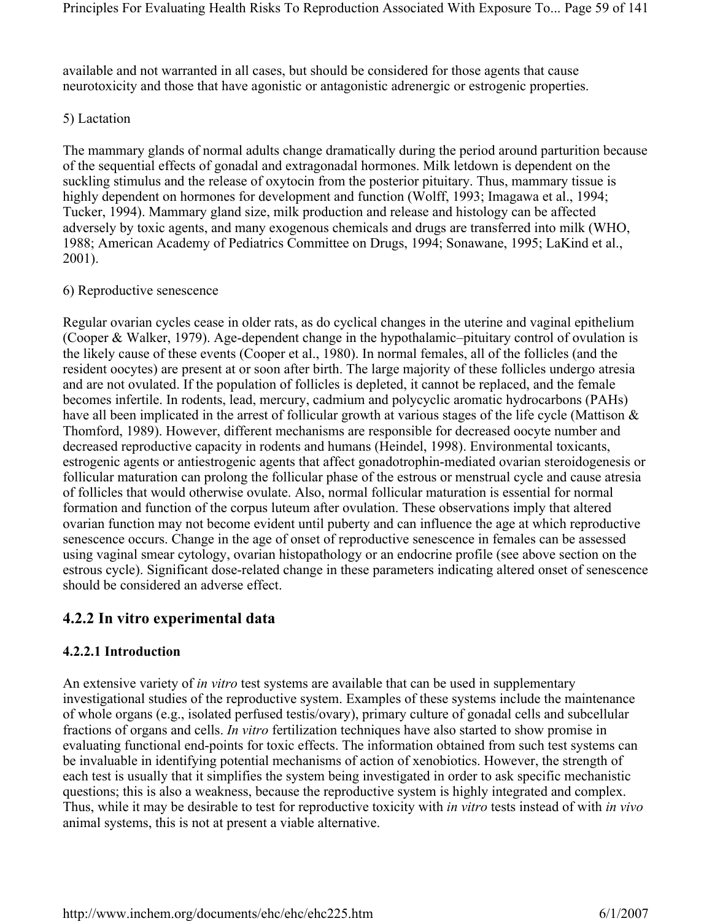available and not warranted in all cases, but should be considered for those agents that cause neurotoxicity and those that have agonistic or antagonistic adrenergic or estrogenic properties.

5) Lactation

The mammary glands of normal adults change dramatically during the period around parturition because of the sequential effects of gonadal and extragonadal hormones. Milk letdown is dependent on the suckling stimulus and the release of oxytocin from the posterior pituitary. Thus, mammary tissue is highly dependent on hormones for development and function (Wolff, 1993; Imagawa et al., 1994; Tucker, 1994). Mammary gland size, milk production and release and histology can be affected adversely by toxic agents, and many exogenous chemicals and drugs are transferred into milk (WHO, 1988; American Academy of Pediatrics Committee on Drugs, 1994; Sonawane, 1995; LaKind et al., 2001).

6) Reproductive senescence

Regular ovarian cycles cease in older rats, as do cyclical changes in the uterine and vaginal epithelium (Cooper & Walker, 1979). Age-dependent change in the hypothalamic–pituitary control of ovulation is the likely cause of these events (Cooper et al., 1980). In normal females, all of the follicles (and the resident oocytes) are present at or soon after birth. The large majority of these follicles undergo atresia and are not ovulated. If the population of follicles is depleted, it cannot be replaced, and the female becomes infertile. In rodents, lead, mercury, cadmium and polycyclic aromatic hydrocarbons (PAHs) have all been implicated in the arrest of follicular growth at various stages of the life cycle (Mattison & Thomford, 1989). However, different mechanisms are responsible for decreased oocyte number and decreased reproductive capacity in rodents and humans (Heindel, 1998). Environmental toxicants, estrogenic agents or antiestrogenic agents that affect gonadotrophin-mediated ovarian steroidogenesis or follicular maturation can prolong the follicular phase of the estrous or menstrual cycle and cause atresia of follicles that would otherwise ovulate. Also, normal follicular maturation is essential for normal formation and function of the corpus luteum after ovulation. These observations imply that altered ovarian function may not become evident until puberty and can influence the age at which reproductive senescence occurs. Change in the age of onset of reproductive senescence in females can be assessed using vaginal smear cytology, ovarian histopathology or an endocrine profile (see above section on the estrous cycle). Significant dose-related change in these parameters indicating altered onset of senescence should be considered an adverse effect.

## 4.2.2 In vitro experimental data

### 4.2.2.1 Introduction

An extensive variety of *in vitro* test systems are available that can be used in supplementary investigational studies of the reproductive system. Examples of these systems include the maintenance of whole organs (e.g., isolated perfused testis/ovary), primary culture of gonadal cells and subcellular fractions of organs and cells. *In vitro* fertilization techniques have also started to show promise in evaluating functional end-points for toxic effects. The information obtained from such test systems can be invaluable in identifying potential mechanisms of action of xenobiotics. However, the strength of each test is usually that it simplifies the system being investigated in order to ask specific mechanistic questions; this is also a weakness, because the reproductive system is highly integrated and complex. Thus, while it may be desirable to test for reproductive toxicity with *in vitro* tests instead of with *in vivo* animal systems, this is not at present a viable alternative.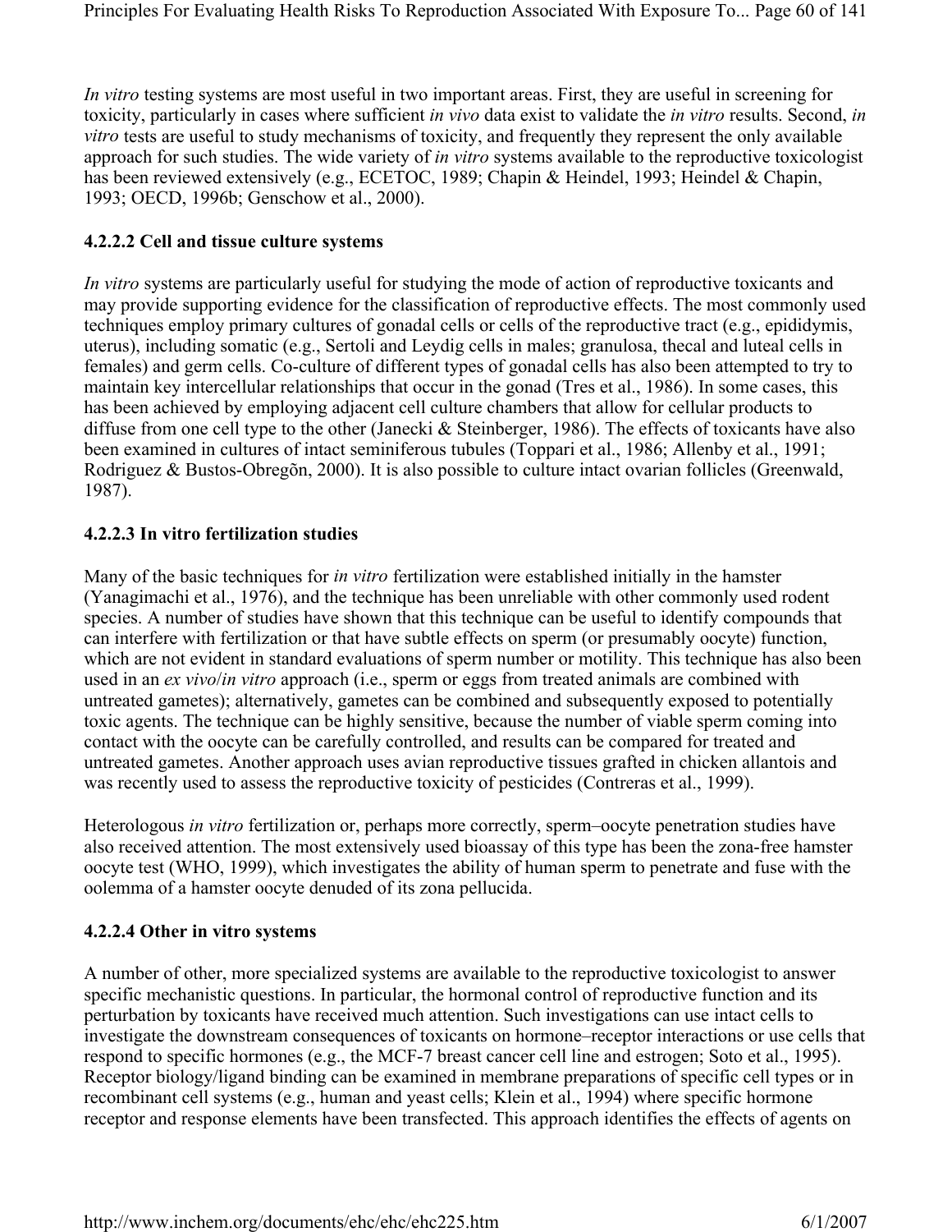*In vitro* testing systems are most useful in two important areas. First, they are useful in screening for toxicity, particularly in cases where sufficient *in vivo* data exist to validate the *in vitro* results. Second, *in vitro* tests are useful to study mechanisms of toxicity, and frequently they represent the only available approach for such studies. The wide variety of *in vitro* systems available to the reproductive toxicologist has been reviewed extensively (e.g., ECETOC, 1989; Chapin & Heindel, 1993; Heindel & Chapin, 1993; OECD, 1996b; Genschow et al., 2000).

### 4.2.2.2 Cell and tissue culture systems

*In vitro* systems are particularly useful for studying the mode of action of reproductive toxicants and may provide supporting evidence for the classification of reproductive effects. The most commonly used techniques employ primary cultures of gonadal cells or cells of the reproductive tract (e.g., epididymis, uterus), including somatic (e.g., Sertoli and Leydig cells in males; granulosa, thecal and luteal cells in females) and germ cells. Co-culture of different types of gonadal cells has also been attempted to try to maintain key intercellular relationships that occur in the gonad (Tres et al., 1986). In some cases, this has been achieved by employing adjacent cell culture chambers that allow for cellular products to diffuse from one cell type to the other (Janecki & Steinberger, 1986). The effects of toxicants have also been examined in cultures of intact seminiferous tubules (Toppari et al., 1986; Allenby et al., 1991; Rodriguez & Bustos-Obregõn, 2000). It is also possible to culture intact ovarian follicles (Greenwald, 1987).

### 4.2.2.3 In vitro fertilization studies

Many of the basic techniques for *in vitro* fertilization were established initially in the hamster (Yanagimachi et al., 1976), and the technique has been unreliable with other commonly used rodent species. A number of studies have shown that this technique can be useful to identify compounds that can interfere with fertilization or that have subtle effects on sperm (or presumably oocyte) function, which are not evident in standard evaluations of sperm number or motility. This technique has also been used in an *ex vivo*/*in vitro* approach (i.e., sperm or eggs from treated animals are combined with untreated gametes); alternatively, gametes can be combined and subsequently exposed to potentially toxic agents. The technique can be highly sensitive, because the number of viable sperm coming into contact with the oocyte can be carefully controlled, and results can be compared for treated and untreated gametes. Another approach uses avian reproductive tissues grafted in chicken allantois and was recently used to assess the reproductive toxicity of pesticides (Contreras et al., 1999).

Heterologous *in vitro* fertilization or, perhaps more correctly, sperm–oocyte penetration studies have also received attention. The most extensively used bioassay of this type has been the zona-free hamster oocyte test (WHO, 1999), which investigates the ability of human sperm to penetrate and fuse with the oolemma of a hamster oocyte denuded of its zona pellucida.

### 4.2.2.4 Other in vitro systems

A number of other, more specialized systems are available to the reproductive toxicologist to answer specific mechanistic questions. In particular, the hormonal control of reproductive function and its perturbation by toxicants have received much attention. Such investigations can use intact cells to investigate the downstream consequences of toxicants on hormone–receptor interactions or use cells that respond to specific hormones (e.g., the MCF-7 breast cancer cell line and estrogen; Soto et al., 1995). Receptor biology/ligand binding can be examined in membrane preparations of specific cell types or in recombinant cell systems (e.g., human and yeast cells; Klein et al., 1994) where specific hormone receptor and response elements have been transfected. This approach identifies the effects of agents on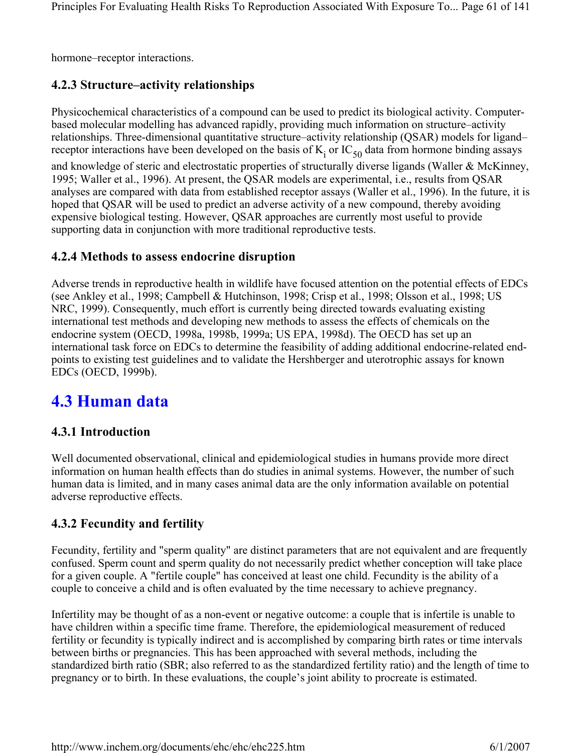hormone–receptor interactions.

### 4.2.3 Structure–activity relationships

Physicochemical characteristics of a compound can be used to predict its biological activity. Computer-based molecular modelling has advanced rapidly, providing much information on structure–activity relationships. Three-dimensional quantitative structure–activity relationship (QSAR) models for ligand–receptor interactions have been developed on the basis of $K_i$ or $IC_{50}$ data from hormone binding assays and knowledge of steric and electrostatic properties of structurally diverse ligands (Waller & McKinney, 1995; Waller et al., 1996). At present, the QSAR models are experimental, i.e., results from QSAR analyses are compared with data from established receptor assays (Waller et al., 1996). In the future, it is hoped that QSAR will be used to predict an adverse activity of a new compound, thereby avoiding expensive biological testing. However, QSAR approaches are currently most useful to provide supporting data in conjunction with more traditional reproductive tests.

### 4.2.4 Methods to assess endocrine disruption

Adverse trends in reproductive health in wildlife have focused attention on the potential effects of EDCs (see Ankley et al., 1998; Campbell & Hutchinson, 1998; Crisp et al., 1998; Olsson et al., 1998; US NRC, 1999). Consequently, much effort is currently being directed towards evaluating existing international test methods and developing new methods to assess the effects of chemicals on the endocrine system (OECD, 1998a, 1998b, 1999a; US EPA, 1998d). The OECD has set up an international task force on EDCs to determine the feasibility of adding additional endocrine-related end-points to existing test guidelines and to validate the Hershberger and uterotrophic assays for known EDCs (OECD, 1999b).

## 4.3 Human data

### 4.3.1 Introduction

Well documented observational, clinical and epidemiological studies in humans provide more direct information on human health effects than do studies in animal systems. However, the number of such human data is limited, and in many cases animal data are the only information available on potential adverse reproductive effects.

### 4.3.2 Fecundity and fertility

Fecundity, fertility and "sperm quality" are distinct parameters that are not equivalent and are frequently confused. Sperm count and sperm quality do not necessarily predict whether conception will take place for a given couple. A "fertile couple" has conceived at least one child. Fecundity is the ability of a couple to conceive a child and is often evaluated by the time necessary to achieve pregnancy.

Infertility may be thought of as a non-event or negative outcome: a couple that is infertile is unable to have children within a specific time frame. Therefore, the epidemiological measurement of reduced fertility or fecundity is typically indirect and is accomplished by comparing birth rates or time intervals between births or pregnancies. This has been approached with several methods, including the standardized birth ratio (SBR; also referred to as the standardized fertility ratio) and the length of time to pregnancy or to birth. In these evaluations, the couple's joint ability to procreate is estimated.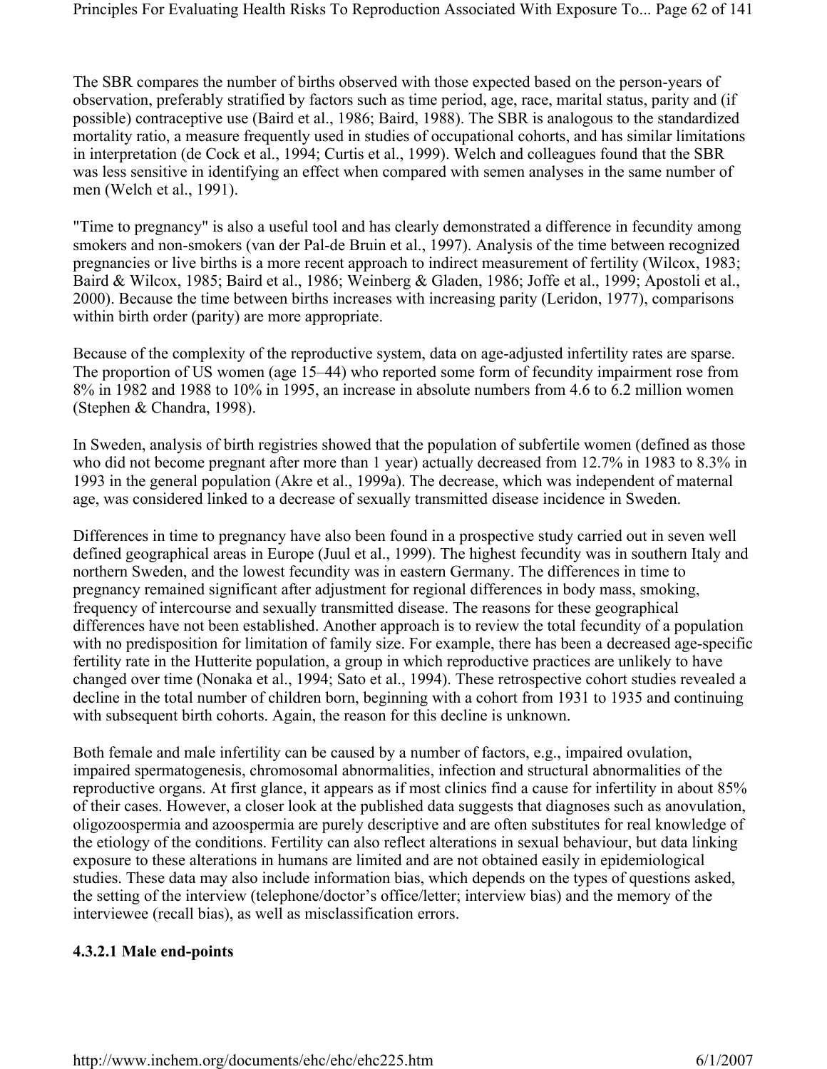The SBR compares the number of births observed with those expected based on the person-years of observation, preferably stratified by factors such as time period, age, race, marital status, parity and (if possible) contraceptive use (Baird et al., 1986; Baird, 1988). The SBR is analogous to the standardized mortality ratio, a measure frequently used in studies of occupational cohorts, and has similar limitations in interpretation (de Cock et al., 1994; Curtis et al., 1999). Welch and colleagues found that the SBR was less sensitive in identifying an effect when compared with semen analyses in the same number of men (Welch et al., 1991).

"Time to pregnancy" is also a useful tool and has clearly demonstrated a difference in fecundity among smokers and non-smokers (van der Pal-de Bruin et al., 1997). Analysis of the time between recognized pregnancies or live births is a more recent approach to indirect measurement of fertility (Wilcox, 1983; Baird & Wilcox, 1985; Baird et al., 1986; Weinberg & Gladen, 1986; Joffe et al., 1999; Apostoli et al., 2000). Because the time between births increases with increasing parity (Leridon, 1977), comparisons within birth order (parity) are more appropriate.

Because of the complexity of the reproductive system, data on age-adjusted infertility rates are sparse. The proportion of US women (age 15–44) who reported some form of fecundity impairment rose from 8% in 1982 and 1988 to 10% in 1995, an increase in absolute numbers from 4.6 to 6.2 million women (Stephen & Chandra, 1998).

In Sweden, analysis of birth registries showed that the population of subfertile women (defined as those who did not become pregnant after more than 1 year) actually decreased from 12.7% in 1983 to 8.3% in 1993 in the general population (Akre et al., 1999a). The decrease, which was independent of maternal age, was considered linked to a decrease of sexually transmitted disease incidence in Sweden.

Differences in time to pregnancy have also been found in a prospective study carried out in seven well defined geographical areas in Europe (Juul et al., 1999). The highest fecundity was in southern Italy and northern Sweden, and the lowest fecundity was in eastern Germany. The differences in time to pregnancy remained significant after adjustment for regional differences in body mass, smoking, frequency of intercourse and sexually transmitted disease. The reasons for these geographical differences have not been established. Another approach is to review the total fecundity of a population with no predisposition for limitation of family size. For example, there has been a decreased age-specific fertility rate in the Hutterite population, a group in which reproductive practices are unlikely to have changed over time (Nonaka et al., 1994; Sato et al., 1994). These retrospective cohort studies revealed a decline in the total number of children born, beginning with a cohort from 1931 to 1935 and continuing with subsequent birth cohorts. Again, the reason for this decline is unknown.

Both female and male infertility can be caused by a number of factors, e.g., impaired ovulation, impaired spermatogenesis, chromosomal abnormalities, infection and structural abnormalities of the reproductive organs. At first glance, it appears as if most clinics find a cause for infertility in about 85% of their cases. However, a closer look at the published data suggests that diagnoses such as anovulation, oligozoospermia and azoospermia are purely descriptive and are often substitutes for real knowledge of the etiology of the conditions. Fertility can also reflect alterations in sexual behaviour, but data linking exposure to these alterations in humans are limited and are not obtained easily in epidemiological studies. These data may also include information bias, which depends on the types of questions asked, the setting of the interview (telephone/doctor's office/letter; interview bias) and the memory of the interviewee (recall bias), as well as misclassification errors.

#### 4.3.2.1 Male end-points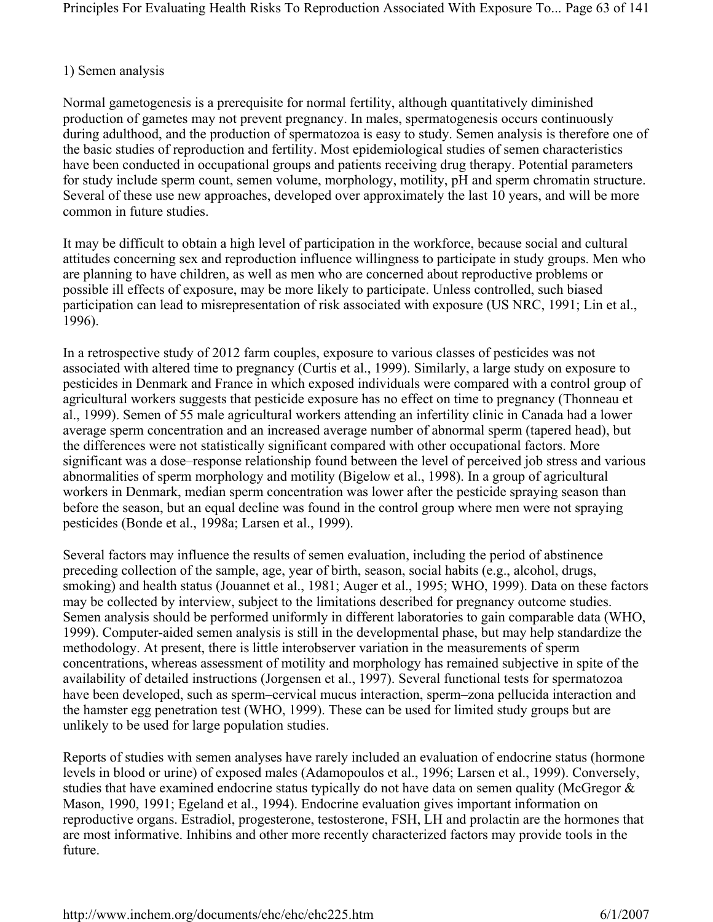1) Semen analysis

Normal gametogenesis is a prerequisite for normal fertility, although quantitatively diminished production of gametes may not prevent pregnancy. In males, spermatogenesis occurs continuously during adulthood, and the production of spermatozoa is easy to study. Semen analysis is therefore one of the basic studies of reproduction and fertility. Most epidemiological studies of semen characteristics have been conducted in occupational groups and patients receiving drug therapy. Potential parameters for study include sperm count, semen volume, morphology, motility, pH and sperm chromatin structure. Several of these use new approaches, developed over approximately the last 10 years, and will be more common in future studies.

It may be difficult to obtain a high level of participation in the workforce, because social and cultural attitudes concerning sex and reproduction influence willingness to participate in study groups. Men who are planning to have children, as well as men who are concerned about reproductive problems or possible ill effects of exposure, may be more likely to participate. Unless controlled, such biased participation can lead to misrepresentation of risk associated with exposure (US NRC, 1991; Lin et al., 1996).

In a retrospective study of 2012 farm couples, exposure to various classes of pesticides was not associated with altered time to pregnancy (Curtis et al., 1999). Similarly, a large study on exposure to pesticides in Denmark and France in which exposed individuals were compared with a control group of agricultural workers suggests that pesticide exposure has no effect on time to pregnancy (Thonneau et al., 1999). Semen of 55 male agricultural workers attending an infertility clinic in Canada had a lower average sperm concentration and an increased average number of abnormal sperm (tapered head), but the differences were not statistically significant compared with other occupational factors. More significant was a dose–response relationship found between the level of perceived job stress and various abnormalities of sperm morphology and motility (Bigelow et al., 1998). In a group of agricultural workers in Denmark, median sperm concentration was lower after the pesticide spraying season than before the season, but an equal decline was found in the control group where men were not spraying pesticides (Bonde et al., 1998a; Larsen et al., 1999).

Several factors may influence the results of semen evaluation, including the period of abstinence preceding collection of the sample, age, year of birth, season, social habits (e.g., alcohol, drugs, smoking) and health status (Jouannet et al., 1981; Auger et al., 1995; WHO, 1999). Data on these factors may be collected by interview, subject to the limitations described for pregnancy outcome studies. Semen analysis should be performed uniformly in different laboratories to gain comparable data (WHO, 1999). Computer-aided semen analysis is still in the developmental phase, but may help standardize the methodology. At present, there is little interobserver variation in the measurements of sperm concentrations, whereas assessment of motility and morphology has remained subjective in spite of the availability of detailed instructions (Jorgensen et al., 1997). Several functional tests for spermatozoa have been developed, such as sperm–cervical mucus interaction, sperm–zona pellucida interaction and the hamster egg penetration test (WHO, 1999). These can be used for limited study groups but are unlikely to be used for large population studies.

Reports of studies with semen analyses have rarely included an evaluation of endocrine status (hormone levels in blood or urine) of exposed males (Adamopoulos et al., 1996; Larsen et al., 1999). Conversely, studies that have examined endocrine status typically do not have data on semen quality (McGregor & Mason, 1990, 1991; Egeland et al., 1994). Endocrine evaluation gives important information on reproductive organs. Estradiol, progesterone, testosterone, FSH, LH and prolactin are the hormones that are most informative. Inhibins and other more recently characterized factors may provide tools in the future.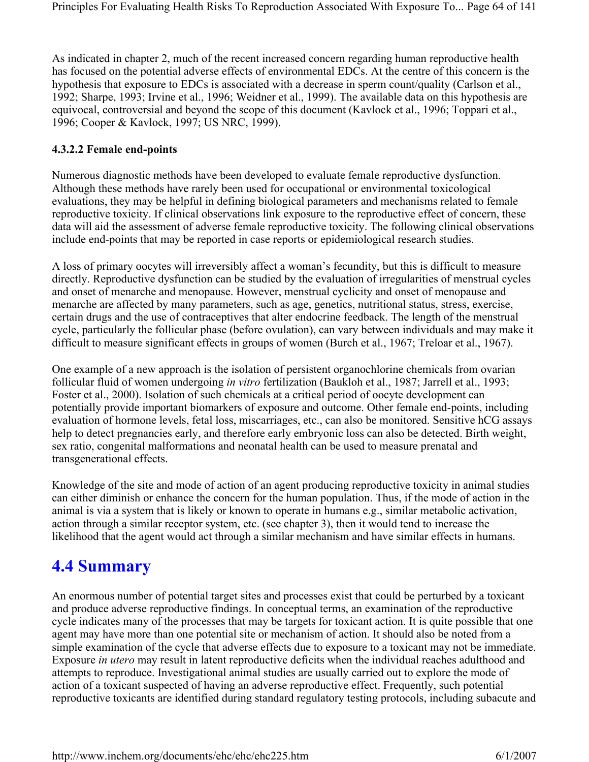As indicated in chapter 2, much of the recent increased concern regarding human reproductive health has focused on the potential adverse effects of environmental EDCs. At the centre of this concern is the hypothesis that exposure to EDCs is associated with a decrease in sperm count/quality (Carlson et al., 1992; Sharpe, 1993; Irvine et al., 1996; Weidner et al., 1999). The available data on this hypothesis are equivocal, controversial and beyond the scope of this document (Kavlock et al., 1996; Toppari et al., 1996; Cooper & Kavlock, 1997; US NRC, 1999).

#### 4.3.2.2 Female end-points

Numerous diagnostic methods have been developed to evaluate female reproductive dysfunction. Although these methods have rarely been used for occupational or environmental toxicological evaluations, they may be helpful in defining biological parameters and mechanisms related to female reproductive toxicity. If clinical observations link exposure to the reproductive effect of concern, these data will aid the assessment of adverse female reproductive toxicity. The following clinical observations include end-points that may be reported in case reports or epidemiological research studies.

A loss of primary oocytes will irreversibly affect a woman's fecundity, but this is difficult to measure directly. Reproductive dysfunction can be studied by the evaluation of irregularities of menstrual cycles and onset of menarche and menopause. However, menstrual cyclicity and onset of menopause and menarche are affected by many parameters, such as age, genetics, nutritional status, stress, exercise, certain drugs and the use of contraceptives that alter endocrine feedback. The length of the menstrual cycle, particularly the follicular phase (before ovulation), can vary between individuals and may make it difficult to measure significant effects in groups of women (Burch et al., 1967; Treloar et al., 1967).

One example of a new approach is the isolation of persistent organochlorine chemicals from ovarian follicular fluid of women undergoing *in vitro* fertilization (Baukloh et al., 1987; Jarrell et al., 1993; Foster et al., 2000). Isolation of such chemicals at a critical period of oocyte development can potentially provide important biomarkers of exposure and outcome. Other female end-points, including evaluation of hormone levels, fetal loss, miscarriages, etc., can also be monitored. Sensitive hCG assays help to detect pregnancies early, and therefore early embryonic loss can also be detected. Birth weight, sex ratio, congenital malformations and neonatal health can be used to measure prenatal and transgenerational effects.

Knowledge of the site and mode of action of an agent producing reproductive toxicity in animal studies can either diminish or enhance the concern for the human population. Thus, if the mode of action in the animal is via a system that is likely or known to operate in humans e.g., similar metabolic activation, action through a similar receptor system, etc. (see chapter 3), then it would tend to increase the likelihood that the agent would act through a similar mechanism and have similar effects in humans.

## 4.4 Summary

An enormous number of potential target sites and processes exist that could be perturbed by a toxicant and produce adverse reproductive findings. In conceptual terms, an examination of the reproductive cycle indicates many of the processes that may be targets for toxicant action. It is quite possible that one agent may have more than one potential site or mechanism of action. It should also be noted from a simple examination of the cycle that adverse effects due to exposure to a toxicant may not be immediate. Exposure *in utero* may result in latent reproductive deficits when the individual reaches adulthood and attempts to reproduce. Investigational animal studies are usually carried out to explore the mode of action of a toxicant suspected of having an adverse reproductive effect. Frequently, such potential reproductive toxicants are identified during standard regulatory testing protocols, including subacute and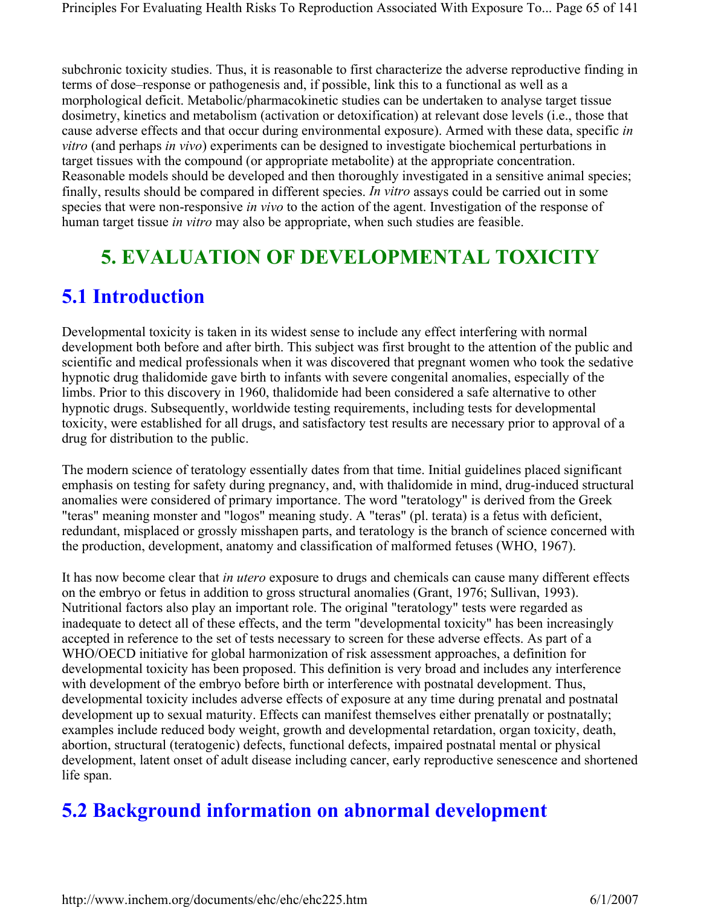subchronic toxicity studies. Thus, it is reasonable to first characterize the adverse reproductive finding in terms of dose–response or pathogenesis and, if possible, link this to a functional as well as a morphological deficit. Metabolic/pharmacokinetic studies can be undertaken to analyse target tissue dosimetry, kinetics and metabolism (activation or detoxification) at relevant dose levels (i.e., those that cause adverse effects and that occur during environmental exposure). Armed with these data, specific *in vitro* (and perhaps *in vivo*) experiments can be designed to investigate biochemical perturbations in target tissues with the compound (or appropriate metabolite) at the appropriate concentration. Reasonable models should be developed and then thoroughly investigated in a sensitive animal species; finally, results should be compared in different species. *In vitro* assays could be carried out in some species that were non-responsive *in vivo* to the action of the agent. Investigation of the response of human target tissue *in vitro* may also be appropriate, when such studies are feasible.

# 5. EVALUATION OF DEVELOPMENTAL TOXICITY

## 5.1 Introduction

Developmental toxicity is taken in its widest sense to include any effect interfering with normal development both before and after birth. This subject was first brought to the attention of the public and scientific and medical professionals when it was discovered that pregnant women who took the sedative hypnotic drug thalidomide gave birth to infants with severe congenital anomalies, especially of the limbs. Prior to this discovery in 1960, thalidomide had been considered a safe alternative to other hypnotic drugs. Subsequently, worldwide testing requirements, including tests for developmental toxicity, were established for all drugs, and satisfactory test results are necessary prior to approval of a drug for distribution to the public.

The modern science of teratology essentially dates from that time. Initial guidelines placed significant emphasis on testing for safety during pregnancy, and, with thalidomide in mind, drug-induced structural anomalies were considered of primary importance. The word "teratology" is derived from the Greek "teras" meaning monster and "logos" meaning study. A "teras" (pl. terata) is a fetus with deficient, redundant, misplaced or grossly misshapen parts, and teratology is the branch of science concerned with the production, development, anatomy and classification of malformed fetuses (WHO, 1967).

It has now become clear that *in utero* exposure to drugs and chemicals can cause many different effects on the embryo or fetus in addition to gross structural anomalies (Grant, 1976; Sullivan, 1993). Nutritional factors also play an important role. The original "teratology" tests were regarded as inadequate to detect all of these effects, and the term "developmental toxicity" has been increasingly accepted in reference to the set of tests necessary to screen for these adverse effects. As part of a WHO/OECD initiative for global harmonization of risk assessment approaches, a definition for developmental toxicity has been proposed. This definition is very broad and includes any interference with development of the embryo before birth or interference with postnatal development. Thus, developmental toxicity includes adverse effects of exposure at any time during prenatal and postnatal development up to sexual maturity. Effects can manifest themselves either prenatally or postnatally; examples include reduced body weight, growth and developmental retardation, organ toxicity, death, abortion, structural (teratogenic) defects, functional defects, impaired postnatal mental or physical development, latent onset of adult disease including cancer, early reproductive senescence and shortened life span.

## 5.2 Background information on abnormal development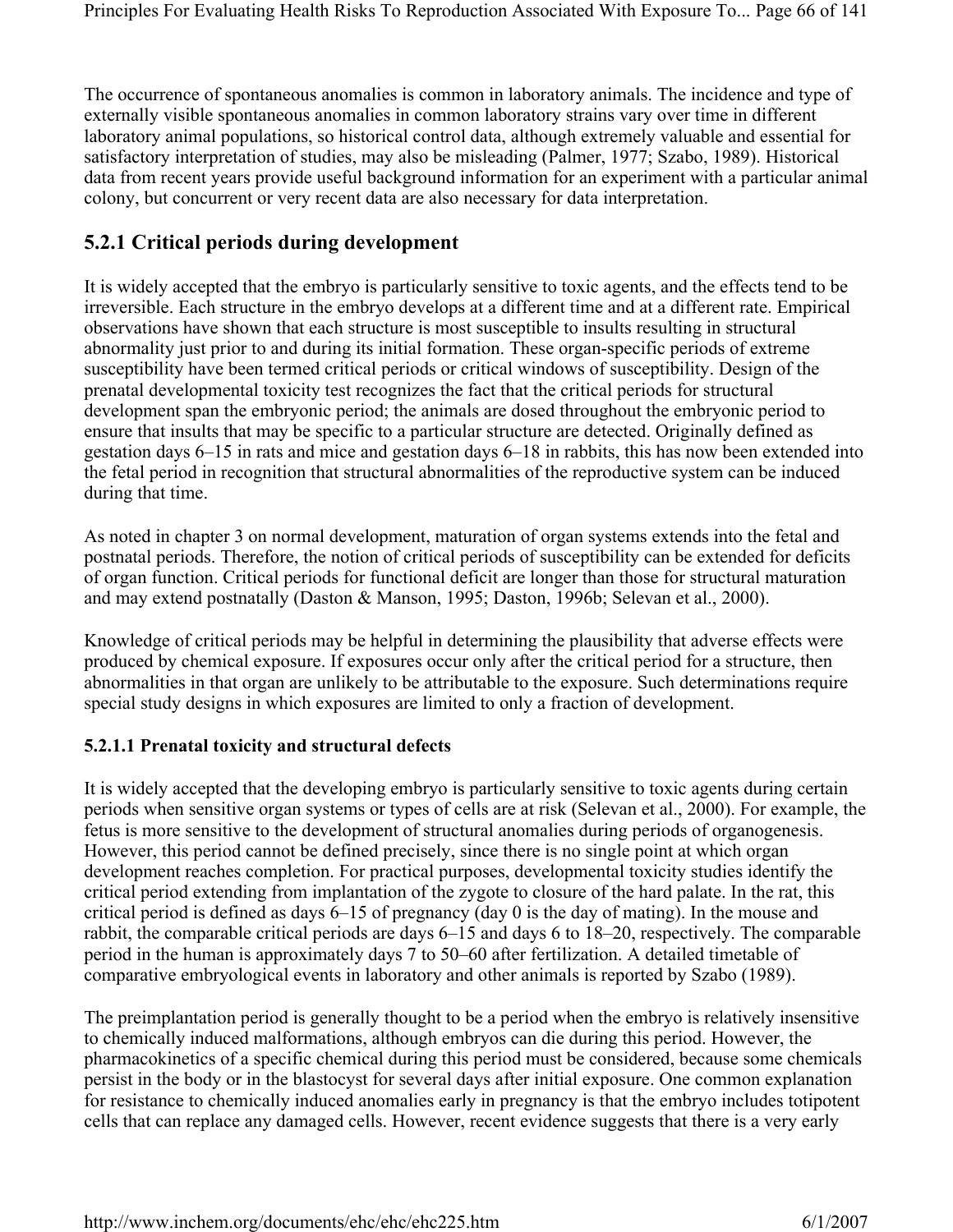The occurrence of spontaneous anomalies is common in laboratory animals. The incidence and type of externally visible spontaneous anomalies in common laboratory strains vary over time in different laboratory animal populations, so historical control data, although extremely valuable and essential for satisfactory interpretation of studies, may also be misleading (Palmer, 1977; Szabo, 1989). Historical data from recent years provide useful background information for an experiment with a particular animal colony, but concurrent or very recent data are also necessary for data interpretation.

## 5.2.1 Critical periods during development

It is widely accepted that the embryo is particularly sensitive to toxic agents, and the effects tend to be irreversible. Each structure in the embryo develops at a different time and at a different rate. Empirical observations have shown that each structure is most susceptible to insults resulting in structural abnormality just prior to and during its initial formation. These organ-specific periods of extreme susceptibility have been termed critical periods or critical windows of susceptibility. Design of the prenatal developmental toxicity test recognizes the fact that the critical periods for structural development span the embryonic period; the animals are dosed throughout the embryonic period to ensure that insults that may be specific to a particular structure are detected. Originally defined as gestation days 6–15 in rats and mice and gestation days 6–18 in rabbits, this has now been extended into the fetal period in recognition that structural abnormalities of the reproductive system can be induced during that time.

As noted in chapter 3 on normal development, maturation of organ systems extends into the fetal and postnatal periods. Therefore, the notion of critical periods of susceptibility can be extended for deficits of organ function. Critical periods for functional deficit are longer than those for structural maturation and may extend postnatally (Daston & Manson, 1995; Daston, 1996b; Selevan et al., 2000).

Knowledge of critical periods may be helpful in determining the plausibility that adverse effects were produced by chemical exposure. If exposures occur only after the critical period for a structure, then abnormalities in that organ are unlikely to be attributable to the exposure. Such determinations require special study designs in which exposures are limited to only a fraction of development.

### 5.2.1.1 Prenatal toxicity and structural defects

It is widely accepted that the developing embryo is particularly sensitive to toxic agents during certain periods when sensitive organ systems or types of cells are at risk (Selevan et al., 2000). For example, the fetus is more sensitive to the development of structural anomalies during periods of organogenesis. However, this period cannot be defined precisely, since there is no single point at which organ development reaches completion. For practical purposes, developmental toxicity studies identify the critical period extending from implantation of the zygote to closure of the hard palate. In the rat, this critical period is defined as days 6–15 of pregnancy (day 0 is the day of mating). In the mouse and rabbit, the comparable critical periods are days 6–15 and days 6 to 18–20, respectively. The comparable period in the human is approximately days 7 to 50–60 after fertilization. A detailed timetable of comparative embryological events in laboratory and other animals is reported by Szabo (1989).

The preimplantation period is generally thought to be a period when the embryo is relatively insensitive to chemically induced malformations, although embryos can die during this period. However, the pharmacokinetics of a specific chemical during this period must be considered, because some chemicals persist in the body or in the blastocyst for several days after initial exposure. One common explanation for resistance to chemically induced anomalies early in pregnancy is that the embryo includes totipotent cells that can replace any damaged cells. However, recent evidence suggests that there is a very early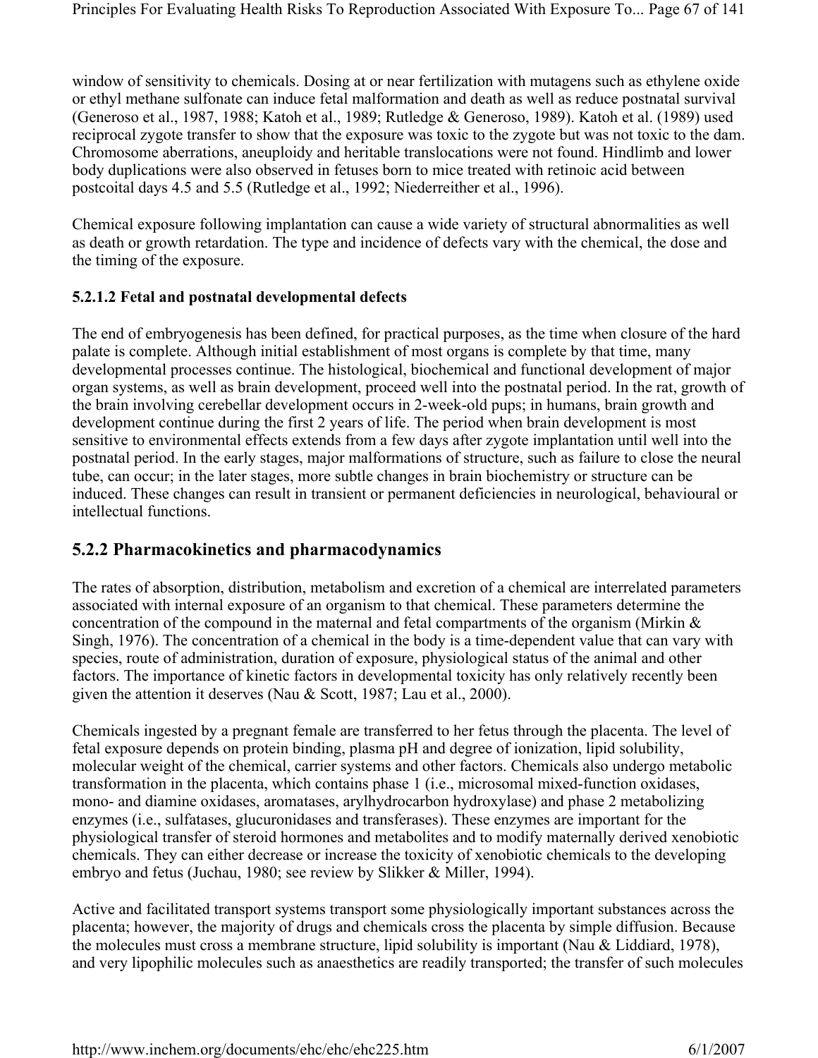window of sensitivity to chemicals. Dosing at or near fertilization with mutagens such as ethylene oxide or ethyl methane sulfonate can induce fetal malformation and death as well as reduce postnatal survival (Generoso et al., 1987, 1988; Katoh et al., 1989; Rutledge & Generoso, 1989). Katoh et al. (1989) used reciprocal zygote transfer to show that the exposure was toxic to the zygote but was not toxic to the dam. Chromosome aberrations, aneuploidy and heritable translocations were not found. Hindlimb and lower body duplications were also observed in fetuses born to mice treated with retinoic acid between postcoital days 4.5 and 5.5 (Rutledge et al., 1992; Niederreither et al., 1996).

Chemical exposure following implantation can cause a wide variety of structural abnormalities as well as death or growth retardation. The type and incidence of defects vary with the chemical, the dose and the timing of the exposure.

#### 5.2.1.2 Fetal and postnatal developmental defects

The end of embryogenesis has been defined, for practical purposes, as the time when closure of the hard palate is complete. Although initial establishment of most organs is complete by that time, many developmental processes continue. The histological, biochemical and functional development of major organ systems, as well as brain development, proceed well into the postnatal period. In the rat, growth of the brain involving cerebellar development occurs in 2-week-old pups; in humans, brain growth and development continue during the first 2 years of life. The period when brain development is most sensitive to environmental effects extends from a few days after zygote implantation until well into the postnatal period. In the early stages, major malformations of structure, such as failure to close the neural tube, can occur; in the later stages, more subtle changes in brain biochemistry or structure can be induced. These changes can result in transient or permanent deficiencies in neurological, behavioural or intellectual functions.

### 5.2.2 Pharmacokinetics and pharmacodynamics

The rates of absorption, distribution, metabolism and excretion of a chemical are interrelated parameters associated with internal exposure of an organism to that chemical. These parameters determine the concentration of the compound in the maternal and fetal compartments of the organism (Mirkin & Singh, 1976). The concentration of a chemical in the body is a time-dependent value that can vary with species, route of administration, duration of exposure, physiological status of the animal and other factors. The importance of kinetic factors in developmental toxicity has only relatively recently been given the attention it deserves (Nau & Scott, 1987; Lau et al., 2000).

Chemicals ingested by a pregnant female are transferred to her fetus through the placenta. The level of fetal exposure depends on protein binding, plasma pH and degree of ionization, lipid solubility, molecular weight of the chemical, carrier systems and other factors. Chemicals also undergo metabolic transformation in the placenta, which contains phase 1 (i.e., microsomal mixed-function oxidases, mono- and diamine oxidases, aromatases, arylhydrocarbon hydroxylase) and phase 2 metabolizing enzymes (i.e., sulfatases, glucuronidases and transferases). These enzymes are important for the physiological transfer of steroid hormones and metabolites and to modify maternally derived xenobiotic chemicals. They can either decrease or increase the toxicity of xenobiotic chemicals to the developing embryo and fetus (Juchau, 1980; see review by Slikker & Miller, 1994).

Active and facilitated transport systems transport some physiologically important substances across the placenta; however, the majority of drugs and chemicals cross the placenta by simple diffusion. Because the molecules must cross a membrane structure, lipid solubility is important (Nau & Liddiard, 1978), and very lipophilic molecules such as anaesthetics are readily transported; the transfer of such molecules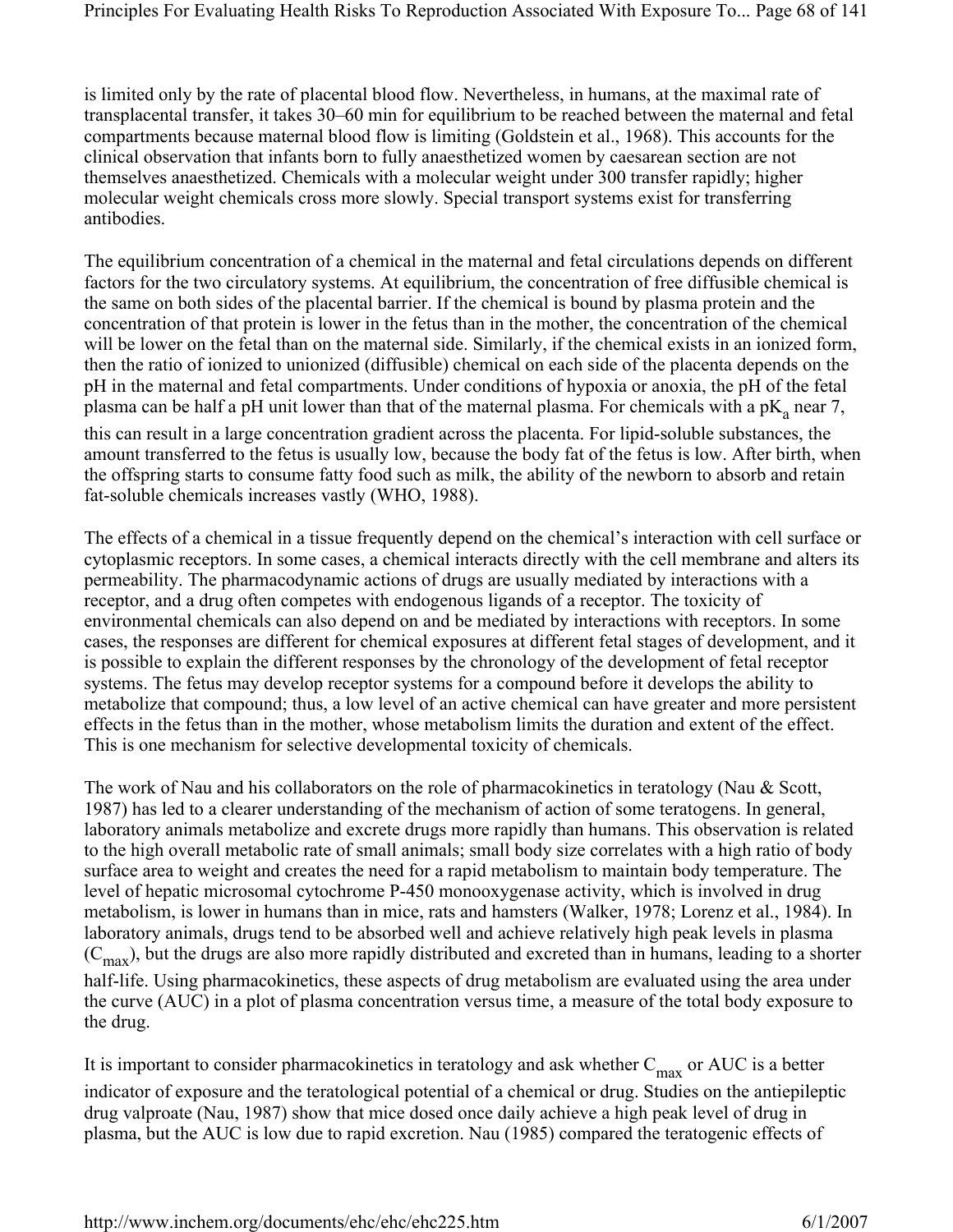is limited only by the rate of placental blood flow. Nevertheless, in humans, at the maximal rate of transplacental transfer, it takes 30–60 min for equilibrium to be reached between the maternal and fetal compartments because maternal blood flow is limiting (Goldstein et al., 1968). This accounts for the clinical observation that infants born to fully anaesthetized women by caesarean section are not themselves anaesthetized. Chemicals with a molecular weight under 300 transfer rapidly; higher molecular weight chemicals cross more slowly. Special transport systems exist for transferring antibodies.

The equilibrium concentration of a chemical in the maternal and fetal circulations depends on different factors for the two circulatory systems. At equilibrium, the concentration of free diffusible chemical is the same on both sides of the placental barrier. If the chemical is bound by plasma protein and the concentration of that protein is lower in the fetus than in the mother, the concentration of the chemical will be lower on the fetal than on the maternal side. Similarly, if the chemical exists in an ionized form, then the ratio of ionized to unionized (diffusible) chemical on each side of the placenta depends on the pH in the maternal and fetal compartments. Under conditions of hypoxia or anoxia, the pH of the fetal plasma can be half a pH unit lower than that of the maternal plasma. For chemicals with a $pK_a$ near 7, this can result in a large concentration gradient across the placenta. For lipid-soluble substances, the amount transferred to the fetus is usually low, because the body fat of the fetus is low. After birth, when the offspring starts to consume fatty food such as milk, the ability of the newborn to absorb and retain fat-soluble chemicals increases vastly (WHO, 1988).

The effects of a chemical in a tissue frequently depend on the chemical's interaction with cell surface or cytoplasmic receptors. In some cases, a chemical interacts directly with the cell membrane and alters its permeability. The pharmacodynamic actions of drugs are usually mediated by interactions with a receptor, and a drug often competes with endogenous ligands of a receptor. The toxicity of environmental chemicals can also depend on and be mediated by interactions with receptors. In some cases, the responses are different for chemical exposures at different fetal stages of development, and it is possible to explain the different responses by the chronology of the development of fetal receptor systems. The fetus may develop receptor systems for a compound before it develops the ability to metabolize that compound; thus, a low level of an active chemical can have greater and more persistent effects in the fetus than in the mother, whose metabolism limits the duration and extent of the effect. This is one mechanism for selective developmental toxicity of chemicals.

The work of Nau and his collaborators on the role of pharmacokinetics in teratology (Nau & Scott, 1987) has led to a clearer understanding of the mechanism of action of some teratogens. In general, laboratory animals metabolize and excrete drugs more rapidly than humans. This observation is related to the high overall metabolic rate of small animals; small body size correlates with a high ratio of body surface area to weight and creates the need for a rapid metabolism to maintain body temperature. The level of hepatic microsomal cytochrome P-450 monooxygenase activity, which is involved in drug metabolism, is lower in humans than in mice, rats and hamsters (Walker, 1978; Lorenz et al., 1984). In laboratory animals, drugs tend to be absorbed well and achieve relatively high peak levels in plasma ($C_{max}$), but the drugs are also more rapidly distributed and excreted than in humans, leading to a shorter half-life. Using pharmacokinetics, these aspects of drug metabolism are evaluated using the area under the curve (AUC) in a plot of plasma concentration versus time, a measure of the total body exposure to the drug.

It is important to consider pharmacokinetics in teratology and ask whether $C_{max}$ or AUC is a better indicator of exposure and the teratological potential of a chemical or drug. Studies on the antiepileptic drug valproate (Nau, 1987) show that mice dosed once daily achieve a high peak level of drug in plasma, but the AUC is low due to rapid excretion. Nau (1985) compared the teratogenic effects of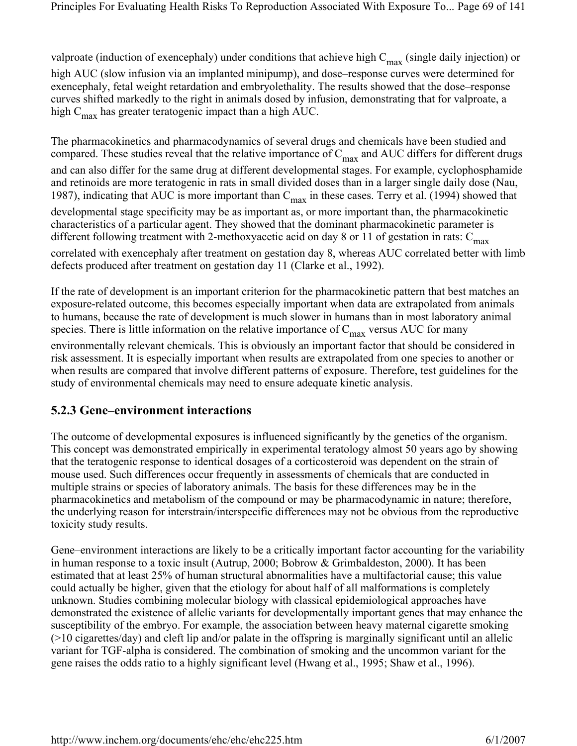valproate (induction of exencephaly) under conditions that achieve high $C_{max}$ (single daily injection) or high AUC (slow infusion via an implanted minipump), and dose–response curves were determined for exencephaly, fetal weight retardation and embryolethality. The results showed that the dose–response curves shifted markedly to the right in animals dosed by infusion, demonstrating that for valproate, a high $C_{max}$ has greater teratogenic impact than a high AUC.

The pharmacokinetics and pharmacodynamics of several drugs and chemicals have been studied and compared. These studies reveal that the relative importance of $C_{max}$ and AUC differs for different drugs and can also differ for the same drug at different developmental stages. For example, cyclophosphamide and retinoids are more teratogenic in rats in small divided doses than in a larger single daily dose (Nau, 1987), indicating that AUC is more important than $C_{max}$ in these cases. Terry et al. (1994) showed that developmental stage specificity may be as important as, or more important than, the pharmacokinetic characteristics of a particular agent. They showed that the dominant pharmacokinetic parameter is different following treatment with 2-methoxyacetic acid on day 8 or 11 of gestation in rats: $C_{max}$ correlated with exencephaly after treatment on gestation day 8, whereas AUC correlated better with limb defects produced after treatment on gestation day 11 (Clarke et al., 1992).

If the rate of development is an important criterion for the pharmacokinetic pattern that best matches an exposure-related outcome, this becomes especially important when data are extrapolated from animals to humans, because the rate of development is much slower in humans than in most laboratory animal species. There is little information on the relative importance of $C_{max}$ versus AUC for many environmentally relevant chemicals. This is obviously an important factor that should be considered in risk assessment. It is especially important when results are extrapolated from one species to another or when results are compared that involve different patterns of exposure. Therefore, test guidelines for the study of environmental chemicals may need to ensure adequate kinetic analysis.

### 5.2.3 Gene–environment interactions

The outcome of developmental exposures is influenced significantly by the genetics of the organism. This concept was demonstrated empirically in experimental teratology almost 50 years ago by showing that the teratogenic response to identical dosages of a corticosteroid was dependent on the strain of mouse used. Such differences occur frequently in assessments of chemicals that are conducted in multiple strains or species of laboratory animals. The basis for these differences may be in the pharmacokinetics and metabolism of the compound or may be pharmacodynamic in nature; therefore, the underlying reason for interstrain/interspecific differences may not be obvious from the reproductive toxicity study results.

Gene–environment interactions are likely to be a critically important factor accounting for the variability in human response to a toxic insult (Autrup, 2000; Bobrow & Grimbaldeston, 2000). It has been estimated that at least 25% of human structural abnormalities have a multifactorial cause; this value could actually be higher, given that the etiology for about half of all malformations is completely unknown. Studies combining molecular biology with classical epidemiological approaches have demonstrated the existence of allelic variants for developmentally important genes that may enhance the susceptibility of the embryo. For example, the association between heavy maternal cigarette smoking (>10 cigarettes/day) and cleft lip and/or palate in the offspring is marginally significant until an allelic variant for TGF-alpha is considered. The combination of smoking and the uncommon variant for the gene raises the odds ratio to a highly significant level (Hwang et al., 1995; Shaw et al., 1996).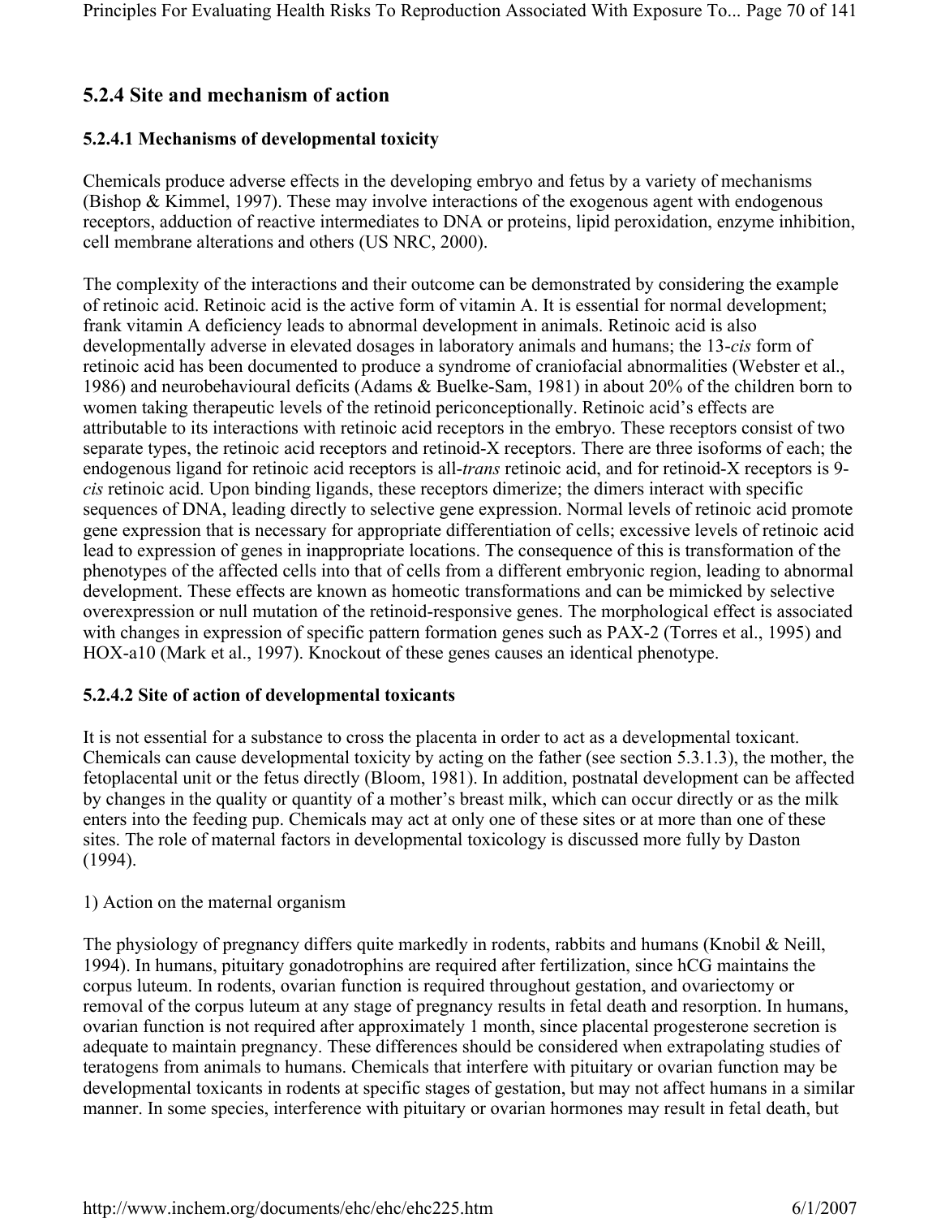### 5.2.4 Site and mechanism of action

#### 5.2.4.1 Mechanisms of developmental toxicity

Chemicals produce adverse effects in the developing embryo and fetus by a variety of mechanisms (Bishop & Kimmel, 1997). These may involve interactions of the exogenous agent with endogenous receptors, adduction of reactive intermediates to DNA or proteins, lipid peroxidation, enzyme inhibition, cell membrane alterations and others (US NRC, 2000).

The complexity of the interactions and their outcome can be demonstrated by considering the example of retinoic acid. Retinoic acid is the active form of vitamin A. It is essential for normal development; frank vitamin A deficiency leads to abnormal development in animals. Retinoic acid is also developmentally adverse in elevated dosages in laboratory animals and humans; the 13-*cis* form of retinoic acid has been documented to produce a syndrome of craniofacial abnormalities (Webster et al., 1986) and neurobehavioural deficits (Adams & Buelke-Sam, 1981) in about 20% of the children born to women taking therapeutic levels of the retinoid periconceptionally. Retinoic acid's effects are attributable to its interactions with retinoic acid receptors in the embryo. These receptors consist of two separate types, the retinoic acid receptors and retinoid-X receptors. There are three isoforms of each; the endogenous ligand for retinoic acid receptors is all-*trans* retinoic acid, and for retinoid-X receptors is 9-*cis* retinoic acid. Upon binding ligands, these receptors dimerize; the dimers interact with specific sequences of DNA, leading directly to selective gene expression. Normal levels of retinoic acid promote gene expression that is necessary for appropriate differentiation of cells; excessive levels of retinoic acid lead to expression of genes in inappropriate locations. The consequence of this is transformation of the phenotypes of the affected cells into that of cells from a different embryonic region, leading to abnormal development. These effects are known as homeotic transformations and can be mimicked by selective overexpression or null mutation of the retinoid-responsive genes. The morphological effect is associated with changes in expression of specific pattern formation genes such as PAX-2 (Torres et al., 1995) and HOX-a10 (Mark et al., 1997). Knockout of these genes causes an identical phenotype.

#### 5.2.4.2 Site of action of developmental toxicants

It is not essential for a substance to cross the placenta in order to act as a developmental toxicant. Chemicals can cause developmental toxicity by acting on the father (see section 5.3.1.3), the mother, the fetoplacental unit or the fetus directly (Bloom, 1981). In addition, postnatal development can be affected by changes in the quality or quantity of a mother's breast milk, which can occur directly or as the milk enters into the feeding pup. Chemicals may act at only one of these sites or at more than one of these sites. The role of maternal factors in developmental toxicology is discussed more fully by Daston (1994).

1) Action on the maternal organism

The physiology of pregnancy differs quite markedly in rodents, rabbits and humans (Knobil & Neill, 1994). In humans, pituitary gonadotrophins are required after fertilization, since hCG maintains the corpus luteum. In rodents, ovarian function is required throughout gestation, and ovariectomy or removal of the corpus luteum at any stage of pregnancy results in fetal death and resorption. In humans, ovarian function is not required after approximately 1 month, since placental progesterone secretion is adequate to maintain pregnancy. These differences should be considered when extrapolating studies of teratogens from animals to humans. Chemicals that interfere with pituitary or ovarian function may be developmental toxicants in rodents at specific stages of gestation, but may not affect humans in a similar manner. In some species, interference with pituitary or ovarian hormones may result in fetal death, but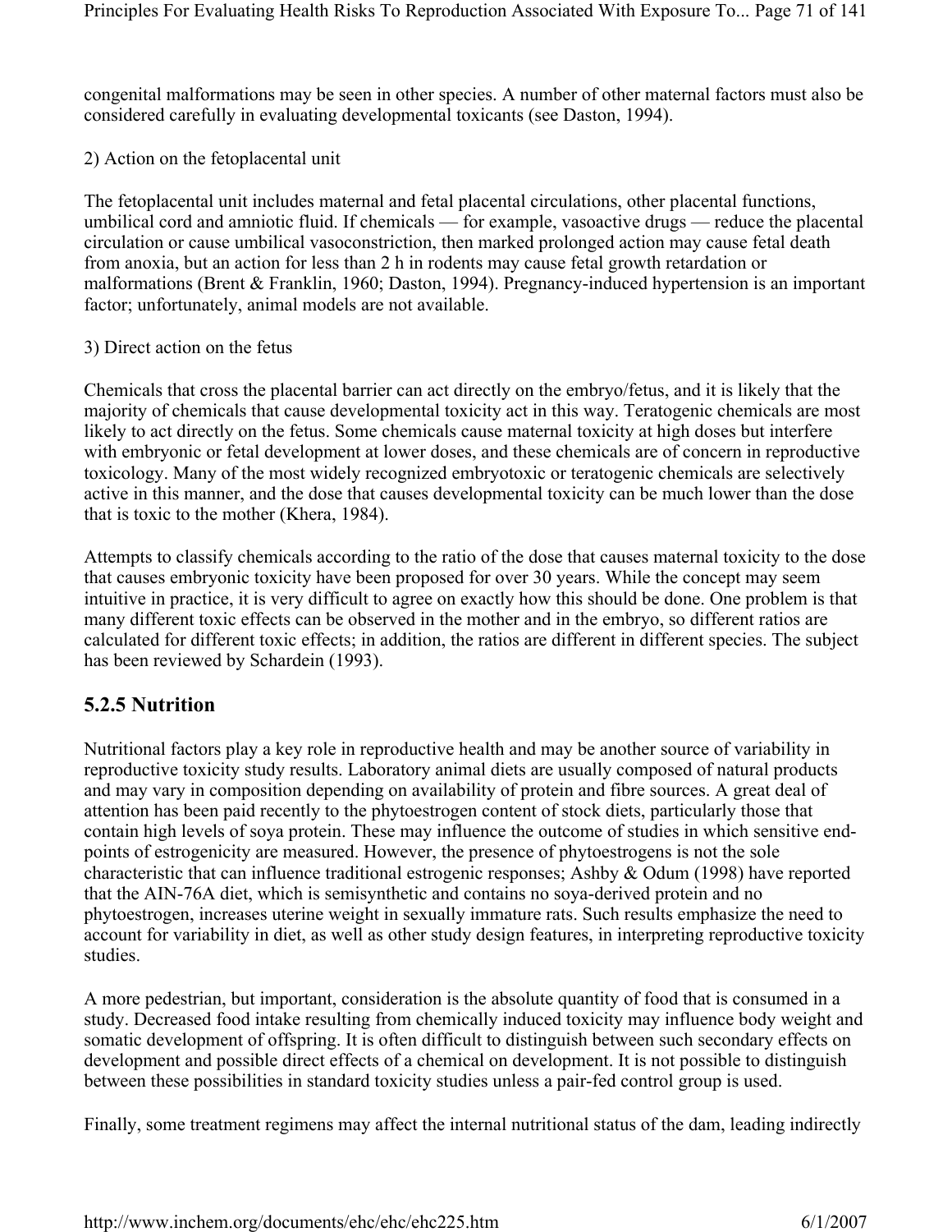congenital malformations may be seen in other species. A number of other maternal factors must also be considered carefully in evaluating developmental toxicants (see Daston, 1994).

2) Action on the fetoplacental unit

The fetoplacental unit includes maternal and fetal placental circulations, other placental functions, umbilical cord and amniotic fluid. If chemicals — for example, vasoactive drugs — reduce the placental circulation or cause umbilical vasoconstriction, then marked prolonged action may cause fetal death from anoxia, but an action for less than 2 h in rodents may cause fetal growth retardation or malformations (Brent & Franklin, 1960; Daston, 1994). Pregnancy-induced hypertension is an important factor; unfortunately, animal models are not available.

3) Direct action on the fetus

Chemicals that cross the placental barrier can act directly on the embryo/fetus, and it is likely that the majority of chemicals that cause developmental toxicity act in this way. Teratogenic chemicals are most likely to act directly on the fetus. Some chemicals cause maternal toxicity at high doses but interfere with embryonic or fetal development at lower doses, and these chemicals are of concern in reproductive toxicology. Many of the most widely recognized embryotoxic or teratogenic chemicals are selectively active in this manner, and the dose that causes developmental toxicity can be much lower than the dose that is toxic to the mother (Khera, 1984).

Attempts to classify chemicals according to the ratio of the dose that causes maternal toxicity to the dose that causes embryonic toxicity have been proposed for over 30 years. While the concept may seem intuitive in practice, it is very difficult to agree on exactly how this should be done. One problem is that many different toxic effects can be observed in the mother and in the embryo, so different ratios are calculated for different toxic effects; in addition, the ratios are different in different species. The subject has been reviewed by Schardein (1993).

## 5.2.5 Nutrition

Nutritional factors play a key role in reproductive health and may be another source of variability in reproductive toxicity study results. Laboratory animal diets are usually composed of natural products and may vary in composition depending on availability of protein and fibre sources. A great deal of attention has been paid recently to the phytoestrogen content of stock diets, particularly those that contain high levels of soya protein. These may influence the outcome of studies in which sensitive end-points of estrogenicity are measured. However, the presence of phytoestrogens is not the sole characteristic that can influence traditional estrogenic responses; Ashby & Odum (1998) have reported that the AIN-76A diet, which is semisynthetic and contains no soya-derived protein and no phytoestrogen, increases uterine weight in sexually immature rats. Such results emphasize the need to account for variability in diet, as well as other study design features, in interpreting reproductive toxicity studies.

A more pedestrian, but important, consideration is the absolute quantity of food that is consumed in a study. Decreased food intake resulting from chemically induced toxicity may influence body weight and somatic development of offspring. It is often difficult to distinguish between such secondary effects on development and possible direct effects of a chemical on development. It is not possible to distinguish between these possibilities in standard toxicity studies unless a pair-fed control group is used.

Finally, some treatment regimens may affect the internal nutritional status of the dam, leading indirectly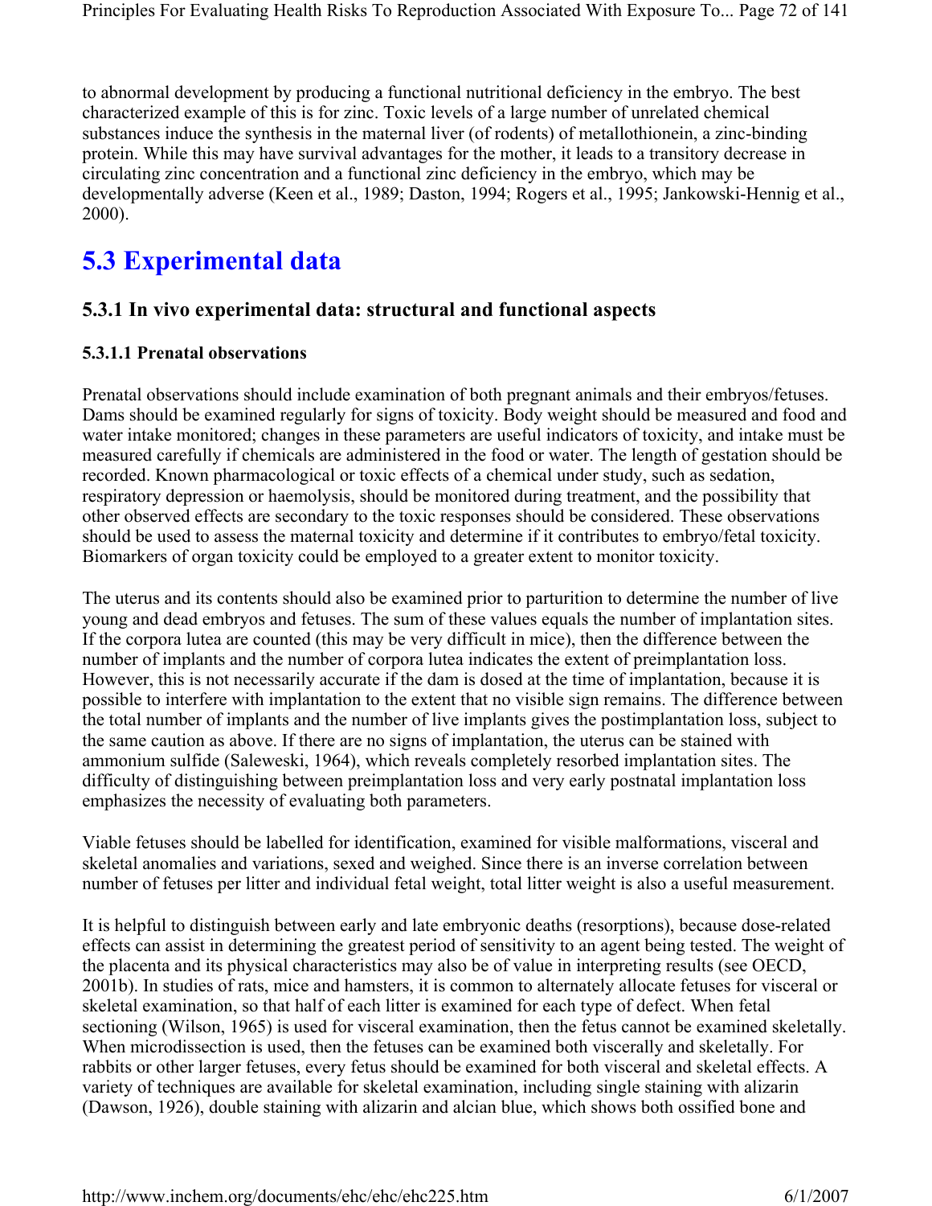to abnormal development by producing a functional nutritional deficiency in the embryo. The best characterized example of this is for zinc. Toxic levels of a large number of unrelated chemical substances induce the synthesis in the maternal liver (of rodents) of metallothionein, a zinc-binding protein. While this may have survival advantages for the mother, it leads to a transitory decrease in circulating zinc concentration and a functional zinc deficiency in the embryo, which may be developmentally adverse (Keen et al., 1989; Daston, 1994; Rogers et al., 1995; Jankowski-Hennig et al., 2000).

## 5.3 Experimental data

### 5.3.1 In vivo experimental data: structural and functional aspects

#### 5.3.1.1 Prenatal observations

Prenatal observations should include examination of both pregnant animals and their embryos/fetuses. Dams should be examined regularly for signs of toxicity. Body weight should be measured and food and water intake monitored; changes in these parameters are useful indicators of toxicity, and intake must be measured carefully if chemicals are administered in the food or water. The length of gestation should be recorded. Known pharmacological or toxic effects of a chemical under study, such as sedation, respiratory depression or haemolysis, should be monitored during treatment, and the possibility that other observed effects are secondary to the toxic responses should be considered. These observations should be used to assess the maternal toxicity and determine if it contributes to embryo/fetal toxicity. Biomarkers of organ toxicity could be employed to a greater extent to monitor toxicity.

The uterus and its contents should also be examined prior to parturition to determine the number of live young and dead embryos and fetuses. The sum of these values equals the number of implantation sites. If the corpora lutea are counted (this may be very difficult in mice), then the difference between the number of implants and the number of corpora lutea indicates the extent of preimplantation loss. However, this is not necessarily accurate if the dam is dosed at the time of implantation, because it is possible to interfere with implantation to the extent that no visible sign remains. The difference between the total number of implants and the number of live implants gives the postimplantation loss, subject to the same caution as above. If there are no signs of implantation, the uterus can be stained with ammonium sulfide (Saleweski, 1964), which reveals completely resorbed implantation sites. The difficulty of distinguishing between preimplantation loss and very early postnatal implantation loss emphasizes the necessity of evaluating both parameters.

Viable fetuses should be labelled for identification, examined for visible malformations, visceral and skeletal anomalies and variations, sexed and weighed. Since there is an inverse correlation between number of fetuses per litter and individual fetal weight, total litter weight is also a useful measurement.

It is helpful to distinguish between early and late embryonic deaths (resorptions), because dose-related effects can assist in determining the greatest period of sensitivity to an agent being tested. The weight of the placenta and its physical characteristics may also be of value in interpreting results (see OECD, 2001b). In studies of rats, mice and hamsters, it is common to alternately allocate fetuses for visceral or skeletal examination, so that half of each litter is examined for each type of defect. When fetal sectioning (Wilson, 1965) is used for visceral examination, then the fetus cannot be examined skeletally. When microdissection is used, then the fetuses can be examined both viscerally and skeletally. For rabbits or other larger fetuses, every fetus should be examined for both visceral and skeletal effects. A variety of techniques are available for skeletal examination, including single staining with alizarin (Dawson, 1926), double staining with alizarin and alcian blue, which shows both ossified bone and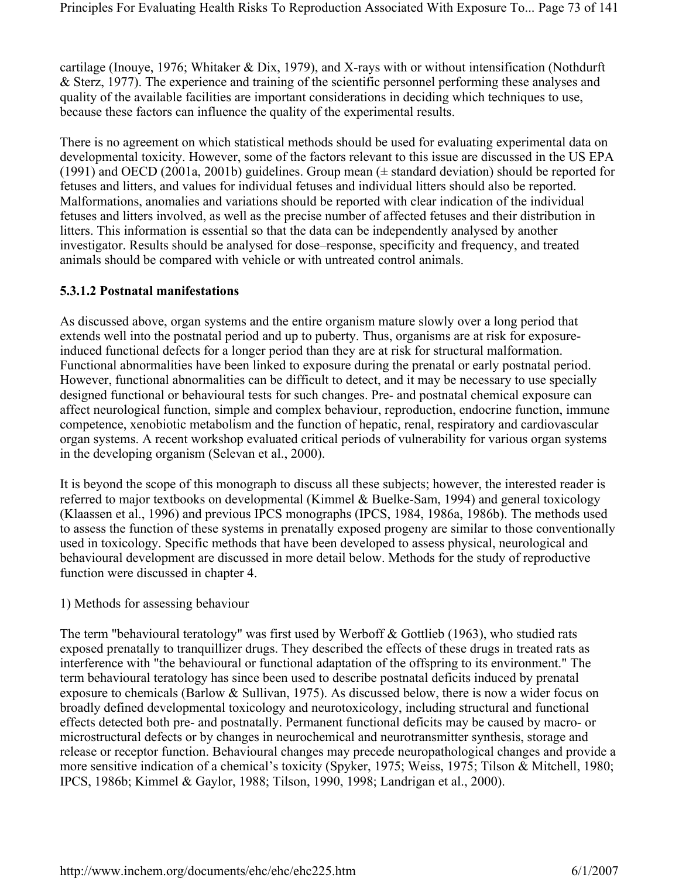cartilage (Inouye, 1976; Whitaker & Dix, 1979), and X-rays with or without intensification (Nothdurft & Sterz, 1977). The experience and training of the scientific personnel performing these analyses and quality of the available facilities are important considerations in deciding which techniques to use, because these factors can influence the quality of the experimental results.

There is no agreement on which statistical methods should be used for evaluating experimental data on developmental toxicity. However, some of the factors relevant to this issue are discussed in the US EPA (1991) and OECD (2001a, 2001b) guidelines. Group mean (± standard deviation) should be reported for fetuses and litters, and values for individual fetuses and individual litters should also be reported. Malformations, anomalies and variations should be reported with clear indication of the individual fetuses and litters involved, as well as the precise number of affected fetuses and their distribution in litters. This information is essential so that the data can be independently analysed by another investigator. Results should be analysed for dose–response, specificity and frequency, and treated animals should be compared with vehicle or with untreated control animals.

#### 5.3.1.2 Postnatal manifestations

As discussed above, organ systems and the entire organism mature slowly over a long period that extends well into the postnatal period and up to puberty. Thus, organisms are at risk for exposure-induced functional defects for a longer period than they are at risk for structural malformation. Functional abnormalities have been linked to exposure during the prenatal or early postnatal period. However, functional abnormalities can be difficult to detect, and it may be necessary to use specially designed functional or behavioural tests for such changes. Pre- and postnatal chemical exposure can affect neurological function, simple and complex behaviour, reproduction, endocrine function, immune competence, xenobiotic metabolism and the function of hepatic, renal, respiratory and cardiovascular organ systems. A recent workshop evaluated critical periods of vulnerability for various organ systems in the developing organism (Selevan et al., 2000).

It is beyond the scope of this monograph to discuss all these subjects; however, the interested reader is referred to major textbooks on developmental (Kimmel & Buelke-Sam, 1994) and general toxicology (Klaassen et al., 1996) and previous IPCS monographs (IPCS, 1984, 1986a, 1986b). The methods used to assess the function of these systems in prenatally exposed progeny are similar to those conventionally used in toxicology. Specific methods that have been developed to assess physical, neurological and behavioural development are discussed in more detail below. Methods for the study of reproductive function were discussed in chapter 4.

1) Methods for assessing behaviour

The term "behavioural teratology" was first used by Werboff & Gottlieb (1963), who studied rats exposed prenatally to tranquillizer drugs. They described the effects of these drugs in treated rats as interference with "the behavioural or functional adaptation of the offspring to its environment." The term behavioural teratology has since been used to describe postnatal deficits induced by prenatal exposure to chemicals (Barlow & Sullivan, 1975). As discussed below, there is now a wider focus on broadly defined developmental toxicology and neurotoxicology, including structural and functional effects detected both pre- and postnatally. Permanent functional deficits may be caused by macro- or microstructural defects or by changes in neurochemical and neurotransmitter synthesis, storage and release or receptor function. Behavioural changes may precede neuropathological changes and provide a more sensitive indication of a chemical's toxicity (Spyker, 1975; Weiss, 1975; Tilson & Mitchell, 1980; IPCS, 1986b; Kimmel & Gaylor, 1988; Tilson, 1990, 1998; Landrigan et al., 2000).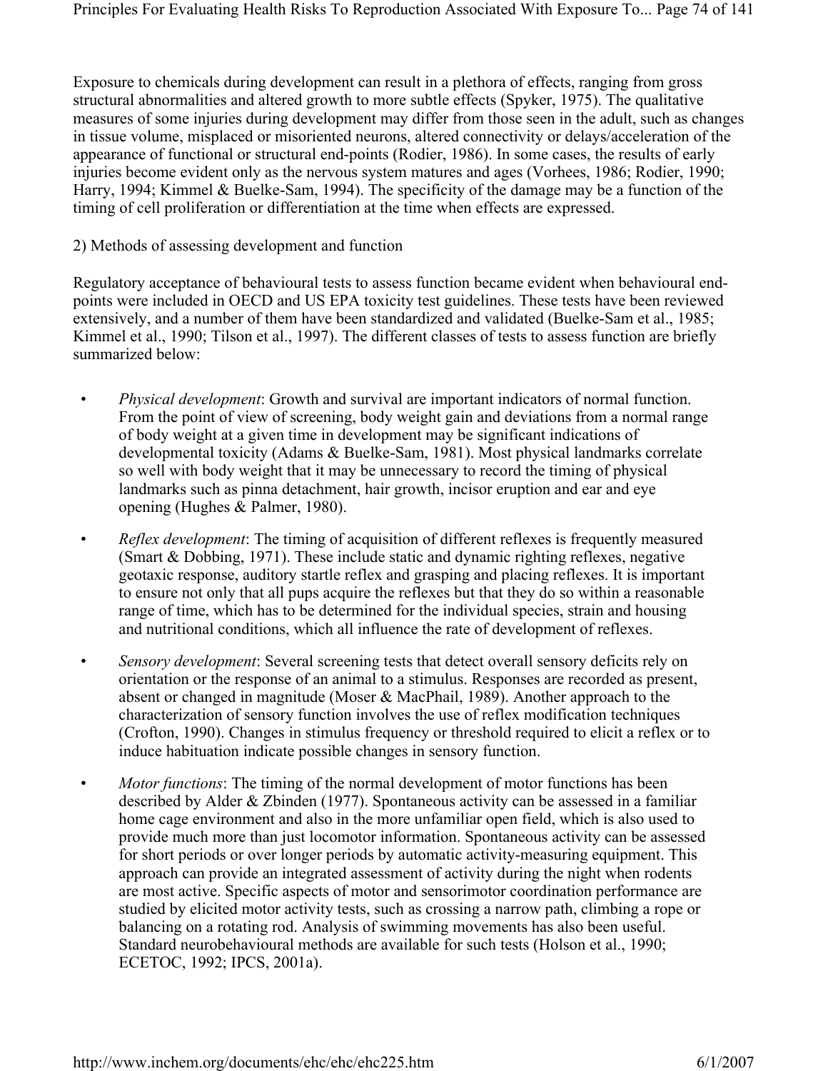Exposure to chemicals during development can result in a plethora of effects, ranging from gross structural abnormalities and altered growth to more subtle effects (Spyker, 1975). The qualitative measures of some injuries during development may differ from those seen in the adult, such as changes in tissue volume, misplaced or misoriented neurons, altered connectivity or delays/acceleration of the appearance of functional or structural end-points (Rodier, 1986). In some cases, the results of early injuries become evident only as the nervous system matures and ages (Vorhees, 1986; Rodier, 1990; Harry, 1994; Kimmel & Buelke-Sam, 1994). The specificity of the damage may be a function of the timing of cell proliferation or differentiation at the time when effects are expressed.

2) Methods of assessing development and function

Regulatory acceptance of behavioural tests to assess function became evident when behavioural end-points were included in OECD and US EPA toxicity test guidelines. These tests have been reviewed extensively, and a number of them have been standardized and validated (Buelke-Sam et al., 1985; Kimmel et al., 1990; Tilson et al., 1997). The different classes of tests to assess function are briefly summarized below:

- *Physical development*: Growth and survival are important indicators of normal function. From the point of view of screening, body weight gain and deviations from a normal range of body weight at a given time in development may be significant indications of developmental toxicity (Adams & Buelke-Sam, 1981). Most physical landmarks correlate so well with body weight that it may be unnecessary to record the timing of physical landmarks such as pinna detachment, hair growth, incisor eruption and ear and eye opening (Hughes & Palmer, 1980).
- *Reflex development*: The timing of acquisition of different reflexes is frequently measured (Smart & Dobbing, 1971). These include static and dynamic righting reflexes, negative geotaxic response, auditory startle reflex and grasping and placing reflexes. It is important to ensure not only that all pups acquire the reflexes but that they do so within a reasonable range of time, which has to be determined for the individual species, strain and housing and nutritional conditions, which all influence the rate of development of reflexes.
- *Sensory development*: Several screening tests that detect overall sensory deficits rely on orientation or the response of an animal to a stimulus. Responses are recorded as present, absent or changed in magnitude (Moser & MacPhail, 1989). Another approach to the characterization of sensory function involves the use of reflex modification techniques (Crofton, 1990). Changes in stimulus frequency or threshold required to elicit a reflex or to induce habituation indicate possible changes in sensory function.
- *Motor functions*: The timing of the normal development of motor functions has been described by Alder & Zbinden (1977). Spontaneous activity can be assessed in a familiar home cage environment and also in the more unfamiliar open field, which is also used to provide much more than just locomotor information. Spontaneous activity can be assessed for short periods or over longer periods by automatic activity-measuring equipment. This approach can provide an integrated assessment of activity during the night when rodents are most active. Specific aspects of motor and sensorimotor coordination performance are studied by elicited motor activity tests, such as crossing a narrow path, climbing a rope or balancing on a rotating rod. Analysis of swimming movements has also been useful. Standard neurobehavioural methods are available for such tests (Holson et al., 1990; ECETOC, 1992; IPCS, 2001a).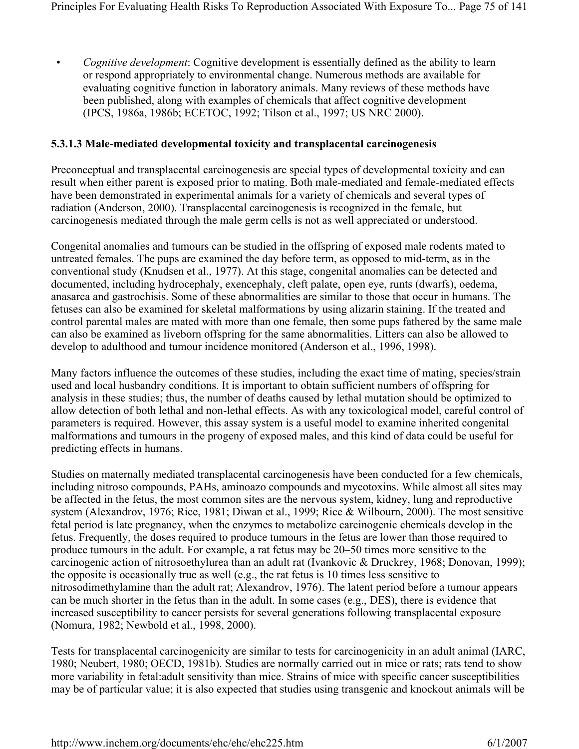- *Cognitive development*: Cognitive development is essentially defined as the ability to learn or respond appropriately to environmental change. Numerous methods are available for evaluating cognitive function in laboratory animals. Many reviews of these methods have been published, along with examples of chemicals that affect cognitive development (IPCS, 1986a, 1986b; ECETOC, 1992; Tilson et al., 1997; US NRC 2000).

### 5.3.1.3 Male-mediated developmental toxicity and transplacental carcinogenesis

Preconceptual and transplacental carcinogenesis are special types of developmental toxicity and can result when either parent is exposed prior to mating. Both male-mediated and female-mediated effects have been demonstrated in experimental animals for a variety of chemicals and several types of radiation (Anderson, 2000). Transplacental carcinogenesis is recognized in the female, but carcinogenesis mediated through the male germ cells is not as well appreciated or understood.

Congenital anomalies and tumours can be studied in the offspring of exposed male rodents mated to untreated females. The pups are examined the day before term, as opposed to mid-term, as in the conventional study (Knudsen et al., 1977). At this stage, congenital anomalies can be detected and documented, including hydrocephaly, exencephaly, cleft palate, open eye, runts (dwarfs), oedema, anasarca and gastrochisis. Some of these abnormalities are similar to those that occur in humans. The fetuses can also be examined for skeletal malformations by using alizarin staining. If the treated and control parental males are mated with more than one female, then some pups fathered by the same male can also be examined as liveborn offspring for the same abnormalities. Litters can also be allowed to develop to adulthood and tumour incidence monitored (Anderson et al., 1996, 1998).

Many factors influence the outcomes of these studies, including the exact time of mating, species/strain used and local husbandry conditions. It is important to obtain sufficient numbers of offspring for analysis in these studies; thus, the number of deaths caused by lethal mutation should be optimized to allow detection of both lethal and non-lethal effects. As with any toxicological model, careful control of parameters is required. However, this assay system is a useful model to examine inherited congenital malformations and tumours in the progeny of exposed males, and this kind of data could be useful for predicting effects in humans.

Studies on maternally mediated transplacental carcinogenesis have been conducted for a few chemicals, including nitroso compounds, PAHs, aminoazo compounds and mycotoxins. While almost all sites may be affected in the fetus, the most common sites are the nervous system, kidney, lung and reproductive system (Alexandrov, 1976; Rice, 1981; Diwan et al., 1999; Rice & Wilbourn, 2000). The most sensitive fetal period is late pregnancy, when the enzymes to metabolize carcinogenic chemicals develop in the fetus. Frequently, the doses required to produce tumours in the fetus are lower than those required to produce tumours in the adult. For example, a rat fetus may be 20–50 times more sensitive to the carcinogenic action of nitrosoethylurea than an adult rat (Ivankovic & Druckrey, 1968; Donovan, 1999); the opposite is occasionally true as well (e.g., the rat fetus is 10 times less sensitive to nitrosodimethylamine than the adult rat; Alexandrov, 1976). The latent period before a tumour appears can be much shorter in the fetus than in the adult. In some cases (e.g., DES), there is evidence that increased susceptibility to cancer persists for several generations following transplacental exposure (Nomura, 1982; Newbold et al., 1998, 2000).

Tests for transplacental carcinogenicity are similar to tests for carcinogenicity in an adult animal (IARC, 1980; Neubert, 1980; OECD, 1981b). Studies are normally carried out in mice or rats; rats tend to show more variability in fetal:adult sensitivity than mice. Strains of mice with specific cancer susceptibilities may be of particular value; it is also expected that studies using transgenic and knockout animals will be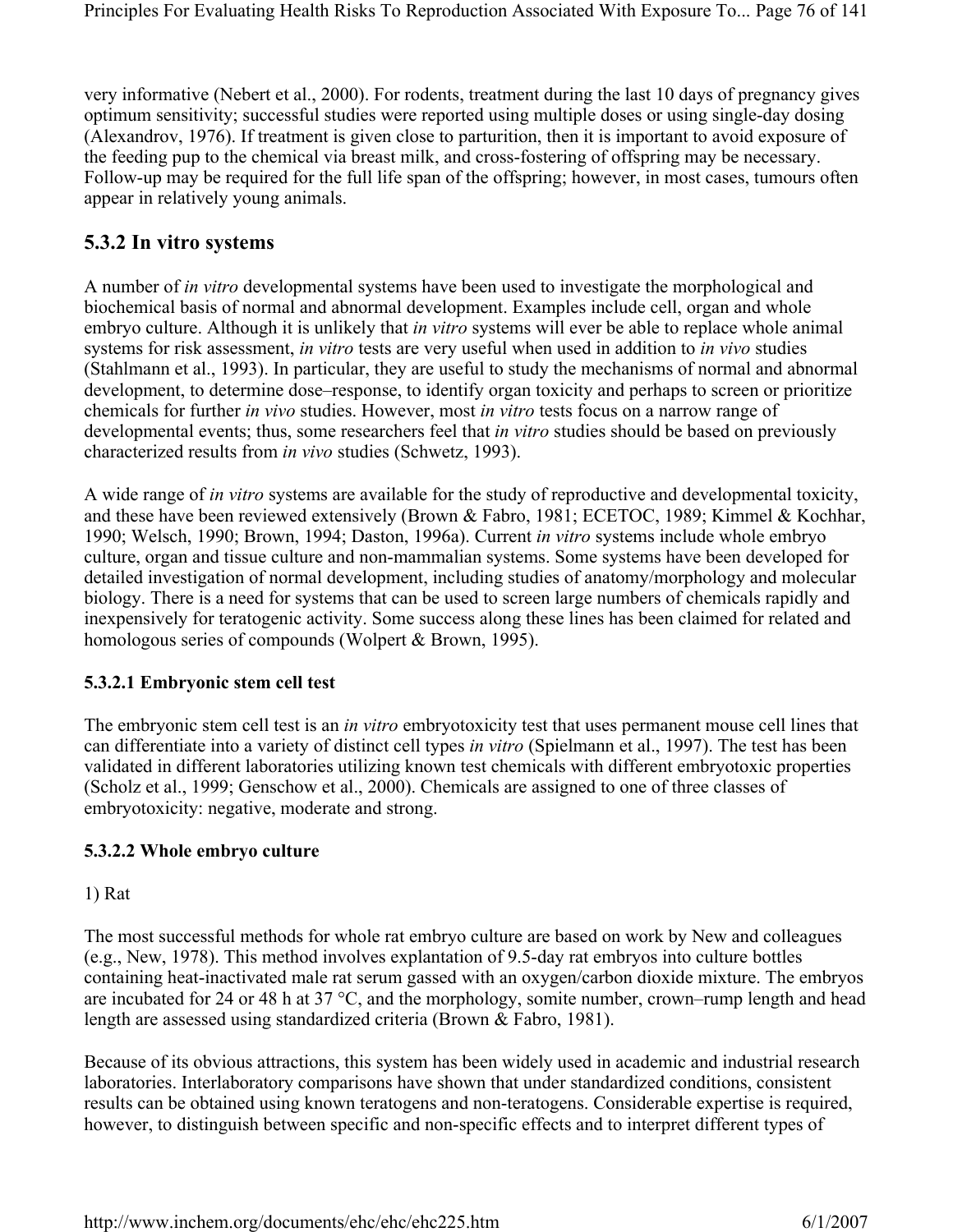very informative (Nebert et al., 2000). For rodents, treatment during the last 10 days of pregnancy gives optimum sensitivity; successful studies were reported using multiple doses or using single-day dosing (Alexandrov, 1976). If treatment is given close to parturition, then it is important to avoid exposure of the feeding pup to the chemical via breast milk, and cross-fostering of offspring may be necessary. Follow-up may be required for the full life span of the offspring; however, in most cases, tumours often appear in relatively young animals.

## 5.3.2 In vitro systems

A number of *in vitro* developmental systems have been used to investigate the morphological and biochemical basis of normal and abnormal development. Examples include cell, organ and whole embryo culture. Although it is unlikely that *in vitro* systems will ever be able to replace whole animal systems for risk assessment, *in vitro* tests are very useful when used in addition to *in vivo* studies (Stahlmann et al., 1993). In particular, they are useful to study the mechanisms of normal and abnormal development, to determine dose–response, to identify organ toxicity and perhaps to screen or prioritize chemicals for further *in vivo* studies. However, most *in vitro* tests focus on a narrow range of developmental events; thus, some researchers feel that *in vitro* studies should be based on previously characterized results from *in vivo* studies (Schwetz, 1993).

A wide range of *in vitro* systems are available for the study of reproductive and developmental toxicity, and these have been reviewed extensively (Brown & Fabro, 1981; ECETOC, 1989; Kimmel & Kochhar, 1990; Welsch, 1990; Brown, 1994; Daston, 1996a). Current *in vitro* systems include whole embryo culture, organ and tissue culture and non-mammalian systems. Some systems have been developed for detailed investigation of normal development, including studies of anatomy/morphology and molecular biology. There is a need for systems that can be used to screen large numbers of chemicals rapidly and inexpensively for teratogenic activity. Some success along these lines has been claimed for related and homologous series of compounds (Wolpert & Brown, 1995).

### 5.3.2.1 Embryonic stem cell test

The embryonic stem cell test is an *in vitro* embryotoxicity test that uses permanent mouse cell lines that can differentiate into a variety of distinct cell types *in vitro* (Spielmann et al., 1997). The test has been validated in different laboratories utilizing known test chemicals with different embryotoxic properties (Scholz et al., 1999; Genschow et al., 2000). Chemicals are assigned to one of three classes of embryotoxicity: negative, moderate and strong.

### 5.3.2.2 Whole embryo culture

1) Rat

The most successful methods for whole rat embryo culture are based on work by New and colleagues (e.g., New, 1978). This method involves explantation of 9.5-day rat embryos into culture bottles containing heat-inactivated male rat serum gassed with an oxygen/carbon dioxide mixture. The embryos are incubated for 24 or 48 h at 37 °C, and the morphology, somite number, crown–rump length and head length are assessed using standardized criteria (Brown & Fabro, 1981).

Because of its obvious attractions, this system has been widely used in academic and industrial research laboratories. Interlaboratory comparisons have shown that under standardized conditions, consistent results can be obtained using known teratogens and non-teratogens. Considerable expertise is required, however, to distinguish between specific and non-specific effects and to interpret different types of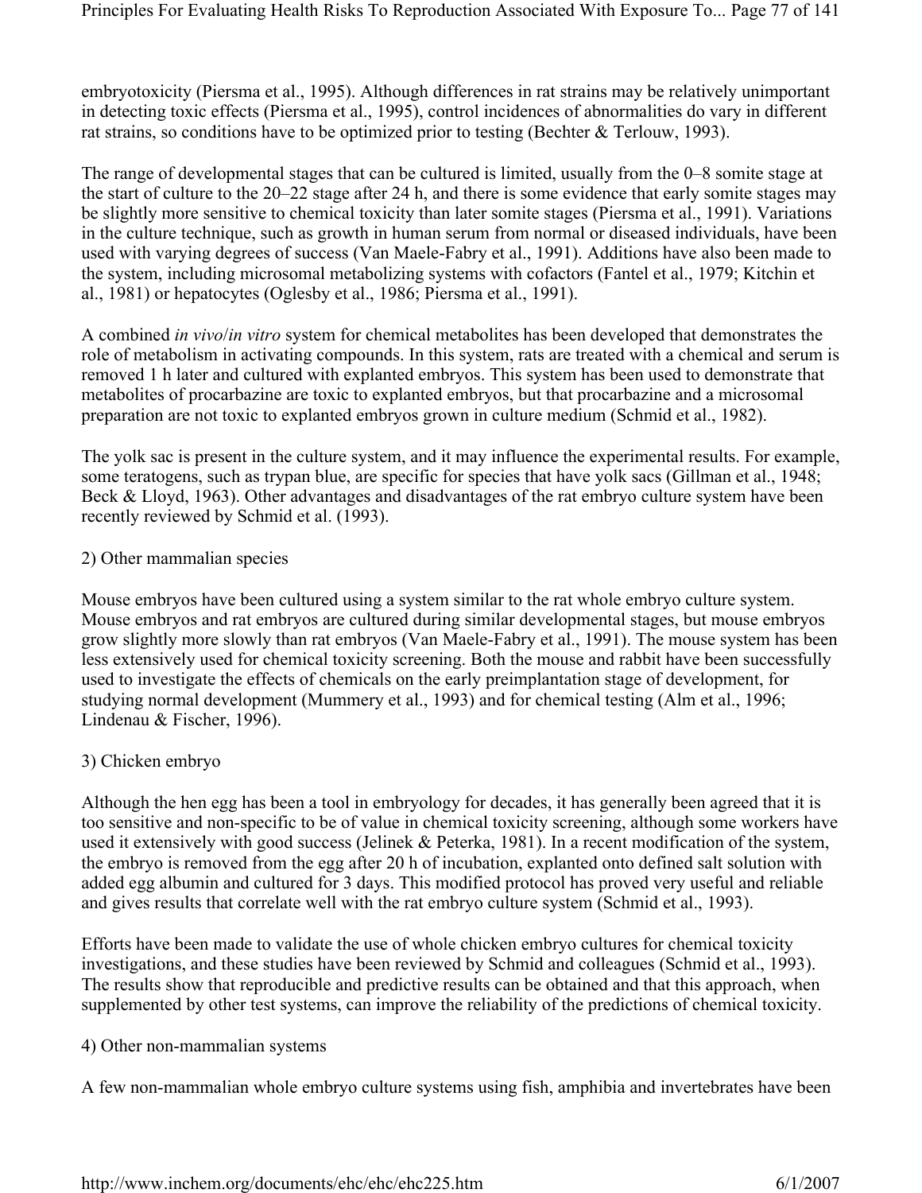embryotoxicity (Piersma et al., 1995). Although differences in rat strains may be relatively unimportant in detecting toxic effects (Piersma et al., 1995), control incidences of abnormalities do vary in different rat strains, so conditions have to be optimized prior to testing (Bechter & Terlouw, 1993).

The range of developmental stages that can be cultured is limited, usually from the 0–8 somite stage at the start of culture to the 20–22 stage after 24 h, and there is some evidence that early somite stages may be slightly more sensitive to chemical toxicity than later somite stages (Piersma et al., 1991). Variations in the culture technique, such as growth in human serum from normal or diseased individuals, have been used with varying degrees of success (Van Maele-Fabry et al., 1991). Additions have also been made to the system, including microsomal metabolizing systems with cofactors (Fantel et al., 1979; Kitchin et al., 1981) or hepatocytes (Oglesby et al., 1986; Piersma et al., 1991).

A combined *in vivo*/*in vitro* system for chemical metabolites has been developed that demonstrates the role of metabolism in activating compounds. In this system, rats are treated with a chemical and serum is removed 1 h later and cultured with explanted embryos. This system has been used to demonstrate that metabolites of procarbazine are toxic to explanted embryos, but that procarbazine and a microsomal preparation are not toxic to explanted embryos grown in culture medium (Schmid et al., 1982).

The yolk sac is present in the culture system, and it may influence the experimental results. For example, some teratogens, such as trypan blue, are specific for species that have yolk sacs (Gillman et al., 1948; Beck & Lloyd, 1963). Other advantages and disadvantages of the rat embryo culture system have been recently reviewed by Schmid et al. (1993).

2) Other mammalian species

Mouse embryos have been cultured using a system similar to the rat whole embryo culture system. Mouse embryos and rat embryos are cultured during similar developmental stages, but mouse embryos grow slightly more slowly than rat embryos (Van Maele-Fabry et al., 1991). The mouse system has been less extensively used for chemical toxicity screening. Both the mouse and rabbit have been successfully used to investigate the effects of chemicals on the early preimplantation stage of development, for studying normal development (Mummery et al., 1993) and for chemical testing (Alm et al., 1996; Lindenau & Fischer, 1996).

3) Chicken embryo

Although the hen egg has been a tool in embryology for decades, it has generally been agreed that it is too sensitive and non-specific to be of value in chemical toxicity screening, although some workers have used it extensively with good success (Jelinek & Peterka, 1981). In a recent modification of the system, the embryo is removed from the egg after 20 h of incubation, explanted onto defined salt solution with added egg albumin and cultured for 3 days. This modified protocol has proved very useful and reliable and gives results that correlate well with the rat embryo culture system (Schmid et al., 1993).

Efforts have been made to validate the use of whole chicken embryo cultures for chemical toxicity investigations, and these studies have been reviewed by Schmid and colleagues (Schmid et al., 1993). The results show that reproducible and predictive results can be obtained and that this approach, when supplemented by other test systems, can improve the reliability of the predictions of chemical toxicity.

4) Other non-mammalian systems

A few non-mammalian whole embryo culture systems using fish, amphibia and invertebrates have been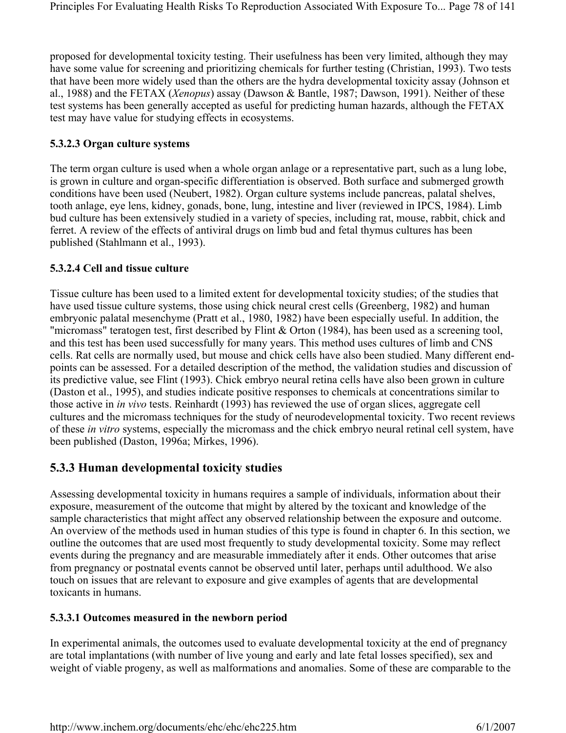proposed for developmental toxicity testing. Their usefulness has been very limited, although they may have some value for screening and prioritizing chemicals for further testing (Christian, 1993). Two tests that have been more widely used than the others are the hydra developmental toxicity assay (Johnson et al., 1988) and the FETAX (*Xenopus*) assay (Dawson & Bantle, 1987; Dawson, 1991). Neither of these test systems has been generally accepted as useful for predicting human hazards, although the FETAX test may have value for studying effects in ecosystems.

#### 5.3.2.3 Organ culture systems

The term organ culture is used when a whole organ anlage or a representative part, such as a lung lobe, is grown in culture and organ-specific differentiation is observed. Both surface and submerged growth conditions have been used (Neubert, 1982). Organ culture systems include pancreas, palatal shelves, tooth anlage, eye lens, kidney, gonads, bone, lung, intestine and liver (reviewed in IPCS, 1984). Limb bud culture has been extensively studied in a variety of species, including rat, mouse, rabbit, chick and ferret. A review of the effects of antiviral drugs on limb bud and fetal thymus cultures has been published (Stahlmann et al., 1993).

#### 5.3.2.4 Cell and tissue culture

Tissue culture has been used to a limited extent for developmental toxicity studies; of the studies that have used tissue culture systems, those using chick neural crest cells (Greenberg, 1982) and human embryonic palatal mesenchyme (Pratt et al., 1980, 1982) have been especially useful. In addition, the "micromass" teratogen test, first described by Flint & Orton (1984), has been used as a screening tool, and this test has been used successfully for many years. This method uses cultures of limb and CNS cells. Rat cells are normally used, but mouse and chick cells have also been studied. Many different end-points can be assessed. For a detailed description of the method, the validation studies and discussion of its predictive value, see Flint (1993). Chick embryo neural retina cells have also been grown in culture (Daston et al., 1995), and studies indicate positive responses to chemicals at concentrations similar to those active in *in vivo* tests. Reinhardt (1993) has reviewed the use of organ slices, aggregate cell cultures and the micromass techniques for the study of neurodevelopmental toxicity. Two recent reviews of these *in vitro* systems, especially the micromass and the chick embryo neural retinal cell system, have been published (Daston, 1996a; Mirkes, 1996).

### 5.3.3 Human developmental toxicity studies

Assessing developmental toxicity in humans requires a sample of individuals, information about their exposure, measurement of the outcome that might by altered by the toxicant and knowledge of the sample characteristics that might affect any observed relationship between the exposure and outcome. An overview of the methods used in human studies of this type is found in chapter 6. In this section, we outline the outcomes that are used most frequently to study developmental toxicity. Some may reflect events during the pregnancy and are measurable immediately after it ends. Other outcomes that arise from pregnancy or postnatal events cannot be observed until later, perhaps until adulthood. We also touch on issues that are relevant to exposure and give examples of agents that are developmental toxicants in humans.

#### 5.3.3.1 Outcomes measured in the newborn period

In experimental animals, the outcomes used to evaluate developmental toxicity at the end of pregnancy are total implantations (with number of live young and early and late fetal losses specified), sex and weight of viable progeny, as well as malformations and anomalies. Some of these are comparable to the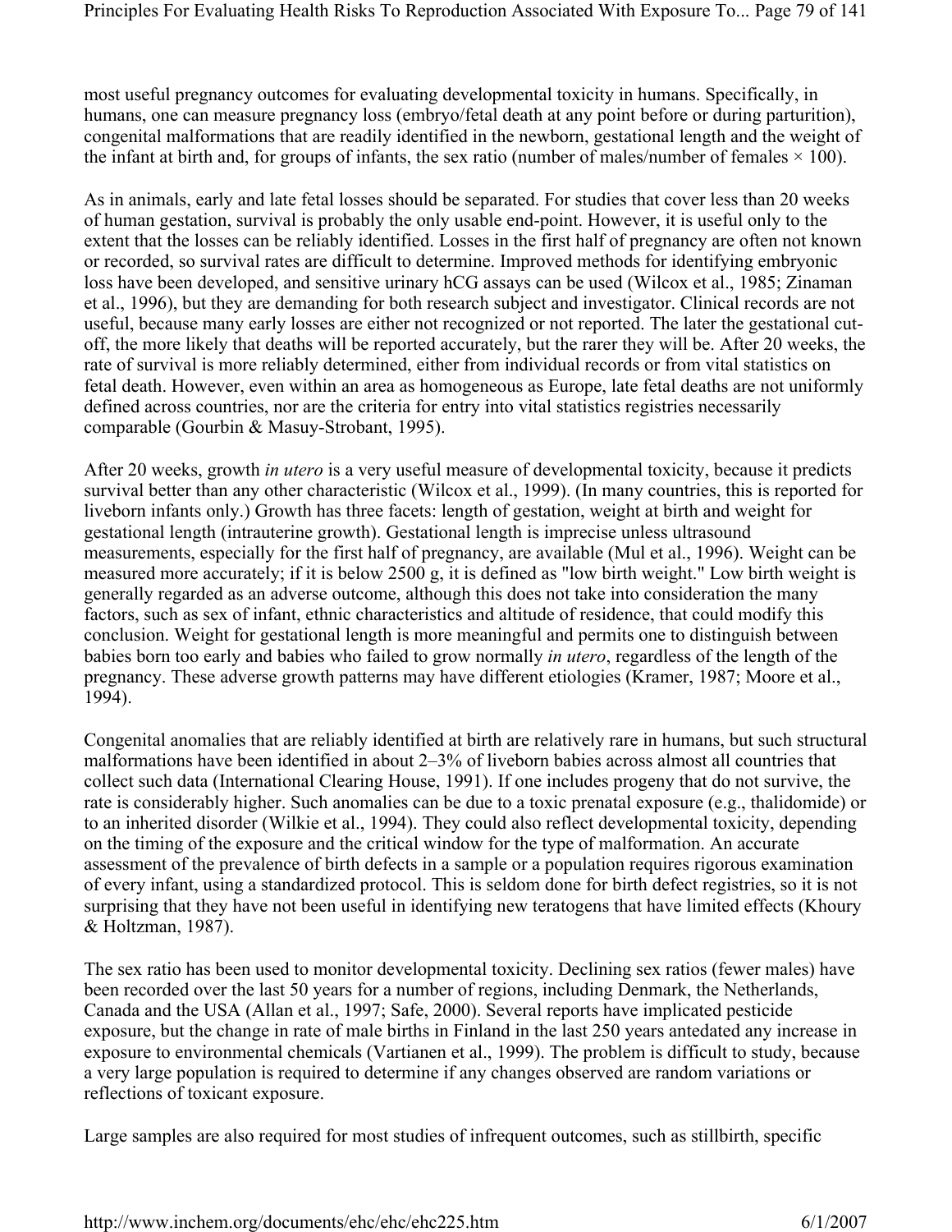most useful pregnancy outcomes for evaluating developmental toxicity in humans. Specifically, in humans, one can measure pregnancy loss (embryo/fetal death at any point before or during parturition), congenital malformations that are readily identified in the newborn, gestational length and the weight of the infant at birth and, for groups of infants, the sex ratio (number of males/number of females × 100).

As in animals, early and late fetal losses should be separated. For studies that cover less than 20 weeks of human gestation, survival is probably the only usable end-point. However, it is useful only to the extent that the losses can be reliably identified. Losses in the first half of pregnancy are often not known or recorded, so survival rates are difficult to determine. Improved methods for identifying embryonic loss have been developed, and sensitive urinary hCG assays can be used (Wilcox et al., 1985; Zinaman et al., 1996), but they are demanding for both research subject and investigator. Clinical records are not useful, because many early losses are either not recognized or not reported. The later the gestational cut-off, the more likely that deaths will be reported accurately, but the rarer they will be. After 20 weeks, the rate of survival is more reliably determined, either from individual records or from vital statistics on fetal death. However, even within an area as homogeneous as Europe, late fetal deaths are not uniformly defined across countries, nor are the criteria for entry into vital statistics registries necessarily comparable (Gourbin & Masuy-Strobant, 1995).

After 20 weeks, growth *in utero* is a very useful measure of developmental toxicity, because it predicts survival better than any other characteristic (Wilcox et al., 1999). (In many countries, this is reported for liveborn infants only.) Growth has three facets: length of gestation, weight at birth and weight for gestational length (intrauterine growth). Gestational length is imprecise unless ultrasound measurements, especially for the first half of pregnancy, are available (Mul et al., 1996). Weight can be measured more accurately; if it is below 2500 g, it is defined as "low birth weight." Low birth weight is generally regarded as an adverse outcome, although this does not take into consideration the many factors, such as sex of infant, ethnic characteristics and altitude of residence, that could modify this conclusion. Weight for gestational length is more meaningful and permits one to distinguish between babies born too early and babies who failed to grow normally *in utero*, regardless of the length of the pregnancy. These adverse growth patterns may have different etiologies (Kramer, 1987; Moore et al., 1994).

Congenital anomalies that are reliably identified at birth are relatively rare in humans, but such structural malformations have been identified in about 2–3% of liveborn babies across almost all countries that collect such data (International Clearing House, 1991). If one includes progeny that do not survive, the rate is considerably higher. Such anomalies can be due to a toxic prenatal exposure (e.g., thalidomide) or to an inherited disorder (Wilkie et al., 1994). They could also reflect developmental toxicity, depending on the timing of the exposure and the critical window for the type of malformation. An accurate assessment of the prevalence of birth defects in a sample or a population requires rigorous examination of every infant, using a standardized protocol. This is seldom done for birth defect registries, so it is not surprising that they have not been useful in identifying new teratogens that have limited effects (Khoury & Holtzman, 1987).

The sex ratio has been used to monitor developmental toxicity. Declining sex ratios (fewer males) have been recorded over the last 50 years for a number of regions, including Denmark, the Netherlands, Canada and the USA (Allan et al., 1997; Safe, 2000). Several reports have implicated pesticide exposure, but the change in rate of male births in Finland in the last 250 years antedated any increase in exposure to environmental chemicals (Vartianen et al., 1999). The problem is difficult to study, because a very large population is required to determine if any changes observed are random variations or reflections of toxicant exposure.

Large samples are also required for most studies of infrequent outcomes, such as stillbirth, specific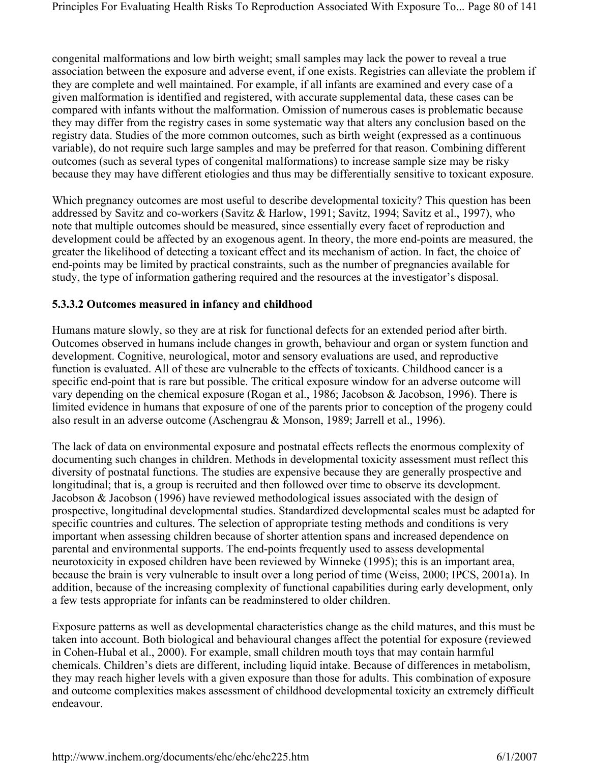congenital malformations and low birth weight; small samples may lack the power to reveal a true association between the exposure and adverse event, if one exists. Registries can alleviate the problem if they are complete and well maintained. For example, if all infants are examined and every case of a given malformation is identified and registered, with accurate supplemental data, these cases can be compared with infants without the malformation. Omission of numerous cases is problematic because they may differ from the registry cases in some systematic way that alters any conclusion based on the registry data. Studies of the more common outcomes, such as birth weight (expressed as a continuous variable), do not require such large samples and may be preferred for that reason. Combining different outcomes (such as several types of congenital malformations) to increase sample size may be risky because they may have different etiologies and thus may be differentially sensitive to toxicant exposure.

Which pregnancy outcomes are most useful to describe developmental toxicity? This question has been addressed by Savitz and co-workers (Savitz & Harlow, 1991; Savitz, 1994; Savitz et al., 1997), who note that multiple outcomes should be measured, since essentially every facet of reproduction and development could be affected by an exogenous agent. In theory, the more end-points are measured, the greater the likelihood of detecting a toxicant effect and its mechanism of action. In fact, the choice of end-points may be limited by practical constraints, such as the number of pregnancies available for study, the type of information gathering required and the resources at the investigator's disposal.

**5.3.3.2 Outcomes measured in infancy and childhood**

Humans mature slowly, so they are at risk for functional defects for an extended period after birth. Outcomes observed in humans include changes in growth, behaviour and organ or system function and development. Cognitive, neurological, motor and sensory evaluations are used, and reproductive function is evaluated. All of these are vulnerable to the effects of toxicants. Childhood cancer is a specific end-point that is rare but possible. The critical exposure window for an adverse outcome will vary depending on the chemical exposure (Rogan et al., 1986; Jacobson & Jacobson, 1996). There is limited evidence in humans that exposure of one of the parents prior to conception of the progeny could also result in an adverse outcome (Aschengrau & Monson, 1989; Jarrell et al., 1996).

The lack of data on environmental exposure and postnatal effects reflects the enormous complexity of documenting such changes in children. Methods in developmental toxicity assessment must reflect this diversity of postnatal functions. The studies are expensive because they are generally prospective and longitudinal; that is, a group is recruited and then followed over time to observe its development. Jacobson & Jacobson (1996) have reviewed methodological issues associated with the design of prospective, longitudinal developmental studies. Standardized developmental scales must be adapted for specific countries and cultures. The selection of appropriate testing methods and conditions is very important when assessing children because of shorter attention spans and increased dependence on parental and environmental supports. The end-points frequently used to assess developmental neurotoxicity in exposed children have been reviewed by Winneke (1995); this is an important area, because the brain is very vulnerable to insult over a long period of time (Weiss, 2000; IPCS, 2001a). In addition, because of the increasing complexity of functional capabilities during early development, only a few tests appropriate for infants can be readminstered to older children.

Exposure patterns as well as developmental characteristics change as the child matures, and this must be taken into account. Both biological and behavioural changes affect the potential for exposure (reviewed in Cohen-Hubal et al., 2000). For example, small children mouth toys that may contain harmful chemicals. Children's diets are different, including liquid intake. Because of differences in metabolism, they may reach higher levels with a given exposure than those for adults. This combination of exposure and outcome complexities makes assessment of childhood developmental toxicity an extremely difficult endeavour.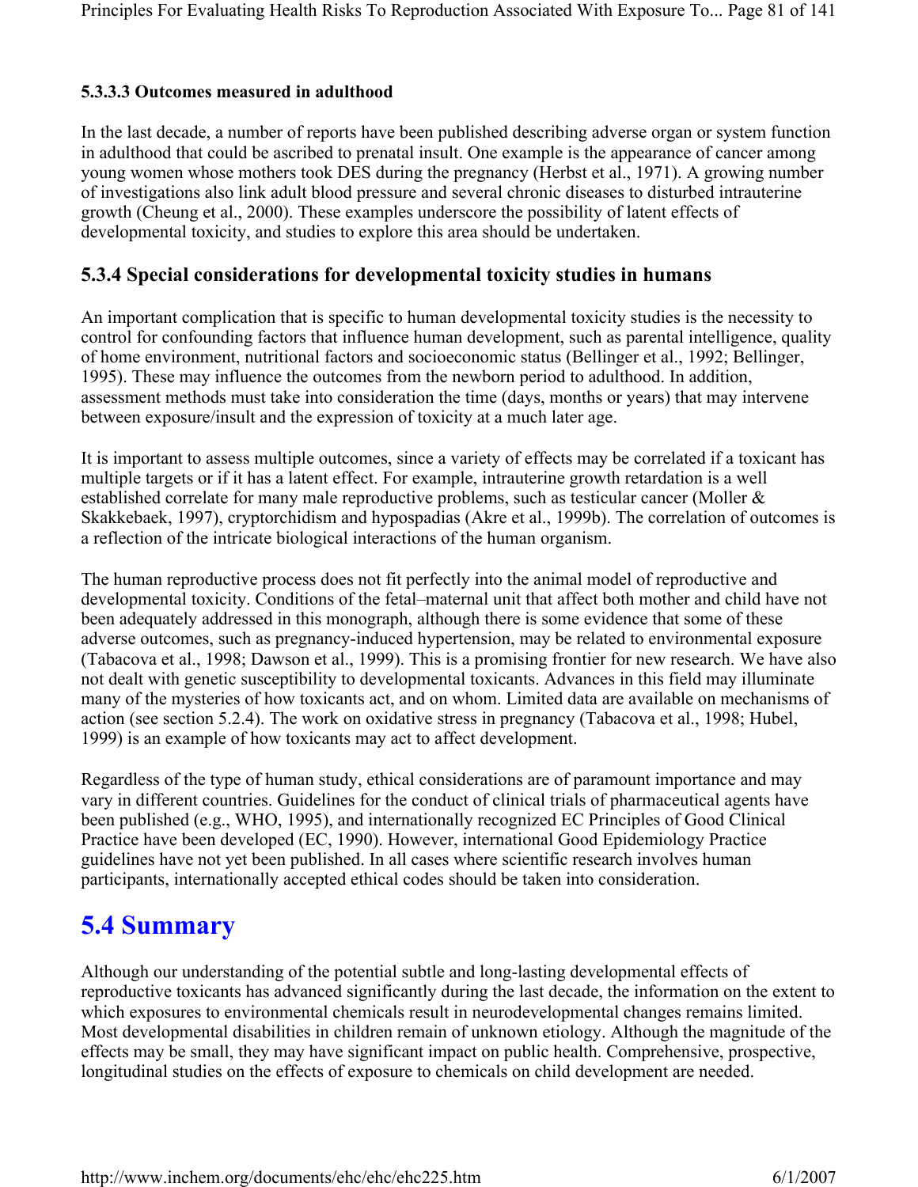#### 5.3.3.3 Outcomes measured in adulthood

In the last decade, a number of reports have been published describing adverse organ or system function in adulthood that could be ascribed to prenatal insult. One example is the appearance of cancer among young women whose mothers took DES during the pregnancy (Herbst et al., 1971). A growing number of investigations also link adult blood pressure and several chronic diseases to disturbed intrauterine growth (Cheung et al., 2000). These examples underscore the possibility of latent effects of developmental toxicity, and studies to explore this area should be undertaken.

### 5.3.4 Special considerations for developmental toxicity studies in humans

An important complication that is specific to human developmental toxicity studies is the necessity to control for confounding factors that influence human development, such as parental intelligence, quality of home environment, nutritional factors and socioeconomic status (Bellinger et al., 1992; Bellinger, 1995). These may influence the outcomes from the newborn period to adulthood. In addition, assessment methods must take into consideration the time (days, months or years) that may intervene between exposure/insult and the expression of toxicity at a much later age.

It is important to assess multiple outcomes, since a variety of effects may be correlated if a toxicant has multiple targets or if it has a latent effect. For example, intrauterine growth retardation is a well established correlate for many male reproductive problems, such as testicular cancer (Moller & Skakkebaek, 1997), cryptorchidism and hypospadias (Akre et al., 1999b). The correlation of outcomes is a reflection of the intricate biological interactions of the human organism.

The human reproductive process does not fit perfectly into the animal model of reproductive and developmental toxicity. Conditions of the fetal–maternal unit that affect both mother and child have not been adequately addressed in this monograph, although there is some evidence that some of these adverse outcomes, such as pregnancy-induced hypertension, may be related to environmental exposure (Tabacova et al., 1998; Dawson et al., 1999). This is a promising frontier for new research. We have also not dealt with genetic susceptibility to developmental toxicants. Advances in this field may illuminate many of the mysteries of how toxicants act, and on whom. Limited data are available on mechanisms of action (see section 5.2.4). The work on oxidative stress in pregnancy (Tabacova et al., 1998; Hubel, 1999) is an example of how toxicants may act to affect development.

Regardless of the type of human study, ethical considerations are of paramount importance and may vary in different countries. Guidelines for the conduct of clinical trials of pharmaceutical agents have been published (e.g., WHO, 1995), and internationally recognized EC Principles of Good Clinical Practice have been developed (EC, 1990). However, international Good Epidemiology Practice guidelines have not yet been published. In all cases where scientific research involves human participants, internationally accepted ethical codes should be taken into consideration.

## 5.4 Summary

Although our understanding of the potential subtle and long-lasting developmental effects of reproductive toxicants has advanced significantly during the last decade, the information on the extent to which exposures to environmental chemicals result in neurodevelopmental changes remains limited. Most developmental disabilities in children remain of unknown etiology. Although the magnitude of the effects may be small, they may have significant impact on public health. Comprehensive, prospective, longitudinal studies on the effects of exposure to chemicals on child development are needed.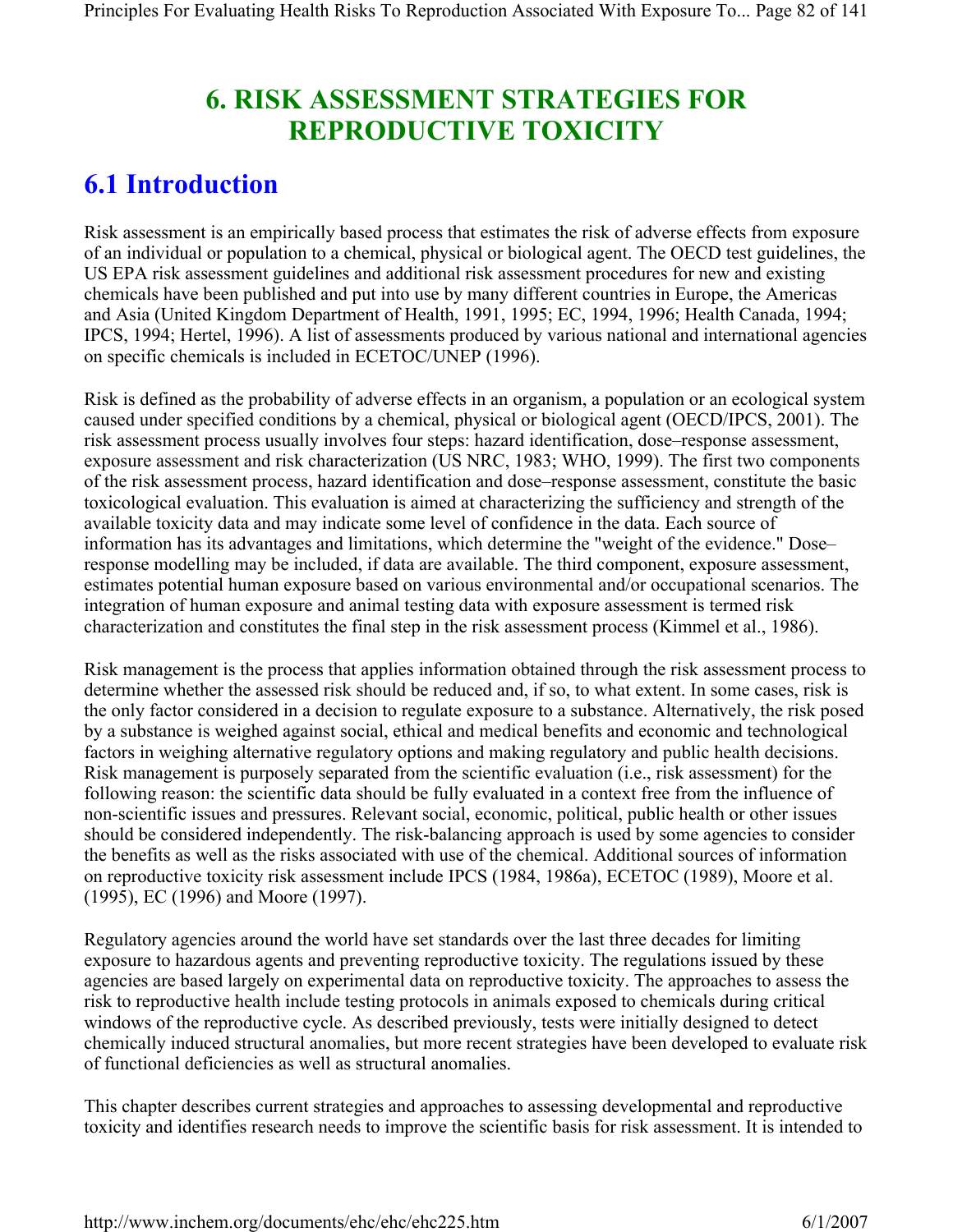# 6. RISK ASSESSMENT STRATEGIES FOR REPRODUCTIVE TOXICITY

## 6.1 Introduction

Risk assessment is an empirically based process that estimates the risk of adverse effects from exposure of an individual or population to a chemical, physical or biological agent. The OECD test guidelines, the US EPA risk assessment guidelines and additional risk assessment procedures for new and existing chemicals have been published and put into use by many different countries in Europe, the Americas and Asia (United Kingdom Department of Health, 1991, 1995; EC, 1994, 1996; Health Canada, 1994; IPCS, 1994; Hertel, 1996). A list of assessments produced by various national and international agencies on specific chemicals is included in ECETOC/UNEP (1996).

Risk is defined as the probability of adverse effects in an organism, a population or an ecological system caused under specified conditions by a chemical, physical or biological agent (OECD/IPCS, 2001). The risk assessment process usually involves four steps: hazard identification, dose–response assessment, exposure assessment and risk characterization (US NRC, 1983; WHO, 1999). The first two components of the risk assessment process, hazard identification and dose–response assessment, constitute the basic toxicological evaluation. This evaluation is aimed at characterizing the sufficiency and strength of the available toxicity data and may indicate some level of confidence in the data. Each source of information has its advantages and limitations, which determine the "weight of the evidence." Dose–response modelling may be included, if data are available. The third component, exposure assessment, estimates potential human exposure based on various environmental and/or occupational scenarios. The integration of human exposure and animal testing data with exposure assessment is termed risk characterization and constitutes the final step in the risk assessment process (Kimmel et al., 1986).

Risk management is the process that applies information obtained through the risk assessment process to determine whether the assessed risk should be reduced and, if so, to what extent. In some cases, risk is the only factor considered in a decision to regulate exposure to a substance. Alternatively, the risk posed by a substance is weighed against social, ethical and medical benefits and economic and technological factors in weighing alternative regulatory options and making regulatory and public health decisions. Risk management is purposely separated from the scientific evaluation (i.e., risk assessment) for the following reason: the scientific data should be fully evaluated in a context free from the influence of non-scientific issues and pressures. Relevant social, economic, political, public health or other issues should be considered independently. The risk-balancing approach is used by some agencies to consider the benefits as well as the risks associated with use of the chemical. Additional sources of information on reproductive toxicity risk assessment include IPCS (1984, 1986a), ECETOC (1989), Moore et al. (1995), EC (1996) and Moore (1997).

Regulatory agencies around the world have set standards over the last three decades for limiting exposure to hazardous agents and preventing reproductive toxicity. The regulations issued by these agencies are based largely on experimental data on reproductive toxicity. The approaches to assess the risk to reproductive health include testing protocols in animals exposed to chemicals during critical windows of the reproductive cycle. As described previously, tests were initially designed to detect chemically induced structural anomalies, but more recent strategies have been developed to evaluate risk of functional deficiencies as well as structural anomalies.

This chapter describes current strategies and approaches to assessing developmental and reproductive toxicity and identifies research needs to improve the scientific basis for risk assessment. It is intended to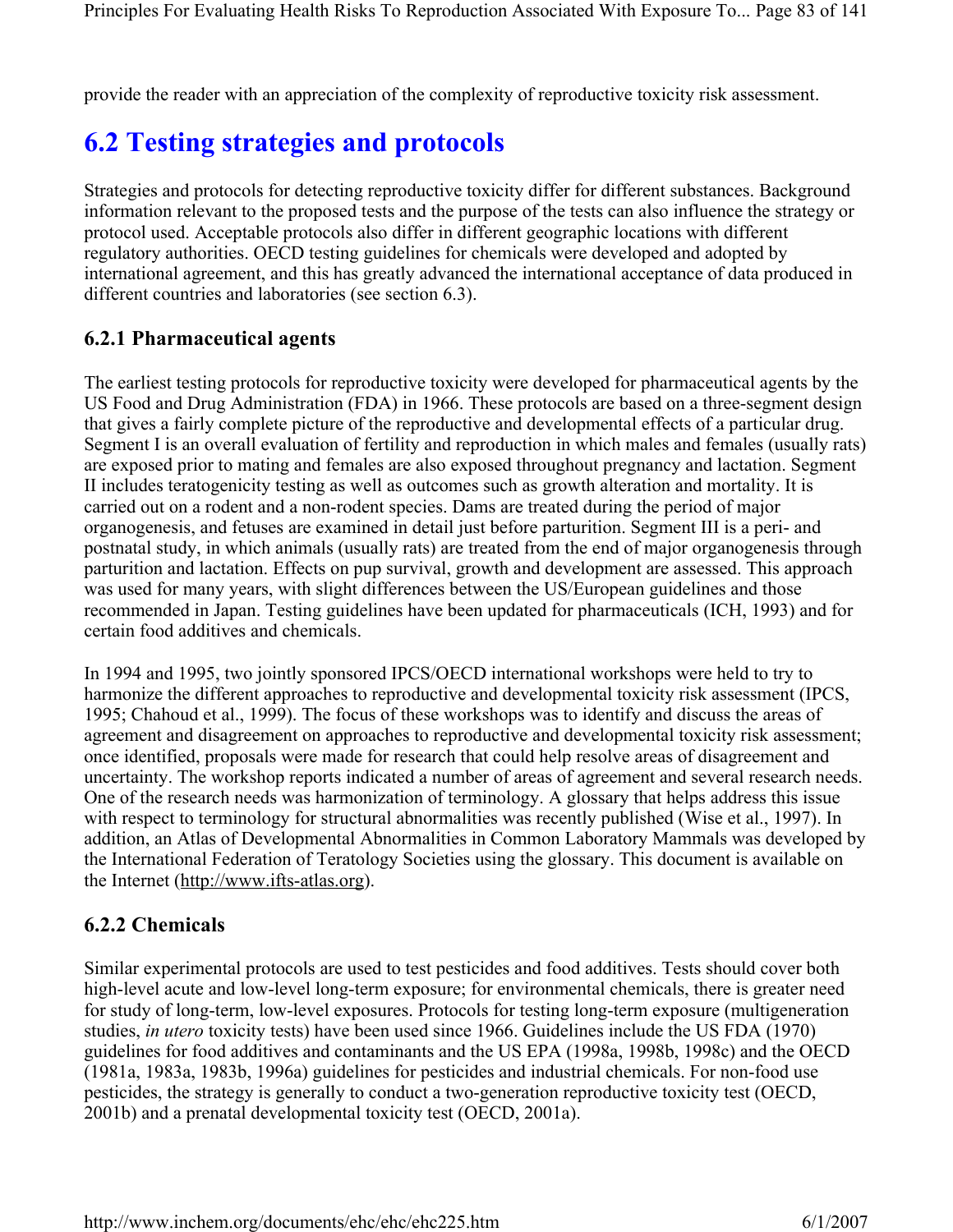provide the reader with an appreciation of the complexity of reproductive toxicity risk assessment.

## 6.2 Testing strategies and protocols

Strategies and protocols for detecting reproductive toxicity differ for different substances. Background information relevant to the proposed tests and the purpose of the tests can also influence the strategy or protocol used. Acceptable protocols also differ in different geographic locations with different regulatory authorities. OECD testing guidelines for chemicals were developed and adopted by international agreement, and this has greatly advanced the international acceptance of data produced in different countries and laboratories (see section 6.3).

### 6.2.1 Pharmaceutical agents

The earliest testing protocols for reproductive toxicity were developed for pharmaceutical agents by the US Food and Drug Administration (FDA) in 1966. These protocols are based on a three-segment design that gives a fairly complete picture of the reproductive and developmental effects of a particular drug. Segment I is an overall evaluation of fertility and reproduction in which males and females (usually rats) are exposed prior to mating and females are also exposed throughout pregnancy and lactation. Segment II includes teratogenicity testing as well as outcomes such as growth alteration and mortality. It is carried out on a rodent and a non-rodent species. Dams are treated during the period of major organogenesis, and fetuses are examined in detail just before parturition. Segment III is a peri- and postnatal study, in which animals (usually rats) are treated from the end of major organogenesis through parturition and lactation. Effects on pup survival, growth and development are assessed. This approach was used for many years, with slight differences between the US/European guidelines and those recommended in Japan. Testing guidelines have been updated for pharmaceuticals (ICH, 1993) and for certain food additives and chemicals.

In 1994 and 1995, two jointly sponsored IPCS/OECD international workshops were held to try to harmonize the different approaches to reproductive and developmental toxicity risk assessment (IPCS, 1995; Chahoud et al., 1999). The focus of these workshops was to identify and discuss the areas of agreement and disagreement on approaches to reproductive and developmental toxicity risk assessment; once identified, proposals were made for research that could help resolve areas of disagreement and uncertainty. The workshop reports indicated a number of areas of agreement and several research needs. One of the research needs was harmonization of terminology. A glossary that helps address this issue with respect to terminology for structural abnormalities was recently published (Wise et al., 1997). In addition, an Atlas of Developmental Abnormalities in Common Laboratory Mammals was developed by the International Federation of Teratology Societies using the glossary. This document is available on the Internet (http://www.ifts-atlas.org).

### 6.2.2 Chemicals

Similar experimental protocols are used to test pesticides and food additives. Tests should cover both high-level acute and low-level long-term exposure; for environmental chemicals, there is greater need for study of long-term, low-level exposures. Protocols for testing long-term exposure (multigeneration studies, *in utero* toxicity tests) have been used since 1966. Guidelines include the US FDA (1970) guidelines for food additives and contaminants and the US EPA (1998a, 1998b, 1998c) and the OECD (1981a, 1983a, 1983b, 1996a) guidelines for pesticides and industrial chemicals. For non-food use pesticides, the strategy is generally to conduct a two-generation reproductive toxicity test (OECD, 2001b) and a prenatal developmental toxicity test (OECD, 2001a).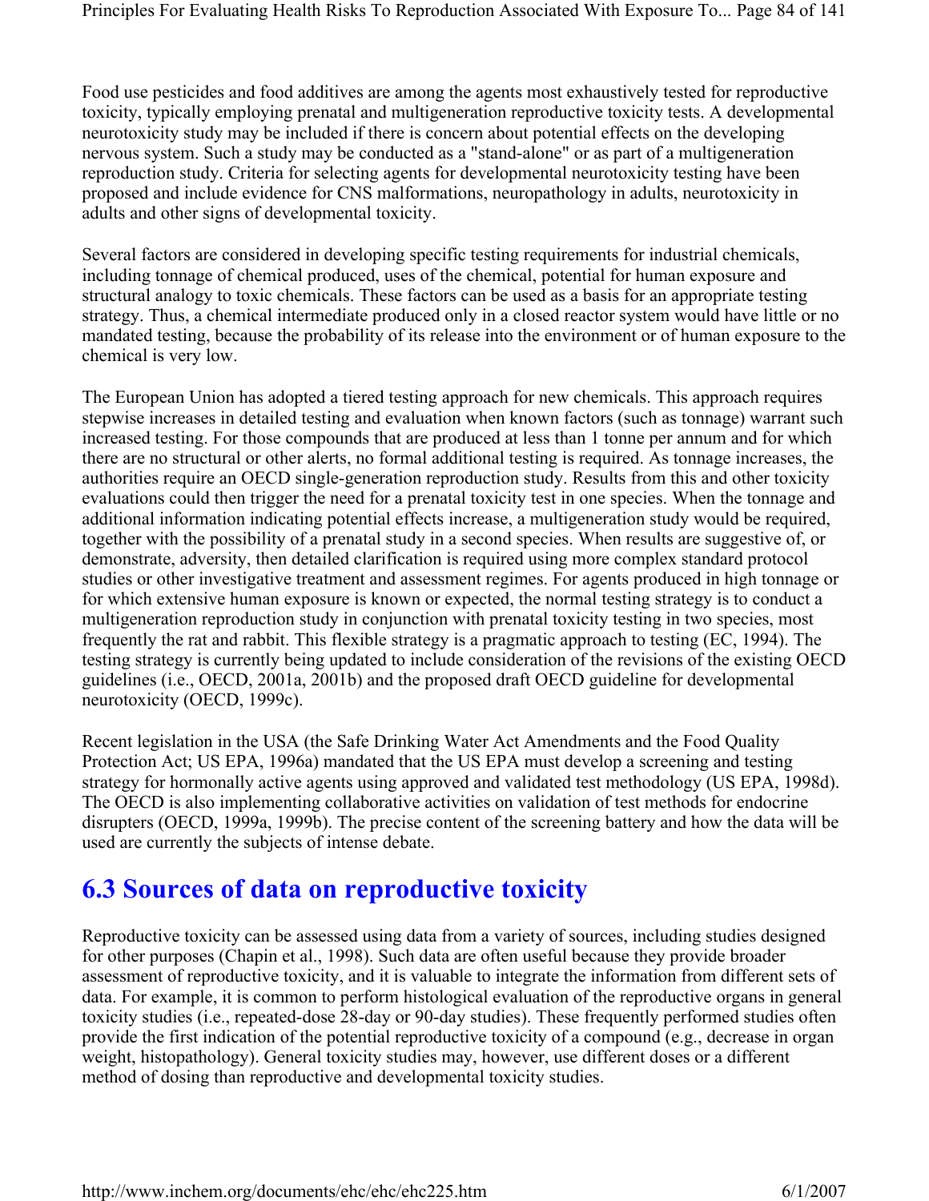Food use pesticides and food additives are among the agents most exhaustively tested for reproductive toxicity, typically employing prenatal and multigeneration reproductive toxicity tests. A developmental neurotoxicity study may be included if there is concern about potential effects on the developing nervous system. Such a study may be conducted as a "stand-alone" or as part of a multigeneration reproduction study. Criteria for selecting agents for developmental neurotoxicity testing have been proposed and include evidence for CNS malformations, neuropathology in adults, neurotoxicity in adults and other signs of developmental toxicity.

Several factors are considered in developing specific testing requirements for industrial chemicals, including tonnage of chemical produced, uses of the chemical, potential for human exposure and structural analogy to toxic chemicals. These factors can be used as a basis for an appropriate testing strategy. Thus, a chemical intermediate produced only in a closed reactor system would have little or no mandated testing, because the probability of its release into the environment or of human exposure to the chemical is very low.

The European Union has adopted a tiered testing approach for new chemicals. This approach requires stepwise increases in detailed testing and evaluation when known factors (such as tonnage) warrant such increased testing. For those compounds that are produced at less than 1 tonne per annum and for which there are no structural or other alerts, no formal additional testing is required. As tonnage increases, the authorities require an OECD single-generation reproduction study. Results from this and other toxicity evaluations could then trigger the need for a prenatal toxicity test in one species. When the tonnage and additional information indicating potential effects increase, a multigeneration study would be required, together with the possibility of a prenatal study in a second species. When results are suggestive of, or demonstrate, adversity, then detailed clarification is required using more complex standard protocol studies or other investigative treatment and assessment regimes. For agents produced in high tonnage or for which extensive human exposure is known or expected, the normal testing strategy is to conduct a multigeneration reproduction study in conjunction with prenatal toxicity testing in two species, most frequently the rat and rabbit. This flexible strategy is a pragmatic approach to testing (EC, 1994). The testing strategy is currently being updated to include consideration of the revisions of the existing OECD guidelines (i.e., OECD, 2001a, 2001b) and the proposed draft OECD guideline for developmental neurotoxicity (OECD, 1999c).

Recent legislation in the USA (the Safe Drinking Water Act Amendments and the Food Quality Protection Act; US EPA, 1996a) mandated that the US EPA must develop a screening and testing strategy for hormonally active agents using approved and validated test methodology (US EPA, 1998d). The OECD is also implementing collaborative activities on validation of test methods for endocrine disrupters (OECD, 1999a, 1999b). The precise content of the screening battery and how the data will be used are currently the subjects of intense debate.

## 6.3 Sources of data on reproductive toxicity

Reproductive toxicity can be assessed using data from a variety of sources, including studies designed for other purposes (Chapin et al., 1998). Such data are often useful because they provide broader assessment of reproductive toxicity, and it is valuable to integrate the information from different sets of data. For example, it is common to perform histological evaluation of the reproductive organs in general toxicity studies (i.e., repeated-dose 28-day or 90-day studies). These frequently performed studies often provide the first indication of the potential reproductive toxicity of a compound (e.g., decrease in organ weight, histopathology). General toxicity studies may, however, use different doses or a different method of dosing than reproductive and developmental toxicity studies.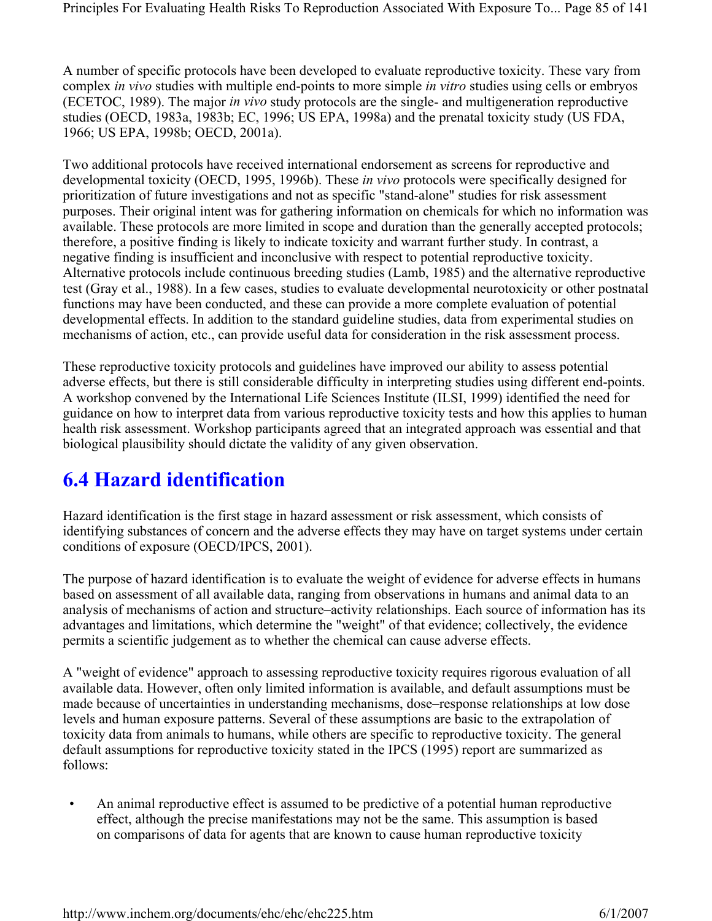A number of specific protocols have been developed to evaluate reproductive toxicity. These vary from complex *in vivo* studies with multiple end-points to more simple *in vitro* studies using cells or embryos (ECETOC, 1989). The major *in vivo* study protocols are the single- and multigeneration reproductive studies (OECD, 1983a, 1983b; EC, 1996; US EPA, 1998a) and the prenatal toxicity study (US FDA, 1966; US EPA, 1998b; OECD, 2001a).

Two additional protocols have received international endorsement as screens for reproductive and developmental toxicity (OECD, 1995, 1996b). These *in vivo* protocols were specifically designed for prioritization of future investigations and not as specific "stand-alone" studies for risk assessment purposes. Their original intent was for gathering information on chemicals for which no information was available. These protocols are more limited in scope and duration than the generally accepted protocols; therefore, a positive finding is likely to indicate toxicity and warrant further study. In contrast, a negative finding is insufficient and inconclusive with respect to potential reproductive toxicity. Alternative protocols include continuous breeding studies (Lamb, 1985) and the alternative reproductive test (Gray et al., 1988). In a few cases, studies to evaluate developmental neurotoxicity or other postnatal functions may have been conducted, and these can provide a more complete evaluation of potential developmental effects. In addition to the standard guideline studies, data from experimental studies on mechanisms of action, etc., can provide useful data for consideration in the risk assessment process.

These reproductive toxicity protocols and guidelines have improved our ability to assess potential adverse effects, but there is still considerable difficulty in interpreting studies using different end-points. A workshop convened by the International Life Sciences Institute (ILSI, 1999) identified the need for guidance on how to interpret data from various reproductive toxicity tests and how this applies to human health risk assessment. Workshop participants agreed that an integrated approach was essential and that biological plausibility should dictate the validity of any given observation.

## 6.4 Hazard identification

Hazard identification is the first stage in hazard assessment or risk assessment, which consists of identifying substances of concern and the adverse effects they may have on target systems under certain conditions of exposure (OECD/IPCS, 2001).

The purpose of hazard identification is to evaluate the weight of evidence for adverse effects in humans based on assessment of all available data, ranging from observations in humans and animal data to an analysis of mechanisms of action and structure–activity relationships. Each source of information has its advantages and limitations, which determine the "weight" of that evidence; collectively, the evidence permits a scientific judgement as to whether the chemical can cause adverse effects.

A "weight of evidence" approach to assessing reproductive toxicity requires rigorous evaluation of all available data. However, often only limited information is available, and default assumptions must be made because of uncertainties in understanding mechanisms, dose–response relationships at low dose levels and human exposure patterns. Several of these assumptions are basic to the extrapolation of toxicity data from animals to humans, while others are specific to reproductive toxicity. The general default assumptions for reproductive toxicity stated in the IPCS (1995) report are summarized as follows:

- An animal reproductive effect is assumed to be predictive of a potential human reproductive effect, although the precise manifestations may not be the same. This assumption is based on comparisons of data for agents that are known to cause human reproductive toxicity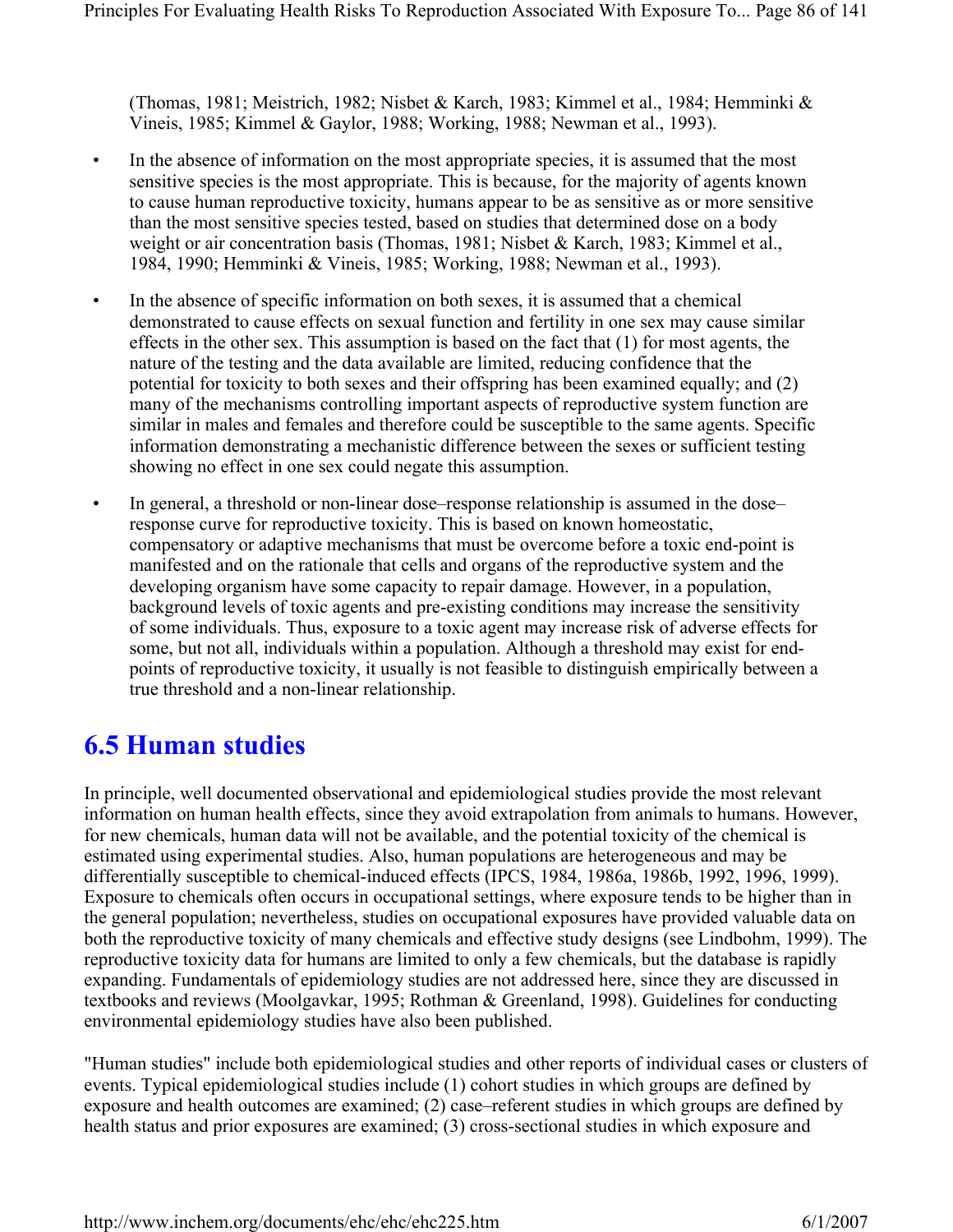(Thomas, 1981; Meistrich, 1982; Nisbet & Karch, 1983; Kimmel et al., 1984; Hemminki & Vineis, 1985; Kimmel & Gaylor, 1988; Working, 1988; Newman et al., 1993).

- In the absence of information on the most appropriate species, it is assumed that the most sensitive species is the most appropriate. This is because, for the majority of agents known to cause human reproductive toxicity, humans appear to be as sensitive as or more sensitive than the most sensitive species tested, based on studies that determined dose on a body weight or air concentration basis (Thomas, 1981; Nisbet & Karch, 1983; Kimmel et al., 1984, 1990; Hemminki & Vineis, 1985; Working, 1988; Newman et al., 1993).
- In the absence of specific information on both sexes, it is assumed that a chemical demonstrated to cause effects on sexual function and fertility in one sex may cause similar effects in the other sex. This assumption is based on the fact that (1) for most agents, the nature of the testing and the data available are limited, reducing confidence that the potential for toxicity to both sexes and their offspring has been examined equally; and (2) many of the mechanisms controlling important aspects of reproductive system function are similar in males and females and therefore could be susceptible to the same agents. Specific information demonstrating a mechanistic difference between the sexes or sufficient testing showing no effect in one sex could negate this assumption.
- In general, a threshold or non-linear dose–response relationship is assumed in the dose–response curve for reproductive toxicity. This is based on known homeostatic, compensatory or adaptive mechanisms that must be overcome before a toxic end-point is manifested and on the rationale that cells and organs of the reproductive system and the developing organism have some capacity to repair damage. However, in a population, background levels of toxic agents and pre-existing conditions may increase the sensitivity of some individuals. Thus, exposure to a toxic agent may increase risk of adverse effects for some, but not all, individuals within a population. Although a threshold may exist for end-points of reproductive toxicity, it usually is not feasible to distinguish empirically between a true threshold and a non-linear relationship.

## 6.5 Human studies

In principle, well documented observational and epidemiological studies provide the most relevant information on human health effects, since they avoid extrapolation from animals to humans. However, for new chemicals, human data will not be available, and the potential toxicity of the chemical is estimated using experimental studies. Also, human populations are heterogeneous and may be differentially susceptible to chemical-induced effects (IPCS, 1984, 1986a, 1986b, 1992, 1996, 1999). Exposure to chemicals often occurs in occupational settings, where exposure tends to be higher than in the general population; nevertheless, studies on occupational exposures have provided valuable data on both the reproductive toxicity of many chemicals and effective study designs (see Lindbohm, 1999). The reproductive toxicity data for humans are limited to only a few chemicals, but the database is rapidly expanding. Fundamentals of epidemiology studies are not addressed here, since they are discussed in textbooks and reviews (Moolgavkar, 1995; Rothman & Greenland, 1998). Guidelines for conducting environmental epidemiology studies have also been published.

"Human studies" include both epidemiological studies and other reports of individual cases or clusters of events. Typical epidemiological studies include (1) cohort studies in which groups are defined by exposure and health outcomes are examined; (2) case–referent studies in which groups are defined by health status and prior exposures are examined; (3) cross-sectional studies in which exposure and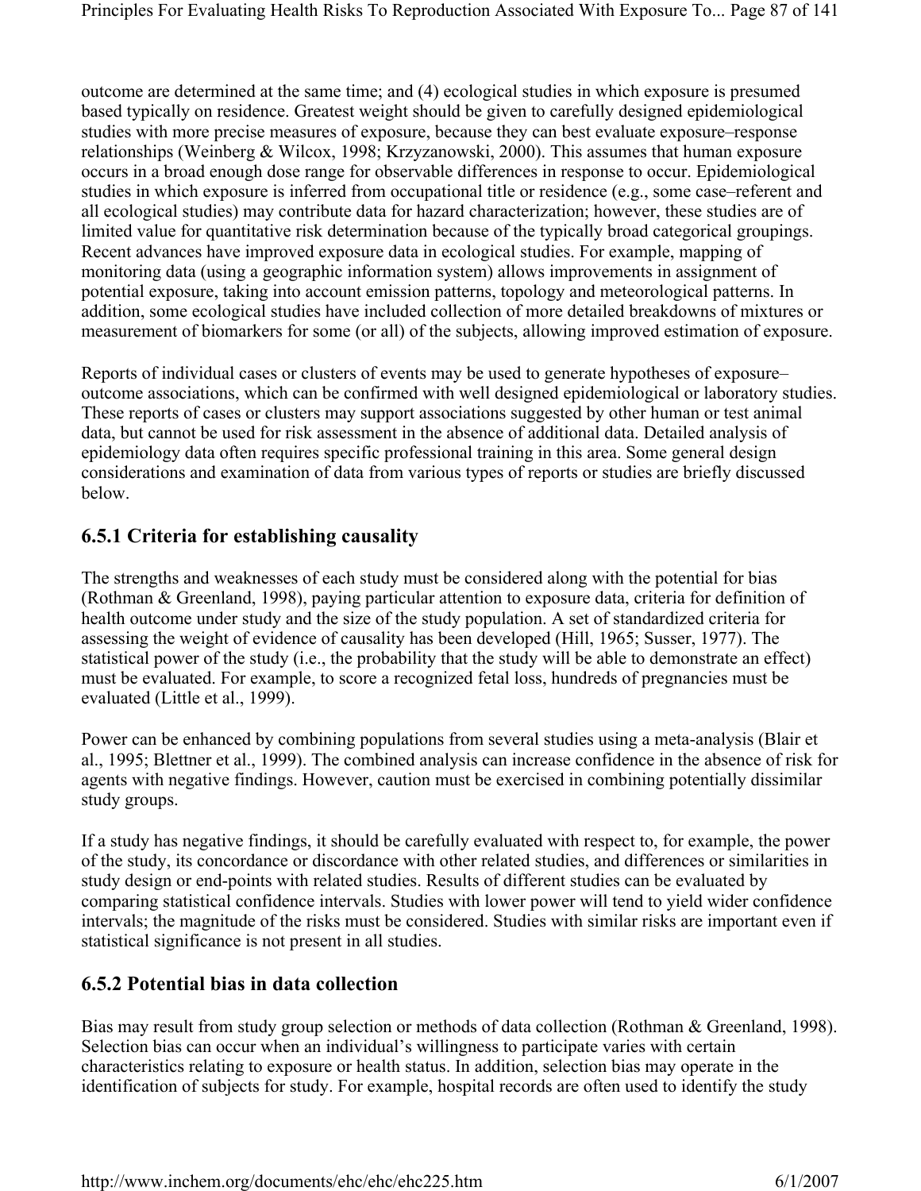outcome are determined at the same time; and (4) ecological studies in which exposure is presumed based typically on residence. Greatest weight should be given to carefully designed epidemiological studies with more precise measures of exposure, because they can best evaluate exposure–response relationships (Weinberg & Wilcox, 1998; Krzyzanowski, 2000). This assumes that human exposure occurs in a broad enough dose range for observable differences in response to occur. Epidemiological studies in which exposure is inferred from occupational title or residence (e.g., some case–referent and all ecological studies) may contribute data for hazard characterization; however, these studies are of limited value for quantitative risk determination because of the typically broad categorical groupings. Recent advances have improved exposure data in ecological studies. For example, mapping of monitoring data (using a geographic information system) allows improvements in assignment of potential exposure, taking into account emission patterns, topology and meteorological patterns. In addition, some ecological studies have included collection of more detailed breakdowns of mixtures or measurement of biomarkers for some (or all) of the subjects, allowing improved estimation of exposure.

Reports of individual cases or clusters of events may be used to generate hypotheses of exposure–outcome associations, which can be confirmed with well designed epidemiological or laboratory studies. These reports of cases or clusters may support associations suggested by other human or test animal data, but cannot be used for risk assessment in the absence of additional data. Detailed analysis of epidemiology data often requires specific professional training in this area. Some general design considerations and examination of data from various types of reports or studies are briefly discussed below.

### 6.5.1 Criteria for establishing causality

The strengths and weaknesses of each study must be considered along with the potential for bias (Rothman & Greenland, 1998), paying particular attention to exposure data, criteria for definition of health outcome under study and the size of the study population. A set of standardized criteria for assessing the weight of evidence of causality has been developed (Hill, 1965; Susser, 1977). The statistical power of the study (i.e., the probability that the study will be able to demonstrate an effect) must be evaluated. For example, to score a recognized fetal loss, hundreds of pregnancies must be evaluated (Little et al., 1999).

Power can be enhanced by combining populations from several studies using a meta-analysis (Blair et al., 1995; Blettner et al., 1999). The combined analysis can increase confidence in the absence of risk for agents with negative findings. However, caution must be exercised in combining potentially dissimilar study groups.

If a study has negative findings, it should be carefully evaluated with respect to, for example, the power of the study, its concordance or discordance with other related studies, and differences or similarities in study design or end-points with related studies. Results of different studies can be evaluated by comparing statistical confidence intervals. Studies with lower power will tend to yield wider confidence intervals; the magnitude of the risks must be considered. Studies with similar risks are important even if statistical significance is not present in all studies.

### 6.5.2 Potential bias in data collection

Bias may result from study group selection or methods of data collection (Rothman & Greenland, 1998). Selection bias can occur when an individual's willingness to participate varies with certain characteristics relating to exposure or health status. In addition, selection bias may operate in the identification of subjects for study. For example, hospital records are often used to identify the study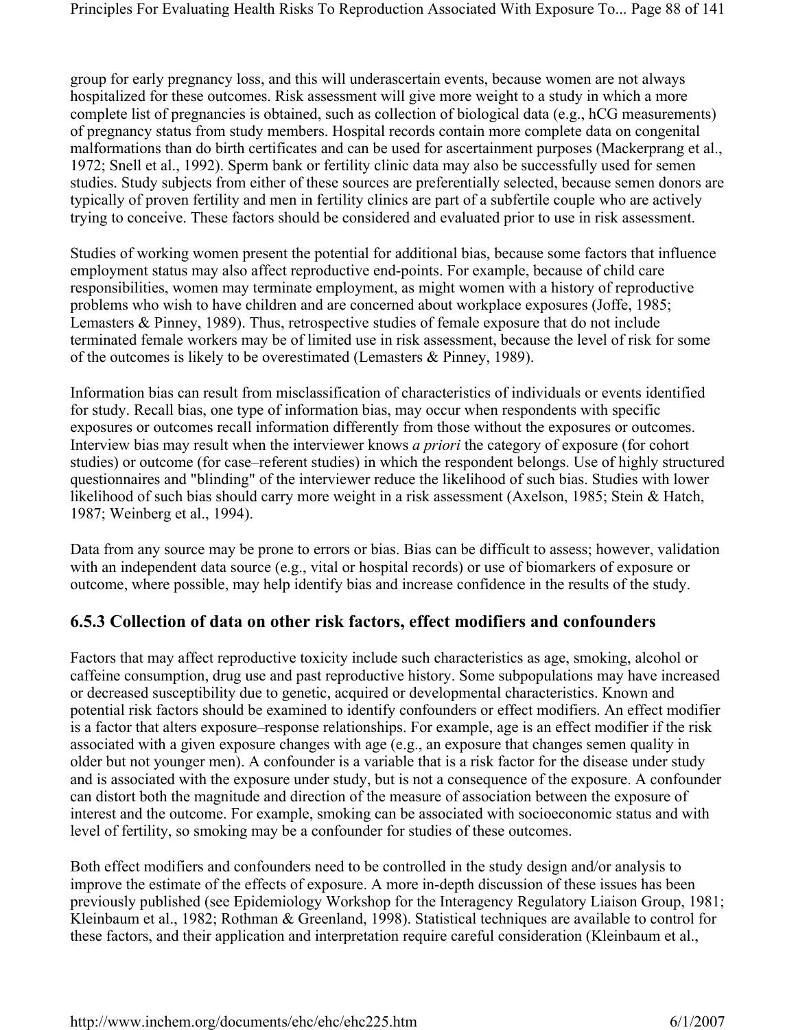group for early pregnancy loss, and this will underascertain events, because women are not always hospitalized for these outcomes. Risk assessment will give more weight to a study in which a more complete list of pregnancies is obtained, such as collection of biological data (e.g., hCG measurements) of pregnancy status from study members. Hospital records contain more complete data on congenital malformations than do birth certificates and can be used for ascertainment purposes (Mackerprang et al., 1972; Snell et al., 1992). Sperm bank or fertility clinic data may also be successfully used for semen studies. Study subjects from either of these sources are preferentially selected, because semen donors are typically of proven fertility and men in fertility clinics are part of a subfertile couple who are actively trying to conceive. These factors should be considered and evaluated prior to use in risk assessment.

Studies of working women present the potential for additional bias, because some factors that influence employment status may also affect reproductive end-points. For example, because of child care responsibilities, women may terminate employment, as might women with a history of reproductive problems who wish to have children and are concerned about workplace exposures (Joffe, 1985; Lemasters & Pinney, 1989). Thus, retrospective studies of female exposure that do not include terminated female workers may be of limited use in risk assessment, because the level of risk for some of the outcomes is likely to be overestimated (Lemasters & Pinney, 1989).

Information bias can result from misclassification of characteristics of individuals or events identified for study. Recall bias, one type of information bias, may occur when respondents with specific exposures or outcomes recall information differently from those without the exposures or outcomes. Interview bias may result when the interviewer knows *a priori* the category of exposure (for cohort studies) or outcome (for case–referent studies) in which the respondent belongs. Use of highly structured questionnaires and "blinding" of the interviewer reduce the likelihood of such bias. Studies with lower likelihood of such bias should carry more weight in a risk assessment (Axelson, 1985; Stein & Hatch, 1987; Weinberg et al., 1994).

Data from any source may be prone to errors or bias. Bias can be difficult to assess; however, validation with an independent data source (e.g., vital or hospital records) or use of biomarkers of exposure or outcome, where possible, may help identify bias and increase confidence in the results of the study.

### 6.5.3 Collection of data on other risk factors, effect modifiers and confounders

Factors that may affect reproductive toxicity include such characteristics as age, smoking, alcohol or caffeine consumption, drug use and past reproductive history. Some subpopulations may have increased or decreased susceptibility due to genetic, acquired or developmental characteristics. Known and potential risk factors should be examined to identify confounders or effect modifiers. An effect modifier is a factor that alters exposure–response relationships. For example, age is an effect modifier if the risk associated with a given exposure changes with age (e.g., an exposure that changes semen quality in older but not younger men). A confounder is a variable that is a risk factor for the disease under study and is associated with the exposure under study, but is not a consequence of the exposure. A confounder can distort both the magnitude and direction of the measure of association between the exposure of interest and the outcome. For example, smoking can be associated with socioeconomic status and with level of fertility, so smoking may be a confounder for studies of these outcomes.

Both effect modifiers and confounders need to be controlled in the study design and/or analysis to improve the estimate of the effects of exposure. A more in-depth discussion of these issues has been previously published (see Epidemiology Workshop for the Interagency Regulatory Liaison Group, 1981; Kleinbaum et al., 1982; Rothman & Greenland, 1998). Statistical techniques are available to control for these factors, and their application and interpretation require careful consideration (Kleinbaum et al.,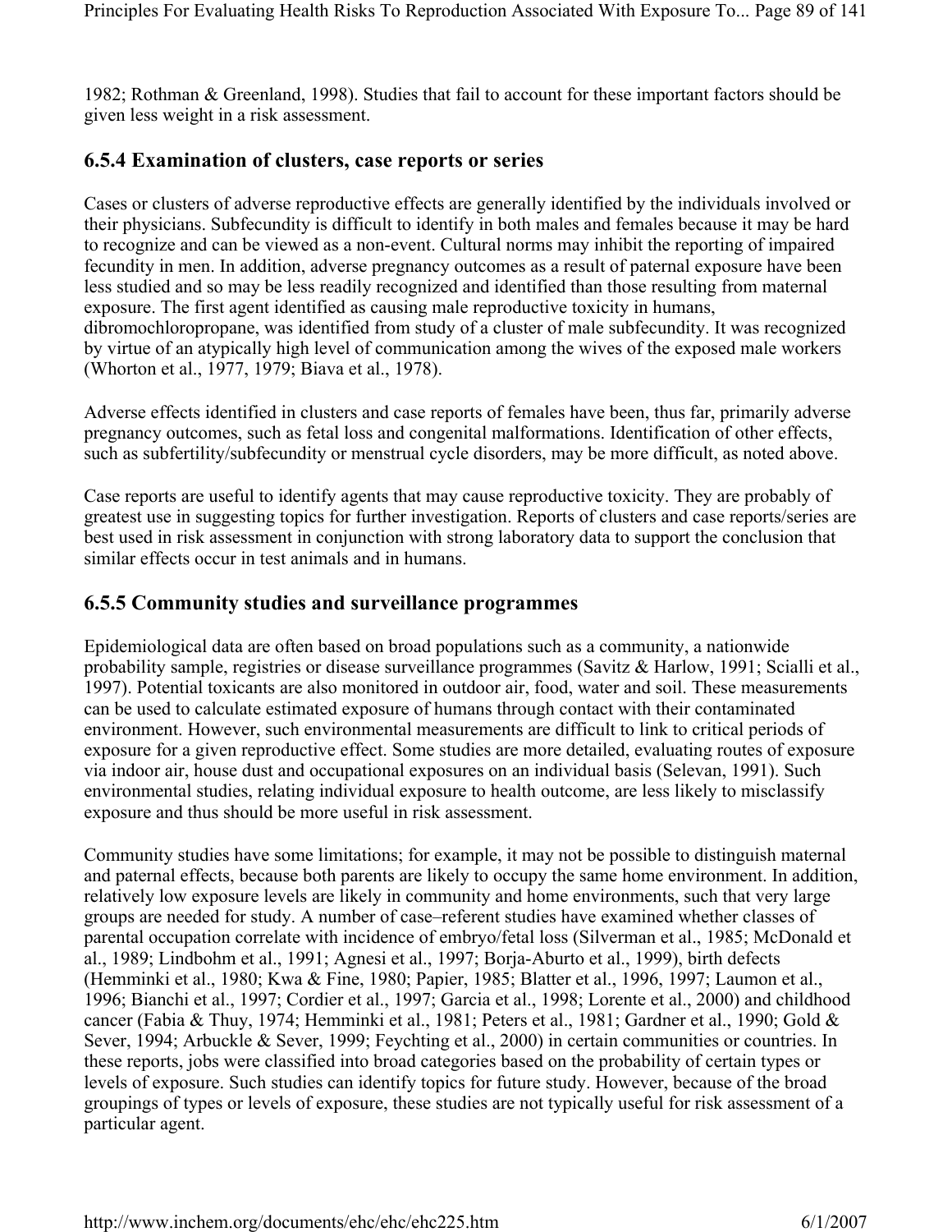1982; Rothman & Greenland, 1998). Studies that fail to account for these important factors should be given less weight in a risk assessment.

### 6.5.4 Examination of clusters, case reports or series

Cases or clusters of adverse reproductive effects are generally identified by the individuals involved or their physicians. Subfecundity is difficult to identify in both males and females because it may be hard to recognize and can be viewed as a non-event. Cultural norms may inhibit the reporting of impaired fecundity in men. In addition, adverse pregnancy outcomes as a result of paternal exposure have been less studied and so may be less readily recognized and identified than those resulting from maternal exposure. The first agent identified as causing male reproductive toxicity in humans, dibromochloropropane, was identified from study of a cluster of male subfecundity. It was recognized by virtue of an atypically high level of communication among the wives of the exposed male workers (Whorton et al., 1977, 1979; Biava et al., 1978).

Adverse effects identified in clusters and case reports of females have been, thus far, primarily adverse pregnancy outcomes, such as fetal loss and congenital malformations. Identification of other effects, such as subfertility/subfecundity or menstrual cycle disorders, may be more difficult, as noted above.

Case reports are useful to identify agents that may cause reproductive toxicity. They are probably of greatest use in suggesting topics for further investigation. Reports of clusters and case reports/series are best used in risk assessment in conjunction with strong laboratory data to support the conclusion that similar effects occur in test animals and in humans.

### 6.5.5 Community studies and surveillance programmes

Epidemiological data are often based on broad populations such as a community, a nationwide probability sample, registries or disease surveillance programmes (Savitz & Harlow, 1991; Scialli et al., 1997). Potential toxicants are also monitored in outdoor air, food, water and soil. These measurements can be used to calculate estimated exposure of humans through contact with their contaminated environment. However, such environmental measurements are difficult to link to critical periods of exposure for a given reproductive effect. Some studies are more detailed, evaluating routes of exposure via indoor air, house dust and occupational exposures on an individual basis (Selevan, 1991). Such environmental studies, relating individual exposure to health outcome, are less likely to misclassify exposure and thus should be more useful in risk assessment.

Community studies have some limitations; for example, it may not be possible to distinguish maternal and paternal effects, because both parents are likely to occupy the same home environment. In addition, relatively low exposure levels are likely in community and home environments, such that very large groups are needed for study. A number of case–referent studies have examined whether classes of parental occupation correlate with incidence of embryo/fetal loss (Silverman et al., 1985; McDonald et al., 1989; Lindbohm et al., 1991; Agnesi et al., 1997; Borja-Aburto et al., 1999), birth defects (Hemminki et al., 1980; Kwa & Fine, 1980; Papier, 1985; Blatter et al., 1996, 1997; Laumon et al., 1996; Bianchi et al., 1997; Cordier et al., 1997; Garcia et al., 1998; Lorente et al., 2000) and childhood cancer (Fabia & Thuy, 1974; Hemminki et al., 1981; Peters et al., 1981; Gardner et al., 1990; Gold & Sever, 1994; Arbuckle & Sever, 1999; Feychting et al., 2000) in certain communities or countries. In these reports, jobs were classified into broad categories based on the probability of certain types or levels of exposure. Such studies can identify topics for future study. However, because of the broad groupings of types or levels of exposure, these studies are not typically useful for risk assessment of a particular agent.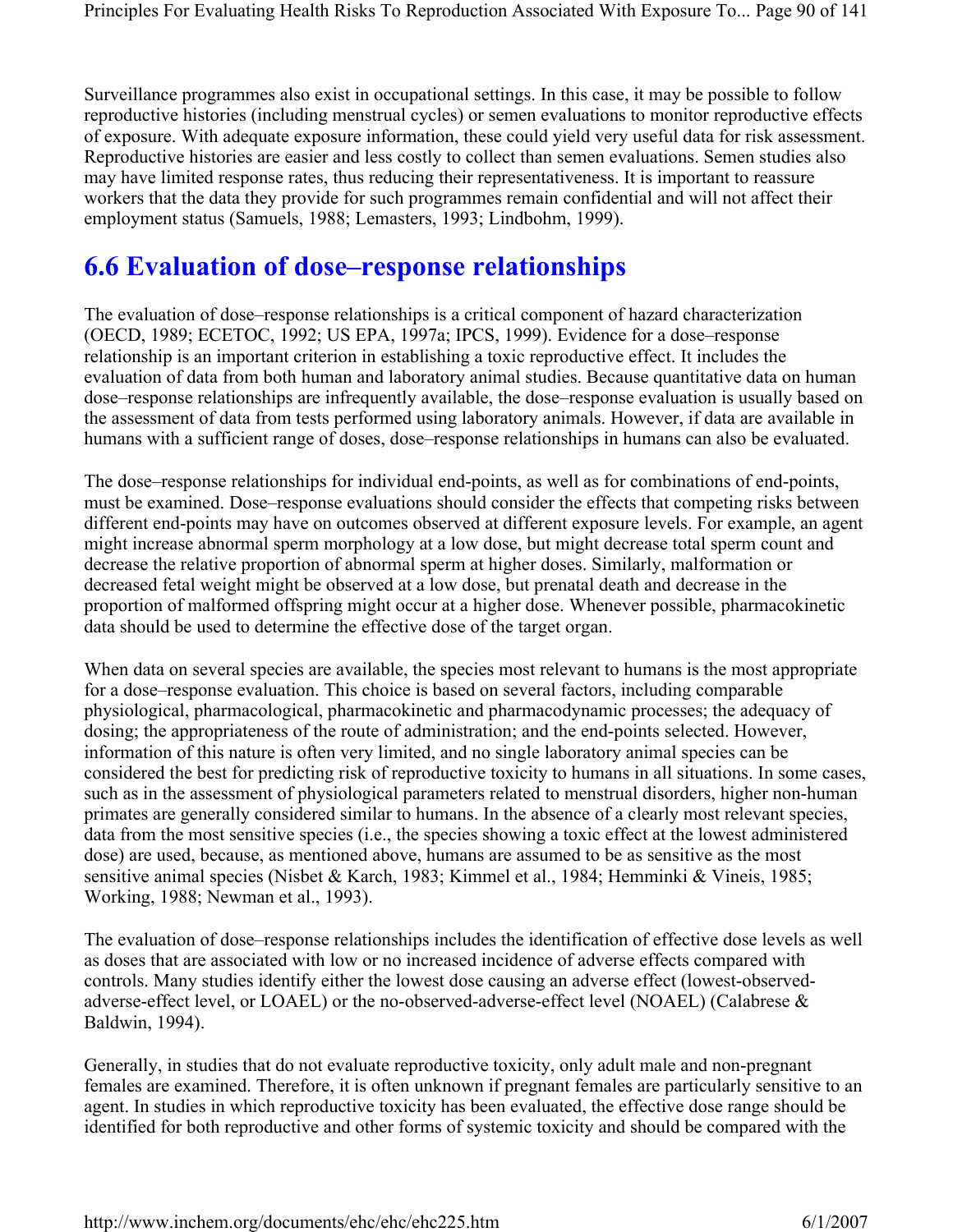Surveillance programmes also exist in occupational settings. In this case, it may be possible to follow reproductive histories (including menstrual cycles) or semen evaluations to monitor reproductive effects of exposure. With adequate exposure information, these could yield very useful data for risk assessment. Reproductive histories are easier and less costly to collect than semen evaluations. Semen studies also may have limited response rates, thus reducing their representativeness. It is important to reassure workers that the data they provide for such programmes remain confidential and will not affect their employment status (Samuels, 1988; Lemasters, 1993; Lindbohm, 1999).

## 6.6 Evaluation of dose–response relationships

The evaluation of dose–response relationships is a critical component of hazard characterization (OECD, 1989; ECETOC, 1992; US EPA, 1997a; IPCS, 1999). Evidence for a dose–response relationship is an important criterion in establishing a toxic reproductive effect. It includes the evaluation of data from both human and laboratory animal studies. Because quantitative data on human dose–response relationships are infrequently available, the dose–response evaluation is usually based on the assessment of data from tests performed using laboratory animals. However, if data are available in humans with a sufficient range of doses, dose–response relationships in humans can also be evaluated.

The dose–response relationships for individual end-points, as well as for combinations of end-points, must be examined. Dose–response evaluations should consider the effects that competing risks between different end-points may have on outcomes observed at different exposure levels. For example, an agent might increase abnormal sperm morphology at a low dose, but might decrease total sperm count and decrease the relative proportion of abnormal sperm at higher doses. Similarly, malformation or decreased fetal weight might be observed at a low dose, but prenatal death and decrease in the proportion of malformed offspring might occur at a higher dose. Whenever possible, pharmacokinetic data should be used to determine the effective dose of the target organ.

When data on several species are available, the species most relevant to humans is the most appropriate for a dose–response evaluation. This choice is based on several factors, including comparable physiological, pharmacological, pharmacokinetic and pharmacodynamic processes; the adequacy of dosing; the appropriateness of the route of administration; and the end-points selected. However, information of this nature is often very limited, and no single laboratory animal species can be considered the best for predicting risk of reproductive toxicity to humans in all situations. In some cases, such as in the assessment of physiological parameters related to menstrual disorders, higher non-human primates are generally considered similar to humans. In the absence of a clearly most relevant species, data from the most sensitive species (i.e., the species showing a toxic effect at the lowest administered dose) are used, because, as mentioned above, humans are assumed to be as sensitive as the most sensitive animal species (Nisbet & Karch, 1983; Kimmel et al., 1984; Hemminki & Vineis, 1985; Working, 1988; Newman et al., 1993).

The evaluation of dose–response relationships includes the identification of effective dose levels as well as doses that are associated with low or no increased incidence of adverse effects compared with controls. Many studies identify either the lowest dose causing an adverse effect (lowest-observed-adverse-effect level, or LOAEL) or the no-observed-adverse-effect level (NOAEL) (Calabrese & Baldwin, 1994).

Generally, in studies that do not evaluate reproductive toxicity, only adult male and non-pregnant females are examined. Therefore, it is often unknown if pregnant females are particularly sensitive to an agent. In studies in which reproductive toxicity has been evaluated, the effective dose range should be identified for both reproductive and other forms of systemic toxicity and should be compared with the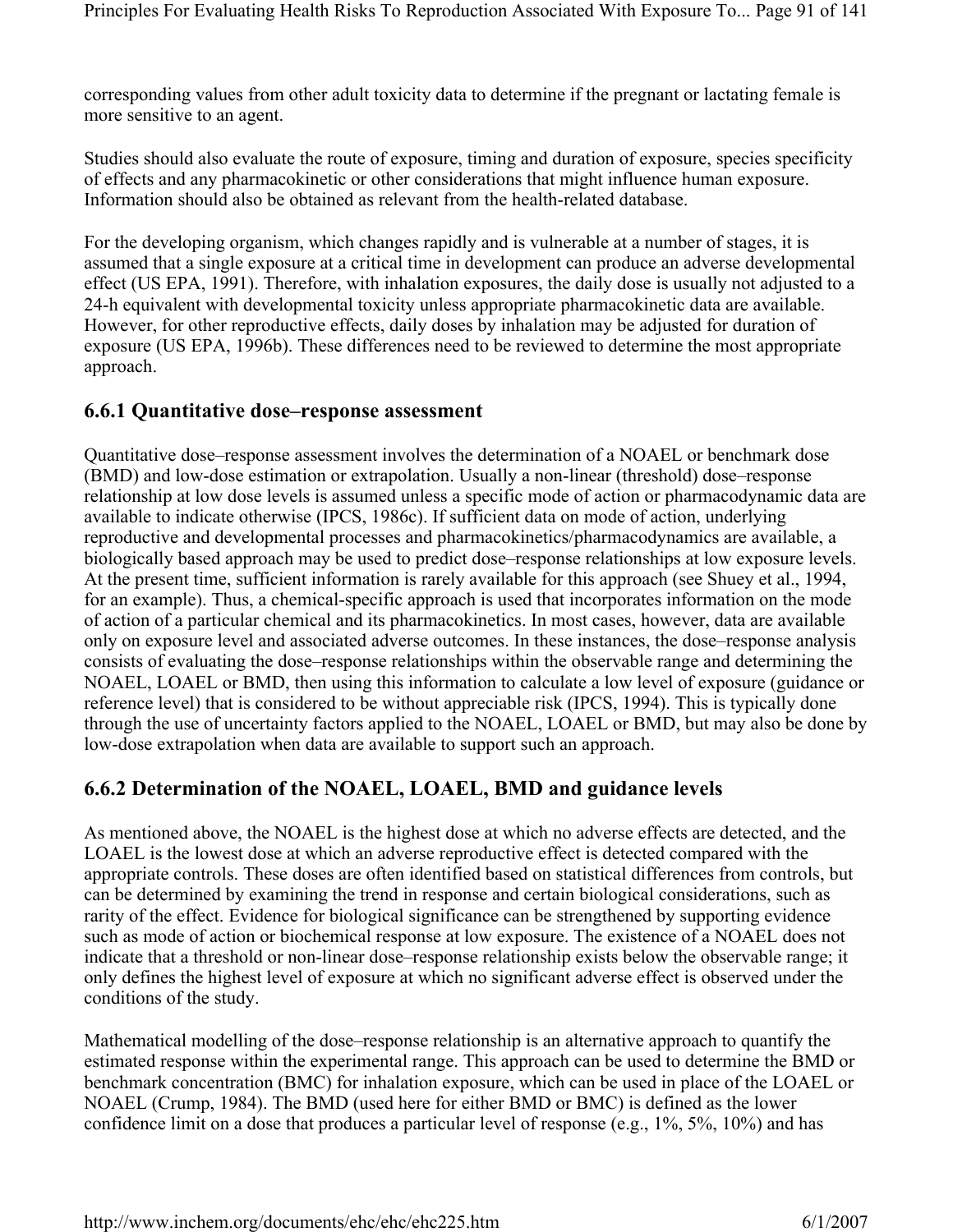corresponding values from other adult toxicity data to determine if the pregnant or lactating female is more sensitive to an agent.

Studies should also evaluate the route of exposure, timing and duration of exposure, species specificity of effects and any pharmacokinetic or other considerations that might influence human exposure. Information should also be obtained as relevant from the health-related database.

For the developing organism, which changes rapidly and is vulnerable at a number of stages, it is assumed that a single exposure at a critical time in development can produce an adverse developmental effect (US EPA, 1991). Therefore, with inhalation exposures, the daily dose is usually not adjusted to a 24-h equivalent with developmental toxicity unless appropriate pharmacokinetic data are available. However, for other reproductive effects, daily doses by inhalation may be adjusted for duration of exposure (US EPA, 1996b). These differences need to be reviewed to determine the most appropriate approach.

### 6.6.1 Quantitative dose–response assessment

Quantitative dose–response assessment involves the determination of a NOAEL or benchmark dose (BMD) and low-dose estimation or extrapolation. Usually a non-linear (threshold) dose–response relationship at low dose levels is assumed unless a specific mode of action or pharmacodynamic data are available to indicate otherwise (IPCS, 1986c). If sufficient data on mode of action, underlying reproductive and developmental processes and pharmacokinetics/pharmacodynamics are available, a biologically based approach may be used to predict dose–response relationships at low exposure levels. At the present time, sufficient information is rarely available for this approach (see Shuey et al., 1994, for an example). Thus, a chemical-specific approach is used that incorporates information on the mode of action of a particular chemical and its pharmacokinetics. In most cases, however, data are available only on exposure level and associated adverse outcomes. In these instances, the dose–response analysis consists of evaluating the dose–response relationships within the observable range and determining the NOAEL, LOAEL or BMD, then using this information to calculate a low level of exposure (guidance or reference level) that is considered to be without appreciable risk (IPCS, 1994). This is typically done through the use of uncertainty factors applied to the NOAEL, LOAEL or BMD, but may also be done by low-dose extrapolation when data are available to support such an approach.

### 6.6.2 Determination of the NOAEL, LOAEL, BMD and guidance levels

As mentioned above, the NOAEL is the highest dose at which no adverse effects are detected, and the LOAEL is the lowest dose at which an adverse reproductive effect is detected compared with the appropriate controls. These doses are often identified based on statistical differences from controls, but can be determined by examining the trend in response and certain biological considerations, such as rarity of the effect. Evidence for biological significance can be strengthened by supporting evidence such as mode of action or biochemical response at low exposure. The existence of a NOAEL does not indicate that a threshold or non-linear dose–response relationship exists below the observable range; it only defines the highest level of exposure at which no significant adverse effect is observed under the conditions of the study.

Mathematical modelling of the dose–response relationship is an alternative approach to quantify the estimated response within the experimental range. This approach can be used to determine the BMD or benchmark concentration (BMC) for inhalation exposure, which can be used in place of the LOAEL or NOAEL (Crump, 1984). The BMD (used here for either BMD or BMC) is defined as the lower confidence limit on a dose that produces a particular level of response (e.g., 1%, 5%, 10%) and has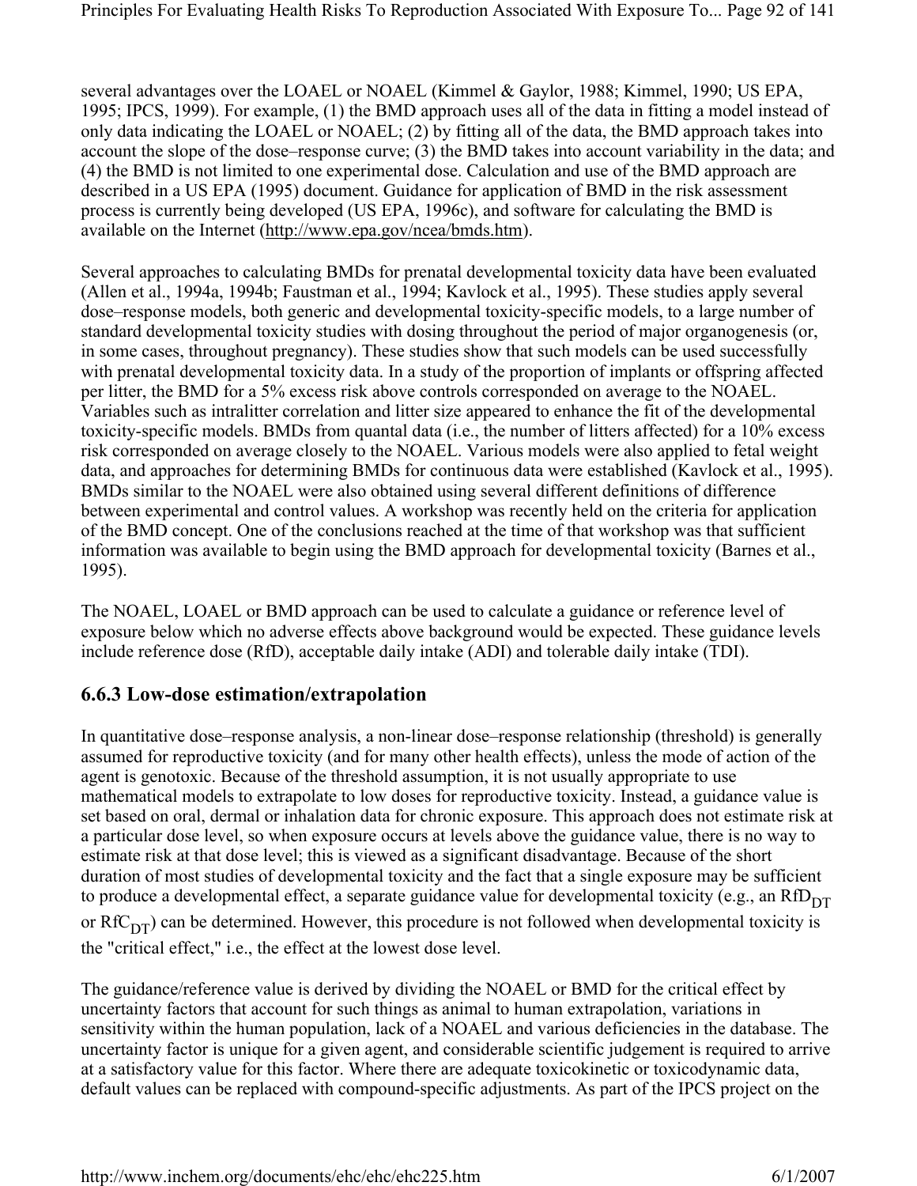several advantages over the LOAEL or NOAEL (Kimmel & Gaylor, 1988; Kimmel, 1990; US EPA, 1995; IPCS, 1999). For example, (1) the BMD approach uses all of the data in fitting a model instead of only data indicating the LOAEL or NOAEL; (2) by fitting all of the data, the BMD approach takes into account the slope of the dose–response curve; (3) the BMD takes into account variability in the data; and (4) the BMD is not limited to one experimental dose. Calculation and use of the BMD approach are described in a US EPA (1995) document. Guidance for application of BMD in the risk assessment process is currently being developed (US EPA, 1996c), and software for calculating the BMD is available on the Internet (http://www.epa.gov/ncea/bmds.htm).

Several approaches to calculating BMDs for prenatal developmental toxicity data have been evaluated (Allen et al., 1994a, 1994b; Faustman et al., 1994; Kavlock et al., 1995). These studies apply several dose–response models, both generic and developmental toxicity-specific models, to a large number of standard developmental toxicity studies with dosing throughout the period of major organogenesis (or, in some cases, throughout pregnancy). These studies show that such models can be used successfully with prenatal developmental toxicity data. In a study of the proportion of implants or offspring affected per litter, the BMD for a 5% excess risk above controls corresponded on average to the NOAEL. Variables such as intralitter correlation and litter size appeared to enhance the fit of the developmental toxicity-specific models. BMDs from quantal data (i.e., the number of litters affected) for a 10% excess risk corresponded on average closely to the NOAEL. Various models were also applied to fetal weight data, and approaches for determining BMDs for continuous data were established (Kavlock et al., 1995). BMDs similar to the NOAEL were also obtained using several different definitions of difference between experimental and control values. A workshop was recently held on the criteria for application of the BMD concept. One of the conclusions reached at the time of that workshop was that sufficient information was available to begin using the BMD approach for developmental toxicity (Barnes et al., 1995).

The NOAEL, LOAEL or BMD approach can be used to calculate a guidance or reference level of exposure below which no adverse effects above background would be expected. These guidance levels include reference dose (RfD), acceptable daily intake (ADI) and tolerable daily intake (TDI).

### 6.6.3 Low-dose estimation/extrapolation

In quantitative dose–response analysis, a non-linear dose–response relationship (threshold) is generally assumed for reproductive toxicity (and for many other health effects), unless the mode of action of the agent is genotoxic. Because of the threshold assumption, it is not usually appropriate to use mathematical models to extrapolate to low doses for reproductive toxicity. Instead, a guidance value is set based on oral, dermal or inhalation data for chronic exposure. This approach does not estimate risk at a particular dose level, so when exposure occurs at levels above the guidance value, there is no way to estimate risk at that dose level; this is viewed as a significant disadvantage. Because of the short duration of most studies of developmental toxicity and the fact that a single exposure may be sufficient to produce a developmental effect, a separate guidance value for developmental toxicity (e.g., an $RfD_{DT}$ or $RfC_{DT}$) can be determined. However, this procedure is not followed when developmental toxicity is the "critical effect," i.e., the effect at the lowest dose level.

The guidance/reference value is derived by dividing the NOAEL or BMD for the critical effect by uncertainty factors that account for such things as animal to human extrapolation, variations in sensitivity within the human population, lack of a NOAEL and various deficiencies in the database. The uncertainty factor is unique for a given agent, and considerable scientific judgement is required to arrive at a satisfactory value for this factor. Where there are adequate toxicokinetic or toxicodynamic data, default values can be replaced with compound-specific adjustments. As part of the IPCS project on the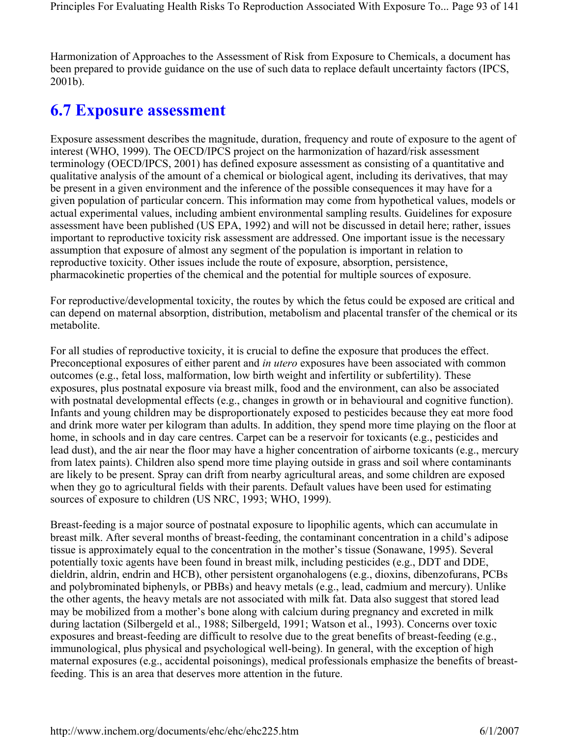Harmonization of Approaches to the Assessment of Risk from Exposure to Chemicals, a document has been prepared to provide guidance on the use of such data to replace default uncertainty factors (IPCS, 2001b).

## 6.7 Exposure assessment

Exposure assessment describes the magnitude, duration, frequency and route of exposure to the agent of interest (WHO, 1999). The OECD/IPCS project on the harmonization of hazard/risk assessment terminology (OECD/IPCS, 2001) has defined exposure assessment as consisting of a quantitative and qualitative analysis of the amount of a chemical or biological agent, including its derivatives, that may be present in a given environment and the inference of the possible consequences it may have for a given population of particular concern. This information may come from hypothetical values, models or actual experimental values, including ambient environmental sampling results. Guidelines for exposure assessment have been published (US EPA, 1992) and will not be discussed in detail here; rather, issues important to reproductive toxicity risk assessment are addressed. One important issue is the necessary assumption that exposure of almost any segment of the population is important in relation to reproductive toxicity. Other issues include the route of exposure, absorption, persistence, pharmacokinetic properties of the chemical and the potential for multiple sources of exposure.

For reproductive/developmental toxicity, the routes by which the fetus could be exposed are critical and can depend on maternal absorption, distribution, metabolism and placental transfer of the chemical or its metabolite.

For all studies of reproductive toxicity, it is crucial to define the exposure that produces the effect. Preconceptional exposures of either parent and *in utero* exposures have been associated with common outcomes (e.g., fetal loss, malformation, low birth weight and infertility or subfertility). These exposures, plus postnatal exposure via breast milk, food and the environment, can also be associated with postnatal developmental effects (e.g., changes in growth or in behavioural and cognitive function). Infants and young children may be disproportionately exposed to pesticides because they eat more food and drink more water per kilogram than adults. In addition, they spend more time playing on the floor at home, in schools and in day care centres. Carpet can be a reservoir for toxicants (e.g., pesticides and lead dust), and the air near the floor may have a higher concentration of airborne toxicants (e.g., mercury from latex paints). Children also spend more time playing outside in grass and soil where contaminants are likely to be present. Spray can drift from nearby agricultural areas, and some children are exposed when they go to agricultural fields with their parents. Default values have been used for estimating sources of exposure to children (US NRC, 1993; WHO, 1999).

Breast-feeding is a major source of postnatal exposure to lipophilic agents, which can accumulate in breast milk. After several months of breast-feeding, the contaminant concentration in a child's adipose tissue is approximately equal to the concentration in the mother's tissue (Sonawane, 1995). Several potentially toxic agents have been found in breast milk, including pesticides (e.g., DDT and DDE, dieldrin, aldrin, endrin and HCB), other persistent organohalogens (e.g., dioxins, dibenzofurans, PCBs and polybrominated biphenyls, or PBBs) and heavy metals (e.g., lead, cadmium and mercury). Unlike the other agents, the heavy metals are not associated with milk fat. Data also suggest that stored lead may be mobilized from a mother's bone along with calcium during pregnancy and excreted in milk during lactation (Silbergeld et al., 1988; Silbergeld, 1991; Watson et al., 1993). Concerns over toxic exposures and breast-feeding are difficult to resolve due to the great benefits of breast-feeding (e.g., immunological, plus physical and psychological well-being). In general, with the exception of high maternal exposures (e.g., accidental poisonings), medical professionals emphasize the benefits of breast-feeding. This is an area that deserves more attention in the future.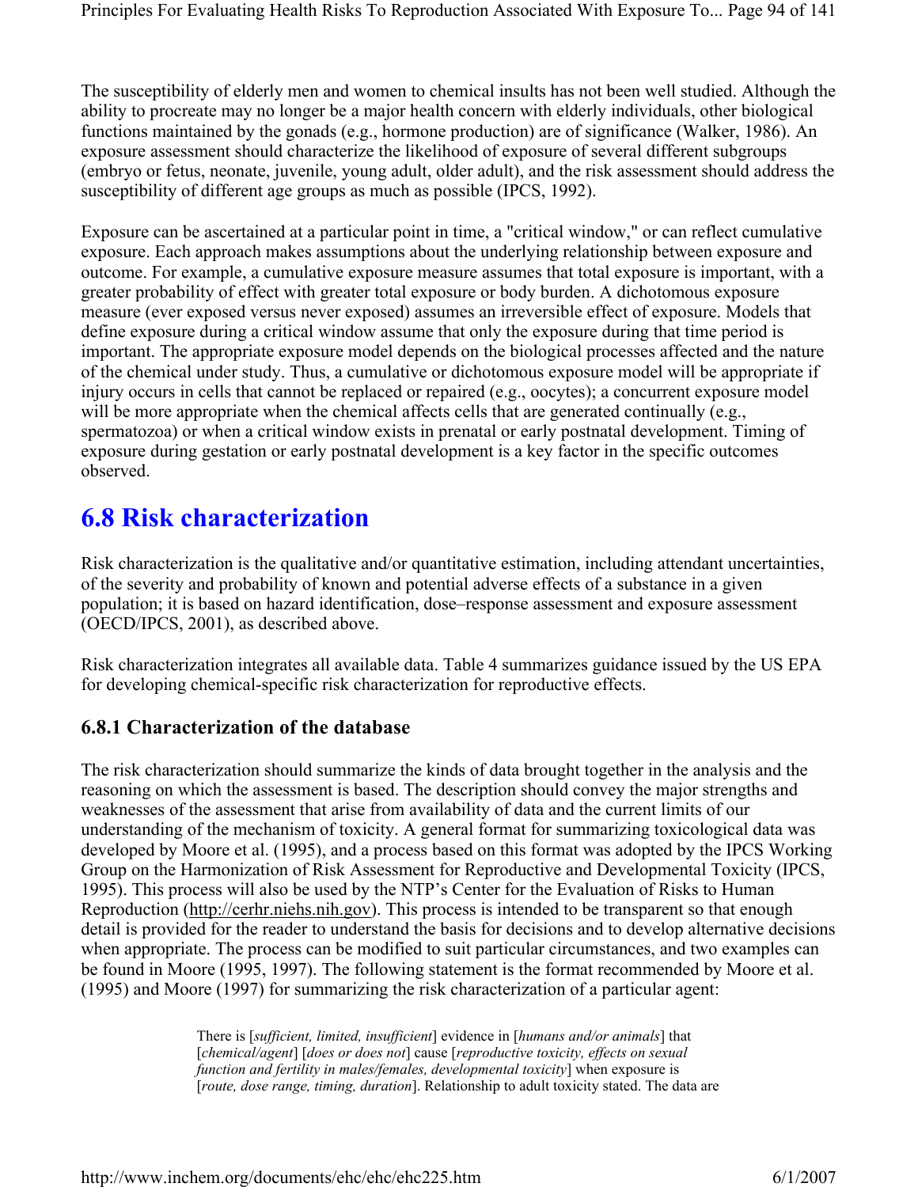The susceptibility of elderly men and women to chemical insults has not been well studied. Although the ability to procreate may no longer be a major health concern with elderly individuals, other biological functions maintained by the gonads (e.g., hormone production) are of significance (Walker, 1986). An exposure assessment should characterize the likelihood of exposure of several different subgroups (embryo or fetus, neonate, juvenile, young adult, older adult), and the risk assessment should address the susceptibility of different age groups as much as possible (IPCS, 1992).

Exposure can be ascertained at a particular point in time, a "critical window," or can reflect cumulative exposure. Each approach makes assumptions about the underlying relationship between exposure and outcome. For example, a cumulative exposure measure assumes that total exposure is important, with a greater probability of effect with greater total exposure or body burden. A dichotomous exposure measure (ever exposed versus never exposed) assumes an irreversible effect of exposure. Models that define exposure during a critical window assume that only the exposure during that time period is important. The appropriate exposure model depends on the biological processes affected and the nature of the chemical under study. Thus, a cumulative or dichotomous exposure model will be appropriate if injury occurs in cells that cannot be replaced or repaired (e.g., oocytes); a concurrent exposure model will be more appropriate when the chemical affects cells that are generated continually (e.g., spermatozoa) or when a critical window exists in prenatal or early postnatal development. Timing of exposure during gestation or early postnatal development is a key factor in the specific outcomes observed.

## 6.8 Risk characterization

Risk characterization is the qualitative and/or quantitative estimation, including attendant uncertainties, of the severity and probability of known and potential adverse effects of a substance in a given population; it is based on hazard identification, dose–response assessment and exposure assessment (OECD/IPCS, 2001), as described above.

Risk characterization integrates all available data. Table 4 summarizes guidance issued by the US EPA for developing chemical-specific risk characterization for reproductive effects.

### 6.8.1 Characterization of the database

The risk characterization should summarize the kinds of data brought together in the analysis and the reasoning on which the assessment is based. The description should convey the major strengths and weaknesses of the assessment that arise from availability of data and the current limits of our understanding of the mechanism of toxicity. A general format for summarizing toxicological data was developed by Moore et al. (1995), and a process based on this format was adopted by the IPCS Working Group on the Harmonization of Risk Assessment for Reproductive and Developmental Toxicity (IPCS, 1995). This process will also be used by the NTP's Center for the Evaluation of Risks to Human Reproduction (http://cerhr.niehs.nih.gov). This process is intended to be transparent so that enough detail is provided for the reader to understand the basis for decisions and to develop alternative decisions when appropriate. The process can be modified to suit particular circumstances, and two examples can be found in Moore (1995, 1997). The following statement is the format recommended by Moore et al. (1995) and Moore (1997) for summarizing the risk characterization of a particular agent:

> There is [*sufficient, limited, insufficient*] evidence in [*humans and/or animals*] that [*chemical/agent*] [*does or does not*] cause [*reproductive toxicity, effects on sexual function and fertility in males/females, developmental toxicity*] when exposure is [*route, dose range, timing, duration*]. Relationship to adult toxicity stated. The data are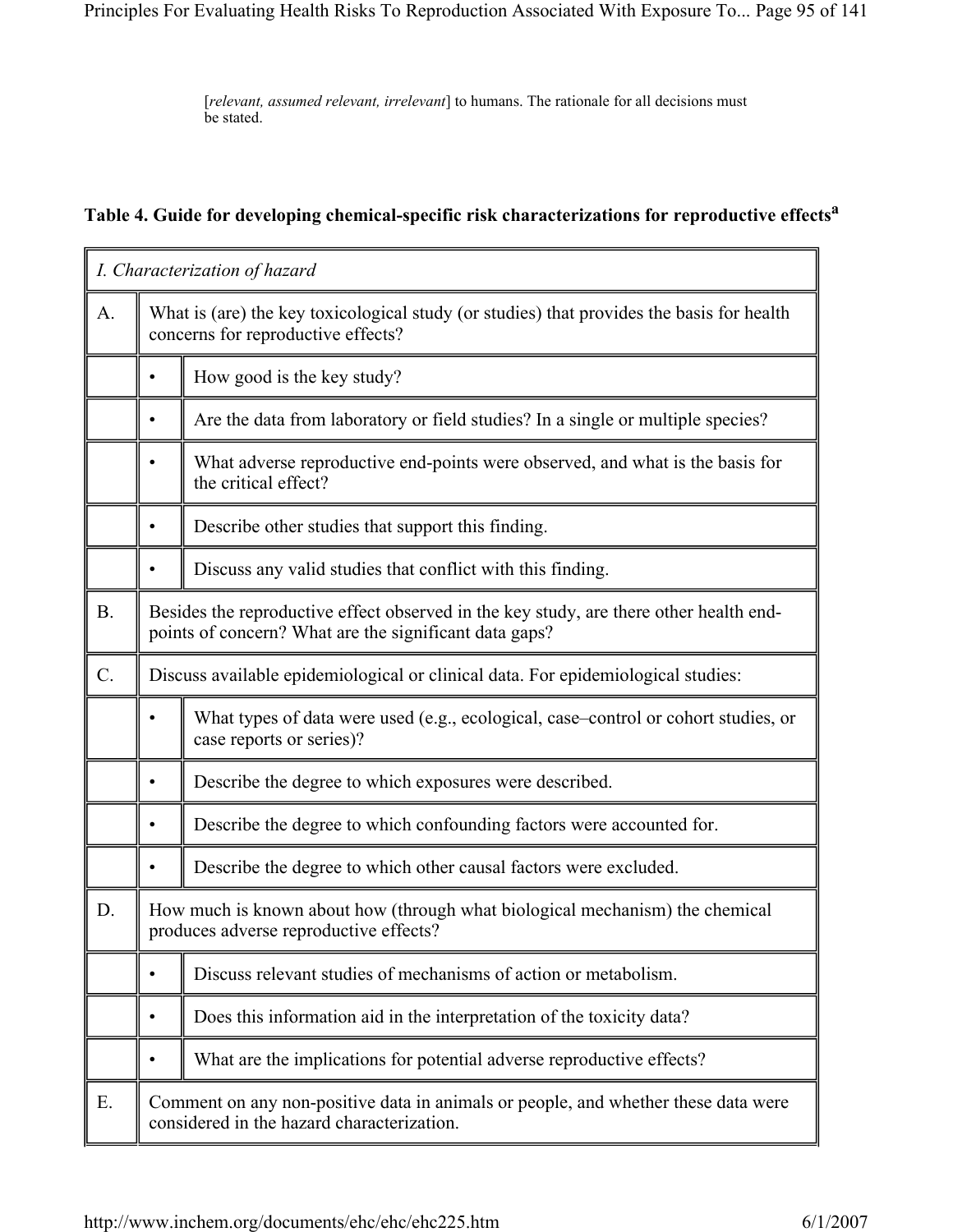[*relevant, assumed relevant, irrelevant*] to humans. The rationale for all decisions must be stated.

### Table 4. Guide for developing chemical-specific risk characterizations for reproductive effects[a]

| *I. Characterization of hazard* | | |
|---|---|---|
| A. | What is (are) the key toxicological study (or studies) that provides the basis for health concerns for reproductive effects? | |
| | • | How good is the key study? |
| | • | Are the data from laboratory or field studies? In a single or multiple species? |
| | • | What adverse reproductive end-points were observed, and what is the basis for the critical effect? |
| | • | Describe other studies that support this finding. |
| | • | Discuss any valid studies that conflict with this finding. |
| B. | Besides the reproductive effect observed in the key study, are there other health end-points of concern? What are the significant data gaps? | |
| C. | Discuss available epidemiological or clinical data. For epidemiological studies: | |
| | • | What types of data were used (e.g., ecological, case–control or cohort studies, or case reports or series)? |
| | • | Describe the degree to which exposures were described. |
| | • | Describe the degree to which confounding factors were accounted for. |
| | • | Describe the degree to which other causal factors were excluded. |
| D. | How much is known about how (through what biological mechanism) the chemical produces adverse reproductive effects? | |
| | • | Discuss relevant studies of mechanisms of action or metabolism. |
| | • | Does this information aid in the interpretation of the toxicity data? |
| | • | What are the implications for potential adverse reproductive effects? |
| E. | Comment on any non-positive data in animals or people, and whether these data were considered in the hazard characterization. | |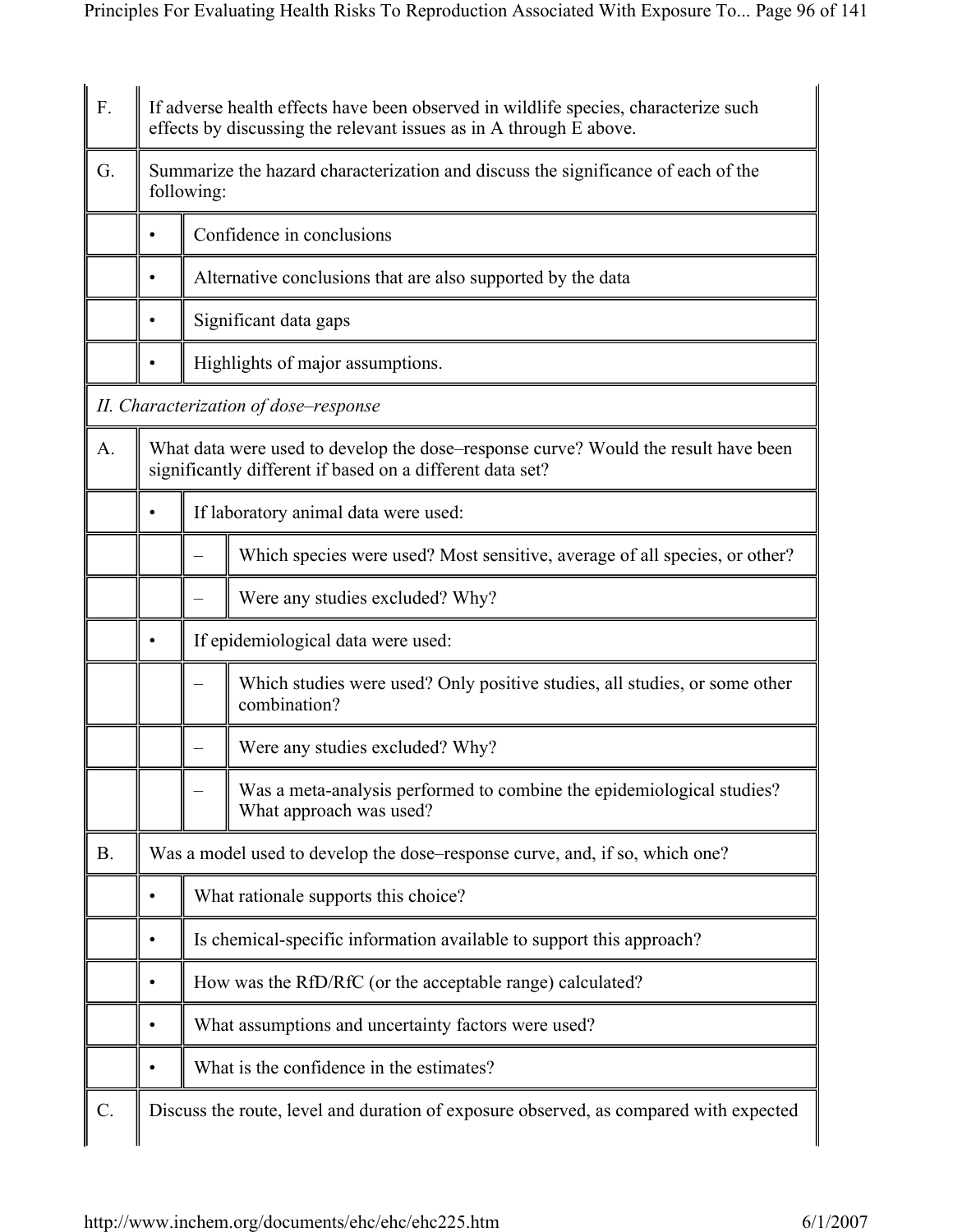| | | | |
|---|---|---|---|
| F. | If adverse health effects have been observed in wildlife species, characterize such effects by discussing the relevant issues as in A through E above. | | |
| G. | Summarize the hazard characterization and discuss the significance of each of the following: | | |
| | • | Confidence in conclusions | |
| | • | Alternative conclusions that are also supported by the data | |
| | • | Significant data gaps | |
| | • | Highlights of major assumptions. | |
| *II. Characterization of dose–response* | | | |
| A. | What data were used to develop the dose–response curve? Would the result have been significantly different if based on a different data set? | | |
| | • | If laboratory animal data were used: | |
| | | – | Which species were used? Most sensitive, average of all species, or other? |
| | | – | Were any studies excluded? Why? |
| | • | If epidemiological data were used: | |
| | | – | Which studies were used? Only positive studies, all studies, or some other combination? |
| | | – | Were any studies excluded? Why? |
| | | – | Was a meta-analysis performed to combine the epidemiological studies? What approach was used? |
| B. | Was a model used to develop the dose–response curve, and, if so, which one? | | |
| | • | What rationale supports this choice? | |
| | • | Is chemical-specific information available to support this approach? | |
| | • | How was the RfD/RfC (or the acceptable range) calculated? | |
| | • | What assumptions and uncertainty factors were used? | |
| | • | What is the confidence in the estimates? | |
| C. | Discuss the route, level and duration of exposure observed, as compared with expected | | |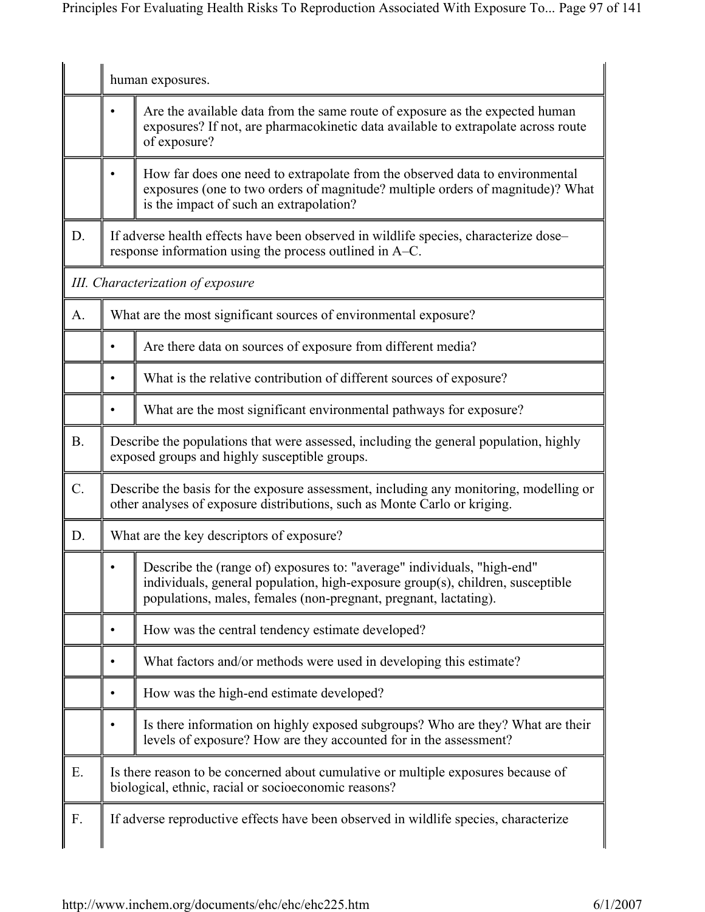| | | |
|---|---|---|
| | human exposures. | |
| | • | Are the available data from the same route of exposure as the expected human exposures? If not, are pharmacokinetic data available to extrapolate across route of exposure? |
| | • | How far does one need to extrapolate from the observed data to environmental exposures (one to two orders of magnitude? multiple orders of magnitude)? What is the impact of such an extrapolation? |
| D. | If adverse health effects have been observed in wildlife species, characterize dose–response information using the process outlined in A–C. | |
| *III. Characterization of exposure* | | |
| A. | What are the most significant sources of environmental exposure? | |
| | • | Are there data on sources of exposure from different media? |
| | • | What is the relative contribution of different sources of exposure? |
| | • | What are the most significant environmental pathways for exposure? |
| B. | Describe the populations that were assessed, including the general population, highly exposed groups and highly susceptible groups. | |
| C. | Describe the basis for the exposure assessment, including any monitoring, modelling or other analyses of exposure distributions, such as Monte Carlo or kriging. | |
| D. | What are the key descriptors of exposure? | |
| | • | Describe the (range of) exposures to: "average" individuals, "high-end" individuals, general population, high-exposure group(s), children, susceptible populations, males, females (non-pregnant, pregnant, lactating). |
| | • | How was the central tendency estimate developed? |
| | • | What factors and/or methods were used in developing this estimate? |
| | • | How was the high-end estimate developed? |
| | • | Is there information on highly exposed subgroups? Who are they? What are their levels of exposure? How are they accounted for in the assessment? |
| E. | Is there reason to be concerned about cumulative or multiple exposures because of biological, ethnic, racial or socioeconomic reasons? | |
| F. | If adverse reproductive effects have been observed in wildlife species, characterize | |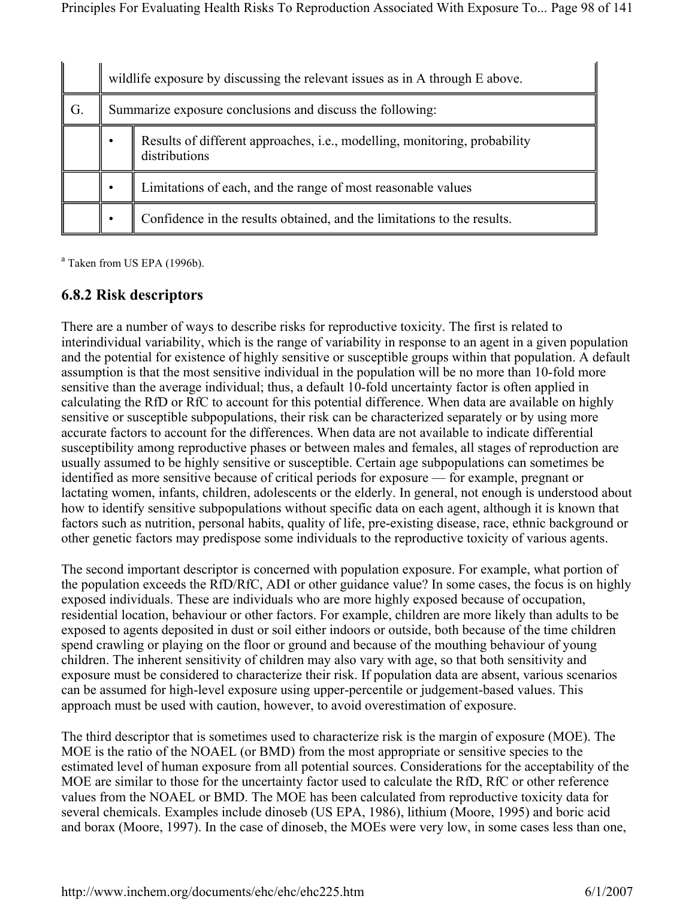| | | |
|---|---|---|
| | wildlife exposure by discussing the relevant issues as in A through E above. | |
| G. | Summarize exposure conclusions and discuss the following: | |
| | • | Results of different approaches, i.e., modelling, monitoring, probability distributions |
| | • | Limitations of each, and the range of most reasonable values |
| | • | Confidence in the results obtained, and the limitations to the results. |

[a] Taken from US EPA (1996b).

### 6.8.2 Risk descriptors

There are a number of ways to describe risks for reproductive toxicity. The first is related to interindividual variability, which is the range of variability in response to an agent in a given population and the potential for existence of highly sensitive or susceptible groups within that population. A default assumption is that the most sensitive individual in the population will be no more than 10-fold more sensitive than the average individual; thus, a default 10-fold uncertainty factor is often applied in calculating the RfD or RfC to account for this potential difference. When data are available on highly sensitive or susceptible subpopulations, their risk can be characterized separately or by using more accurate factors to account for the differences. When data are not available to indicate differential susceptibility among reproductive phases or between males and females, all stages of reproduction are usually assumed to be highly sensitive or susceptible. Certain age subpopulations can sometimes be identified as more sensitive because of critical periods for exposure — for example, pregnant or lactating women, infants, children, adolescents or the elderly. In general, not enough is understood about how to identify sensitive subpopulations without specific data on each agent, although it is known that factors such as nutrition, personal habits, quality of life, pre-existing disease, race, ethnic background or other genetic factors may predispose some individuals to the reproductive toxicity of various agents.

The second important descriptor is concerned with population exposure. For example, what portion of the population exceeds the RfD/RfC, ADI or other guidance value? In some cases, the focus is on highly exposed individuals. These are individuals who are more highly exposed because of occupation, residential location, behaviour or other factors. For example, children are more likely than adults to be exposed to agents deposited in dust or soil either indoors or outside, both because of the time children spend crawling or playing on the floor or ground and because of the mouthing behaviour of young children. The inherent sensitivity of children may also vary with age, so that both sensitivity and exposure must be considered to characterize their risk. If population data are absent, various scenarios can be assumed for high-level exposure using upper-percentile or judgement-based values. This approach must be used with caution, however, to avoid overestimation of exposure.

The third descriptor that is sometimes used to characterize risk is the margin of exposure (MOE). The MOE is the ratio of the NOAEL (or BMD) from the most appropriate or sensitive species to the estimated level of human exposure from all potential sources. Considerations for the acceptability of the MOE are similar to those for the uncertainty factor used to calculate the RfD, RfC or other reference values from the NOAEL or BMD. The MOE has been calculated from reproductive toxicity data for several chemicals. Examples include dinoseb (US EPA, 1986), lithium (Moore, 1995) and boric acid and borax (Moore, 1997). In the case of dinoseb, the MOEs were very low, in some cases less than one,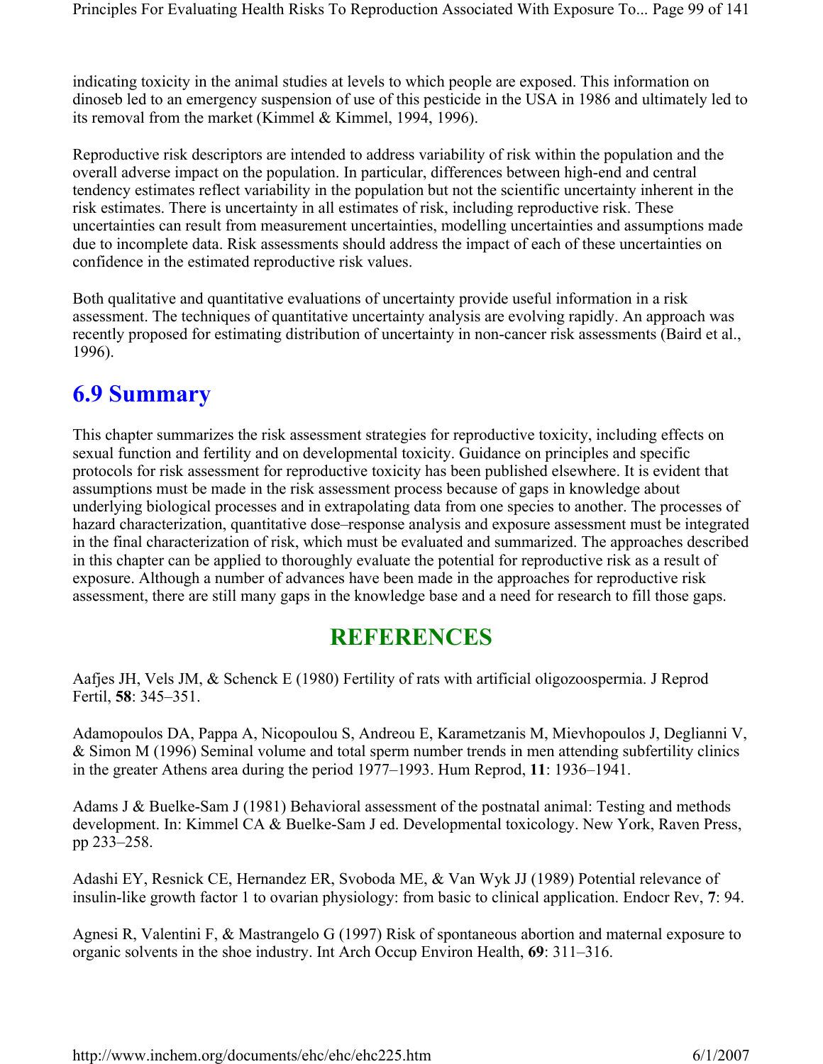indicating toxicity in the animal studies at levels to which people are exposed. This information on dinoseb led to an emergency suspension of use of this pesticide in the USA in 1986 and ultimately led to its removal from the market (Kimmel & Kimmel, 1994, 1996).

Reproductive risk descriptors are intended to address variability of risk within the population and the overall adverse impact on the population. In particular, differences between high-end and central tendency estimates reflect variability in the population but not the scientific uncertainty inherent in the risk estimates. There is uncertainty in all estimates of risk, including reproductive risk. These uncertainties can result from measurement uncertainties, modelling uncertainties and assumptions made due to incomplete data. Risk assessments should address the impact of each of these uncertainties on confidence in the estimated reproductive risk values.

Both qualitative and quantitative evaluations of uncertainty provide useful information in a risk assessment. The techniques of quantitative uncertainty analysis are evolving rapidly. An approach was recently proposed for estimating distribution of uncertainty in non-cancer risk assessments (Baird et al., 1996).

## 6.9 Summary

This chapter summarizes the risk assessment strategies for reproductive toxicity, including effects on sexual function and fertility and on developmental toxicity. Guidance on principles and specific protocols for risk assessment for reproductive toxicity has been published elsewhere. It is evident that assumptions must be made in the risk assessment process because of gaps in knowledge about underlying biological processes and in extrapolating data from one species to another. The processes of hazard characterization, quantitative dose–response analysis and exposure assessment must be integrated in the final characterization of risk, which must be evaluated and summarized. The approaches described in this chapter can be applied to thoroughly evaluate the potential for reproductive risk as a result of exposure. Although a number of advances have been made in the approaches for reproductive risk assessment, there are still many gaps in the knowledge base and a need for research to fill those gaps.

# REFERENCES

Aafjes JH, Vels JM, & Schenck E (1980) Fertility of rats with artificial oligozoospermia. J Reprod Fertil, **58**: 345–351.

Adamopoulos DA, Pappa A, Nicopoulou S, Andreou E, Karametzanis M, Mievhopoulos J, Deglianni V, & Simon M (1996) Seminal volume and total sperm number trends in men attending subfertility clinics in the greater Athens area during the period 1977–1993. Hum Reprod, **11**: 1936–1941.

Adams J & Buelke-Sam J (1981) Behavioral assessment of the postnatal animal: Testing and methods development. In: Kimmel CA & Buelke-Sam J ed. Developmental toxicology. New York, Raven Press, pp 233–258.

Adashi EY, Resnick CE, Hernandez ER, Svoboda ME, & Van Wyk JJ (1989) Potential relevance of insulin-like growth factor 1 to ovarian physiology: from basic to clinical application. Endocr Rev, **7**: 94.

Agnesi R, Valentini F, & Mastrangelo G (1997) Risk of spontaneous abortion and maternal exposure to organic solvents in the shoe industry. Int Arch Occup Environ Health, **69**: 311–316.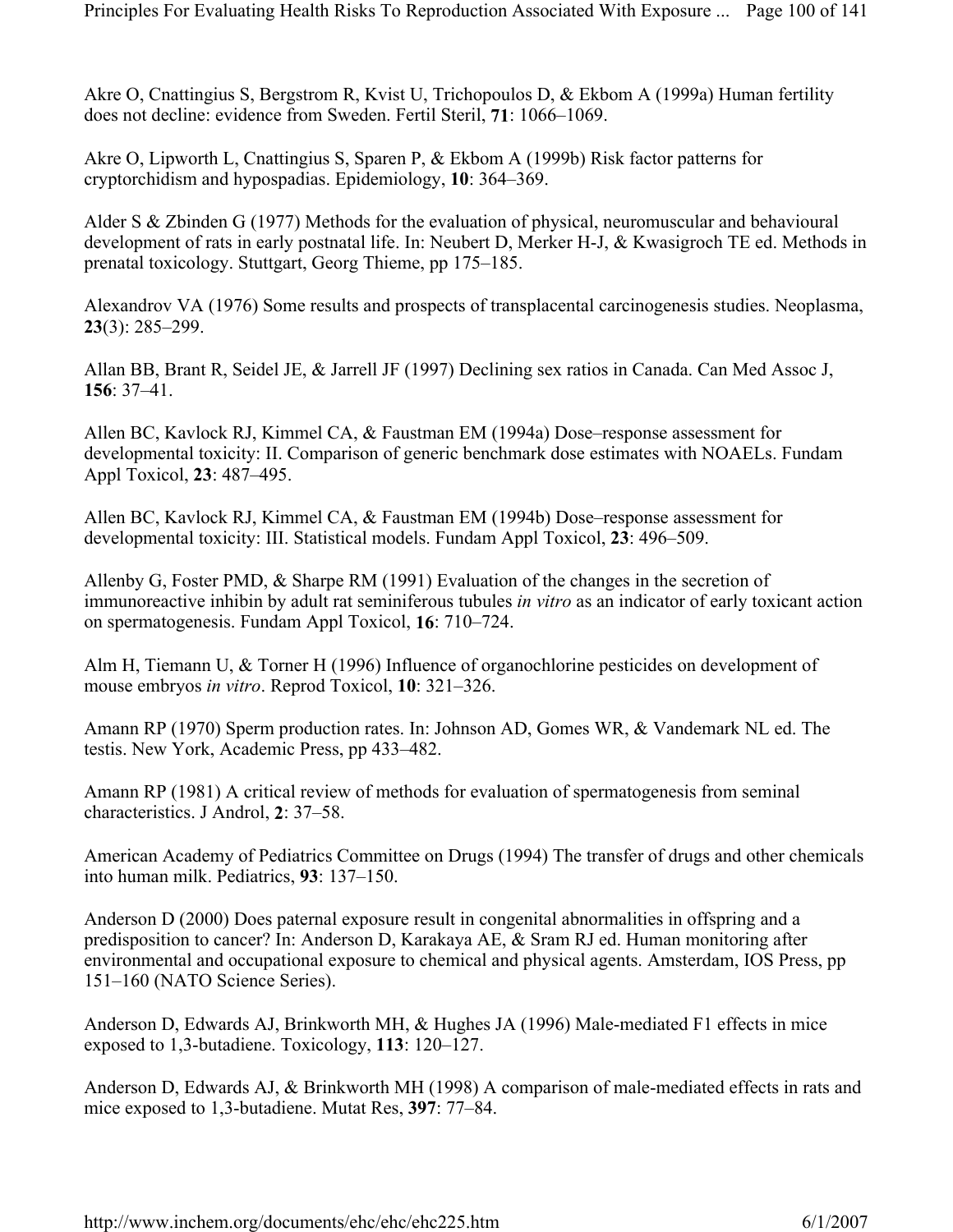Akre O, Cnattingius S, Bergstrom R, Kvist U, Trichopoulos D, & Ekbom A (1999a) Human fertility does not decline: evidence from Sweden. Fertil Steril, **71**: 1066–1069.

Akre O, Lipworth L, Cnattingius S, Sparen P, & Ekbom A (1999b) Risk factor patterns for cryptorchidism and hypospadias. Epidemiology, **10**: 364–369.

Alder S & Zbinden G (1977) Methods for the evaluation of physical, neuromuscular and behavioural development of rats in early postnatal life. In: Neubert D, Merker H-J, & Kwasigroch TE ed. Methods in prenatal toxicology. Stuttgart, Georg Thieme, pp 175–185.

Alexandrov VA (1976) Some results and prospects of transplacental carcinogenesis studies. Neoplasma, **23**(3): 285–299.

Allan BB, Brant R, Seidel JE, & Jarrell JF (1997) Declining sex ratios in Canada. Can Med Assoc J, **156**: 37–41.

Allen BC, Kavlock RJ, Kimmel CA, & Faustman EM (1994a) Dose–response assessment for developmental toxicity: II. Comparison of generic benchmark dose estimates with NOAELs. Fundam Appl Toxicol, **23**: 487–495.

Allen BC, Kavlock RJ, Kimmel CA, & Faustman EM (1994b) Dose–response assessment for developmental toxicity: III. Statistical models. Fundam Appl Toxicol, **23**: 496–509.

Allenby G, Foster PMD, & Sharpe RM (1991) Evaluation of the changes in the secretion of immunoreactive inhibin by adult rat seminiferous tubules *in vitro* as an indicator of early toxicant action on spermatogenesis. Fundam Appl Toxicol, **16**: 710–724.

Alm H, Tiemann U, & Torner H (1996) Influence of organochlorine pesticides on development of mouse embryos *in vitro*. Reprod Toxicol, **10**: 321–326.

Amann RP (1970) Sperm production rates. In: Johnson AD, Gomes WR, & Vandemark NL ed. The testis. New York, Academic Press, pp 433–482.

Amann RP (1981) A critical review of methods for evaluation of spermatogenesis from seminal characteristics. J Androl, **2**: 37–58.

American Academy of Pediatrics Committee on Drugs (1994) The transfer of drugs and other chemicals into human milk. Pediatrics, **93**: 137–150.

Anderson D (2000) Does paternal exposure result in congenital abnormalities in offspring and a predisposition to cancer? In: Anderson D, Karakaya AE, & Sram RJ ed. Human monitoring after environmental and occupational exposure to chemical and physical agents. Amsterdam, IOS Press, pp 151–160 (NATO Science Series).

Anderson D, Edwards AJ, Brinkworth MH, & Hughes JA (1996) Male-mediated F1 effects in mice exposed to 1,3-butadiene. Toxicology, **113**: 120–127.

Anderson D, Edwards AJ, & Brinkworth MH (1998) A comparison of male-mediated effects in rats and mice exposed to 1,3-butadiene. Mutat Res, **397**: 77–84.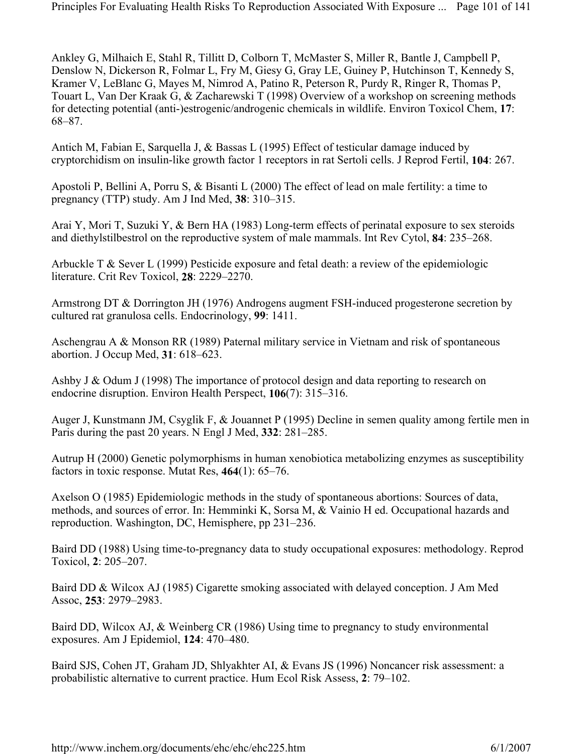Ankley G, Milhaich E, Stahl R, Tillitt D, Colborn T, McMaster S, Miller R, Bantle J, Campbell P, Denslow N, Dickerson R, Folmar L, Fry M, Giesy G, Gray LE, Guiney P, Hutchinson T, Kennedy S, Kramer V, LeBlanc G, Mayes M, Nimrod A, Patino R, Peterson R, Purdy R, Ringer R, Thomas P, Touart L, Van Der Kraak G, & Zacharewski T (1998) Overview of a workshop on screening methods for detecting potential (anti-)estrogenic/androgenic chemicals in wildlife. Environ Toxicol Chem, **17**: 68–87.

Antich M, Fabian E, Sarquella J, & Bassas L (1995) Effect of testicular damage induced by cryptorchidism on insulin-like growth factor 1 receptors in rat Sertoli cells. J Reprod Fertil, **104**: 267.

Apostoli P, Bellini A, Porru S, & Bisanti L (2000) The effect of lead on male fertility: a time to pregnancy (TTP) study. Am J Ind Med, **38**: 310–315.

Arai Y, Mori T, Suzuki Y, & Bern HA (1983) Long-term effects of perinatal exposure to sex steroids and diethylstilbestrol on the reproductive system of male mammals. Int Rev Cytol, **84**: 235–268.

Arbuckle T & Sever L (1999) Pesticide exposure and fetal death: a review of the epidemiologic literature. Crit Rev Toxicol, **28**: 2229–2270.

Armstrong DT & Dorrington JH (1976) Androgens augment FSH-induced progesterone secretion by cultured rat granulosa cells. Endocrinology, **99**: 1411.

Aschengrau A & Monson RR (1989) Paternal military service in Vietnam and risk of spontaneous abortion. J Occup Med, **31**: 618–623.

Ashby J & Odum J (1998) The importance of protocol design and data reporting to research on endocrine disruption. Environ Health Perspect, **106**(7): 315–316.

Auger J, Kunstmann JM, Csyglik F, & Jouannet P (1995) Decline in semen quality among fertile men in Paris during the past 20 years. N Engl J Med, **332**: 281–285.

Autrup H (2000) Genetic polymorphisms in human xenobiotica metabolizing enzymes as susceptibility factors in toxic response. Mutat Res, **464**(1): 65–76.

Axelson O (1985) Epidemiologic methods in the study of spontaneous abortions: Sources of data, methods, and sources of error. In: Hemminki K, Sorsa M, & Vainio H ed. Occupational hazards and reproduction. Washington, DC, Hemisphere, pp 231–236.

Baird DD (1988) Using time-to-pregnancy data to study occupational exposures: methodology. Reprod Toxicol, **2**: 205–207.

Baird DD & Wilcox AJ (1985) Cigarette smoking associated with delayed conception. J Am Med Assoc, **253**: 2979–2983.

Baird DD, Wilcox AJ, & Weinberg CR (1986) Using time to pregnancy to study environmental exposures. Am J Epidemiol, **124**: 470–480.

Baird SJS, Cohen JT, Graham JD, Shlyakhter AI, & Evans JS (1996) Noncancer risk assessment: a probabilistic alternative to current practice. Hum Ecol Risk Assess, **2**: 79–102.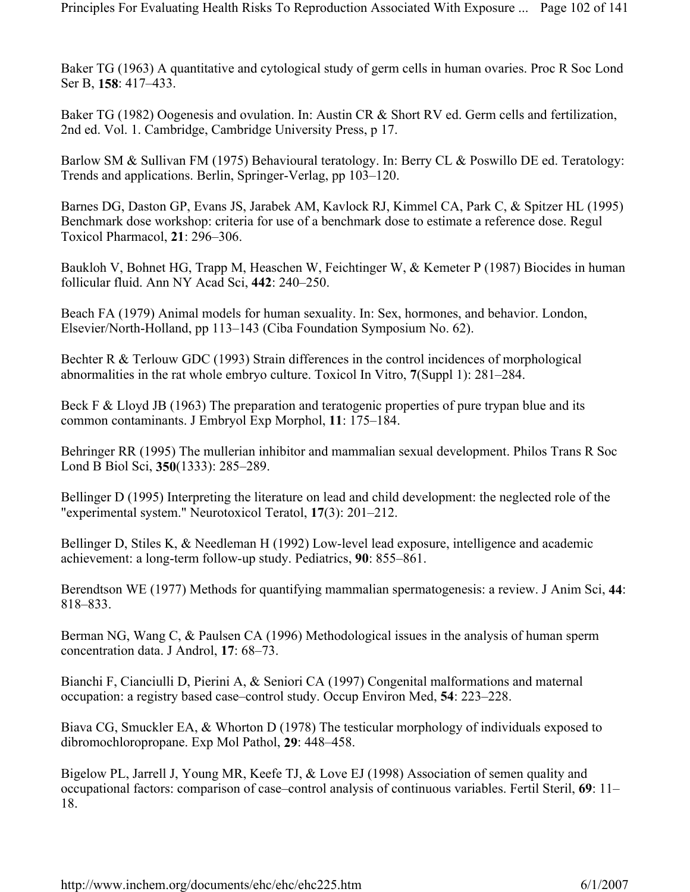Baker TG (1963) A quantitative and cytological study of germ cells in human ovaries. Proc R Soc Lond Ser B, **158**: 417–433.

Baker TG (1982) Oogenesis and ovulation. In: Austin CR & Short RV ed. Germ cells and fertilization, 2nd ed. Vol. 1. Cambridge, Cambridge University Press, p 17.

Barlow SM & Sullivan FM (1975) Behavioural teratology. In: Berry CL & Poswillo DE ed. Teratology: Trends and applications. Berlin, Springer-Verlag, pp 103–120.

Barnes DG, Daston GP, Evans JS, Jarabek AM, Kavlock RJ, Kimmel CA, Park C, & Spitzer HL (1995) Benchmark dose workshop: criteria for use of a benchmark dose to estimate a reference dose. Regul Toxicol Pharmacol, **21**: 296–306.

Baukloh V, Bohnet HG, Trapp M, Heaschen W, Feichtinger W, & Kemeter P (1987) Biocides in human follicular fluid. Ann NY Acad Sci, **442**: 240–250.

Beach FA (1979) Animal models for human sexuality. In: Sex, hormones, and behavior. London, Elsevier/North-Holland, pp 113–143 (Ciba Foundation Symposium No. 62).

Bechter R & Terlouw GDC (1993) Strain differences in the control incidences of morphological abnormalities in the rat whole embryo culture. Toxicol In Vitro, **7**(Suppl 1): 281–284.

Beck F & Lloyd JB (1963) The preparation and teratogenic properties of pure trypan blue and its common contaminants. J Embryol Exp Morphol, **11**: 175–184.

Behringer RR (1995) The mullerian inhibitor and mammalian sexual development. Philos Trans R Soc Lond B Biol Sci, **350**(1333): 285–289.

Bellinger D (1995) Interpreting the literature on lead and child development: the neglected role of the "experimental system." Neurotoxicol Teratol, **17**(3): 201–212.

Bellinger D, Stiles K, & Needleman H (1992) Low-level lead exposure, intelligence and academic achievement: a long-term follow-up study. Pediatrics, **90**: 855–861.

Berendtson WE (1977) Methods for quantifying mammalian spermatogenesis: a review. J Anim Sci, **44**: 818–833.

Berman NG, Wang C, & Paulsen CA (1996) Methodological issues in the analysis of human sperm concentration data. J Androl, **17**: 68–73.

Bianchi F, Cianciulli D, Pierini A, & Seniori CA (1997) Congenital malformations and maternal occupation: a registry based case–control study. Occup Environ Med, **54**: 223–228.

Biava CG, Smuckler EA, & Whorton D (1978) The testicular morphology of individuals exposed to dibromochloropropane. Exp Mol Pathol, **29**: 448–458.

Bigelow PL, Jarrell J, Young MR, Keefe TJ, & Love EJ (1998) Association of semen quality and occupational factors: comparison of case–control analysis of continuous variables. Fertil Steril, **69**: 11–18.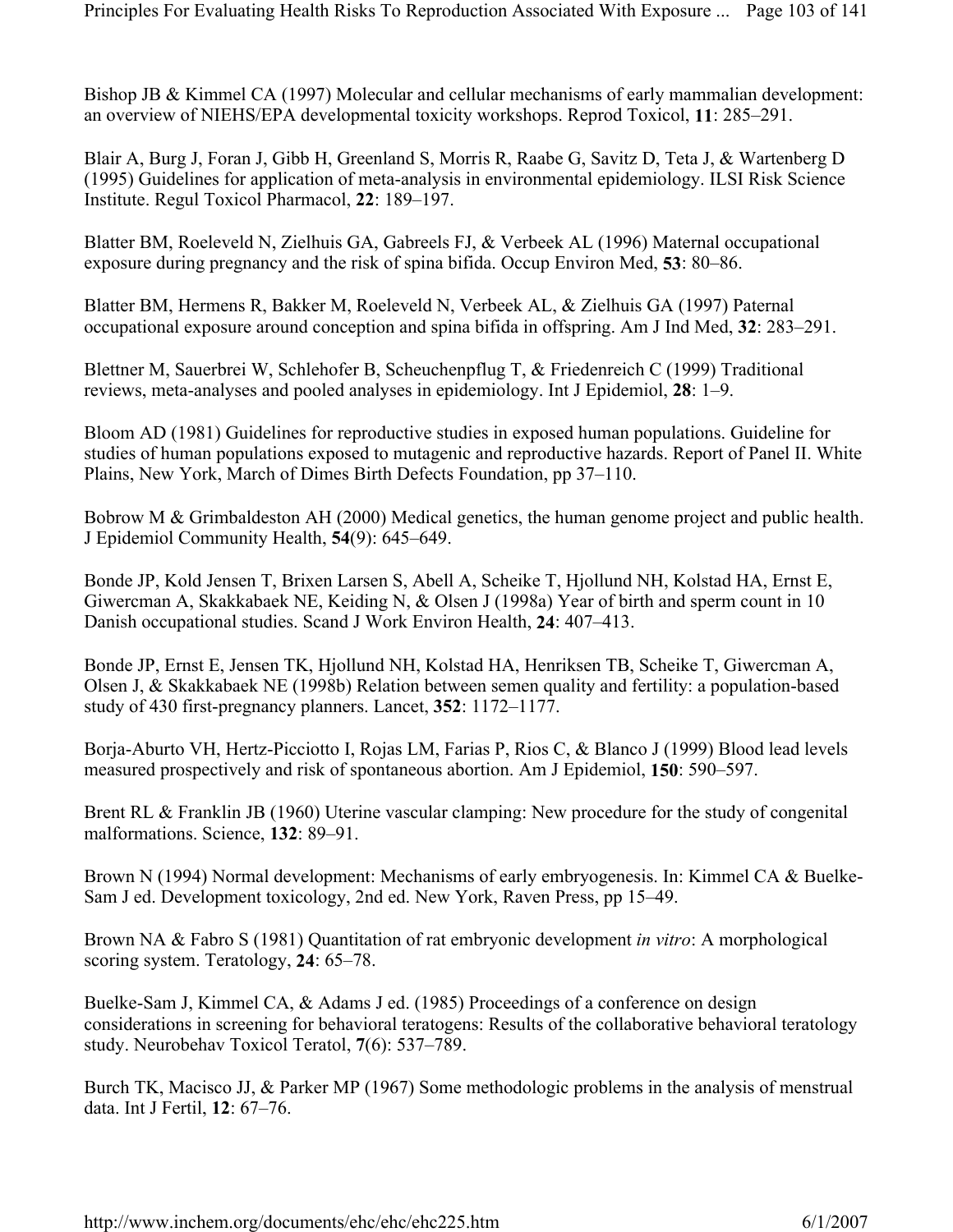Bishop JB & Kimmel CA (1997) Molecular and cellular mechanisms of early mammalian development: an overview of NIEHS/EPA developmental toxicity workshops. Reprod Toxicol, **11**: 285–291.

Blair A, Burg J, Foran J, Gibb H, Greenland S, Morris R, Raabe G, Savitz D, Teta J, & Wartenberg D (1995) Guidelines for application of meta-analysis in environmental epidemiology. ILSI Risk Science Institute. Regul Toxicol Pharmacol, **22**: 189–197.

Blatter BM, Roeleveld N, Zielhuis GA, Gabreels FJ, & Verbeek AL (1996) Maternal occupational exposure during pregnancy and the risk of spina bifida. Occup Environ Med, **53**: 80–86.

Blatter BM, Hermens R, Bakker M, Roeleveld N, Verbeek AL, & Zielhuis GA (1997) Paternal occupational exposure around conception and spina bifida in offspring. Am J Ind Med, **32**: 283–291.

Blettner M, Sauerbrei W, Schlehofer B, Scheuchenpflug T, & Friedenreich C (1999) Traditional reviews, meta-analyses and pooled analyses in epidemiology. Int J Epidemiol, **28**: 1–9.

Bloom AD (1981) Guidelines for reproductive studies in exposed human populations. Guideline for studies of human populations exposed to mutagenic and reproductive hazards. Report of Panel II. White Plains, New York, March of Dimes Birth Defects Foundation, pp 37–110.

Bobrow M & Grimbaldeston AH (2000) Medical genetics, the human genome project and public health. J Epidemiol Community Health, **54**(9): 645–649.

Bonde JP, Kold Jensen T, Brixen Larsen S, Abell A, Scheike T, Hjollund NH, Kolstad HA, Ernst E, Giwercman A, Skakkabaek NE, Keiding N, & Olsen J (1998a) Year of birth and sperm count in 10 Danish occupational studies. Scand J Work Environ Health, **24**: 407–413.

Bonde JP, Ernst E, Jensen TK, Hjollund NH, Kolstad HA, Henriksen TB, Scheike T, Giwercman A, Olsen J, & Skakkabaek NE (1998b) Relation between semen quality and fertility: a population-based study of 430 first-pregnancy planners. Lancet, **352**: 1172–1177.

Borja-Aburto VH, Hertz-Picciotto I, Rojas LM, Farias P, Rios C, & Blanco J (1999) Blood lead levels measured prospectively and risk of spontaneous abortion. Am J Epidemiol, **150**: 590–597.

Brent RL & Franklin JB (1960) Uterine vascular clamping: New procedure for the study of congenital malformations. Science, **132**: 89–91.

Brown N (1994) Normal development: Mechanisms of early embryogenesis. In: Kimmel CA & Buelke-Sam J ed. Development toxicology, 2nd ed. New York, Raven Press, pp 15–49.

Brown NA & Fabro S (1981) Quantitation of rat embryonic development *in vitro*: A morphological scoring system. Teratology, **24**: 65–78.

Buelke-Sam J, Kimmel CA, & Adams J ed. (1985) Proceedings of a conference on design considerations in screening for behavioral teratogens: Results of the collaborative behavioral teratology study. Neurobehav Toxicol Teratol, **7**(6): 537–789.

Burch TK, Macisco JJ, & Parker MP (1967) Some methodologic problems in the analysis of menstrual data. Int J Fertil, **12**: 67–76.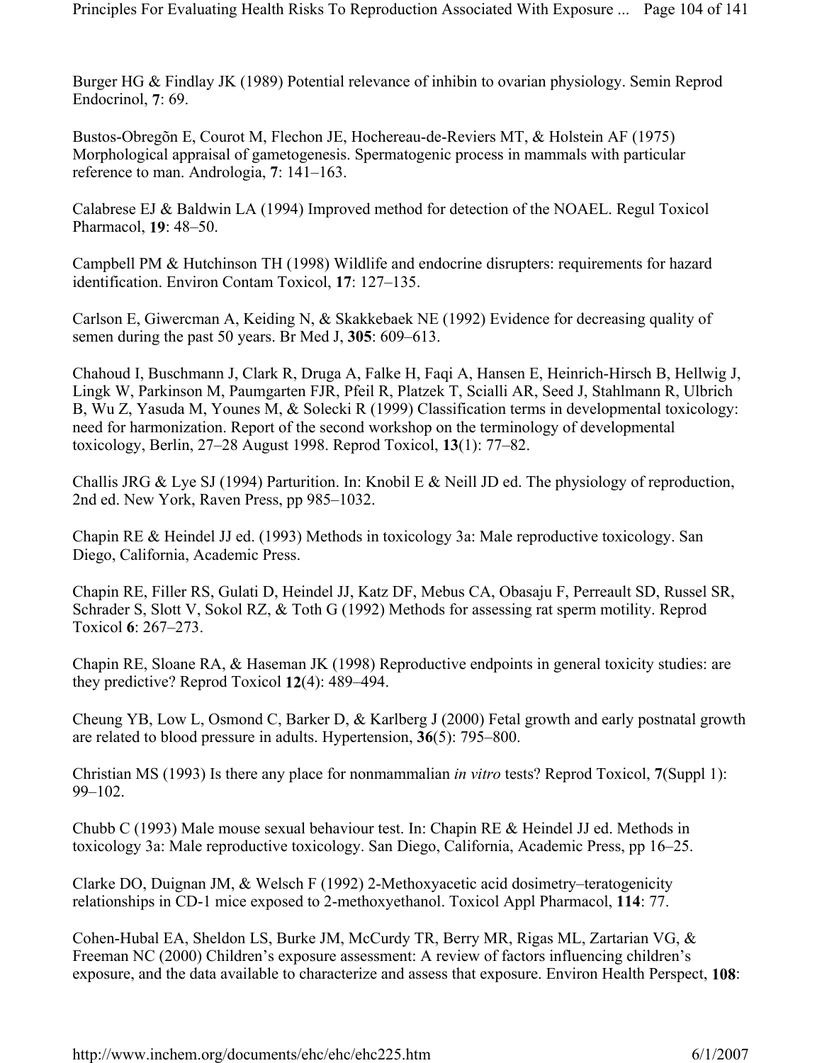Burger HG & Findlay JK (1989) Potential relevance of inhibin to ovarian physiology. Semin Reprod Endocrinol, **7**: 69.

Bustos-Obregõn E, Courot M, Flechon JE, Hochereau-de-Reviers MT, & Holstein AF (1975) Morphological appraisal of gametogenesis. Spermatogenic process in mammals with particular reference to man. Andrologia, **7**: 141–163.

Calabrese EJ & Baldwin LA (1994) Improved method for detection of the NOAEL. Regul Toxicol Pharmacol, **19**: 48–50.

Campbell PM & Hutchinson TH (1998) Wildlife and endocrine disrupters: requirements for hazard identification. Environ Contam Toxicol, **17**: 127–135.

Carlson E, Giwercman A, Keiding N, & Skakkebaek NE (1992) Evidence for decreasing quality of semen during the past 50 years. Br Med J, **305**: 609–613.

Chahoud I, Buschmann J, Clark R, Druga A, Falke H, Faqi A, Hansen E, Heinrich-Hirsch B, Hellwig J, Lingk W, Parkinson M, Paumgarten FJR, Pfeil R, Platzek T, Scialli AR, Seed J, Stahlmann R, Ulbrich B, Wu Z, Yasuda M, Younes M, & Solecki R (1999) Classification terms in developmental toxicology: need for harmonization. Report of the second workshop on the terminology of developmental toxicology, Berlin, 27–28 August 1998. Reprod Toxicol, **13**(1): 77–82.

Challis JRG & Lye SJ (1994) Parturition. In: Knobil E & Neill JD ed. The physiology of reproduction, 2nd ed. New York, Raven Press, pp 985–1032.

Chapin RE & Heindel JJ ed. (1993) Methods in toxicology 3a: Male reproductive toxicology. San Diego, California, Academic Press.

Chapin RE, Filler RS, Gulati D, Heindel JJ, Katz DF, Mebus CA, Obasaju F, Perreault SD, Russel SR, Schrader S, Slott V, Sokol RZ, & Toth G (1992) Methods for assessing rat sperm motility. Reprod Toxicol **6**: 267–273.

Chapin RE, Sloane RA, & Haseman JK (1998) Reproductive endpoints in general toxicity studies: are they predictive? Reprod Toxicol **12**(4): 489–494.

Cheung YB, Low L, Osmond C, Barker D, & Karlberg J (2000) Fetal growth and early postnatal growth are related to blood pressure in adults. Hypertension, **36**(5): 795–800.

Christian MS (1993) Is there any place for nonmammalian *in vitro* tests? Reprod Toxicol, **7**(Suppl 1): 99–102.

Chubb C (1993) Male mouse sexual behaviour test. In: Chapin RE & Heindel JJ ed. Methods in toxicology 3a: Male reproductive toxicology. San Diego, California, Academic Press, pp 16–25.

Clarke DO, Duignan JM, & Welsch F (1992) 2-Methoxyacetic acid dosimetry–teratogenicity relationships in CD-1 mice exposed to 2-methoxyethanol. Toxicol Appl Pharmacol, **114**: 77.

Cohen-Hubal EA, Sheldon LS, Burke JM, McCurdy TR, Berry MR, Rigas ML, Zartarian VG, & Freeman NC (2000) Children's exposure assessment: A review of factors influencing children's exposure, and the data available to characterize and assess that exposure. Environ Health Perspect, **108**: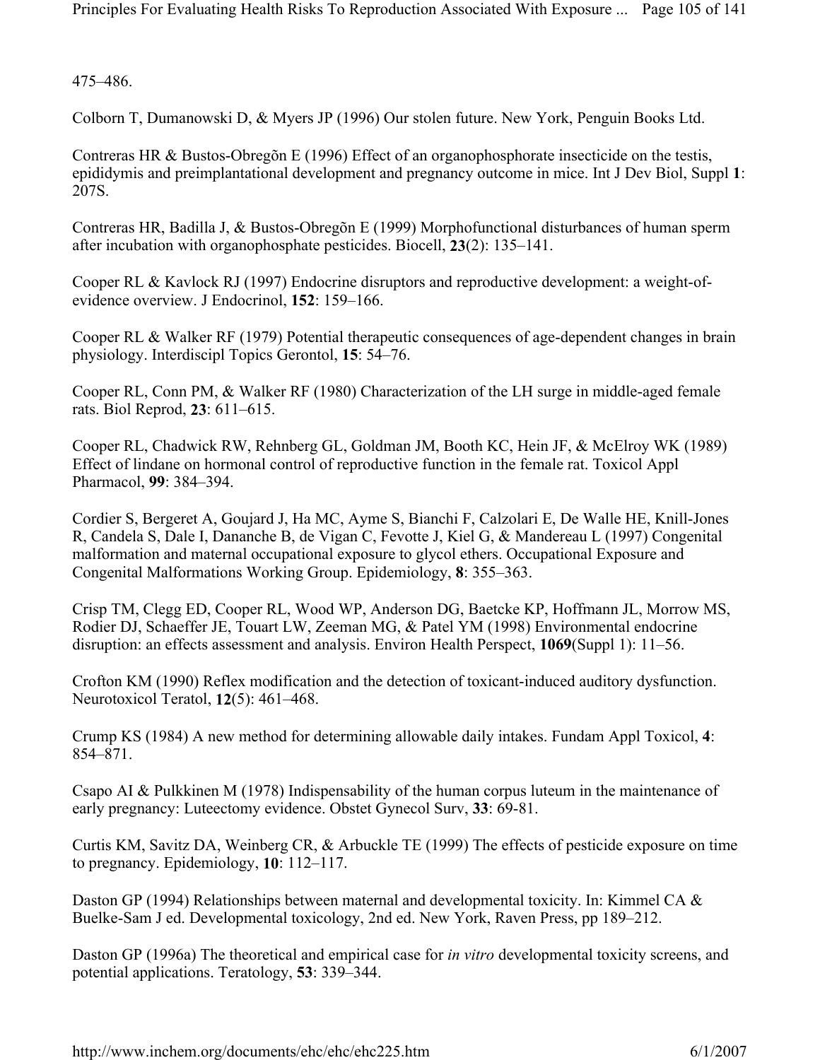475–486.

Colborn T, Dumanowski D, & Myers JP (1996) Our stolen future. New York, Penguin Books Ltd.

Contreras HR & Bustos-Obregõn E (1996) Effect of an organophosphorate insecticide on the testis, epididymis and preimplantational development and pregnancy outcome in mice. Int J Dev Biol, Suppl **1**: 207S.

Contreras HR, Badilla J, & Bustos-Obregõn E (1999) Morphofunctional disturbances of human sperm after incubation with organophosphate pesticides. Biocell, **23**(2): 135–141.

Cooper RL & Kavlock RJ (1997) Endocrine disruptors and reproductive development: a weight-of-evidence overview. J Endocrinol, **152**: 159–166.

Cooper RL & Walker RF (1979) Potential therapeutic consequences of age-dependent changes in brain physiology. Interdiscipl Topics Gerontol, **15**: 54–76.

Cooper RL, Conn PM, & Walker RF (1980) Characterization of the LH surge in middle-aged female rats. Biol Reprod, **23**: 611–615.

Cooper RL, Chadwick RW, Rehnberg GL, Goldman JM, Booth KC, Hein JF, & McElroy WK (1989) Effect of lindane on hormonal control of reproductive function in the female rat. Toxicol Appl Pharmacol, **99**: 384–394.

Cordier S, Bergeret A, Goujard J, Ha MC, Ayme S, Bianchi F, Calzolari E, De Walle HE, Knill-Jones R, Candela S, Dale I, Dananche B, de Vigan C, Fevotte J, Kiel G, & Mandereau L (1997) Congenital malformation and maternal occupational exposure to glycol ethers. Occupational Exposure and Congenital Malformations Working Group. Epidemiology, **8**: 355–363.

Crisp TM, Clegg ED, Cooper RL, Wood WP, Anderson DG, Baetcke KP, Hoffmann JL, Morrow MS, Rodier DJ, Schaeffer JE, Touart LW, Zeeman MG, & Patel YM (1998) Environmental endocrine disruption: an effects assessment and analysis. Environ Health Perspect, **1069**(Suppl 1): 11–56.

Crofton KM (1990) Reflex modification and the detection of toxicant-induced auditory dysfunction. Neurotoxicol Teratol, **12**(5): 461–468.

Crump KS (1984) A new method for determining allowable daily intakes. Fundam Appl Toxicol, **4**: 854–871.

Csapo AI & Pulkkinen M (1978) Indispensability of the human corpus luteum in the maintenance of early pregnancy: Luteectomy evidence. Obstet Gynecol Surv, **33**: 69-81.

Curtis KM, Savitz DA, Weinberg CR, & Arbuckle TE (1999) The effects of pesticide exposure on time to pregnancy. Epidemiology, **10**: 112–117.

Daston GP (1994) Relationships between maternal and developmental toxicity. In: Kimmel CA & Buelke-Sam J ed. Developmental toxicology, 2nd ed. New York, Raven Press, pp 189–212.

Daston GP (1996a) The theoretical and empirical case for *in vitro* developmental toxicity screens, and potential applications. Teratology, **53**: 339–344.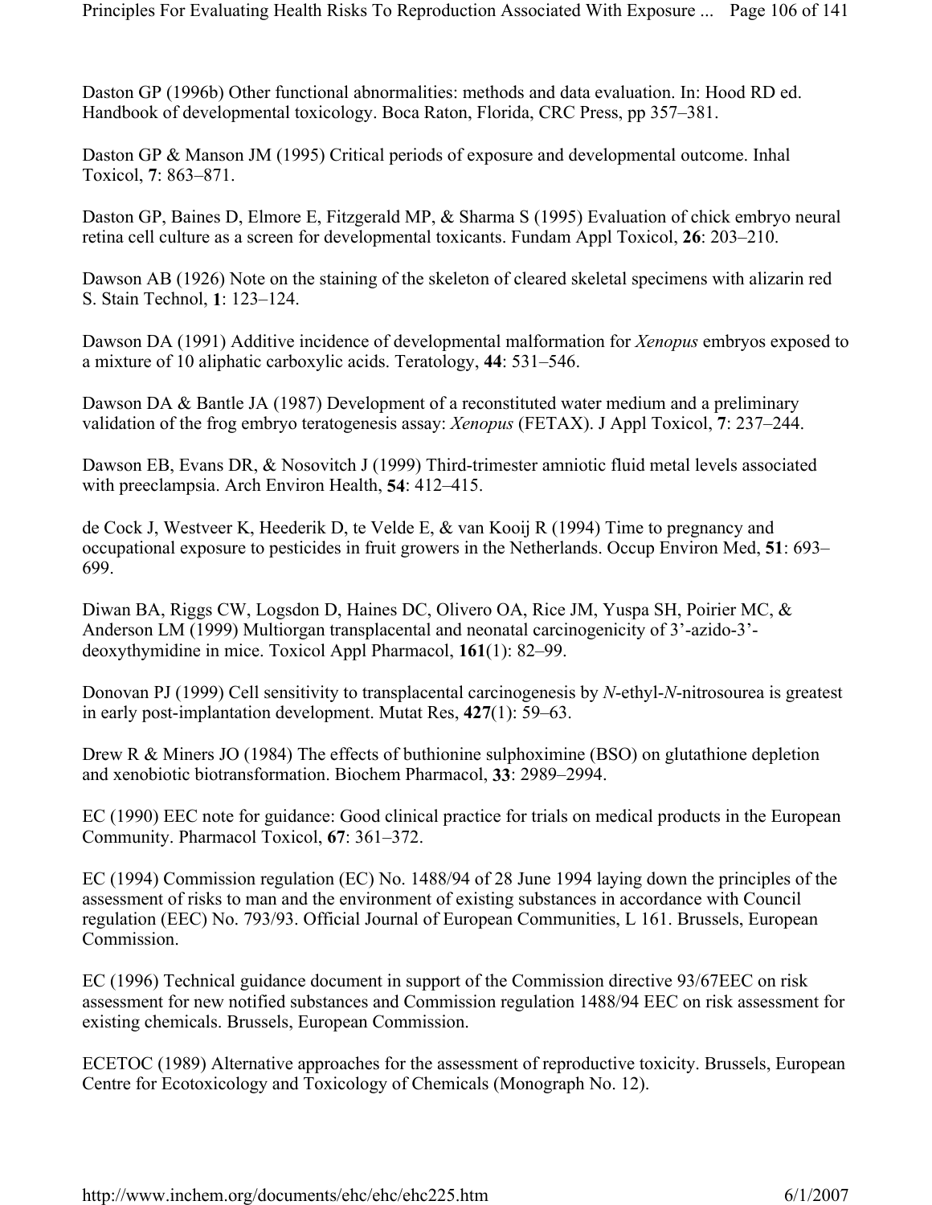Daston GP (1996b) Other functional abnormalities: methods and data evaluation. In: Hood RD ed. Handbook of developmental toxicology. Boca Raton, Florida, CRC Press, pp 357–381.

Daston GP & Manson JM (1995) Critical periods of exposure and developmental outcome. Inhal Toxicol, **7**: 863–871.

Daston GP, Baines D, Elmore E, Fitzgerald MP, & Sharma S (1995) Evaluation of chick embryo neural retina cell culture as a screen for developmental toxicants. Fundam Appl Toxicol, **26**: 203–210.

Dawson AB (1926) Note on the staining of the skeleton of cleared skeletal specimens with alizarin red S. Stain Technol, **1**: 123–124.

Dawson DA (1991) Additive incidence of developmental malformation for *Xenopus* embryos exposed to a mixture of 10 aliphatic carboxylic acids. Teratology, **44**: 531–546.

Dawson DA & Bantle JA (1987) Development of a reconstituted water medium and a preliminary validation of the frog embryo teratogenesis assay: *Xenopus* (FETAX). J Appl Toxicol, **7**: 237–244.

Dawson EB, Evans DR, & Nosovitch J (1999) Third-trimester amniotic fluid metal levels associated with preeclampsia. Arch Environ Health, **54**: 412–415.

de Cock J, Westveer K, Heederik D, te Velde E, & van Kooij R (1994) Time to pregnancy and occupational exposure to pesticides in fruit growers in the Netherlands. Occup Environ Med, **51**: 693–699.

Diwan BA, Riggs CW, Logsdon D, Haines DC, Olivero OA, Rice JM, Yuspa SH, Poirier MC, & Anderson LM (1999) Multiorgan transplacental and neonatal carcinogenicity of 3'-azido-3'-deoxythymidine in mice. Toxicol Appl Pharmacol, **161**(1): 82–99.

Donovan PJ (1999) Cell sensitivity to transplacental carcinogenesis by *N*-ethyl-*N*-nitrosourea is greatest in early post-implantation development. Mutat Res, **427**(1): 59–63.

Drew R & Miners JO (1984) The effects of buthionine sulphoximine (BSO) on glutathione depletion and xenobiotic biotransformation. Biochem Pharmacol, **33**: 2989–2994.

EC (1990) EEC note for guidance: Good clinical practice for trials on medical products in the European Community. Pharmacol Toxicol, **67**: 361–372.

EC (1994) Commission regulation (EC) No. 1488/94 of 28 June 1994 laying down the principles of the assessment of risks to man and the environment of existing substances in accordance with Council regulation (EEC) No. 793/93. Official Journal of European Communities, L 161. Brussels, European Commission.

EC (1996) Technical guidance document in support of the Commission directive 93/67EEC on risk assessment for new notified substances and Commission regulation 1488/94 EEC on risk assessment for existing chemicals. Brussels, European Commission.

ECETOC (1989) Alternative approaches for the assessment of reproductive toxicity. Brussels, European Centre for Ecotoxicology and Toxicology of Chemicals (Monograph No. 12).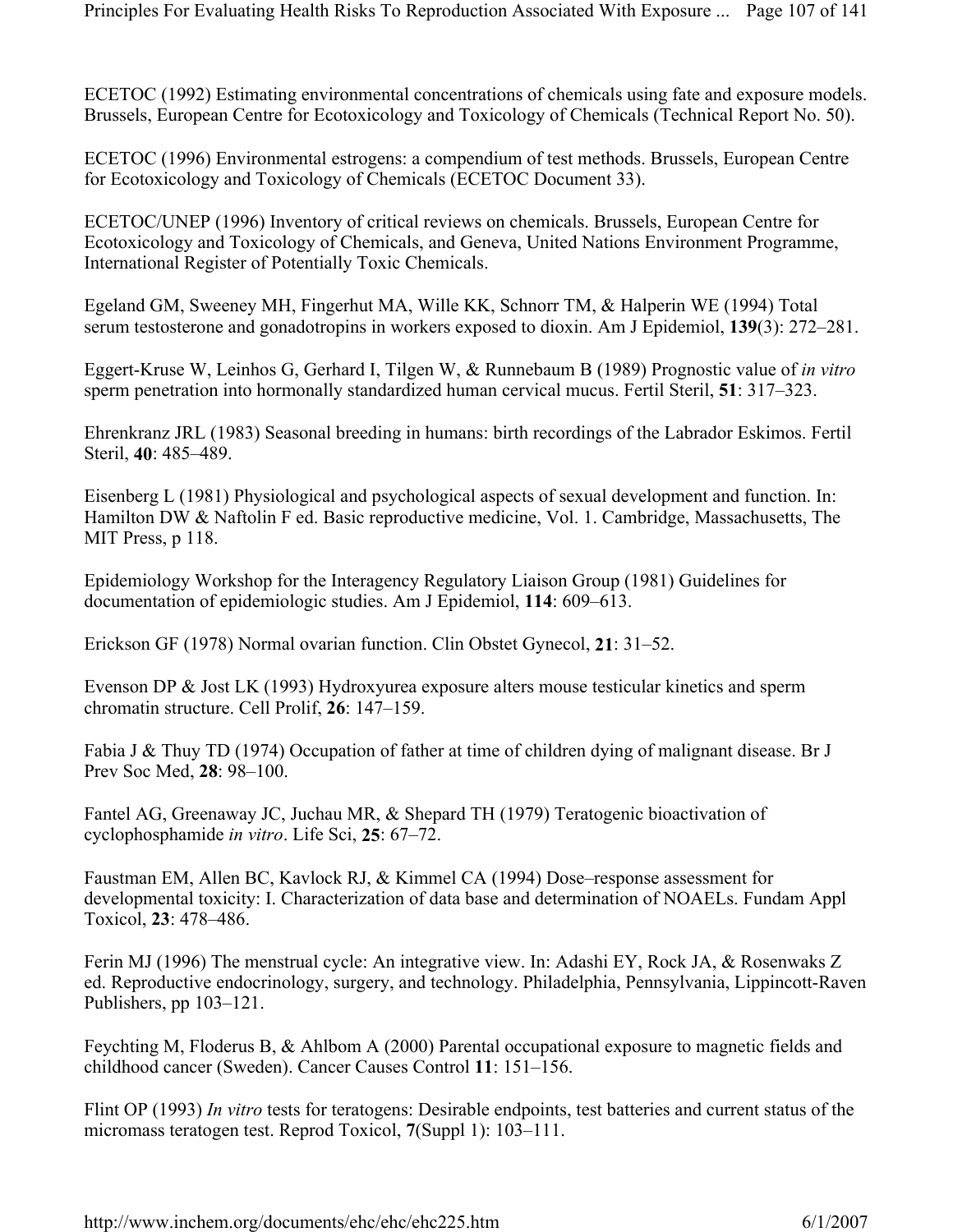ECETOC (1992) Estimating environmental concentrations of chemicals using fate and exposure models. Brussels, European Centre for Ecotoxicology and Toxicology of Chemicals (Technical Report No. 50).

ECETOC (1996) Environmental estrogens: a compendium of test methods. Brussels, European Centre for Ecotoxicology and Toxicology of Chemicals (ECETOC Document 33).

ECETOC/UNEP (1996) Inventory of critical reviews on chemicals. Brussels, European Centre for Ecotoxicology and Toxicology of Chemicals, and Geneva, United Nations Environment Programme, International Register of Potentially Toxic Chemicals.

Egeland GM, Sweeney MH, Fingerhut MA, Wille KK, Schnorr TM, & Halperin WE (1994) Total serum testosterone and gonadotropins in workers exposed to dioxin. Am J Epidemiol, **139**(3): 272–281.

Eggert-Kruse W, Leinhos G, Gerhard I, Tilgen W, & Runnebaum B (1989) Prognostic value of *in vitro* sperm penetration into hormonally standardized human cervical mucus. Fertil Steril, **51**: 317–323.

Ehrenkranz JRL (1983) Seasonal breeding in humans: birth recordings of the Labrador Eskimos. Fertil Steril, **40**: 485–489.

Eisenberg L (1981) Physiological and psychological aspects of sexual development and function. In: Hamilton DW & Naftolin F ed. Basic reproductive medicine, Vol. 1. Cambridge, Massachusetts, The MIT Press, p 118.

Epidemiology Workshop for the Interagency Regulatory Liaison Group (1981) Guidelines for documentation of epidemiologic studies. Am J Epidemiol, **114**: 609–613.

Erickson GF (1978) Normal ovarian function. Clin Obstet Gynecol, **21**: 31–52.

Evenson DP & Jost LK (1993) Hydroxyurea exposure alters mouse testicular kinetics and sperm chromatin structure. Cell Prolif, **26**: 147–159.

Fabia J & Thuy TD (1974) Occupation of father at time of children dying of malignant disease. Br J Prev Soc Med, **28**: 98–100.

Fantel AG, Greenaway JC, Juchau MR, & Shepard TH (1979) Teratogenic bioactivation of cyclophosphamide *in vitro*. Life Sci, **25**: 67–72.

Faustman EM, Allen BC, Kavlock RJ, & Kimmel CA (1994) Dose–response assessment for developmental toxicity: I. Characterization of data base and determination of NOAELs. Fundam Appl Toxicol, **23**: 478–486.

Ferin MJ (1996) The menstrual cycle: An integrative view. In: Adashi EY, Rock JA, & Rosenwaks Z ed. Reproductive endocrinology, surgery, and technology. Philadelphia, Pennsylvania, Lippincott-Raven Publishers, pp 103–121.

Feychting M, Floderus B, & Ahlbom A (2000) Parental occupational exposure to magnetic fields and childhood cancer (Sweden). Cancer Causes Control **11**: 151–156.

Flint OP (1993) *In vitro* tests for teratogens: Desirable endpoints, test batteries and current status of the micromass teratogen test. Reprod Toxicol, **7**(Suppl 1): 103–111.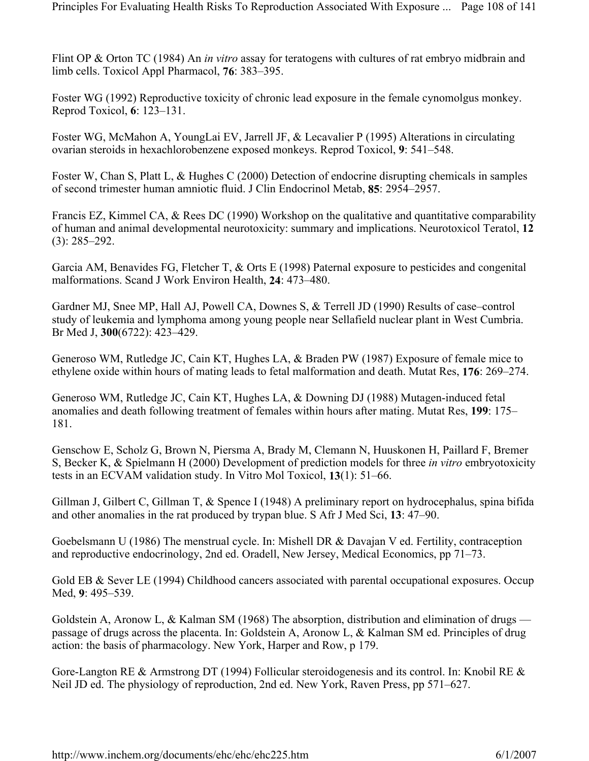Flint OP & Orton TC (1984) An *in vitro* assay for teratogens with cultures of rat embryo midbrain and limb cells. Toxicol Appl Pharmacol, **76**: 383–395.

Foster WG (1992) Reproductive toxicity of chronic lead exposure in the female cynomolgus monkey. Reprod Toxicol, **6**: 123–131.

Foster WG, McMahon A, YoungLai EV, Jarrell JF, & Lecavalier P (1995) Alterations in circulating ovarian steroids in hexachlorobenzene exposed monkeys. Reprod Toxicol, **9**: 541–548.

Foster W, Chan S, Platt L, & Hughes C (2000) Detection of endocrine disrupting chemicals in samples of second trimester human amniotic fluid. J Clin Endocrinol Metab, **85**: 2954–2957.

Francis EZ, Kimmel CA, & Rees DC (1990) Workshop on the qualitative and quantitative comparability of human and animal developmental neurotoxicity: summary and implications. Neurotoxicol Teratol, **12** (3): 285–292.

Garcia AM, Benavides FG, Fletcher T, & Orts E (1998) Paternal exposure to pesticides and congenital malformations. Scand J Work Environ Health, **24**: 473–480.

Gardner MJ, Snee MP, Hall AJ, Powell CA, Downes S, & Terrell JD (1990) Results of case–control study of leukemia and lymphoma among young people near Sellafield nuclear plant in West Cumbria. Br Med J, **300**(6722): 423–429.

Generoso WM, Rutledge JC, Cain KT, Hughes LA, & Braden PW (1987) Exposure of female mice to ethylene oxide within hours of mating leads to fetal malformation and death. Mutat Res, **176**: 269–274.

Generoso WM, Rutledge JC, Cain KT, Hughes LA, & Downing DJ (1988) Mutagen-induced fetal anomalies and death following treatment of females within hours after mating. Mutat Res, **199**: 175–181.

Genschow E, Scholz G, Brown N, Piersma A, Brady M, Clemann N, Huuskonen H, Paillard F, Bremer S, Becker K, & Spielmann H (2000) Development of prediction models for three *in vitro* embryotoxicity tests in an ECVAM validation study. In Vitro Mol Toxicol, **13**(1): 51–66.

Gillman J, Gilbert C, Gillman T, & Spence I (1948) A preliminary report on hydrocephalus, spina bifida and other anomalies in the rat produced by trypan blue. S Afr J Med Sci, **13**: 47–90.

Goebelsmann U (1986) The menstrual cycle. In: Mishell DR & Davajan V ed. Fertility, contraception and reproductive endocrinology, 2nd ed. Oradell, New Jersey, Medical Economics, pp 71–73.

Gold EB & Sever LE (1994) Childhood cancers associated with parental occupational exposures. Occup Med, **9**: 495–539.

Goldstein A, Aronow L, & Kalman SM (1968) The absorption, distribution and elimination of drugs — passage of drugs across the placenta. In: Goldstein A, Aronow L, & Kalman SM ed. Principles of drug action: the basis of pharmacology. New York, Harper and Row, p 179.

Gore-Langton RE & Armstrong DT (1994) Follicular steroidogenesis and its control. In: Knobil RE & Neil JD ed. The physiology of reproduction, 2nd ed. New York, Raven Press, pp 571–627.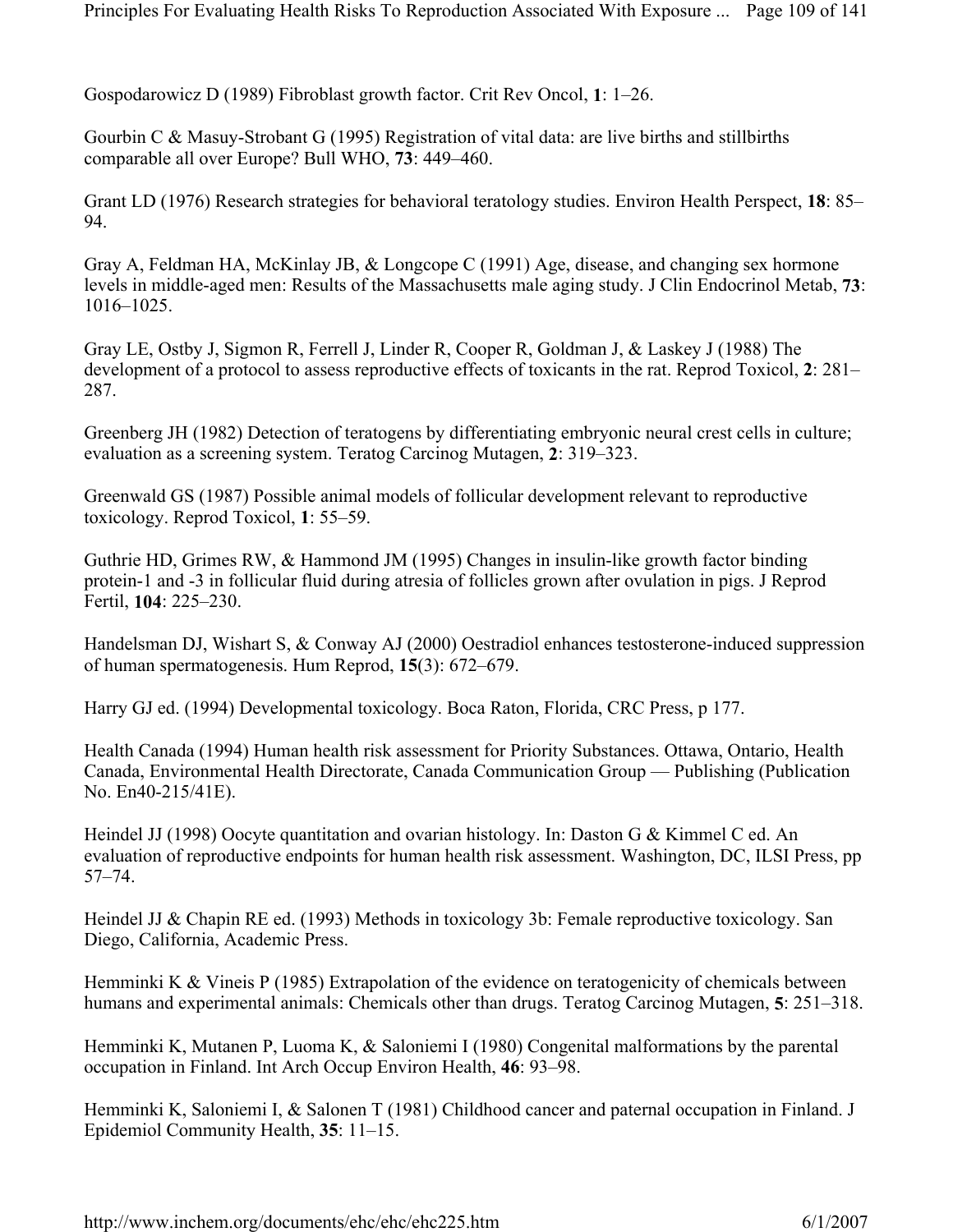Gospodarowicz D (1989) Fibroblast growth factor. Crit Rev Oncol, **1**: 1–26.

Gourbin C & Masuy-Strobant G (1995) Registration of vital data: are live births and stillbirths comparable all over Europe? Bull WHO, **73**: 449–460.

Grant LD (1976) Research strategies for behavioral teratology studies. Environ Health Perspect, **18**: 85–94.

Gray A, Feldman HA, McKinlay JB, & Longcope C (1991) Age, disease, and changing sex hormone levels in middle-aged men: Results of the Massachusetts male aging study. J Clin Endocrinol Metab, **73**: 1016–1025.

Gray LE, Ostby J, Sigmon R, Ferrell J, Linder R, Cooper R, Goldman J, & Laskey J (1988) The development of a protocol to assess reproductive effects of toxicants in the rat. Reprod Toxicol, **2**: 281–287.

Greenberg JH (1982) Detection of teratogens by differentiating embryonic neural crest cells in culture; evaluation as a screening system. Teratog Carcinog Mutagen, **2**: 319–323.

Greenwald GS (1987) Possible animal models of follicular development relevant to reproductive toxicology. Reprod Toxicol, **1**: 55–59.

Guthrie HD, Grimes RW, & Hammond JM (1995) Changes in insulin-like growth factor binding protein-1 and -3 in follicular fluid during atresia of follicles grown after ovulation in pigs. J Reprod Fertil, **104**: 225–230.

Handelsman DJ, Wishart S, & Conway AJ (2000) Oestradiol enhances testosterone-induced suppression of human spermatogenesis. Hum Reprod, **15**(3): 672–679.

Harry GJ ed. (1994) Developmental toxicology. Boca Raton, Florida, CRC Press, p 177.

Health Canada (1994) Human health risk assessment for Priority Substances. Ottawa, Ontario, Health Canada, Environmental Health Directorate, Canada Communication Group — Publishing (Publication No. En40-215/41E).

Heindel JJ (1998) Oocyte quantitation and ovarian histology. In: Daston G & Kimmel C ed. An evaluation of reproductive endpoints for human health risk assessment. Washington, DC, ILSI Press, pp 57–74.

Heindel JJ & Chapin RE ed. (1993) Methods in toxicology 3b: Female reproductive toxicology. San Diego, California, Academic Press.

Hemminki K & Vineis P (1985) Extrapolation of the evidence on teratogenicity of chemicals between humans and experimental animals: Chemicals other than drugs. Teratog Carcinog Mutagen, **5**: 251–318.

Hemminki K, Mutanen P, Luoma K, & Saloniemi I (1980) Congenital malformations by the parental occupation in Finland. Int Arch Occup Environ Health, **46**: 93–98.

Hemminki K, Saloniemi I, & Salonen T (1981) Childhood cancer and paternal occupation in Finland. J Epidemiol Community Health, **35**: 11–15.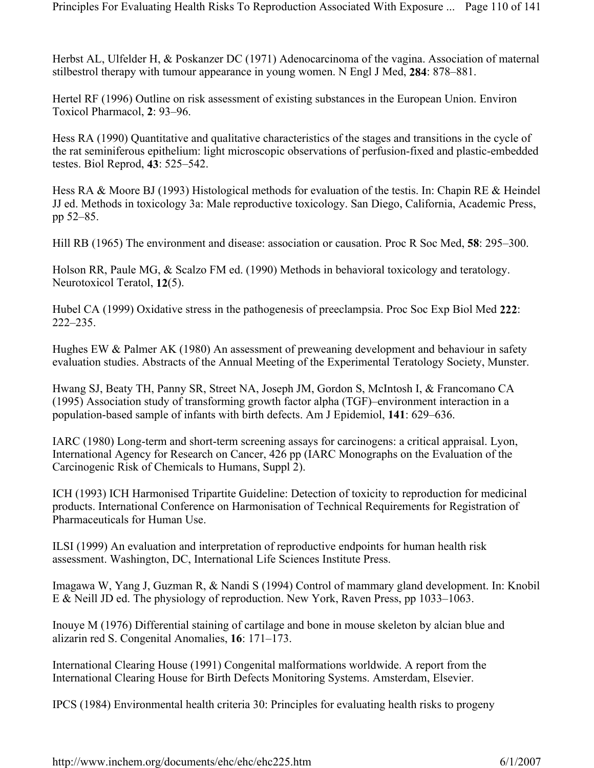Herbst AL, Ulfelder H, & Poskanzer DC (1971) Adenocarcinoma of the vagina. Association of maternal stilbestrol therapy with tumour appearance in young women. N Engl J Med, **284**: 878–881.

Hertel RF (1996) Outline on risk assessment of existing substances in the European Union. Environ Toxicol Pharmacol, **2**: 93–96.

Hess RA (1990) Quantitative and qualitative characteristics of the stages and transitions in the cycle of the rat seminiferous epithelium: light microscopic observations of perfusion-fixed and plastic-embedded testes. Biol Reprod, **43**: 525–542.

Hess RA & Moore BJ (1993) Histological methods for evaluation of the testis. In: Chapin RE & Heindel JJ ed. Methods in toxicology 3a: Male reproductive toxicology. San Diego, California, Academic Press, pp 52–85.

Hill RB (1965) The environment and disease: association or causation. Proc R Soc Med, **58**: 295–300.

Holson RR, Paule MG, & Scalzo FM ed. (1990) Methods in behavioral toxicology and teratology. Neurotoxicol Teratol, **12**(5).

Hubel CA (1999) Oxidative stress in the pathogenesis of preeclampsia. Proc Soc Exp Biol Med **222**: 222–235.

Hughes EW & Palmer AK (1980) An assessment of preweaning development and behaviour in safety evaluation studies. Abstracts of the Annual Meeting of the Experimental Teratology Society, Munster.

Hwang SJ, Beaty TH, Panny SR, Street NA, Joseph JM, Gordon S, McIntosh I, & Francomano CA (1995) Association study of transforming growth factor alpha (TGF)–environment interaction in a population-based sample of infants with birth defects. Am J Epidemiol, **141**: 629–636.

IARC (1980) Long-term and short-term screening assays for carcinogens: a critical appraisal. Lyon, International Agency for Research on Cancer, 426 pp (IARC Monographs on the Evaluation of the Carcinogenic Risk of Chemicals to Humans, Suppl 2).

ICH (1993) ICH Harmonised Tripartite Guideline: Detection of toxicity to reproduction for medicinal products. International Conference on Harmonisation of Technical Requirements for Registration of Pharmaceuticals for Human Use.

ILSI (1999) An evaluation and interpretation of reproductive endpoints for human health risk assessment. Washington, DC, International Life Sciences Institute Press.

Imagawa W, Yang J, Guzman R, & Nandi S (1994) Control of mammary gland development. In: Knobil E & Neill JD ed. The physiology of reproduction. New York, Raven Press, pp 1033–1063.

Inouye M (1976) Differential staining of cartilage and bone in mouse skeleton by alcian blue and alizarin red S. Congenital Anomalies, **16**: 171–173.

International Clearing House (1991) Congenital malformations worldwide. A report from the International Clearing House for Birth Defects Monitoring Systems. Amsterdam, Elsevier.

IPCS (1984) Environmental health criteria 30: Principles for evaluating health risks to progeny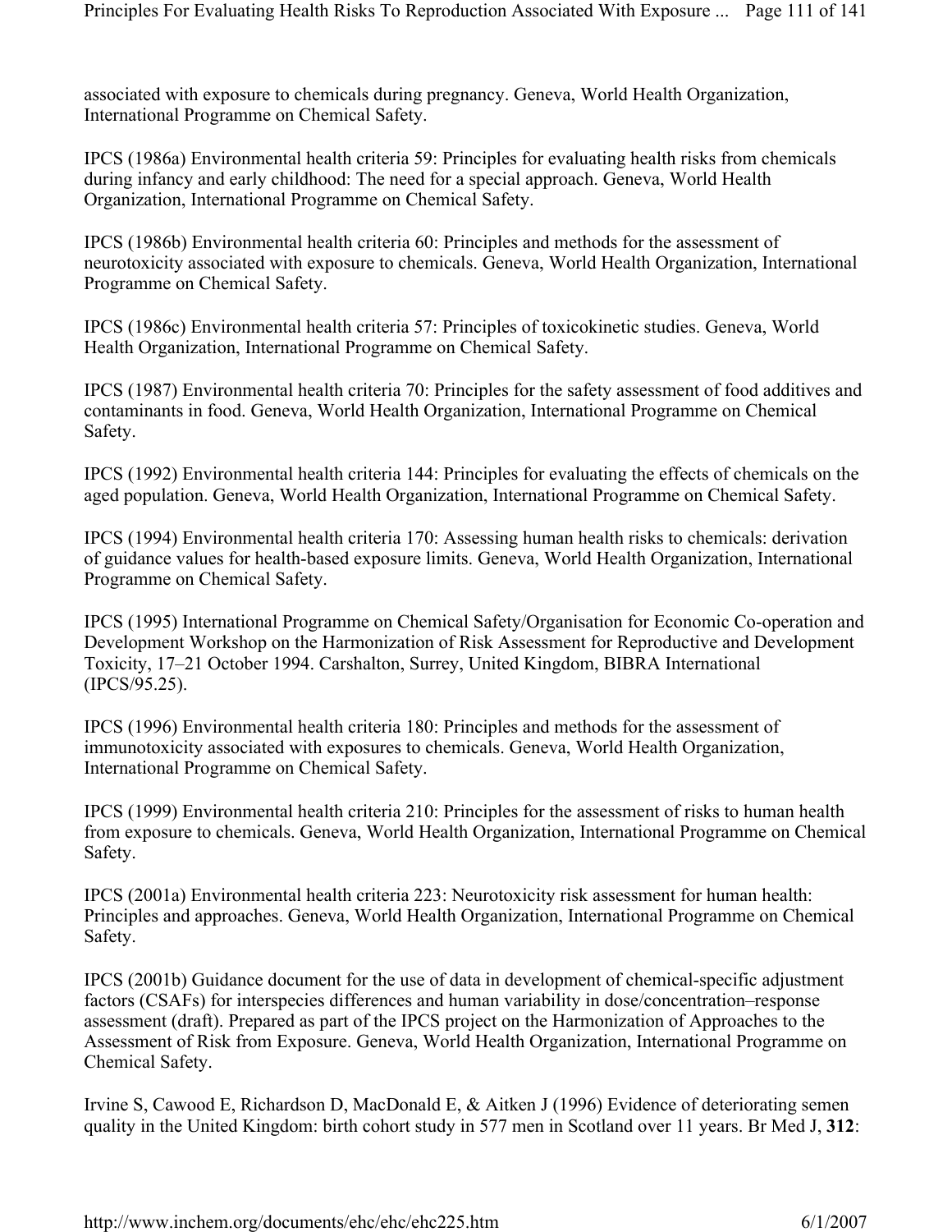associated with exposure to chemicals during pregnancy. Geneva, World Health Organization, International Programme on Chemical Safety.

IPCS (1986a) Environmental health criteria 59: Principles for evaluating health risks from chemicals during infancy and early childhood: The need for a special approach. Geneva, World Health Organization, International Programme on Chemical Safety.

IPCS (1986b) Environmental health criteria 60: Principles and methods for the assessment of neurotoxicity associated with exposure to chemicals. Geneva, World Health Organization, International Programme on Chemical Safety.

IPCS (1986c) Environmental health criteria 57: Principles of toxicokinetic studies. Geneva, World Health Organization, International Programme on Chemical Safety.

IPCS (1987) Environmental health criteria 70: Principles for the safety assessment of food additives and contaminants in food. Geneva, World Health Organization, International Programme on Chemical Safety.

IPCS (1992) Environmental health criteria 144: Principles for evaluating the effects of chemicals on the aged population. Geneva, World Health Organization, International Programme on Chemical Safety.

IPCS (1994) Environmental health criteria 170: Assessing human health risks to chemicals: derivation of guidance values for health-based exposure limits. Geneva, World Health Organization, International Programme on Chemical Safety.

IPCS (1995) International Programme on Chemical Safety/Organisation for Economic Co-operation and Development Workshop on the Harmonization of Risk Assessment for Reproductive and Development Toxicity, 17–21 October 1994. Carshalton, Surrey, United Kingdom, BIBRA International (IPCS/95.25).

IPCS (1996) Environmental health criteria 180: Principles and methods for the assessment of immunotoxicity associated with exposures to chemicals. Geneva, World Health Organization, International Programme on Chemical Safety.

IPCS (1999) Environmental health criteria 210: Principles for the assessment of risks to human health from exposure to chemicals. Geneva, World Health Organization, International Programme on Chemical Safety.

IPCS (2001a) Environmental health criteria 223: Neurotoxicity risk assessment for human health: Principles and approaches. Geneva, World Health Organization, International Programme on Chemical Safety.

IPCS (2001b) Guidance document for the use of data in development of chemical-specific adjustment factors (CSAFs) for interspecies differences and human variability in dose/concentration–response assessment (draft). Prepared as part of the IPCS project on the Harmonization of Approaches to the Assessment of Risk from Exposure. Geneva, World Health Organization, International Programme on Chemical Safety.

Irvine S, Cawood E, Richardson D, MacDonald E, & Aitken J (1996) Evidence of deteriorating semen quality in the United Kingdom: birth cohort study in 577 men in Scotland over 11 years. Br Med J, **312**: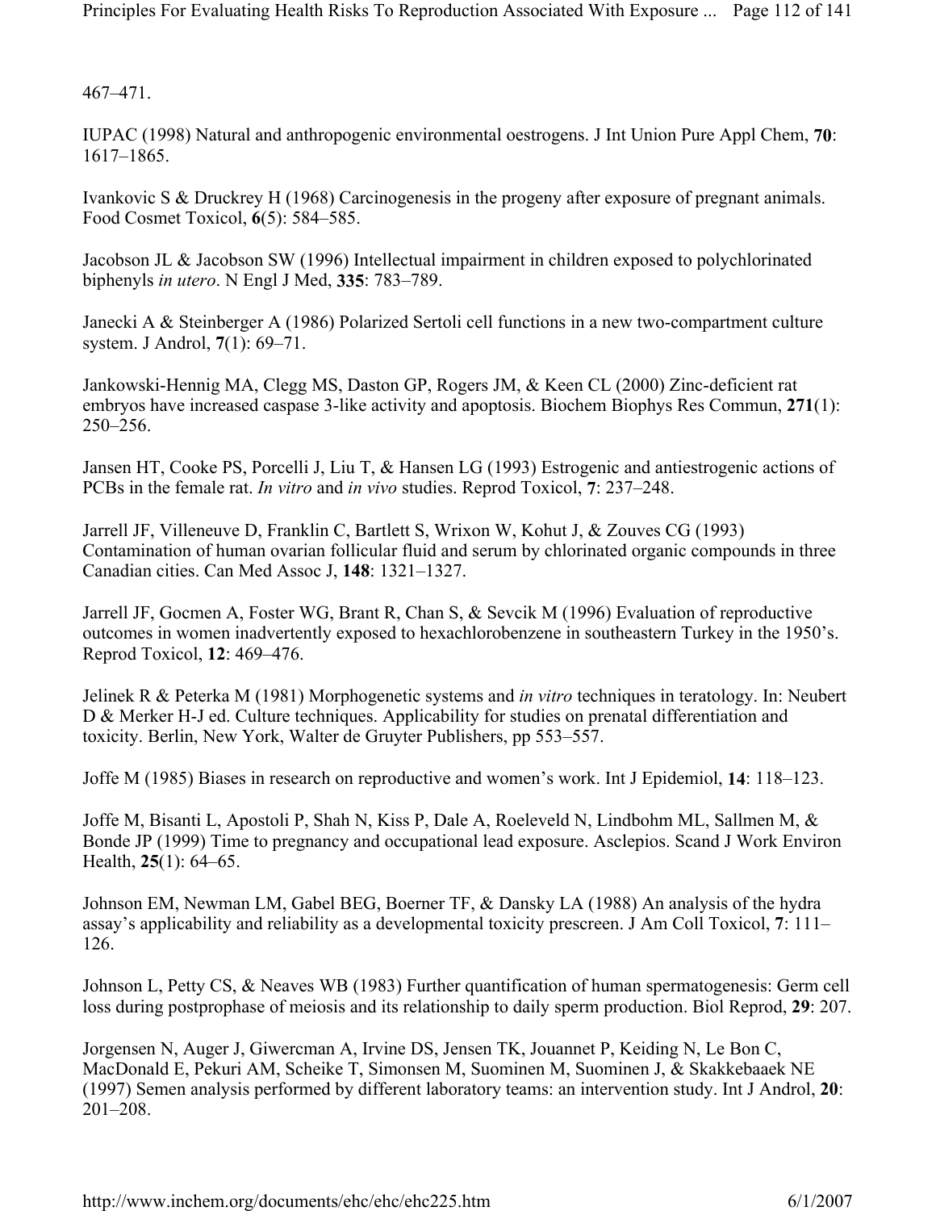467–471.

IUPAC (1998) Natural and anthropogenic environmental oestrogens. J Int Union Pure Appl Chem, **70**: 1617–1865.

Ivankovic S & Druckrey H (1968) Carcinogenesis in the progeny after exposure of pregnant animals. Food Cosmet Toxicol, **6**(5): 584–585.

Jacobson JL & Jacobson SW (1996) Intellectual impairment in children exposed to polychlorinated biphenyls *in utero*. N Engl J Med, **335**: 783–789.

Janecki A & Steinberger A (1986) Polarized Sertoli cell functions in a new two-compartment culture system. J Androl, **7**(1): 69–71.

Jankowski-Hennig MA, Clegg MS, Daston GP, Rogers JM, & Keen CL (2000) Zinc-deficient rat embryos have increased caspase 3-like activity and apoptosis. Biochem Biophys Res Commun, **271**(1): 250–256.

Jansen HT, Cooke PS, Porcelli J, Liu T, & Hansen LG (1993) Estrogenic and antiestrogenic actions of PCBs in the female rat. *In vitro* and *in vivo* studies. Reprod Toxicol, **7**: 237–248.

Jarrell JF, Villeneuve D, Franklin C, Bartlett S, Wrixon W, Kohut J, & Zouves CG (1993) Contamination of human ovarian follicular fluid and serum by chlorinated organic compounds in three Canadian cities. Can Med Assoc J, **148**: 1321–1327.

Jarrell JF, Gocmen A, Foster WG, Brant R, Chan S, & Sevcik M (1996) Evaluation of reproductive outcomes in women inadvertently exposed to hexachlorobenzene in southeastern Turkey in the 1950's. Reprod Toxicol, **12**: 469–476.

Jelinek R & Peterka M (1981) Morphogenetic systems and *in vitro* techniques in teratology. In: Neubert D & Merker H-J ed. Culture techniques. Applicability for studies on prenatal differentiation and toxicity. Berlin, New York, Walter de Gruyter Publishers, pp 553–557.

Joffe M (1985) Biases in research on reproductive and women's work. Int J Epidemiol, **14**: 118–123.

Joffe M, Bisanti L, Apostoli P, Shah N, Kiss P, Dale A, Roeleveld N, Lindbohm ML, Sallmen M, & Bonde JP (1999) Time to pregnancy and occupational lead exposure. Asclepios. Scand J Work Environ Health, **25**(1): 64–65.

Johnson EM, Newman LM, Gabel BEG, Boerner TF, & Dansky LA (1988) An analysis of the hydra assay's applicability and reliability as a developmental toxicity prescreen. J Am Coll Toxicol, **7**: 111–126.

Johnson L, Petty CS, & Neaves WB (1983) Further quantification of human spermatogenesis: Germ cell loss during postprophase of meiosis and its relationship to daily sperm production. Biol Reprod, **29**: 207.

Jorgensen N, Auger J, Giwercman A, Irvine DS, Jensen TK, Jouannet P, Keiding N, Le Bon C, MacDonald E, Pekuri AM, Scheike T, Simonsen M, Suominen M, Suominen J, & Skakkebaaek NE (1997) Semen analysis performed by different laboratory teams: an intervention study. Int J Androl, **20**: 201–208.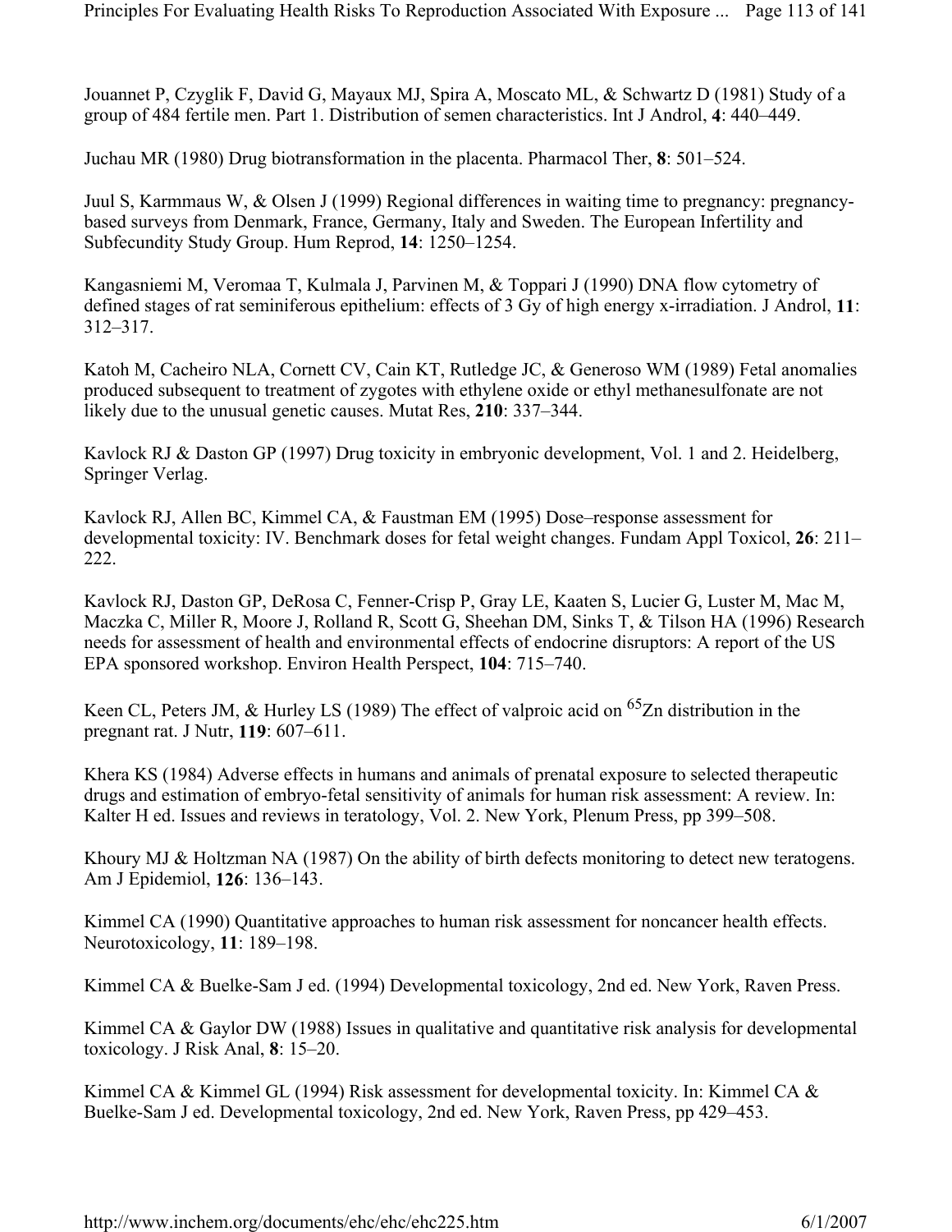Jouannet P, Czyglik F, David G, Mayaux MJ, Spira A, Moscato ML, & Schwartz D (1981) Study of a group of 484 fertile men. Part 1. Distribution of semen characteristics. Int J Androl, **4**: 440–449.

Juchau MR (1980) Drug biotransformation in the placenta. Pharmacol Ther, **8**: 501–524.

Juul S, Karmmaus W, & Olsen J (1999) Regional differences in waiting time to pregnancy: pregnancy-based surveys from Denmark, France, Germany, Italy and Sweden. The European Infertility and Subfecundity Study Group. Hum Reprod, **14**: 1250–1254.

Kangasniemi M, Veromaa T, Kulmala J, Parvinen M, & Toppari J (1990) DNA flow cytometry of defined stages of rat seminiferous epithelium: effects of 3 Gy of high energy x-irradiation. J Androl, **11**: 312–317.

Katoh M, Cacheiro NLA, Cornett CV, Cain KT, Rutledge JC, & Generoso WM (1989) Fetal anomalies produced subsequent to treatment of zygotes with ethylene oxide or ethyl methanesulfonate are not likely due to the unusual genetic causes. Mutat Res, **210**: 337–344.

Kavlock RJ & Daston GP (1997) Drug toxicity in embryonic development, Vol. 1 and 2. Heidelberg, Springer Verlag.

Kavlock RJ, Allen BC, Kimmel CA, & Faustman EM (1995) Dose–response assessment for developmental toxicity: IV. Benchmark doses for fetal weight changes. Fundam Appl Toxicol, **26**: 211–222.

Kavlock RJ, Daston GP, DeRosa C, Fenner-Crisp P, Gray LE, Kaaten S, Lucier G, Luster M, Mac M, Maczka C, Miller R, Moore J, Rolland R, Scott G, Sheehan DM, Sinks T, & Tilson HA (1996) Research needs for assessment of health and environmental effects of endocrine disruptors: A report of the US EPA sponsored workshop. Environ Health Perspect, **104**: 715–740.

Keen CL, Peters JM, & Hurley LS (1989) The effect of valproic acid on $^{65}$Zn distribution in the pregnant rat. J Nutr, **119**: 607–611.

Khera KS (1984) Adverse effects in humans and animals of prenatal exposure to selected therapeutic drugs and estimation of embryo-fetal sensitivity of animals for human risk assessment: A review. In: Kalter H ed. Issues and reviews in teratology, Vol. 2. New York, Plenum Press, pp 399–508.

Khoury MJ & Holtzman NA (1987) On the ability of birth defects monitoring to detect new teratogens. Am J Epidemiol, **126**: 136–143.

Kimmel CA (1990) Quantitative approaches to human risk assessment for noncancer health effects. Neurotoxicology, **11**: 189–198.

Kimmel CA & Buelke-Sam J ed. (1994) Developmental toxicology, 2nd ed. New York, Raven Press.

Kimmel CA & Gaylor DW (1988) Issues in qualitative and quantitative risk analysis for developmental toxicology. J Risk Anal, **8**: 15–20.

Kimmel CA & Kimmel GL (1994) Risk assessment for developmental toxicity. In: Kimmel CA & Buelke-Sam J ed. Developmental toxicology, 2nd ed. New York, Raven Press, pp 429–453.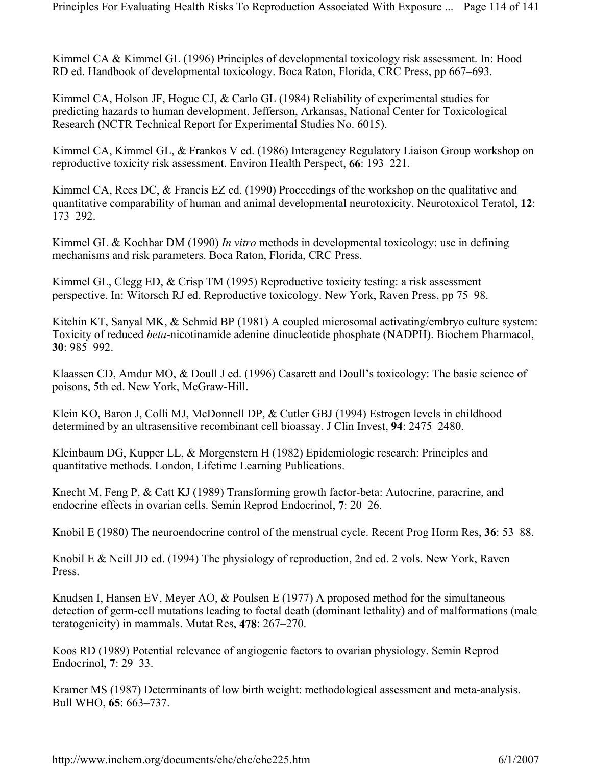Kimmel CA & Kimmel GL (1996) Principles of developmental toxicology risk assessment. In: Hood RD ed. Handbook of developmental toxicology. Boca Raton, Florida, CRC Press, pp 667–693.

Kimmel CA, Holson JF, Hogue CJ, & Carlo GL (1984) Reliability of experimental studies for predicting hazards to human development. Jefferson, Arkansas, National Center for Toxicological Research (NCTR Technical Report for Experimental Studies No. 6015).

Kimmel CA, Kimmel GL, & Frankos V ed. (1986) Interagency Regulatory Liaison Group workshop on reproductive toxicity risk assessment. Environ Health Perspect, **66**: 193–221.

Kimmel CA, Rees DC, & Francis EZ ed. (1990) Proceedings of the workshop on the qualitative and quantitative comparability of human and animal developmental neurotoxicity. Neurotoxicol Teratol, **12**: 173–292.

Kimmel GL & Kochhar DM (1990) *In vitro* methods in developmental toxicology: use in defining mechanisms and risk parameters. Boca Raton, Florida, CRC Press.

Kimmel GL, Clegg ED, & Crisp TM (1995) Reproductive toxicity testing: a risk assessment perspective. In: Witorsch RJ ed. Reproductive toxicology. New York, Raven Press, pp 75–98.

Kitchin KT, Sanyal MK, & Schmid BP (1981) A coupled microsomal activating/embryo culture system: Toxicity of reduced *beta*-nicotinamide adenine dinucleotide phosphate (NADPH). Biochem Pharmacol, **30**: 985–992.

Klaassen CD, Amdur MO, & Doull J ed. (1996) Casarett and Doull's toxicology: The basic science of poisons, 5th ed. New York, McGraw-Hill.

Klein KO, Baron J, Colli MJ, McDonnell DP, & Cutler GBJ (1994) Estrogen levels in childhood determined by an ultrasensitive recombinant cell bioassay. J Clin Invest, **94**: 2475–2480.

Kleinbaum DG, Kupper LL, & Morgenstern H (1982) Epidemiologic research: Principles and quantitative methods. London, Lifetime Learning Publications.

Knecht M, Feng P, & Catt KJ (1989) Transforming growth factor-beta: Autocrine, paracrine, and endocrine effects in ovarian cells. Semin Reprod Endocrinol, **7**: 20–26.

Knobil E (1980) The neuroendocrine control of the menstrual cycle. Recent Prog Horm Res, **36**: 53–88.

Knobil E & Neill JD ed. (1994) The physiology of reproduction, 2nd ed. 2 vols. New York, Raven Press.

Knudsen I, Hansen EV, Meyer AO, & Poulsen E (1977) A proposed method for the simultaneous detection of germ-cell mutations leading to foetal death (dominant lethality) and of malformations (male teratogenicity) in mammals. Mutat Res, **478**: 267–270.

Koos RD (1989) Potential relevance of angiogenic factors to ovarian physiology. Semin Reprod Endocrinol, **7**: 29–33.

Kramer MS (1987) Determinants of low birth weight: methodological assessment and meta-analysis. Bull WHO, **65**: 663–737.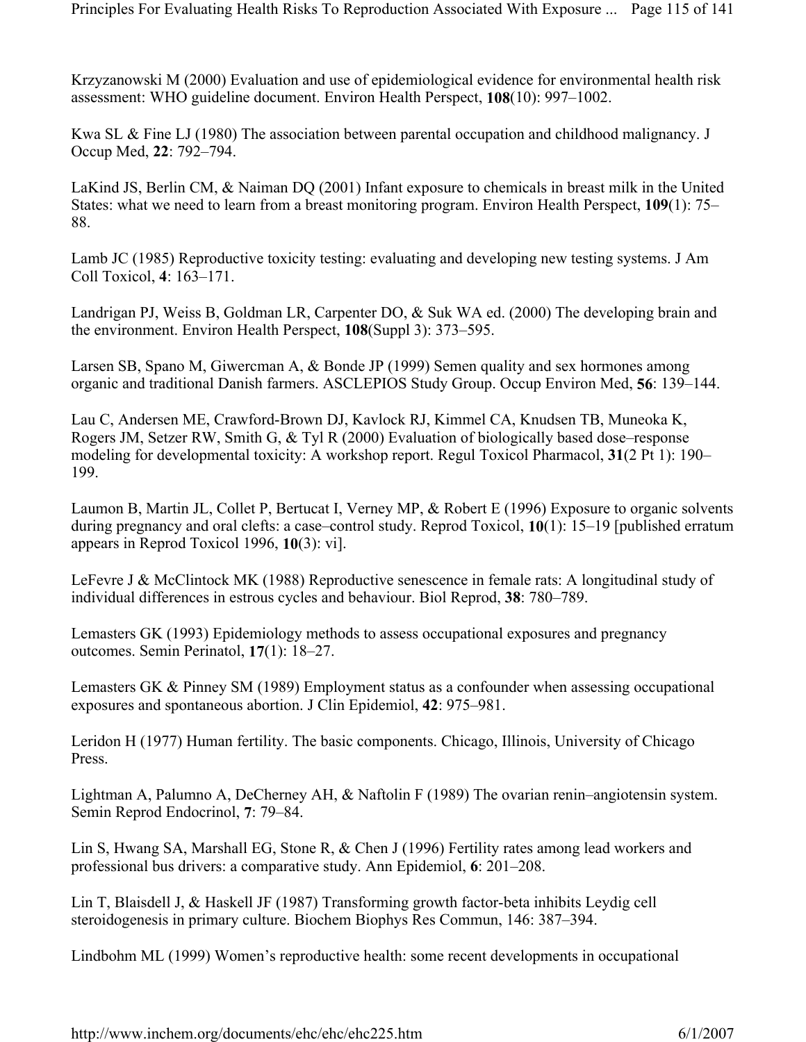Krzyzanowski M (2000) Evaluation and use of epidemiological evidence for environmental health risk assessment: WHO guideline document. Environ Health Perspect, **108**(10): 997–1002.

Kwa SL & Fine LJ (1980) The association between parental occupation and childhood malignancy. J Occup Med, **22**: 792–794.

LaKind JS, Berlin CM, & Naiman DQ (2001) Infant exposure to chemicals in breast milk in the United States: what we need to learn from a breast monitoring program. Environ Health Perspect, **109**(1): 75–88.

Lamb JC (1985) Reproductive toxicity testing: evaluating and developing new testing systems. J Am Coll Toxicol, **4**: 163–171.

Landrigan PJ, Weiss B, Goldman LR, Carpenter DO, & Suk WA ed. (2000) The developing brain and the environment. Environ Health Perspect, **108**(Suppl 3): 373–595.

Larsen SB, Spano M, Giwercman A, & Bonde JP (1999) Semen quality and sex hormones among organic and traditional Danish farmers. ASCLEPIOS Study Group. Occup Environ Med, **56**: 139–144.

Lau C, Andersen ME, Crawford-Brown DJ, Kavlock RJ, Kimmel CA, Knudsen TB, Muneoka K, Rogers JM, Setzer RW, Smith G, & Tyl R (2000) Evaluation of biologically based dose–response modeling for developmental toxicity: A workshop report. Regul Toxicol Pharmacol, **31**(2 Pt 1): 190–199.

Laumon B, Martin JL, Collet P, Bertucat I, Verney MP, & Robert E (1996) Exposure to organic solvents during pregnancy and oral clefts: a case–control study. Reprod Toxicol, **10**(1): 15–19 [published erratum appears in Reprod Toxicol 1996, **10**(3): vi].

LeFevre J & McClintock MK (1988) Reproductive senescence in female rats: A longitudinal study of individual differences in estrous cycles and behaviour. Biol Reprod, **38**: 780–789.

Lemasters GK (1993) Epidemiology methods to assess occupational exposures and pregnancy outcomes. Semin Perinatol, **17**(1): 18–27.

Lemasters GK & Pinney SM (1989) Employment status as a confounder when assessing occupational exposures and spontaneous abortion. J Clin Epidemiol, **42**: 975–981.

Leridon H (1977) Human fertility. The basic components. Chicago, Illinois, University of Chicago Press.

Lightman A, Palumno A, DeCherney AH, & Naftolin F (1989) The ovarian renin–angiotensin system. Semin Reprod Endocrinol, **7**: 79–84.

Lin S, Hwang SA, Marshall EG, Stone R, & Chen J (1996) Fertility rates among lead workers and professional bus drivers: a comparative study. Ann Epidemiol, **6**: 201–208.

Lin T, Blaisdell J, & Haskell JF (1987) Transforming growth factor-beta inhibits Leydig cell steroidogenesis in primary culture. Biochem Biophys Res Commun, 146: 387–394.

Lindbohm ML (1999) Women's reproductive health: some recent developments in occupational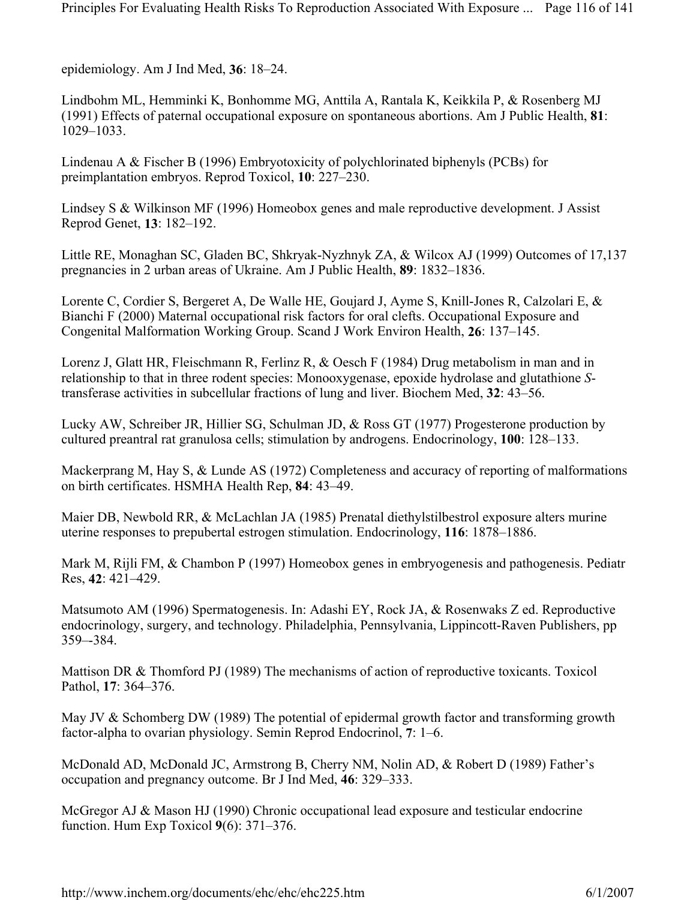epidemiology. Am J Ind Med, **36**: 18–24.

Lindbohm ML, Hemminki K, Bonhomme MG, Anttila A, Rantala K, Keikkila P, & Rosenberg MJ (1991) Effects of paternal occupational exposure on spontaneous abortions. Am J Public Health, **81**: 1029–1033.

Lindenau A & Fischer B (1996) Embryotoxicity of polychlorinated biphenyls (PCBs) for preimplantation embryos. Reprod Toxicol, **10**: 227–230.

Lindsey S & Wilkinson MF (1996) Homeobox genes and male reproductive development. J Assist Reprod Genet, **13**: 182–192.

Little RE, Monaghan SC, Gladen BC, Shkryak-Nyzhnyk ZA, & Wilcox AJ (1999) Outcomes of 17,137 pregnancies in 2 urban areas of Ukraine. Am J Public Health, **89**: 1832–1836.

Lorente C, Cordier S, Bergeret A, De Walle HE, Goujard J, Ayme S, Knill-Jones R, Calzolari E, & Bianchi F (2000) Maternal occupational risk factors for oral clefts. Occupational Exposure and Congenital Malformation Working Group. Scand J Work Environ Health, **26**: 137–145.

Lorenz J, Glatt HR, Fleischmann R, Ferlinz R, & Oesch F (1984) Drug metabolism in man and in relationship to that in three rodent species: Monooxygenase, epoxide hydrolase and glutathione *S*-transferase activities in subcellular fractions of lung and liver. Biochem Med, **32**: 43–56.

Lucky AW, Schreiber JR, Hillier SG, Schulman JD, & Ross GT (1977) Progesterone production by cultured preantral rat granulosa cells; stimulation by androgens. Endocrinology, **100**: 128–133.

Mackerprang M, Hay S, & Lunde AS (1972) Completeness and accuracy of reporting of malformations on birth certificates. HSMHA Health Rep, **84**: 43–49.

Maier DB, Newbold RR, & McLachlan JA (1985) Prenatal diethylstilbestrol exposure alters murine uterine responses to prepubertal estrogen stimulation. Endocrinology, **116**: 1878–1886.

Mark M, Rijli FM, & Chambon P (1997) Homeobox genes in embryogenesis and pathogenesis. Pediatr Res, **42**: 421–429.

Matsumoto AM (1996) Spermatogenesis. In: Adashi EY, Rock JA, & Rosenwaks Z ed. Reproductive endocrinology, surgery, and technology. Philadelphia, Pennsylvania, Lippincott-Raven Publishers, pp 359–-384.

Mattison DR & Thomford PJ (1989) The mechanisms of action of reproductive toxicants. Toxicol Pathol, **17**: 364–376.

May JV & Schomberg DW (1989) The potential of epidermal growth factor and transforming growth factor-alpha to ovarian physiology. Semin Reprod Endocrinol, **7**: 1–6.

McDonald AD, McDonald JC, Armstrong B, Cherry NM, Nolin AD, & Robert D (1989) Father's occupation and pregnancy outcome. Br J Ind Med, **46**: 329–333.

McGregor AJ & Mason HJ (1990) Chronic occupational lead exposure and testicular endocrine function. Hum Exp Toxicol **9**(6): 371–376.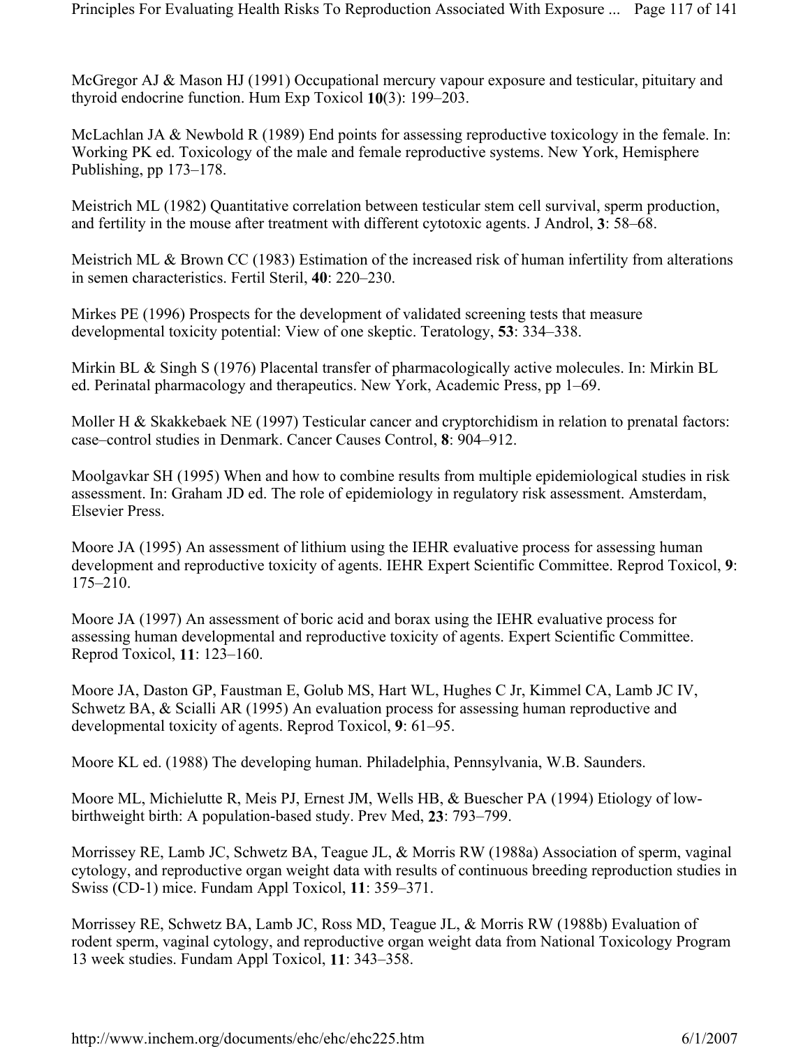McGregor AJ & Mason HJ (1991) Occupational mercury vapour exposure and testicular, pituitary and thyroid endocrine function. Hum Exp Toxicol **10**(3): 199–203.

McLachlan JA & Newbold R (1989) End points for assessing reproductive toxicology in the female. In: Working PK ed. Toxicology of the male and female reproductive systems. New York, Hemisphere Publishing, pp 173–178.

Meistrich ML (1982) Quantitative correlation between testicular stem cell survival, sperm production, and fertility in the mouse after treatment with different cytotoxic agents. J Androl, **3**: 58–68.

Meistrich ML & Brown CC (1983) Estimation of the increased risk of human infertility from alterations in semen characteristics. Fertil Steril, **40**: 220–230.

Mirkes PE (1996) Prospects for the development of validated screening tests that measure developmental toxicity potential: View of one skeptic. Teratology, **53**: 334–338.

Mirkin BL & Singh S (1976) Placental transfer of pharmacologically active molecules. In: Mirkin BL ed. Perinatal pharmacology and therapeutics. New York, Academic Press, pp 1–69.

Moller H & Skakkebaek NE (1997) Testicular cancer and cryptorchidism in relation to prenatal factors: case–control studies in Denmark. Cancer Causes Control, **8**: 904–912.

Moolgavkar SH (1995) When and how to combine results from multiple epidemiological studies in risk assessment. In: Graham JD ed. The role of epidemiology in regulatory risk assessment. Amsterdam, Elsevier Press.

Moore JA (1995) An assessment of lithium using the IEHR evaluative process for assessing human development and reproductive toxicity of agents. IEHR Expert Scientific Committee. Reprod Toxicol, **9**: 175–210.

Moore JA (1997) An assessment of boric acid and borax using the IEHR evaluative process for assessing human developmental and reproductive toxicity of agents. Expert Scientific Committee. Reprod Toxicol, **11**: 123–160.

Moore JA, Daston GP, Faustman E, Golub MS, Hart WL, Hughes C Jr, Kimmel CA, Lamb JC IV, Schwetz BA, & Scialli AR (1995) An evaluation process for assessing human reproductive and developmental toxicity of agents. Reprod Toxicol, **9**: 61–95.

Moore KL ed. (1988) The developing human. Philadelphia, Pennsylvania, W.B. Saunders.

Moore ML, Michielutte R, Meis PJ, Ernest JM, Wells HB, & Buescher PA (1994) Etiology of low-birthweight birth: A population-based study. Prev Med, **23**: 793–799.

Morrissey RE, Lamb JC, Schwetz BA, Teague JL, & Morris RW (1988a) Association of sperm, vaginal cytology, and reproductive organ weight data with results of continuous breeding reproduction studies in Swiss (CD-1) mice. Fundam Appl Toxicol, **11**: 359–371.

Morrissey RE, Schwetz BA, Lamb JC, Ross MD, Teague JL, & Morris RW (1988b) Evaluation of rodent sperm, vaginal cytology, and reproductive organ weight data from National Toxicology Program 13 week studies. Fundam Appl Toxicol, **11**: 343–358.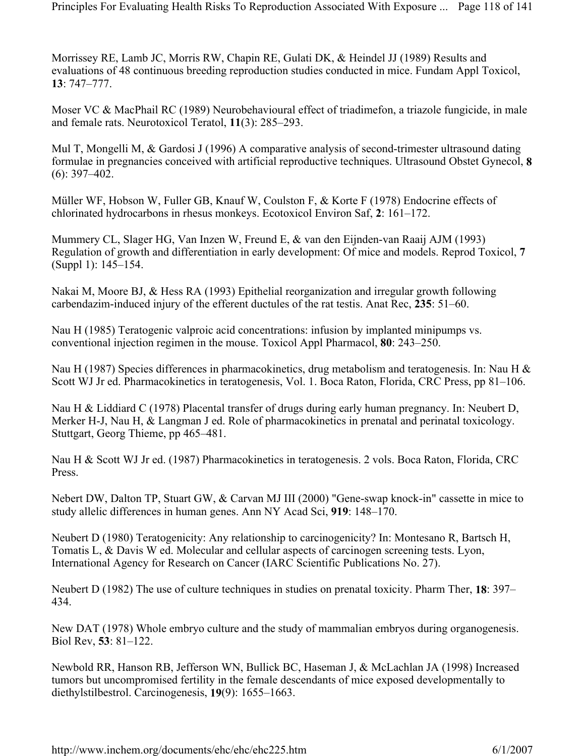Morrissey RE, Lamb JC, Morris RW, Chapin RE, Gulati DK, & Heindel JJ (1989) Results and evaluations of 48 continuous breeding reproduction studies conducted in mice. Fundam Appl Toxicol, **13**: 747–777.

Moser VC & MacPhail RC (1989) Neurobehavioural effect of triadimefon, a triazole fungicide, in male and female rats. Neurotoxicol Teratol, **11**(3): 285–293.

Mul T, Mongelli M, & Gardosi J (1996) A comparative analysis of second-trimester ultrasound dating formulae in pregnancies conceived with artificial reproductive techniques. Ultrasound Obstet Gynecol, **8** (6): 397–402.

Müller WF, Hobson W, Fuller GB, Knauf W, Coulston F, & Korte F (1978) Endocrine effects of chlorinated hydrocarbons in rhesus monkeys. Ecotoxicol Environ Saf, **2**: 161–172.

Mummery CL, Slager HG, Van Inzen W, Freund E, & van den Eijnden-van Raaij AJM (1993) Regulation of growth and differentiation in early development: Of mice and models. Reprod Toxicol, **7** (Suppl 1): 145–154.

Nakai M, Moore BJ, & Hess RA (1993) Epithelial reorganization and irregular growth following carbendazim-induced injury of the efferent ductules of the rat testis. Anat Rec, **235**: 51–60.

Nau H (1985) Teratogenic valproic acid concentrations: infusion by implanted minipumps vs. conventional injection regimen in the mouse. Toxicol Appl Pharmacol, **80**: 243–250.

Nau H (1987) Species differences in pharmacokinetics, drug metabolism and teratogenesis. In: Nau H & Scott WJ Jr ed. Pharmacokinetics in teratogenesis, Vol. 1. Boca Raton, Florida, CRC Press, pp 81–106.

Nau H & Liddiard C (1978) Placental transfer of drugs during early human pregnancy. In: Neubert D, Merker H-J, Nau H, & Langman J ed. Role of pharmacokinetics in prenatal and perinatal toxicology. Stuttgart, Georg Thieme, pp 465–481.

Nau H & Scott WJ Jr ed. (1987) Pharmacokinetics in teratogenesis. 2 vols. Boca Raton, Florida, CRC Press.

Nebert DW, Dalton TP, Stuart GW, & Carvan MJ III (2000) "Gene-swap knock-in" cassette in mice to study allelic differences in human genes. Ann NY Acad Sci, **919**: 148–170.

Neubert D (1980) Teratogenicity: Any relationship to carcinogenicity? In: Montesano R, Bartsch H, Tomatis L, & Davis W ed. Molecular and cellular aspects of carcinogen screening tests. Lyon, International Agency for Research on Cancer (IARC Scientific Publications No. 27).

Neubert D (1982) The use of culture techniques in studies on prenatal toxicity. Pharm Ther, **18**: 397–434.

New DAT (1978) Whole embryo culture and the study of mammalian embryos during organogenesis. Biol Rev, **53**: 81–122.

Newbold RR, Hanson RB, Jefferson WN, Bullick BC, Haseman J, & McLachlan JA (1998) Increased tumors but uncompromised fertility in the female descendants of mice exposed developmentally to diethylstilbestrol. Carcinogenesis, **19**(9): 1655–1663.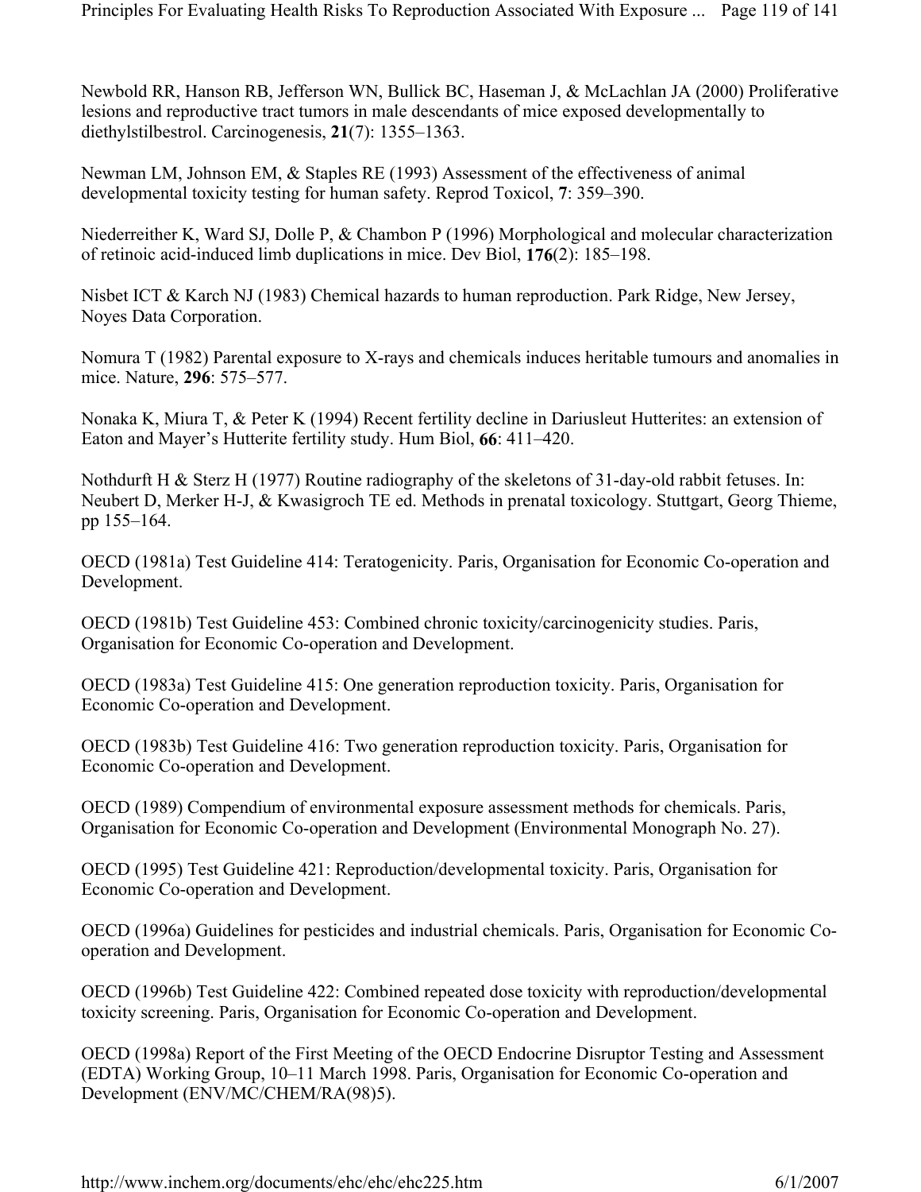Newbold RR, Hanson RB, Jefferson WN, Bullick BC, Haseman J, & McLachlan JA (2000) Proliferative lesions and reproductive tract tumors in male descendants of mice exposed developmentally to diethylstilbestrol. Carcinogenesis, **21**(7): 1355–1363.

Newman LM, Johnson EM, & Staples RE (1993) Assessment of the effectiveness of animal developmental toxicity testing for human safety. Reprod Toxicol, **7**: 359–390.

Niederreither K, Ward SJ, Dolle P, & Chambon P (1996) Morphological and molecular characterization of retinoic acid-induced limb duplications in mice. Dev Biol, **176**(2): 185–198.

Nisbet ICT & Karch NJ (1983) Chemical hazards to human reproduction. Park Ridge, New Jersey, Noyes Data Corporation.

Nomura T (1982) Parental exposure to X-rays and chemicals induces heritable tumours and anomalies in mice. Nature, **296**: 575–577.

Nonaka K, Miura T, & Peter K (1994) Recent fertility decline in Dariusleut Hutterites: an extension of Eaton and Mayer's Hutterite fertility study. Hum Biol, **66**: 411–420.

Nothdurft H & Sterz H (1977) Routine radiography of the skeletons of 31-day-old rabbit fetuses. In: Neubert D, Merker H-J, & Kwasigroch TE ed. Methods in prenatal toxicology. Stuttgart, Georg Thieme, pp 155–164.

OECD (1981a) Test Guideline 414: Teratogenicity. Paris, Organisation for Economic Co-operation and Development.

OECD (1981b) Test Guideline 453: Combined chronic toxicity/carcinogenicity studies. Paris, Organisation for Economic Co-operation and Development.

OECD (1983a) Test Guideline 415: One generation reproduction toxicity. Paris, Organisation for Economic Co-operation and Development.

OECD (1983b) Test Guideline 416: Two generation reproduction toxicity. Paris, Organisation for Economic Co-operation and Development.

OECD (1989) Compendium of environmental exposure assessment methods for chemicals. Paris, Organisation for Economic Co-operation and Development (Environmental Monograph No. 27).

OECD (1995) Test Guideline 421: Reproduction/developmental toxicity. Paris, Organisation for Economic Co-operation and Development.

OECD (1996a) Guidelines for pesticides and industrial chemicals. Paris, Organisation for Economic Co-operation and Development.

OECD (1996b) Test Guideline 422: Combined repeated dose toxicity with reproduction/developmental toxicity screening. Paris, Organisation for Economic Co-operation and Development.

OECD (1998a) Report of the First Meeting of the OECD Endocrine Disruptor Testing and Assessment (EDTA) Working Group, 10–11 March 1998. Paris, Organisation for Economic Co-operation and Development (ENV/MC/CHEM/RA(98)5).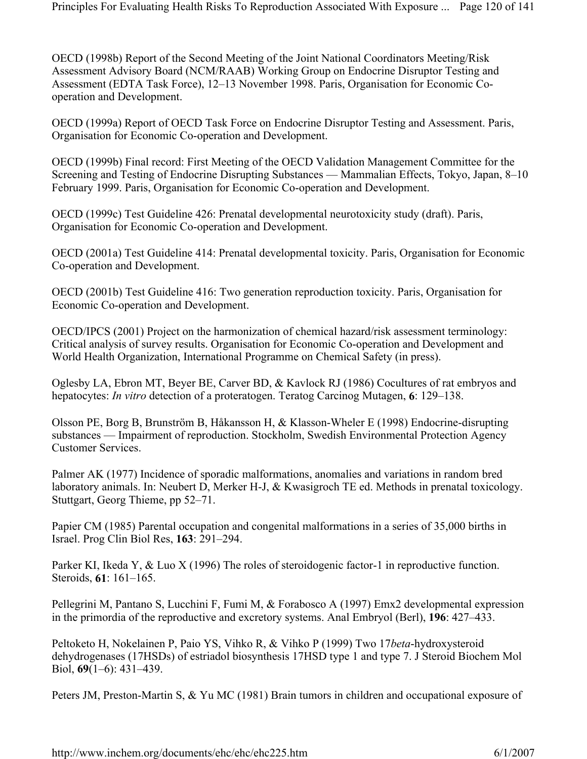OECD (1998b) Report of the Second Meeting of the Joint National Coordinators Meeting/Risk Assessment Advisory Board (NCM/RAAB) Working Group on Endocrine Disruptor Testing and Assessment (EDTA Task Force), 12–13 November 1998. Paris, Organisation for Economic Co-operation and Development.

OECD (1999a) Report of OECD Task Force on Endocrine Disruptor Testing and Assessment. Paris, Organisation for Economic Co-operation and Development.

OECD (1999b) Final record: First Meeting of the OECD Validation Management Committee for the Screening and Testing of Endocrine Disrupting Substances — Mammalian Effects, Tokyo, Japan, 8–10 February 1999. Paris, Organisation for Economic Co-operation and Development.

OECD (1999c) Test Guideline 426: Prenatal developmental neurotoxicity study (draft). Paris, Organisation for Economic Co-operation and Development.

OECD (2001a) Test Guideline 414: Prenatal developmental toxicity. Paris, Organisation for Economic Co-operation and Development.

OECD (2001b) Test Guideline 416: Two generation reproduction toxicity. Paris, Organisation for Economic Co-operation and Development.

OECD/IPCS (2001) Project on the harmonization of chemical hazard/risk assessment terminology: Critical analysis of survey results. Organisation for Economic Co-operation and Development and World Health Organization, International Programme on Chemical Safety (in press).

Oglesby LA, Ebron MT, Beyer BE, Carver BD, & Kavlock RJ (1986) Cocultures of rat embryos and hepatocytes: *In vitro* detection of a proteratogen. Teratog Carcinog Mutagen, **6**: 129–138.

Olsson PE, Borg B, Brunström B, Håkansson H, & Klasson-Wheler E (1998) Endocrine-disrupting substances — Impairment of reproduction. Stockholm, Swedish Environmental Protection Agency Customer Services.

Palmer AK (1977) Incidence of sporadic malformations, anomalies and variations in random bred laboratory animals. In: Neubert D, Merker H-J, & Kwasigroch TE ed. Methods in prenatal toxicology. Stuttgart, Georg Thieme, pp 52–71.

Papier CM (1985) Parental occupation and congenital malformations in a series of 35,000 births in Israel. Prog Clin Biol Res, **163**: 291–294.

Parker KI, Ikeda Y, & Luo X (1996) The roles of steroidogenic factor-1 in reproductive function. Steroids, **61**: 161–165.

Pellegrini M, Pantano S, Lucchini F, Fumi M, & Forabosco A (1997) Emx2 developmental expression in the primordia of the reproductive and excretory systems. Anal Embryol (Berl), **196**: 427–433.

Peltoketo H, Nokelainen P, Paio YS, Vihko R, & Vihko P (1999) Two 17*beta*-hydroxysteroid dehydrogenases (17HSDs) of estriadol biosynthesis 17HSD type 1 and type 7. J Steroid Biochem Mol Biol, **69**(1–6): 431–439.

Peters JM, Preston-Martin S, & Yu MC (1981) Brain tumors in children and occupational exposure of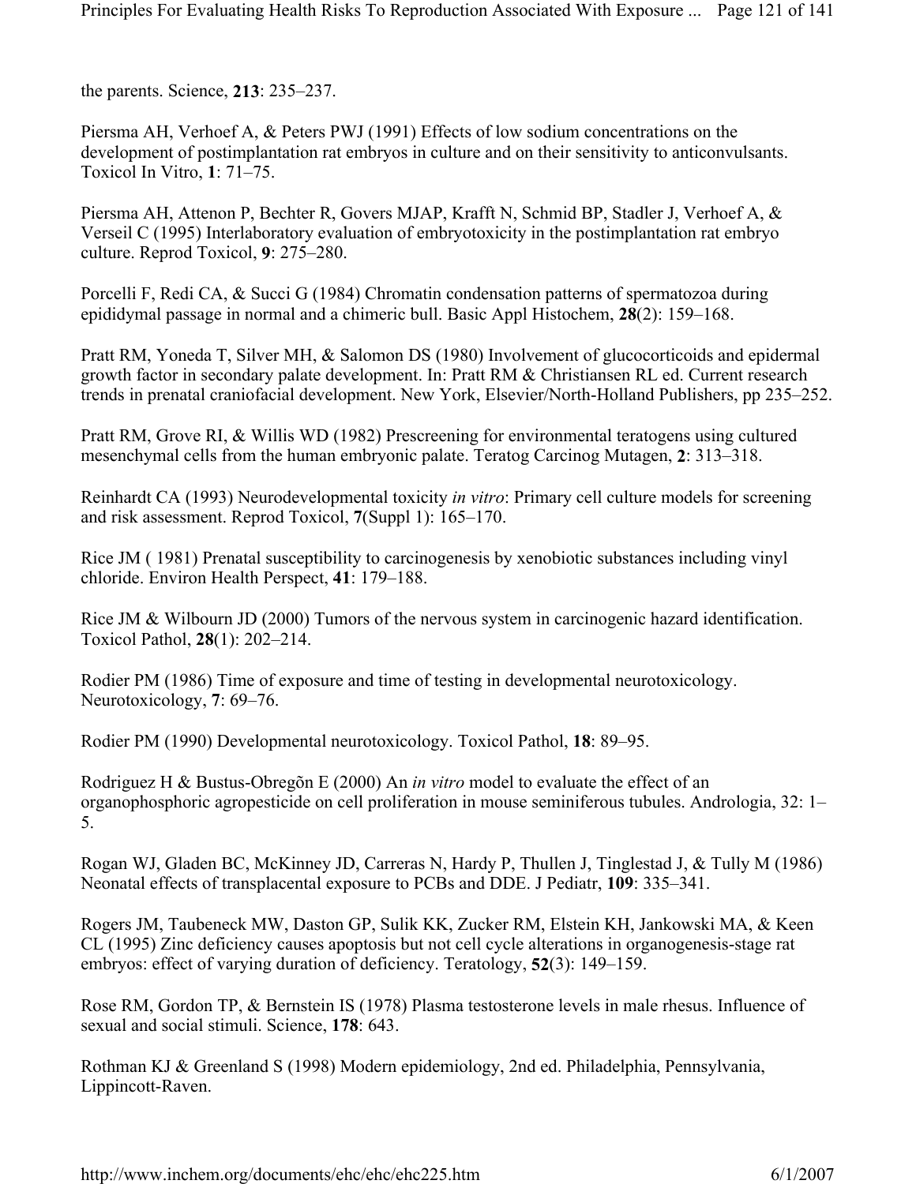the parents. Science, **213**: 235–237.

Piersma AH, Verhoef A, & Peters PWJ (1991) Effects of low sodium concentrations on the development of postimplantation rat embryos in culture and on their sensitivity to anticonvulsants. Toxicol In Vitro, **1**: 71–75.

Piersma AH, Attenon P, Bechter R, Govers MJAP, Krafft N, Schmid BP, Stadler J, Verhoef A, & Verseil C (1995) Interlaboratory evaluation of embryotoxicity in the postimplantation rat embryo culture. Reprod Toxicol, **9**: 275–280.

Porcelli F, Redi CA, & Succi G (1984) Chromatin condensation patterns of spermatozoa during epididymal passage in normal and a chimeric bull. Basic Appl Histochem, **28**(2): 159–168.

Pratt RM, Yoneda T, Silver MH, & Salomon DS (1980) Involvement of glucocorticoids and epidermal growth factor in secondary palate development. In: Pratt RM & Christiansen RL ed. Current research trends in prenatal craniofacial development. New York, Elsevier/North-Holland Publishers, pp 235–252.

Pratt RM, Grove RI, & Willis WD (1982) Prescreening for environmental teratogens using cultured mesenchymal cells from the human embryonic palate. Teratog Carcinog Mutagen, **2**: 313–318.

Reinhardt CA (1993) Neurodevelopmental toxicity *in vitro*: Primary cell culture models for screening and risk assessment. Reprod Toxicol, **7**(Suppl 1): 165–170.

Rice JM ( 1981) Prenatal susceptibility to carcinogenesis by xenobiotic substances including vinyl chloride. Environ Health Perspect, **41**: 179–188.

Rice JM & Wilbourn JD (2000) Tumors of the nervous system in carcinogenic hazard identification. Toxicol Pathol, **28**(1): 202–214.

Rodier PM (1986) Time of exposure and time of testing in developmental neurotoxicology. Neurotoxicology, **7**: 69–76.

Rodier PM (1990) Developmental neurotoxicology. Toxicol Pathol, **18**: 89–95.

Rodriguez H & Bustus-Obregõn E (2000) An *in vitro* model to evaluate the effect of an organophosphoric agropesticide on cell proliferation in mouse seminiferous tubules. Andrologia, 32: 1–5.

Rogan WJ, Gladen BC, McKinney JD, Carreras N, Hardy P, Thullen J, Tinglestad J, & Tully M (1986) Neonatal effects of transplacental exposure to PCBs and DDE. J Pediatr, **109**: 335–341.

Rogers JM, Taubeneck MW, Daston GP, Sulik KK, Zucker RM, Elstein KH, Jankowski MA, & Keen CL (1995) Zinc deficiency causes apoptosis but not cell cycle alterations in organogenesis-stage rat embryos: effect of varying duration of deficiency. Teratology, **52**(3): 149–159.

Rose RM, Gordon TP, & Bernstein IS (1978) Plasma testosterone levels in male rhesus. Influence of sexual and social stimuli. Science, **178**: 643.

Rothman KJ & Greenland S (1998) Modern epidemiology, 2nd ed. Philadelphia, Pennsylvania, Lippincott-Raven.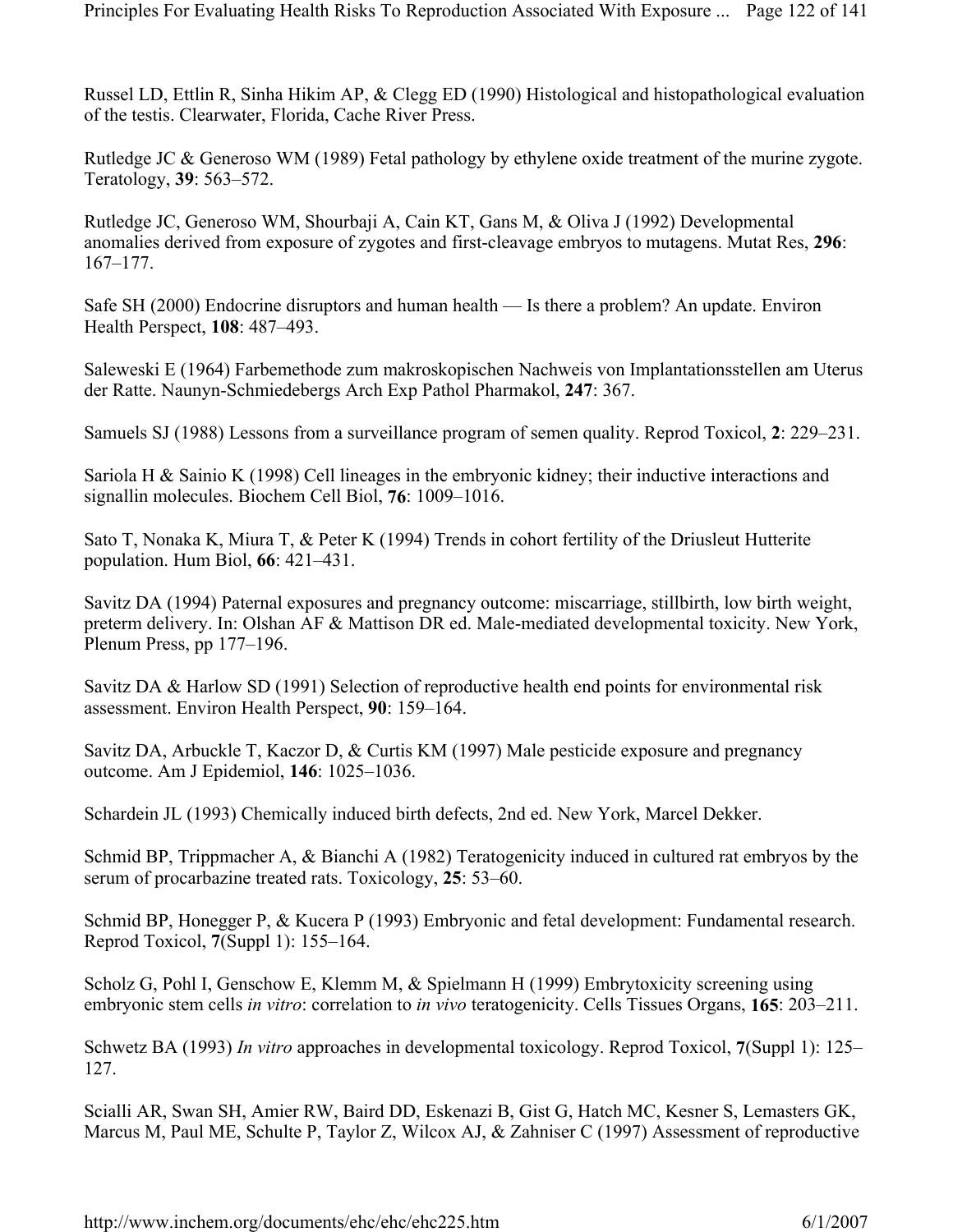Russel LD, Ettlin R, Sinha Hikim AP, & Clegg ED (1990) Histological and histopathological evaluation of the testis. Clearwater, Florida, Cache River Press.

Rutledge JC & Generoso WM (1989) Fetal pathology by ethylene oxide treatment of the murine zygote. Teratology, **39**: 563–572.

Rutledge JC, Generoso WM, Shourbaji A, Cain KT, Gans M, & Oliva J (1992) Developmental anomalies derived from exposure of zygotes and first-cleavage embryos to mutagens. Mutat Res, **296**: 167–177.

Safe SH (2000) Endocrine disruptors and human health — Is there a problem? An update. Environ Health Perspect, **108**: 487–493.

Saleweski E (1964) Farbemethode zum makroskopischen Nachweis von Implantationsstellen am Uterus der Ratte. Naunyn-Schmiedebergs Arch Exp Pathol Pharmakol, **247**: 367.

Samuels SJ (1988) Lessons from a surveillance program of semen quality. Reprod Toxicol, **2**: 229–231.

Sariola H & Sainio K (1998) Cell lineages in the embryonic kidney; their inductive interactions and signallin molecules. Biochem Cell Biol, **76**: 1009–1016.

Sato T, Nonaka K, Miura T, & Peter K (1994) Trends in cohort fertility of the Driusleut Hutterite population. Hum Biol, **66**: 421–431.

Savitz DA (1994) Paternal exposures and pregnancy outcome: miscarriage, stillbirth, low birth weight, preterm delivery. In: Olshan AF & Mattison DR ed. Male-mediated developmental toxicity. New York, Plenum Press, pp 177–196.

Savitz DA & Harlow SD (1991) Selection of reproductive health end points for environmental risk assessment. Environ Health Perspect, **90**: 159–164.

Savitz DA, Arbuckle T, Kaczor D, & Curtis KM (1997) Male pesticide exposure and pregnancy outcome. Am J Epidemiol, **146**: 1025–1036.

Schardein JL (1993) Chemically induced birth defects, 2nd ed. New York, Marcel Dekker.

Schmid BP, Trippmacher A, & Bianchi A (1982) Teratogenicity induced in cultured rat embryos by the serum of procarbazine treated rats. Toxicology, **25**: 53–60.

Schmid BP, Honegger P, & Kucera P (1993) Embryonic and fetal development: Fundamental research. Reprod Toxicol, **7**(Suppl 1): 155–164.

Scholz G, Pohl I, Genschow E, Klemm M, & Spielmann H (1999) Embryotoxicity screening using embryonic stem cells *in vitro*: correlation to *in vivo* teratogenicity. Cells Tissues Organs, **165**: 203–211.

Schwetz BA (1993) *In vitro* approaches in developmental toxicology. Reprod Toxicol, **7**(Suppl 1): 125–127.

Scialli AR, Swan SH, Amier RW, Baird DD, Eskenazi B, Gist G, Hatch MC, Kesner S, Lemasters GK, Marcus M, Paul ME, Schulte P, Taylor Z, Wilcox AJ, & Zahniser C (1997) Assessment of reproductive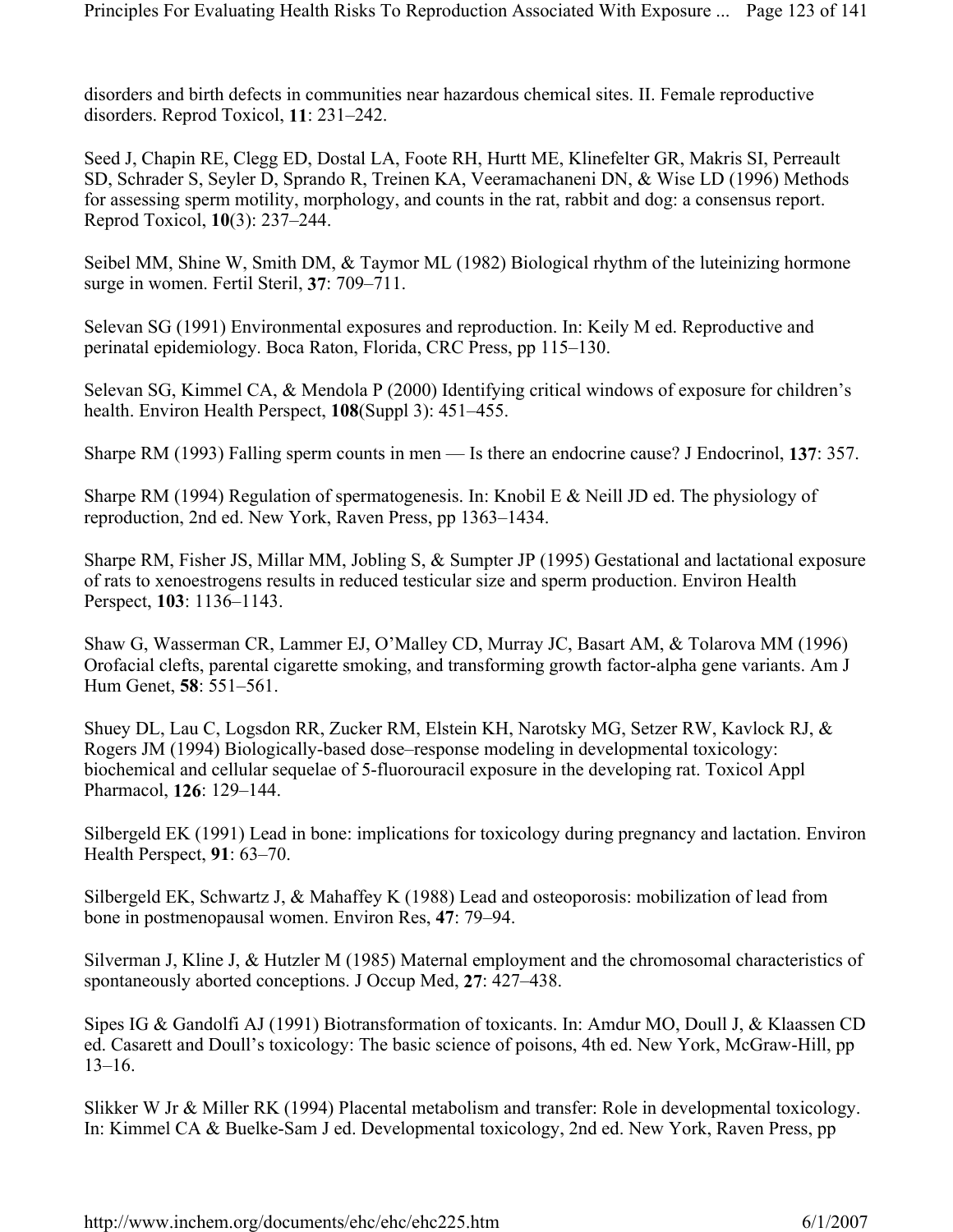disorders and birth defects in communities near hazardous chemical sites. II. Female reproductive disorders. Reprod Toxicol, **11**: 231–242.

Seed J, Chapin RE, Clegg ED, Dostal LA, Foote RH, Hurtt ME, Klinefelter GR, Makris SI, Perreault SD, Schrader S, Seyler D, Sprando R, Treinen KA, Veeramachaneni DN, & Wise LD (1996) Methods for assessing sperm motility, morphology, and counts in the rat, rabbit and dog: a consensus report. Reprod Toxicol, **10**(3): 237–244.

Seibel MM, Shine W, Smith DM, & Taymor ML (1982) Biological rhythm of the luteinizing hormone surge in women. Fertil Steril, **37**: 709–711.

Selevan SG (1991) Environmental exposures and reproduction. In: Keily M ed. Reproductive and perinatal epidemiology. Boca Raton, Florida, CRC Press, pp 115–130.

Selevan SG, Kimmel CA, & Mendola P (2000) Identifying critical windows of exposure for children's health. Environ Health Perspect, **108**(Suppl 3): 451–455.

Sharpe RM (1993) Falling sperm counts in men — Is there an endocrine cause? J Endocrinol, **137**: 357.

Sharpe RM (1994) Regulation of spermatogenesis. In: Knobil E & Neill JD ed. The physiology of reproduction, 2nd ed. New York, Raven Press, pp 1363–1434.

Sharpe RM, Fisher JS, Millar MM, Jobling S, & Sumpter JP (1995) Gestational and lactational exposure of rats to xenoestrogens results in reduced testicular size and sperm production. Environ Health Perspect, **103**: 1136–1143.

Shaw G, Wasserman CR, Lammer EJ, O'Malley CD, Murray JC, Basart AM, & Tolarova MM (1996) Orofacial clefts, parental cigarette smoking, and transforming growth factor-alpha gene variants. Am J Hum Genet, **58**: 551–561.

Shuey DL, Lau C, Logsdon RR, Zucker RM, Elstein KH, Narotsky MG, Setzer RW, Kavlock RJ, & Rogers JM (1994) Biologically-based dose–response modeling in developmental toxicology: biochemical and cellular sequelae of 5-fluorouracil exposure in the developing rat. Toxicol Appl Pharmacol, **126**: 129–144.

Silbergeld EK (1991) Lead in bone: implications for toxicology during pregnancy and lactation. Environ Health Perspect, **91**: 63–70.

Silbergeld EK, Schwartz J, & Mahaffey K (1988) Lead and osteoporosis: mobilization of lead from bone in postmenopausal women. Environ Res, **47**: 79–94.

Silverman J, Kline J, & Hutzler M (1985) Maternal employment and the chromosomal characteristics of spontaneously aborted conceptions. J Occup Med, **27**: 427–438.

Sipes IG & Gandolfi AJ (1991) Biotransformation of toxicants. In: Amdur MO, Doull J, & Klaassen CD ed. Casarett and Doull's toxicology: The basic science of poisons, 4th ed. New York, McGraw-Hill, pp 13–16.

Slikker W Jr & Miller RK (1994) Placental metabolism and transfer: Role in developmental toxicology. In: Kimmel CA & Buelke-Sam J ed. Developmental toxicology, 2nd ed. New York, Raven Press, pp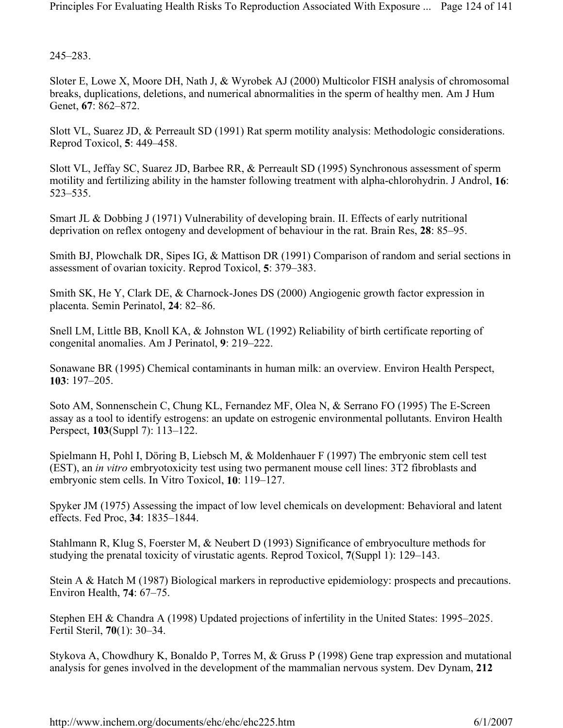245–283.

Sloter E, Lowe X, Moore DH, Nath J, & Wyrobek AJ (2000) Multicolor FISH analysis of chromosomal breaks, duplications, deletions, and numerical abnormalities in the sperm of healthy men. Am J Hum Genet, **67**: 862–872.

Slott VL, Suarez JD, & Perreault SD (1991) Rat sperm motility analysis: Methodologic considerations. Reprod Toxicol, **5**: 449–458.

Slott VL, Jeffay SC, Suarez JD, Barbee RR, & Perreault SD (1995) Synchronous assessment of sperm motility and fertilizing ability in the hamster following treatment with alpha-chlorohydrin. J Androl, **16**: 523–535.

Smart JL & Dobbing J (1971) Vulnerability of developing brain. II. Effects of early nutritional deprivation on reflex ontogeny and development of behaviour in the rat. Brain Res, **28**: 85–95.

Smith BJ, Plowchalk DR, Sipes IG, & Mattison DR (1991) Comparison of random and serial sections in assessment of ovarian toxicity. Reprod Toxicol, **5**: 379–383.

Smith SK, He Y, Clark DE, & Charnock-Jones DS (2000) Angiogenic growth factor expression in placenta. Semin Perinatol, **24**: 82–86.

Snell LM, Little BB, Knoll KA, & Johnston WL (1992) Reliability of birth certificate reporting of congenital anomalies. Am J Perinatol, **9**: 219–222.

Sonawane BR (1995) Chemical contaminants in human milk: an overview. Environ Health Perspect, **103**: 197–205.

Soto AM, Sonnenschein C, Chung KL, Fernandez MF, Olea N, & Serrano FO (1995) The E-Screen assay as a tool to identify estrogens: an update on estrogenic environmental pollutants. Environ Health Perspect, **103**(Suppl 7): 113–122.

Spielmann H, Pohl I, Döring B, Liebsch M, & Moldenhauer F (1997) The embryonic stem cell test (EST), an *in vitro* embryotoxicity test using two permanent mouse cell lines: 3T2 fibroblasts and embryonic stem cells. In Vitro Toxicol, **10**: 119–127.

Spyker JM (1975) Assessing the impact of low level chemicals on development: Behavioral and latent effects. Fed Proc, **34**: 1835–1844.

Stahlmann R, Klug S, Foerster M, & Neubert D (1993) Significance of embryoculture methods for studying the prenatal toxicity of virustatic agents. Reprod Toxicol, **7**(Suppl 1): 129–143.

Stein A & Hatch M (1987) Biological markers in reproductive epidemiology: prospects and precautions. Environ Health, **74**: 67–75.

Stephen EH & Chandra A (1998) Updated projections of infertility in the United States: 1995–2025. Fertil Steril, **70**(1): 30–34.

Stykova A, Chowdhury K, Bonaldo P, Torres M, & Gruss P (1998) Gene trap expression and mutational analysis for genes involved in the development of the mammalian nervous system. Dev Dynam, **212**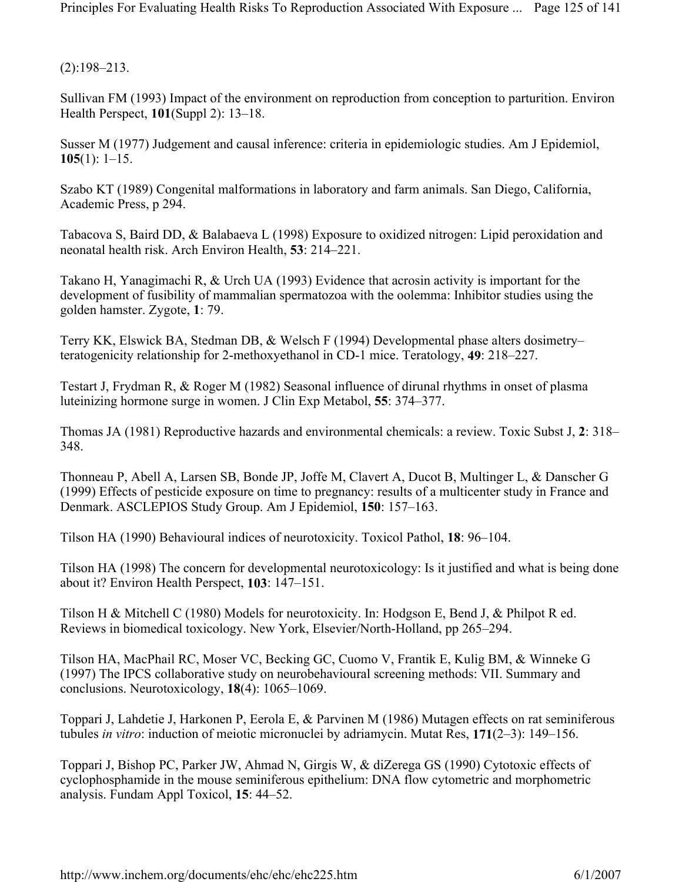(2):198–213.

Sullivan FM (1993) Impact of the environment on reproduction from conception to parturition. Environ Health Perspect, **101**(Suppl 2): 13–18.

Susser M (1977) Judgement and causal inference: criteria in epidemiologic studies. Am J Epidemiol, **105**(1): 1–15.

Szabo KT (1989) Congenital malformations in laboratory and farm animals. San Diego, California, Academic Press, p 294.

Tabacova S, Baird DD, & Balabaeva L (1998) Exposure to oxidized nitrogen: Lipid peroxidation and neonatal health risk. Arch Environ Health, **53**: 214–221.

Takano H, Yanagimachi R, & Urch UA (1993) Evidence that acrosin activity is important for the development of fusibility of mammalian spermatozoa with the oolemma: Inhibitor studies using the golden hamster. Zygote, **1**: 79.

Terry KK, Elswick BA, Stedman DB, & Welsch F (1994) Developmental phase alters dosimetry–teratogenicity relationship for 2-methoxyethanol in CD-1 mice. Teratology, **49**: 218–227.

Testart J, Frydman R, & Roger M (1982) Seasonal influence of dirunal rhythms in onset of plasma luteinizing hormone surge in women. J Clin Exp Metabol, **55**: 374–377.

Thomas JA (1981) Reproductive hazards and environmental chemicals: a review. Toxic Subst J, **2**: 318–348.

Thonneau P, Abell A, Larsen SB, Bonde JP, Joffe M, Clavert A, Ducot B, Multinger L, & Danscher G (1999) Effects of pesticide exposure on time to pregnancy: results of a multicenter study in France and Denmark. ASCLEPIOS Study Group. Am J Epidemiol, **150**: 157–163.

Tilson HA (1990) Behavioural indices of neurotoxicity. Toxicol Pathol, **18**: 96–104.

Tilson HA (1998) The concern for developmental neurotoxicology: Is it justified and what is being done about it? Environ Health Perspect, **103**: 147–151.

Tilson H & Mitchell C (1980) Models for neurotoxicity. In: Hodgson E, Bend J, & Philpot R ed. Reviews in biomedical toxicology. New York, Elsevier/North-Holland, pp 265–294.

Tilson HA, MacPhail RC, Moser VC, Becking GC, Cuomo V, Frantik E, Kulig BM, & Winneke G (1997) The IPCS collaborative study on neurobehavioural screening methods: VII. Summary and conclusions. Neurotoxicology, **18**(4): 1065–1069.

Toppari J, Lahdetie J, Harkonen P, Eerola E, & Parvinen M (1986) Mutagen effects on rat seminiferous tubules *in vitro*: induction of meiotic micronuclei by adriamycin. Mutat Res, **171**(2–3): 149–156.

Toppari J, Bishop PC, Parker JW, Ahmad N, Girgis W, & diZerega GS (1990) Cytotoxic effects of cyclophosphamide in the mouse seminiferous epithelium: DNA flow cytometric and morphometric analysis. Fundam Appl Toxicol, **15**: 44–52.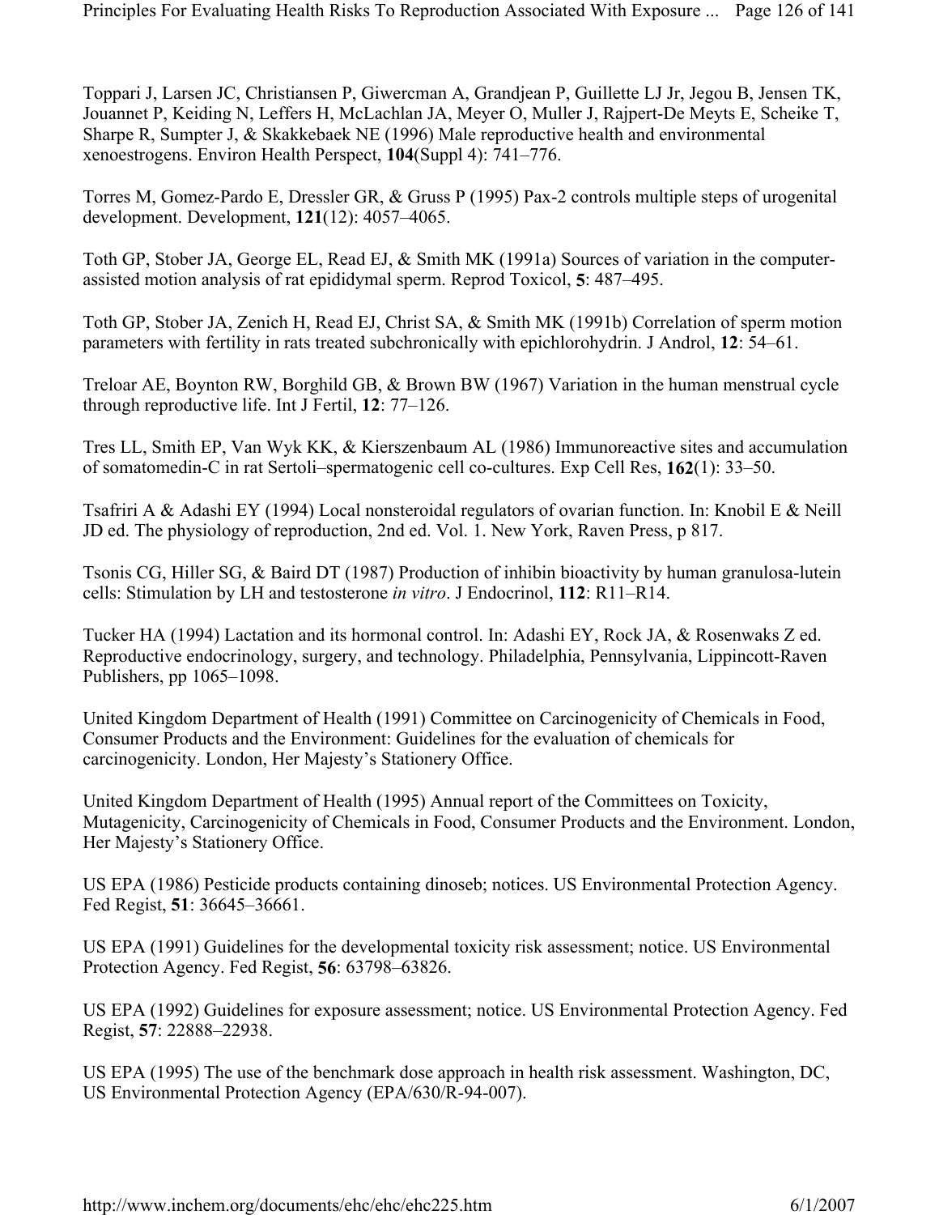Toppari J, Larsen JC, Christiansen P, Giwercman A, Grandjean P, Guillette LJ Jr, Jegou B, Jensen TK, Jouannet P, Keiding N, Leffers H, McLachlan JA, Meyer O, Muller J, Rajpert-De Meyts E, Scheike T, Sharpe R, Sumpter J, & Skakkebaek NE (1996) Male reproductive health and environmental xenoestrogens. Environ Health Perspect, **104**(Suppl 4): 741–776.

Torres M, Gomez-Pardo E, Dressler GR, & Gruss P (1995) Pax-2 controls multiple steps of urogenital development. Development, **121**(12): 4057–4065.

Toth GP, Stober JA, George EL, Read EJ, & Smith MK (1991a) Sources of variation in the computer-assisted motion analysis of rat epididymal sperm. Reprod Toxicol, **5**: 487–495.

Toth GP, Stober JA, Zenich H, Read EJ, Christ SA, & Smith MK (1991b) Correlation of sperm motion parameters with fertility in rats treated subchronically with epichlorohydrin. J Androl, **12**: 54–61.

Treloar AE, Boynton RW, Borghild GB, & Brown BW (1967) Variation in the human menstrual cycle through reproductive life. Int J Fertil, **12**: 77–126.

Tres LL, Smith EP, Van Wyk KK, & Kierszenbaum AL (1986) Immunoreactive sites and accumulation of somatomedin-C in rat Sertoli–spermatogenic cell co-cultures. Exp Cell Res, **162**(1): 33–50.

Tsafriri A & Adashi EY (1994) Local nonsteroidal regulators of ovarian function. In: Knobil E & Neill JD ed. The physiology of reproduction, 2nd ed. Vol. 1. New York, Raven Press, p 817.

Tsonis CG, Hiller SG, & Baird DT (1987) Production of inhibin bioactivity by human granulosa-lutein cells: Stimulation by LH and testosterone *in vitro*. J Endocrinol, **112**: R11–R14.

Tucker HA (1994) Lactation and its hormonal control. In: Adashi EY, Rock JA, & Rosenwaks Z ed. Reproductive endocrinology, surgery, and technology. Philadelphia, Pennsylvania, Lippincott-Raven Publishers, pp 1065–1098.

United Kingdom Department of Health (1991) Committee on Carcinogenicity of Chemicals in Food, Consumer Products and the Environment: Guidelines for the evaluation of chemicals for carcinogenicity. London, Her Majesty's Stationery Office.

United Kingdom Department of Health (1995) Annual report of the Committees on Toxicity, Mutagenicity, Carcinogenicity of Chemicals in Food, Consumer Products and the Environment. London, Her Majesty's Stationery Office.

US EPA (1986) Pesticide products containing dinoseb; notices. US Environmental Protection Agency. Fed Regist, **51**: 36645–36661.

US EPA (1991) Guidelines for the developmental toxicity risk assessment; notice. US Environmental Protection Agency. Fed Regist, **56**: 63798–63826.

US EPA (1992) Guidelines for exposure assessment; notice. US Environmental Protection Agency. Fed Regist, **57**: 22888–22938.

US EPA (1995) The use of the benchmark dose approach in health risk assessment. Washington, DC, US Environmental Protection Agency (EPA/630/R-94-007).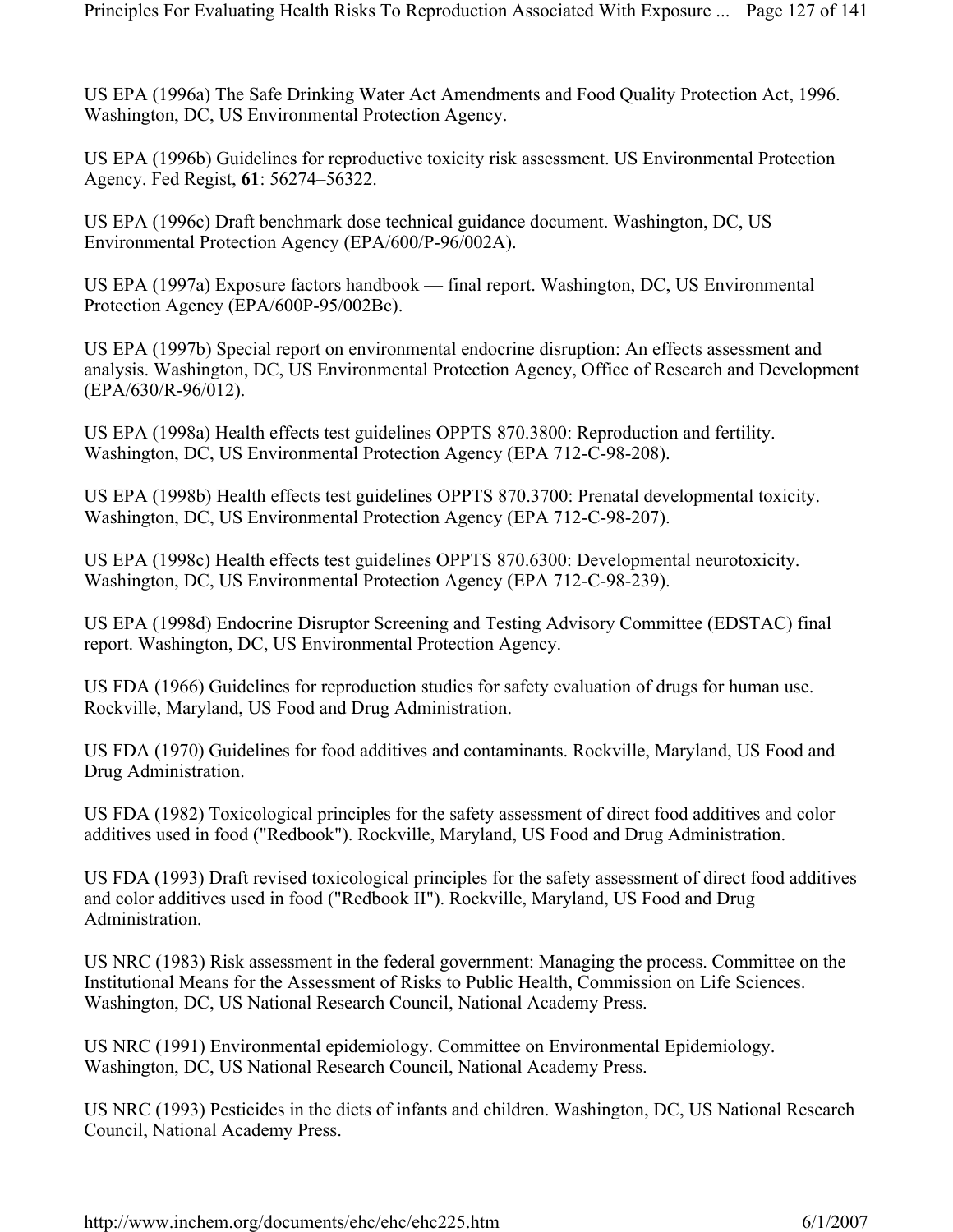US EPA (1996a) The Safe Drinking Water Act Amendments and Food Quality Protection Act, 1996. Washington, DC, US Environmental Protection Agency.

US EPA (1996b) Guidelines for reproductive toxicity risk assessment. US Environmental Protection Agency. Fed Regist, **61**: 56274–56322.

US EPA (1996c) Draft benchmark dose technical guidance document. Washington, DC, US Environmental Protection Agency (EPA/600/P-96/002A).

US EPA (1997a) Exposure factors handbook — final report. Washington, DC, US Environmental Protection Agency (EPA/600P-95/002Bc).

US EPA (1997b) Special report on environmental endocrine disruption: An effects assessment and analysis. Washington, DC, US Environmental Protection Agency, Office of Research and Development (EPA/630/R-96/012).

US EPA (1998a) Health effects test guidelines OPPTS 870.3800: Reproduction and fertility. Washington, DC, US Environmental Protection Agency (EPA 712-C-98-208).

US EPA (1998b) Health effects test guidelines OPPTS 870.3700: Prenatal developmental toxicity. Washington, DC, US Environmental Protection Agency (EPA 712-C-98-207).

US EPA (1998c) Health effects test guidelines OPPTS 870.6300: Developmental neurotoxicity. Washington, DC, US Environmental Protection Agency (EPA 712-C-98-239).

US EPA (1998d) Endocrine Disruptor Screening and Testing Advisory Committee (EDSTAC) final report. Washington, DC, US Environmental Protection Agency.

US FDA (1966) Guidelines for reproduction studies for safety evaluation of drugs for human use. Rockville, Maryland, US Food and Drug Administration.

US FDA (1970) Guidelines for food additives and contaminants. Rockville, Maryland, US Food and Drug Administration.

US FDA (1982) Toxicological principles for the safety assessment of direct food additives and color additives used in food ("Redbook"). Rockville, Maryland, US Food and Drug Administration.

US FDA (1993) Draft revised toxicological principles for the safety assessment of direct food additives and color additives used in food ("Redbook II"). Rockville, Maryland, US Food and Drug Administration.

US NRC (1983) Risk assessment in the federal government: Managing the process. Committee on the Institutional Means for the Assessment of Risks to Public Health, Commission on Life Sciences. Washington, DC, US National Research Council, National Academy Press.

US NRC (1991) Environmental epidemiology. Committee on Environmental Epidemiology. Washington, DC, US National Research Council, National Academy Press.

US NRC (1993) Pesticides in the diets of infants and children. Washington, DC, US National Research Council, National Academy Press.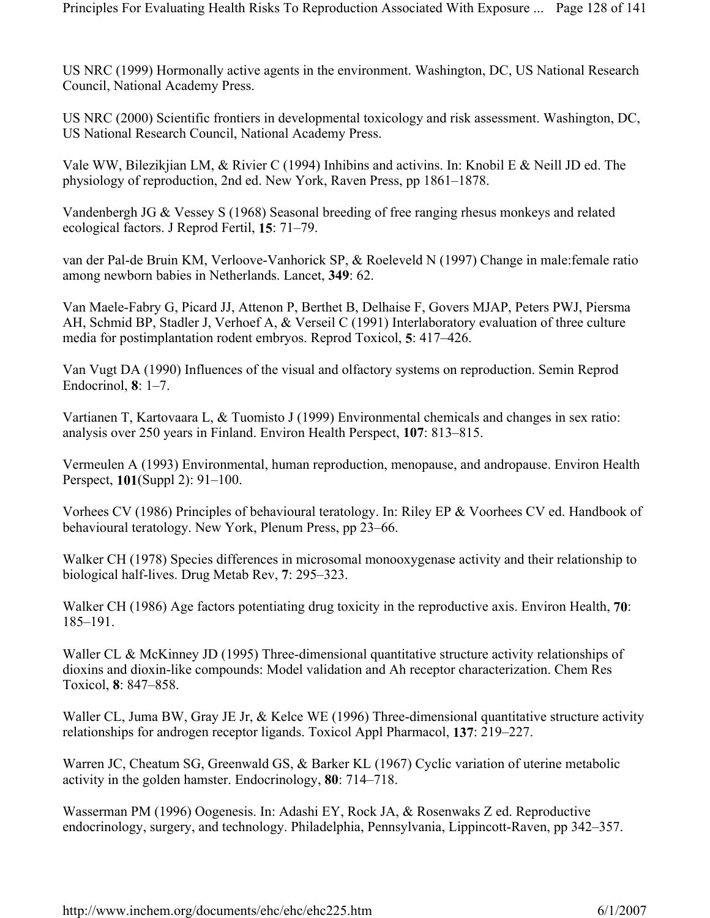US NRC (1999) Hormonally active agents in the environment. Washington, DC, US National Research Council, National Academy Press.

US NRC (2000) Scientific frontiers in developmental toxicology and risk assessment. Washington, DC, US National Research Council, National Academy Press.

Vale WW, Bilezikjian LM, & Rivier C (1994) Inhibins and activins. In: Knobil E & Neill JD ed. The physiology of reproduction, 2nd ed. New York, Raven Press, pp 1861–1878.

Vandenbergh JG & Vessey S (1968) Seasonal breeding of free ranging rhesus monkeys and related ecological factors. J Reprod Fertil, **15**: 71–79.

van der Pal-de Bruin KM, Verloove-Vanhorick SP, & Roeleveld N (1997) Change in male:female ratio among newborn babies in Netherlands. Lancet, **349**: 62.

Van Maele-Fabry G, Picard JJ, Attenon P, Berthet B, Delhaise F, Govers MJAP, Peters PWJ, Piersma AH, Schmid BP, Stadler J, Verhoef A, & Verseil C (1991) Interlaboratory evaluation of three culture media for postimplantation rodent embryos. Reprod Toxicol, **5**: 417–426.

Van Vugt DA (1990) Influences of the visual and olfactory systems on reproduction. Semin Reprod Endocrinol, **8**: 1–7.

Vartianen T, Kartovaara L, & Tuomisto J (1999) Environmental chemicals and changes in sex ratio: analysis over 250 years in Finland. Environ Health Perspect, **107**: 813–815.

Vermeulen A (1993) Environmental, human reproduction, menopause, and andropause. Environ Health Perspect, **101**(Suppl 2): 91–100.

Vorhees CV (1986) Principles of behavioural teratology. In: Riley EP & Voorhees CV ed. Handbook of behavioural teratology. New York, Plenum Press, pp 23–66.

Walker CH (1978) Species differences in microsomal monooxygenase activity and their relationship to biological half-lives. Drug Metab Rev, **7**: 295–323.

Walker CH (1986) Age factors potentiating drug toxicity in the reproductive axis. Environ Health, **70**: 185–191.

Waller CL & McKinney JD (1995) Three-dimensional quantitative structure activity relationships of dioxins and dioxin-like compounds: Model validation and Ah receptor characterization. Chem Res Toxicol, **8**: 847–858.

Waller CL, Juma BW, Gray JE Jr, & Kelce WE (1996) Three-dimensional quantitative structure activity relationships for androgen receptor ligands. Toxicol Appl Pharmacol, **137**: 219–227.

Warren JC, Cheatum SG, Greenwald GS, & Barker KL (1967) Cyclic variation of uterine metabolic activity in the golden hamster. Endocrinology, **80**: 714–718.

Wasserman PM (1996) Oogenesis. In: Adashi EY, Rock JA, & Rosenwaks Z ed. Reproductive endocrinology, surgery, and technology. Philadelphia, Pennsylvania, Lippincott-Raven, pp 342–357.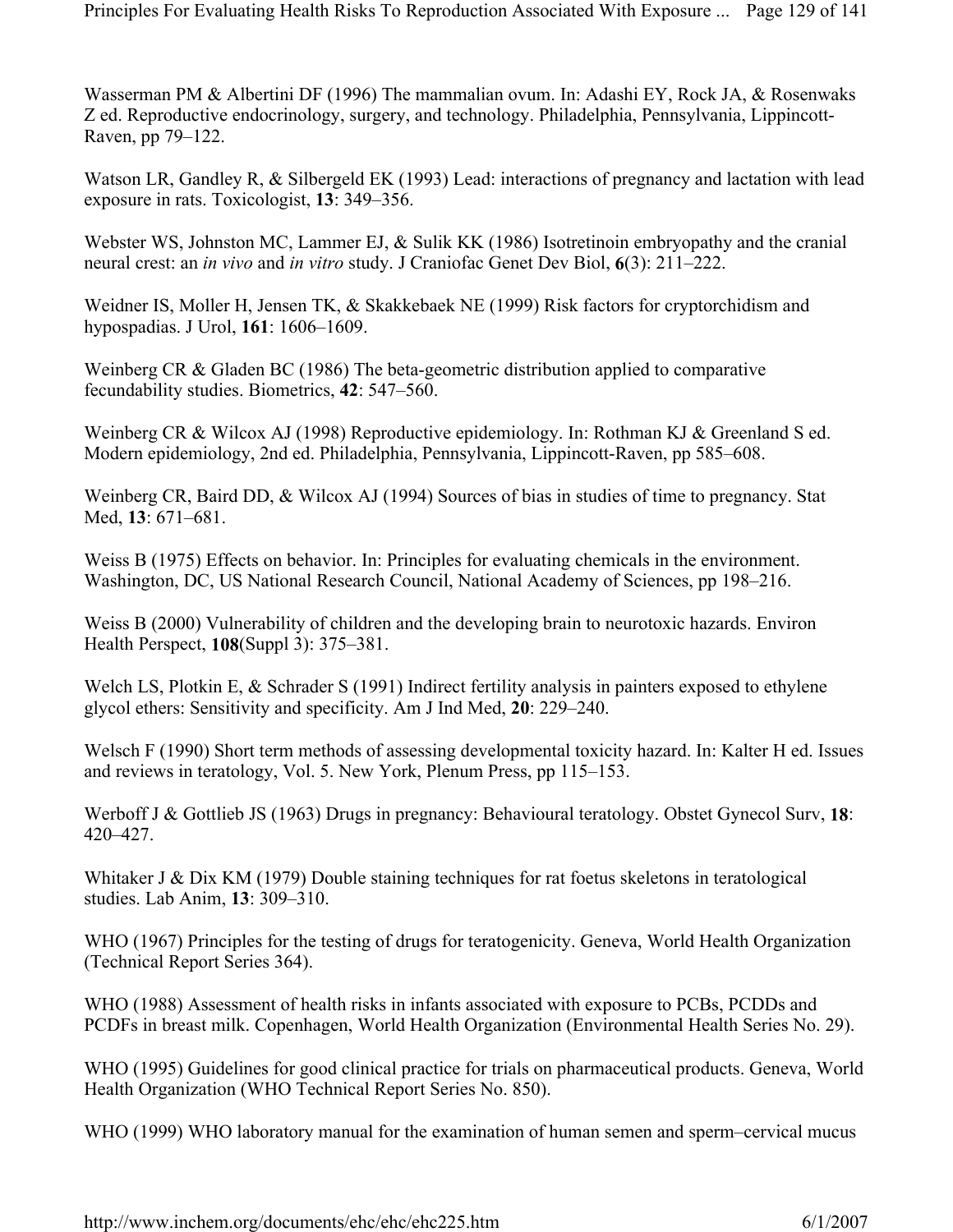Wasserman PM & Albertini DF (1996) The mammalian ovum. In: Adashi EY, Rock JA, & Rosenwaks Z ed. Reproductive endocrinology, surgery, and technology. Philadelphia, Pennsylvania, Lippincott-Raven, pp 79–122.

Watson LR, Gandley R, & Silbergeld EK (1993) Lead: interactions of pregnancy and lactation with lead exposure in rats. Toxicologist, **13**: 349–356.

Webster WS, Johnston MC, Lammer EJ, & Sulik KK (1986) Isotretinoin embryopathy and the cranial neural crest: an *in vivo* and *in vitro* study. J Craniofac Genet Dev Biol, **6**(3): 211–222.

Weidner IS, Moller H, Jensen TK, & Skakkebaek NE (1999) Risk factors for cryptorchidism and hypospadias. J Urol, **161**: 1606–1609.

Weinberg CR & Gladen BC (1986) The beta-geometric distribution applied to comparative fecundability studies. Biometrics, **42**: 547–560.

Weinberg CR & Wilcox AJ (1998) Reproductive epidemiology. In: Rothman KJ & Greenland S ed. Modern epidemiology, 2nd ed. Philadelphia, Pennsylvania, Lippincott-Raven, pp 585–608.

Weinberg CR, Baird DD, & Wilcox AJ (1994) Sources of bias in studies of time to pregnancy. Stat Med, **13**: 671–681.

Weiss B (1975) Effects on behavior. In: Principles for evaluating chemicals in the environment. Washington, DC, US National Research Council, National Academy of Sciences, pp 198–216.

Weiss B (2000) Vulnerability of children and the developing brain to neurotoxic hazards. Environ Health Perspect, **108**(Suppl 3): 375–381.

Welch LS, Plotkin E, & Schrader S (1991) Indirect fertility analysis in painters exposed to ethylene glycol ethers: Sensitivity and specificity. Am J Ind Med, **20**: 229–240.

Welsch F (1990) Short term methods of assessing developmental toxicity hazard. In: Kalter H ed. Issues and reviews in teratology, Vol. 5. New York, Plenum Press, pp 115–153.

Werboff J & Gottlieb JS (1963) Drugs in pregnancy: Behavioural teratology. Obstet Gynecol Surv, **18**: 420–427.

Whitaker J & Dix KM (1979) Double staining techniques for rat foetus skeletons in teratological studies. Lab Anim, **13**: 309–310.

WHO (1967) Principles for the testing of drugs for teratogenicity. Geneva, World Health Organization (Technical Report Series 364).

WHO (1988) Assessment of health risks in infants associated with exposure to PCBs, PCDDs and PCDFs in breast milk. Copenhagen, World Health Organization (Environmental Health Series No. 29).

WHO (1995) Guidelines for good clinical practice for trials on pharmaceutical products. Geneva, World Health Organization (WHO Technical Report Series No. 850).

WHO (1999) WHO laboratory manual for the examination of human semen and sperm–cervical mucus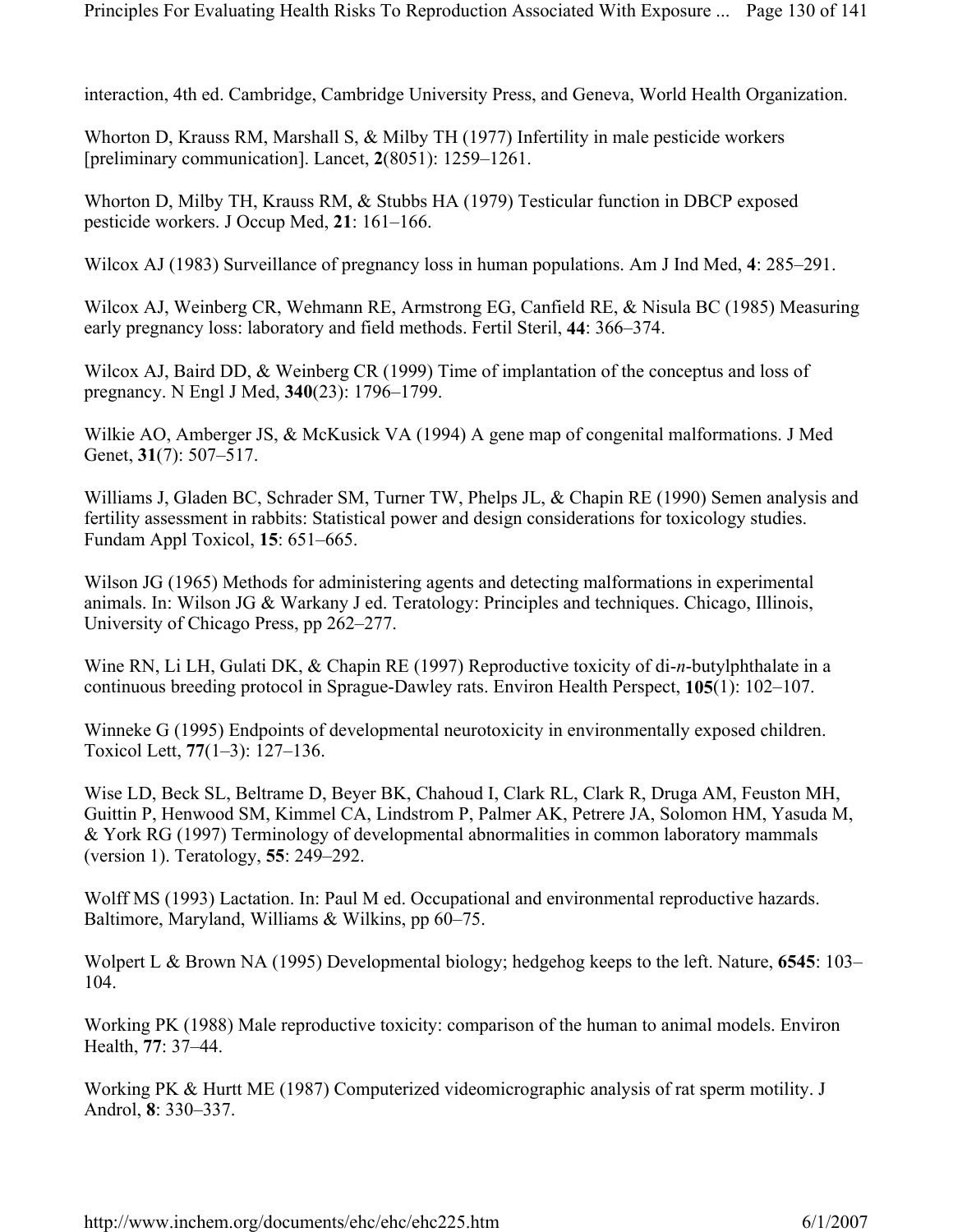interaction, 4th ed. Cambridge, Cambridge University Press, and Geneva, World Health Organization.

Whorton D, Krauss RM, Marshall S, & Milby TH (1977) Infertility in male pesticide workers [preliminary communication]. Lancet, **2**(8051): 1259–1261.

Whorton D, Milby TH, Krauss RM, & Stubbs HA (1979) Testicular function in DBCP exposed pesticide workers. J Occup Med, **21**: 161–166.

Wilcox AJ (1983) Surveillance of pregnancy loss in human populations. Am J Ind Med, **4**: 285–291.

Wilcox AJ, Weinberg CR, Wehmann RE, Armstrong EG, Canfield RE, & Nisula BC (1985) Measuring early pregnancy loss: laboratory and field methods. Fertil Steril, **44**: 366–374.

Wilcox AJ, Baird DD, & Weinberg CR (1999) Time of implantation of the conceptus and loss of pregnancy. N Engl J Med, **340**(23): 1796–1799.

Wilkie AO, Amberger JS, & McKusick VA (1994) A gene map of congenital malformations. J Med Genet, **31**(7): 507–517.

Williams J, Gladen BC, Schrader SM, Turner TW, Phelps JL, & Chapin RE (1990) Semen analysis and fertility assessment in rabbits: Statistical power and design considerations for toxicology studies. Fundam Appl Toxicol, **15**: 651–665.

Wilson JG (1965) Methods for administering agents and detecting malformations in experimental animals. In: Wilson JG & Warkany J ed. Teratology: Principles and techniques. Chicago, Illinois, University of Chicago Press, pp 262–277.

Wine RN, Li LH, Gulati DK, & Chapin RE (1997) Reproductive toxicity of di-*n*-butylphthalate in a continuous breeding protocol in Sprague-Dawley rats. Environ Health Perspect, **105**(1): 102–107.

Winneke G (1995) Endpoints of developmental neurotoxicity in environmentally exposed children. Toxicol Lett, **77**(1–3): 127–136.

Wise LD, Beck SL, Beltrame D, Beyer BK, Chahoud I, Clark RL, Clark R, Druga AM, Feuston MH, Guittin P, Henwood SM, Kimmel CA, Lindstrom P, Palmer AK, Petrere JA, Solomon HM, Yasuda M, & York RG (1997) Terminology of developmental abnormalities in common laboratory mammals (version 1). Teratology, **55**: 249–292.

Wolff MS (1993) Lactation. In: Paul M ed. Occupational and environmental reproductive hazards. Baltimore, Maryland, Williams & Wilkins, pp 60–75.

Wolpert L & Brown NA (1995) Developmental biology; hedgehog keeps to the left. Nature, **6545**: 103–104.

Working PK (1988) Male reproductive toxicity: comparison of the human to animal models. Environ Health, **77**: 37–44.

Working PK & Hurtt ME (1987) Computerized videomicrographic analysis of rat sperm motility. J Androl, **8**: 330–337.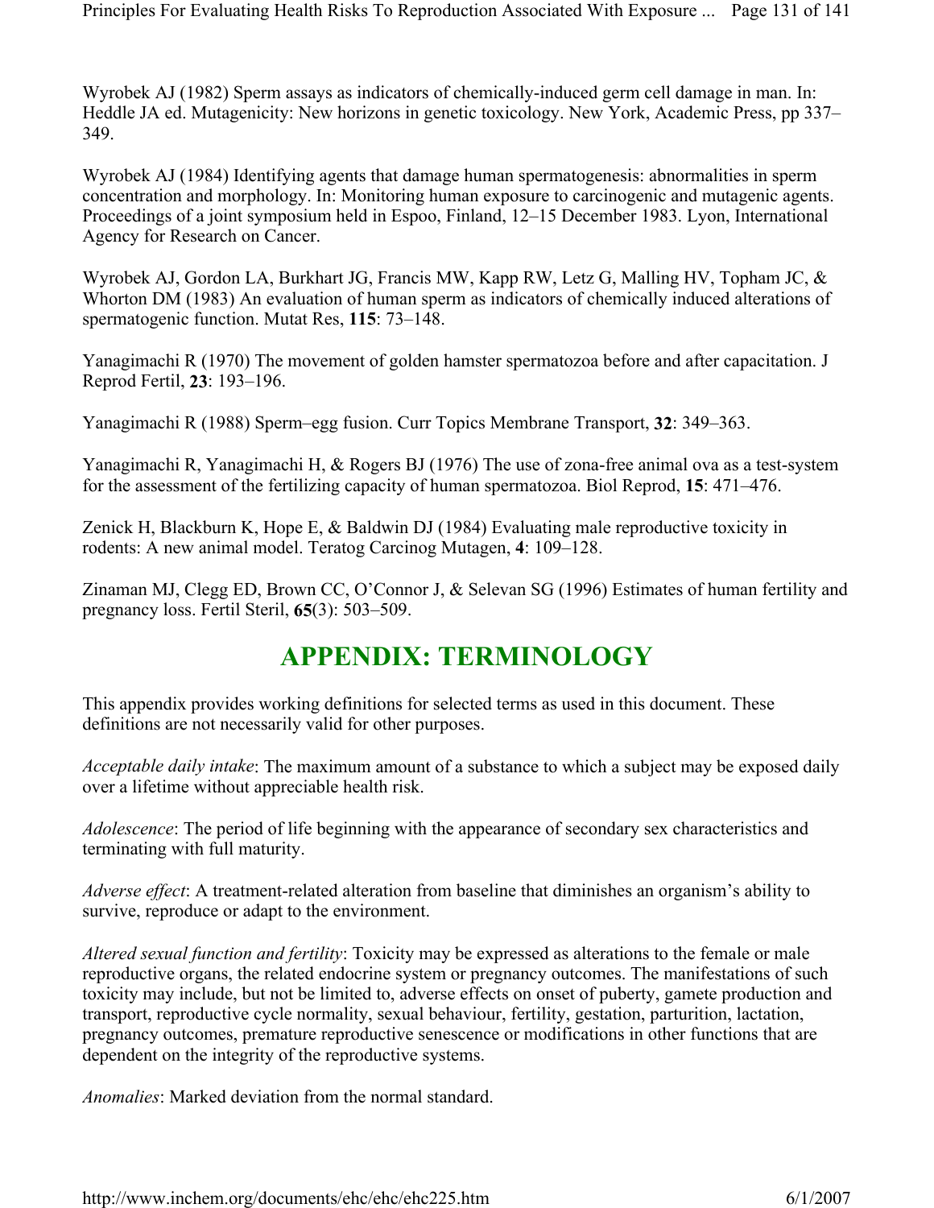Wyrobek AJ (1982) Sperm assays as indicators of chemically-induced germ cell damage in man. In: Heddle JA ed. Mutagenicity: New horizons in genetic toxicology. New York, Academic Press, pp 337–349.

Wyrobek AJ (1984) Identifying agents that damage human spermatogenesis: abnormalities in sperm concentration and morphology. In: Monitoring human exposure to carcinogenic and mutagenic agents. Proceedings of a joint symposium held in Espoo, Finland, 12–15 December 1983. Lyon, International Agency for Research on Cancer.

Wyrobek AJ, Gordon LA, Burkhart JG, Francis MW, Kapp RW, Letz G, Malling HV, Topham JC, & Whorton DM (1983) An evaluation of human sperm as indicators of chemically induced alterations of spermatogenic function. Mutat Res, **115**: 73–148.

Yanagimachi R (1970) The movement of golden hamster spermatozoa before and after capacitation. J Reprod Fertil, **23**: 193–196.

Yanagimachi R (1988) Sperm–egg fusion. Curr Topics Membrane Transport, **32**: 349–363.

Yanagimachi R, Yanagimachi H, & Rogers BJ (1976) The use of zona-free animal ova as a test-system for the assessment of the fertilizing capacity of human spermatozoa. Biol Reprod, **15**: 471–476.

Zenick H, Blackburn K, Hope E, & Baldwin DJ (1984) Evaluating male reproductive toxicity in rodents: A new animal model. Teratog Carcinog Mutagen, **4**: 109–128.

Zinaman MJ, Clegg ED, Brown CC, O'Connor J, & Selevan SG (1996) Estimates of human fertility and pregnancy loss. Fertil Steril, **65**(3): 503–509.

# APPENDIX: TERMINOLOGY

This appendix provides working definitions for selected terms as used in this document. These definitions are not necessarily valid for other purposes.

*Acceptable daily intake*: The maximum amount of a substance to which a subject may be exposed daily over a lifetime without appreciable health risk.

*Adolescence*: The period of life beginning with the appearance of secondary sex characteristics and terminating with full maturity.

*Adverse effect*: A treatment-related alteration from baseline that diminishes an organism's ability to survive, reproduce or adapt to the environment.

*Altered sexual function and fertility*: Toxicity may be expressed as alterations to the female or male reproductive organs, the related endocrine system or pregnancy outcomes. The manifestations of such toxicity may include, but not be limited to, adverse effects on onset of puberty, gamete production and transport, reproductive cycle normality, sexual behaviour, fertility, gestation, parturition, lactation, pregnancy outcomes, premature reproductive senescence or modifications in other functions that are dependent on the integrity of the reproductive systems.

*Anomalies*: Marked deviation from the normal standard.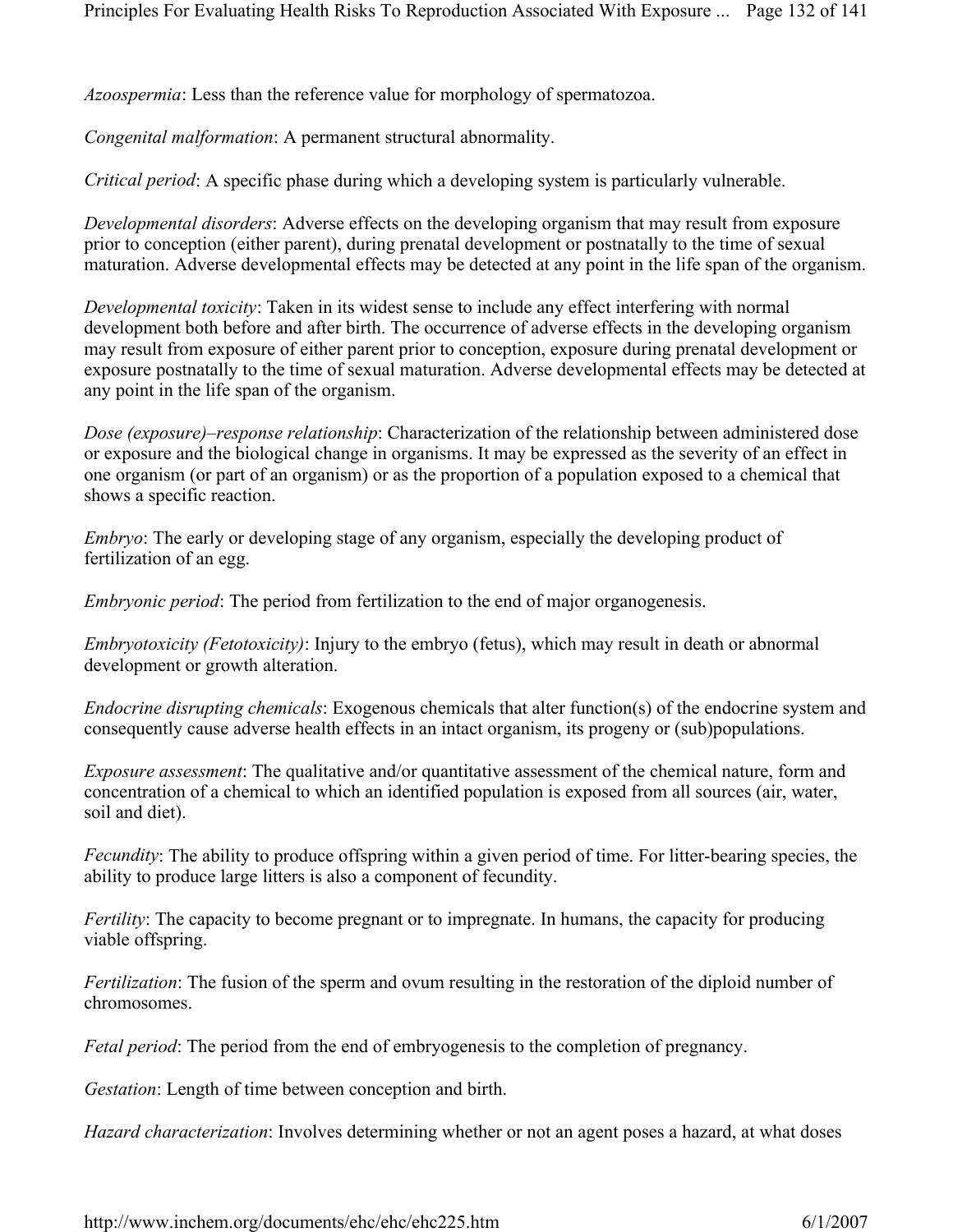*Azoospermia*: Less than the reference value for morphology of spermatozoa.

*Congenital malformation*: A permanent structural abnormality.

*Critical period*: A specific phase during which a developing system is particularly vulnerable.

*Developmental disorders*: Adverse effects on the developing organism that may result from exposure prior to conception (either parent), during prenatal development or postnatally to the time of sexual maturation. Adverse developmental effects may be detected at any point in the life span of the organism.

*Developmental toxicity*: Taken in its widest sense to include any effect interfering with normal development both before and after birth. The occurrence of adverse effects in the developing organism may result from exposure of either parent prior to conception, exposure during prenatal development or exposure postnatally to the time of sexual maturation. Adverse developmental effects may be detected at any point in the life span of the organism.

*Dose (exposure)–response relationship*: Characterization of the relationship between administered dose or exposure and the biological change in organisms. It may be expressed as the severity of an effect in one organism (or part of an organism) or as the proportion of a population exposed to a chemical that shows a specific reaction.

*Embryo*: The early or developing stage of any organism, especially the developing product of fertilization of an egg.

*Embryonic period*: The period from fertilization to the end of major organogenesis.

*Embryotoxicity (Fetotoxicity)*: Injury to the embryo (fetus), which may result in death or abnormal development or growth alteration.

*Endocrine disrupting chemicals*: Exogenous chemicals that alter function(s) of the endocrine system and consequently cause adverse health effects in an intact organism, its progeny or (sub)populations.

*Exposure assessment*: The qualitative and/or quantitative assessment of the chemical nature, form and concentration of a chemical to which an identified population is exposed from all sources (air, water, soil and diet).

*Fecundity*: The ability to produce offspring within a given period of time. For litter-bearing species, the ability to produce large litters is also a component of fecundity.

*Fertility*: The capacity to become pregnant or to impregnate. In humans, the capacity for producing viable offspring.

*Fertilization*: The fusion of the sperm and ovum resulting in the restoration of the diploid number of chromosomes.

*Fetal period*: The period from the end of embryogenesis to the completion of pregnancy.

*Gestation*: Length of time between conception and birth.

*Hazard characterization*: Involves determining whether or not an agent poses a hazard, at what doses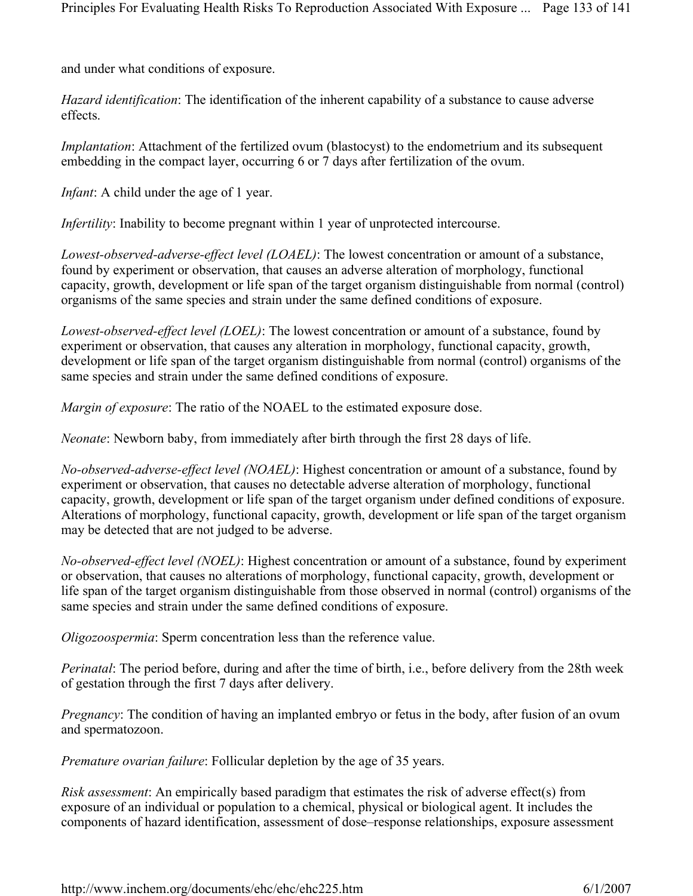and under what conditions of exposure.

*Hazard identification*: The identification of the inherent capability of a substance to cause adverse effects.

*Implantation*: Attachment of the fertilized ovum (blastocyst) to the endometrium and its subsequent embedding in the compact layer, occurring 6 or 7 days after fertilization of the ovum.

*Infant*: A child under the age of 1 year.

*Infertility*: Inability to become pregnant within 1 year of unprotected intercourse.

*Lowest-observed-adverse-effect level (LOAEL)*: The lowest concentration or amount of a substance, found by experiment or observation, that causes an adverse alteration of morphology, functional capacity, growth, development or life span of the target organism distinguishable from normal (control) organisms of the same species and strain under the same defined conditions of exposure.

*Lowest-observed-effect level (LOEL)*: The lowest concentration or amount of a substance, found by experiment or observation, that causes any alteration in morphology, functional capacity, growth, development or life span of the target organism distinguishable from normal (control) organisms of the same species and strain under the same defined conditions of exposure.

*Margin of exposure*: The ratio of the NOAEL to the estimated exposure dose.

*Neonate*: Newborn baby, from immediately after birth through the first 28 days of life.

*No-observed-adverse-effect level (NOAEL)*: Highest concentration or amount of a substance, found by experiment or observation, that causes no detectable adverse alteration of morphology, functional capacity, growth, development or life span of the target organism under defined conditions of exposure. Alterations of morphology, functional capacity, growth, development or life span of the target organism may be detected that are not judged to be adverse.

*No-observed-effect level (NOEL)*: Highest concentration or amount of a substance, found by experiment or observation, that causes no alterations of morphology, functional capacity, growth, development or life span of the target organism distinguishable from those observed in normal (control) organisms of the same species and strain under the same defined conditions of exposure.

*Oligozoospermia*: Sperm concentration less than the reference value.

*Perinatal*: The period before, during and after the time of birth, i.e., before delivery from the 28th week of gestation through the first 7 days after delivery.

*Pregnancy*: The condition of having an implanted embryo or fetus in the body, after fusion of an ovum and spermatozoon.

*Premature ovarian failure*: Follicular depletion by the age of 35 years.

*Risk assessment*: An empirically based paradigm that estimates the risk of adverse effect(s) from exposure of an individual or population to a chemical, physical or biological agent. It includes the components of hazard identification, assessment of dose–response relationships, exposure assessment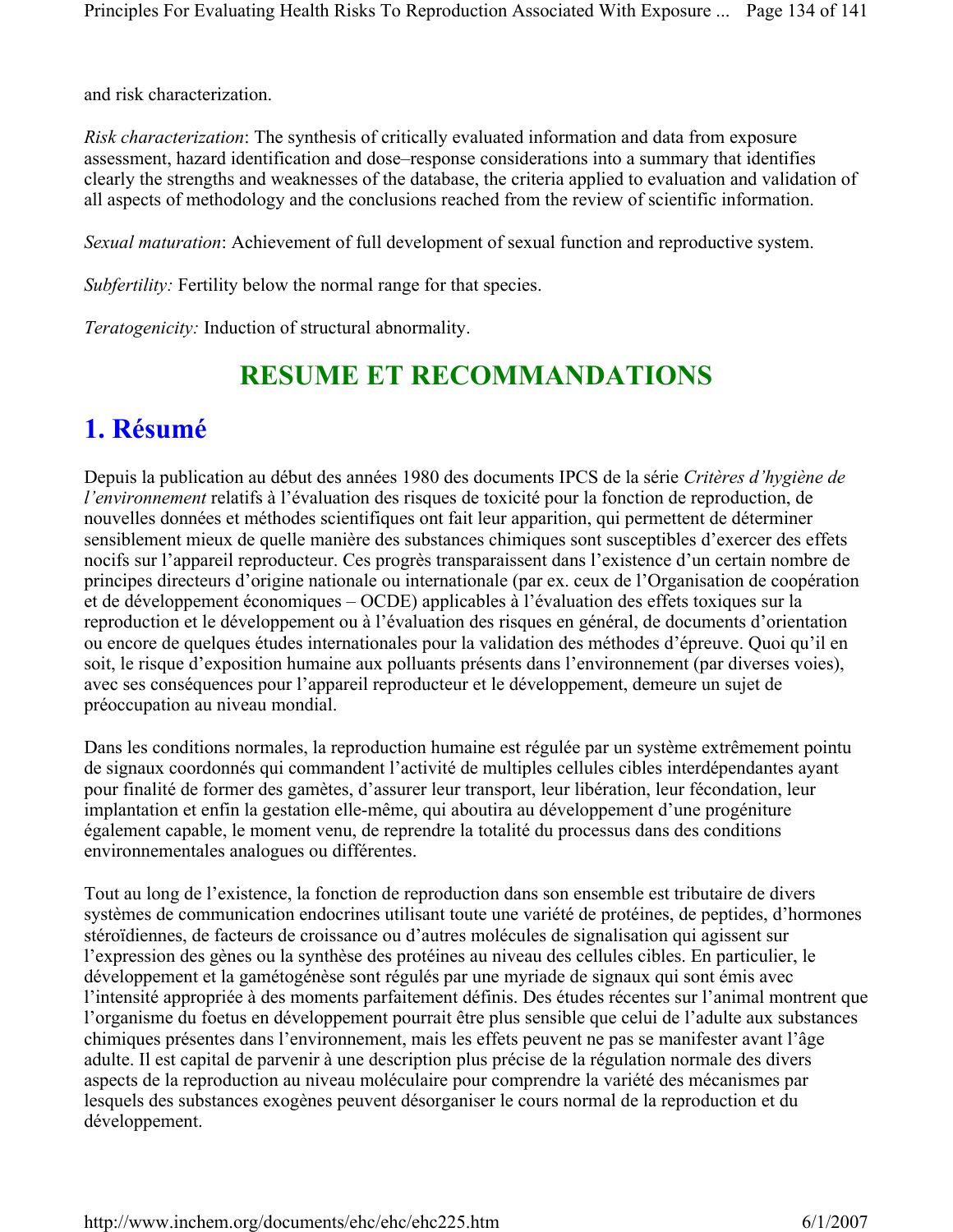and risk characterization.

*Risk characterization*: The synthesis of critically evaluated information and data from exposure assessment, hazard identification and dose–response considerations into a summary that identifies clearly the strengths and weaknesses of the database, the criteria applied to evaluation and validation of all aspects of methodology and the conclusions reached from the review of scientific information.

*Sexual maturation*: Achievement of full development of sexual function and reproductive system.

*Subfertility:* Fertility below the normal range for that species.

*Teratogenicity:* Induction of structural abnormality.

# RESUME ET RECOMMANDATIONS

## 1. Résumé

Depuis la publication au début des années 1980 des documents IPCS de la série *Critères d'hygiène de l'environnement* relatifs à l'évaluation des risques de toxicité pour la fonction de reproduction, de nouvelles données et méthodes scientifiques ont fait leur apparition, qui permettent de déterminer sensiblement mieux de quelle manière des substances chimiques sont susceptibles d'exercer des effets nocifs sur l'appareil reproducteur. Ces progrès transparaissent dans l'existence d'un certain nombre de principes directeurs d'origine nationale ou internationale (par ex. ceux de l'Organisation de coopération et de développement économiques – OCDE) applicables à l'évaluation des effets toxiques sur la reproduction et le développement ou à l'évaluation des risques en général, de documents d'orientation ou encore de quelques études internationales pour la validation des méthodes d'épreuve. Quoi qu'il en soit, le risque d'exposition humaine aux polluants présents dans l'environnement (par diverses voies), avec ses conséquences pour l'appareil reproducteur et le développement, demeure un sujet de préoccupation au niveau mondial.

Dans les conditions normales, la reproduction humaine est régulée par un système extrêmement pointu de signaux coordonnés qui commandent l'activité de multiples cellules cibles interdépendantes ayant pour finalité de former des gamètes, d'assurer leur transport, leur libération, leur fécondation, leur implantation et enfin la gestation elle-même, qui aboutira au développement d'une progéniture également capable, le moment venu, de reprendre la totalité du processus dans des conditions environnementales analogues ou différentes.

Tout au long de l'existence, la fonction de reproduction dans son ensemble est tributaire de divers systèmes de communication endocrines utilisant toute une variété de protéines, de peptides, d'hormones stéroïdiennes, de facteurs de croissance ou d'autres molécules de signalisation qui agissent sur l'expression des gènes ou la synthèse des protéines au niveau des cellules cibles. En particulier, le développement et la gamétogénèse sont régulés par une myriade de signaux qui sont émis avec l'intensité appropriée à des moments parfaitement définis. Des études récentes sur l'animal montrent que l'organisme du foetus en développement pourrait être plus sensible que celui de l'adulte aux substances chimiques présentes dans l'environnement, mais les effets peuvent ne pas se manifester avant l'âge adulte. Il est capital de parvenir à une description plus précise de la régulation normale des divers aspects de la reproduction au niveau moléculaire pour comprendre la variété des mécanismes par lesquels des substances exogènes peuvent désorganiser le cours normal de la reproduction et du développement.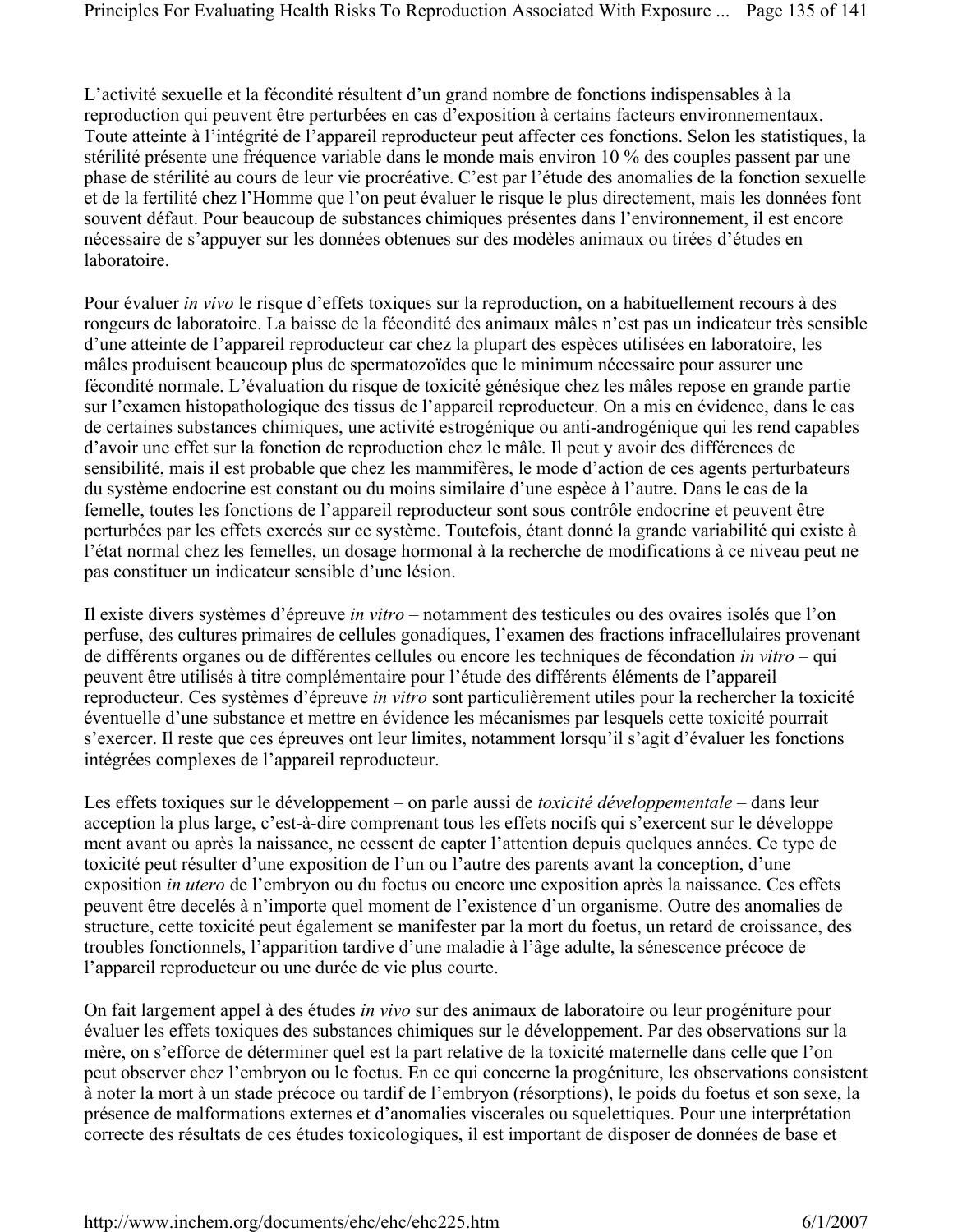L'activité sexuelle et la fécondité résultent d'un grand nombre de fonctions indispensables à la reproduction qui peuvent être perturbées en cas d'exposition à certains facteurs environnementaux. Toute atteinte à l'intégrité de l'appareil reproducteur peut affecter ces fonctions. Selon les statistiques, la stérilité présente une fréquence variable dans le monde mais environ 10 % des couples passent par une phase de stérilité au cours de leur vie procréative. C'est par l'étude des anomalies de la fonction sexuelle et de la fertilité chez l'Homme que l'on peut évaluer le risque le plus directement, mais les données font souvent défaut. Pour beaucoup de substances chimiques présentes dans l'environnement, il est encore nécessaire de s'appuyer sur les données obtenues sur des modèles animaux ou tirées d'études en laboratoire.

Pour évaluer *in vivo* le risque d'effets toxiques sur la reproduction, on a habituellement recours à des rongeurs de laboratoire. La baisse de la fécondité des animaux mâles n'est pas un indicateur très sensible d'une atteinte de l'appareil reproducteur car chez la plupart des espèces utilisées en laboratoire, les mâles produisent beaucoup plus de spermatozoïdes que le minimum nécessaire pour assurer une fécondité normale. L'évaluation du risque de toxicité génésique chez les mâles repose en grande partie sur l'examen histopathologique des tissus de l'appareil reproducteur. On a mis en évidence, dans le cas de certaines substances chimiques, une activité estrogénique ou anti-androgénique qui les rend capables d'avoir un effet sur la fonction de reproduction chez le mâle. Il peut y avoir des différences de sensibilité, mais il est probable que chez les mammifères, le mode d'action de ces agents perturbateurs du système endocrine est constant ou du moins similaire d'une espèce à l'autre. Dans le cas de la femelle, toutes les fonctions de l'appareil reproducteur sont sous contrôle endocrine et peuvent être perturbées par les effets exercés sur ce système. Toutefois, étant donné la grande variabilité qui existe à l'état normal chez les femelles, un dosage hormonal à la recherche de modifications à ce niveau peut ne pas constituer un indicateur sensible d'une lésion.

Il existe divers systèmes d'épreuve *in vitro* – notamment des testicules ou des ovaires isolés que l'on perfuse, des cultures primaires de cellules gonadiques, l'examen des fractions infracellulaires provenant de différents organes ou de différentes cellules ou encore les techniques de fécondation *in vitro* – qui peuvent être utilisés à titre complémentaire pour l'étude des différents éléments de l'appareil reproducteur. Ces systèmes d'épreuve *in vitro* sont particulièrement utiles pour la rechercher la toxicité éventuelle d'une substance et mettre en évidence les mécanismes par lesquels cette toxicité pourrait s'exercer. Il reste que ces épreuves ont leur limites, notamment lorsqu'il s'agit d'évaluer les fonctions intégrées complexes de l'appareil reproducteur.

Les effets toxiques sur le développement – on parle aussi de *toxicité développementale* – dans leur acception la plus large, c'est-à-dire comprenant tous les effets nocifs qui s'exercent sur le développe ment avant ou après la naissance, ne cessent de capter l'attention depuis quelques années. Ce type de toxicité peut résulter d'une exposition de l'un ou l'autre des parents avant la conception, d'une exposition *in utero* de l'embryon ou du foetus ou encore une exposition après la naissance. Ces effets peuvent être decelés à n'importe quel moment de l'existence d'un organisme. Outre des anomalies de structure, cette toxicité peut également se manifester par la mort du foetus, un retard de croissance, des troubles fonctionnels, l'apparition tardive d'une maladie à l'âge adulte, la sénescence précoce de l'appareil reproducteur ou une durée de vie plus courte.

On fait largement appel à des études *in vivo* sur des animaux de laboratoire ou leur progéniture pour évaluer les effets toxiques des substances chimiques sur le développement. Par des observations sur la mère, on s'efforce de déterminer quel est la part relative de la toxicité maternelle dans celle que l'on peut observer chez l'embryon ou le foetus. En ce qui concerne la progéniture, les observations consistent à noter la mort à un stade précoce ou tardif de l'embryon (résorptions), le poids du foetus et son sexe, la présence de malformations externes et d'anomalies viscerales ou squelettiques. Pour une interprétation correcte des résultats de ces études toxicologiques, il est important de disposer de données de base et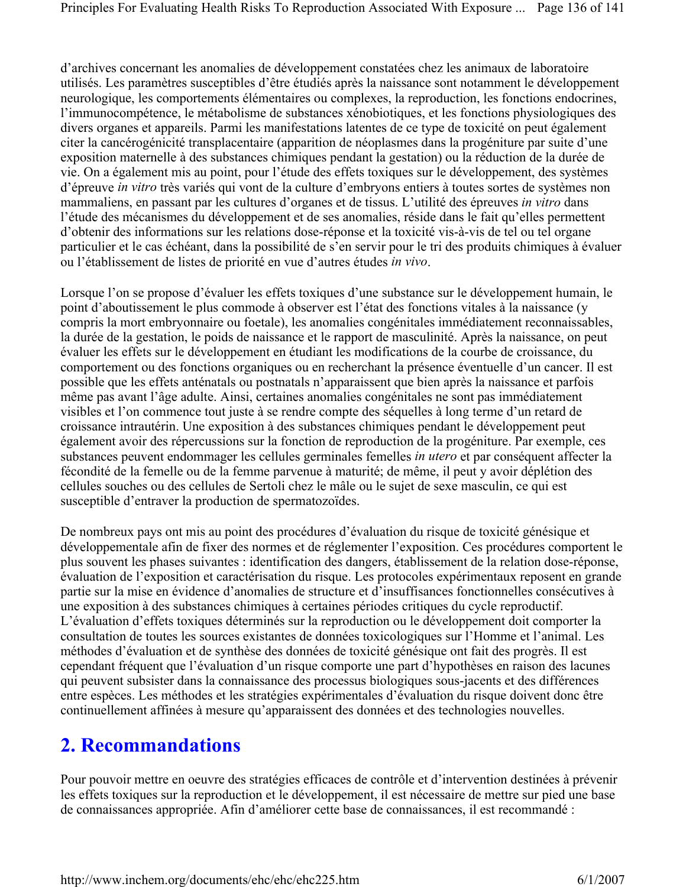d'archives concernant les anomalies de développement constatées chez les animaux de laboratoire utilisés. Les paramètres susceptibles d'être étudiés après la naissance sont notamment le développement neurologique, les comportements élémentaires ou complexes, la reproduction, les fonctions endocrines, l'immunocompétence, le métabolisme de substances xénobiotiques, et les fonctions physiologiques des divers organes et appareils. Parmi les manifestations latentes de ce type de toxicité on peut également citer la cancérogénicité transplacentaire (apparition de néoplasmes dans la progéniture par suite d'une exposition maternelle à des substances chimiques pendant la gestation) ou la réduction de la durée de vie. On a également mis au point, pour l'étude des effets toxiques sur le développement, des systèmes d'épreuve *in vitro* très variés qui vont de la culture d'embryons entiers à toutes sortes de systèmes non mammaliens, en passant par les cultures d'organes et de tissus. L'utilité des épreuves *in vitro* dans l'étude des mécanismes du développement et de ses anomalies, réside dans le fait qu'elles permettent d'obtenir des informations sur les relations dose-réponse et la toxicité vis-à-vis de tel ou tel organe particulier et le cas échéant, dans la possibilité de s'en servir pour le tri des produits chimiques à évaluer ou l'établissement de listes de priorité en vue d'autres études *in vivo*.

Lorsque l'on se propose d'évaluer les effets toxiques d'une substance sur le développement humain, le point d'aboutissement le plus commode à observer est l'état des fonctions vitales à la naissance (y compris la mort embryonnaire ou foetale), les anomalies congénitales immédiatement reconnaissables, la durée de la gestation, le poids de naissance et le rapport de masculinité. Après la naissance, on peut évaluer les effets sur le développement en étudiant les modifications de la courbe de croissance, du comportement ou des fonctions organiques ou en recherchant la présence éventuelle d'un cancer. Il est possible que les effets anténatals ou postnatals n'apparaissent que bien après la naissance et parfois même pas avant l'âge adulte. Ainsi, certaines anomalies congénitales ne sont pas immédiatement visibles et l'on commence tout juste à se rendre compte des séquelles à long terme d'un retard de croissance intrautérin. Une exposition à des substances chimiques pendant le développement peut également avoir des répercussions sur la fonction de reproduction de la progéniture. Par exemple, ces substances peuvent endommager les cellules germinales femelles *in utero* et par conséquent affecter la fécondité de la femelle ou de la femme parvenue à maturité; de même, il peut y avoir déplétion des cellules souches ou des cellules de Sertoli chez le mâle ou le sujet de sexe masculin, ce qui est susceptible d'entraver la production de spermatozoïdes.

De nombreux pays ont mis au point des procédures d'évaluation du risque de toxicité génésique et développementale afin de fixer des normes et de réglementer l'exposition. Ces procédures comportent le plus souvent les phases suivantes : identification des dangers, établissement de la relation dose-réponse, évaluation de l'exposition et caractérisation du risque. Les protocoles expérimentaux reposent en grande partie sur la mise en évidence d'anomalies de structure et d'insuffisances fonctionnelles consécutives à une exposition à des substances chimiques à certaines périodes critiques du cycle reproductif. L'évaluation d'effets toxiques déterminés sur la reproduction ou le développement doit comporter la consultation de toutes les sources existantes de données toxicologiques sur l'Homme et l'animal. Les méthodes d'évaluation et de synthèse des données de toxicité génésique ont fait des progrès. Il est cependant fréquent que l'évaluation d'un risque comporte une part d'hypothèses en raison des lacunes qui peuvent subsister dans la connaissance des processus biologiques sous-jacents et des différences entre espèces. Les méthodes et les stratégies expérimentales d'évaluation du risque doivent donc être continuellement affinées à mesure qu'apparaissent des données et des technologies nouvelles.

## 2. Recommandations

Pour pouvoir mettre en oeuvre des stratégies efficaces de contrôle et d'intervention destinées à prévenir les effets toxiques sur la reproduction et le développement, il est nécessaire de mettre sur pied une base de connaissances appropriée. Afin d'améliorer cette base de connaissances, il est recommandé :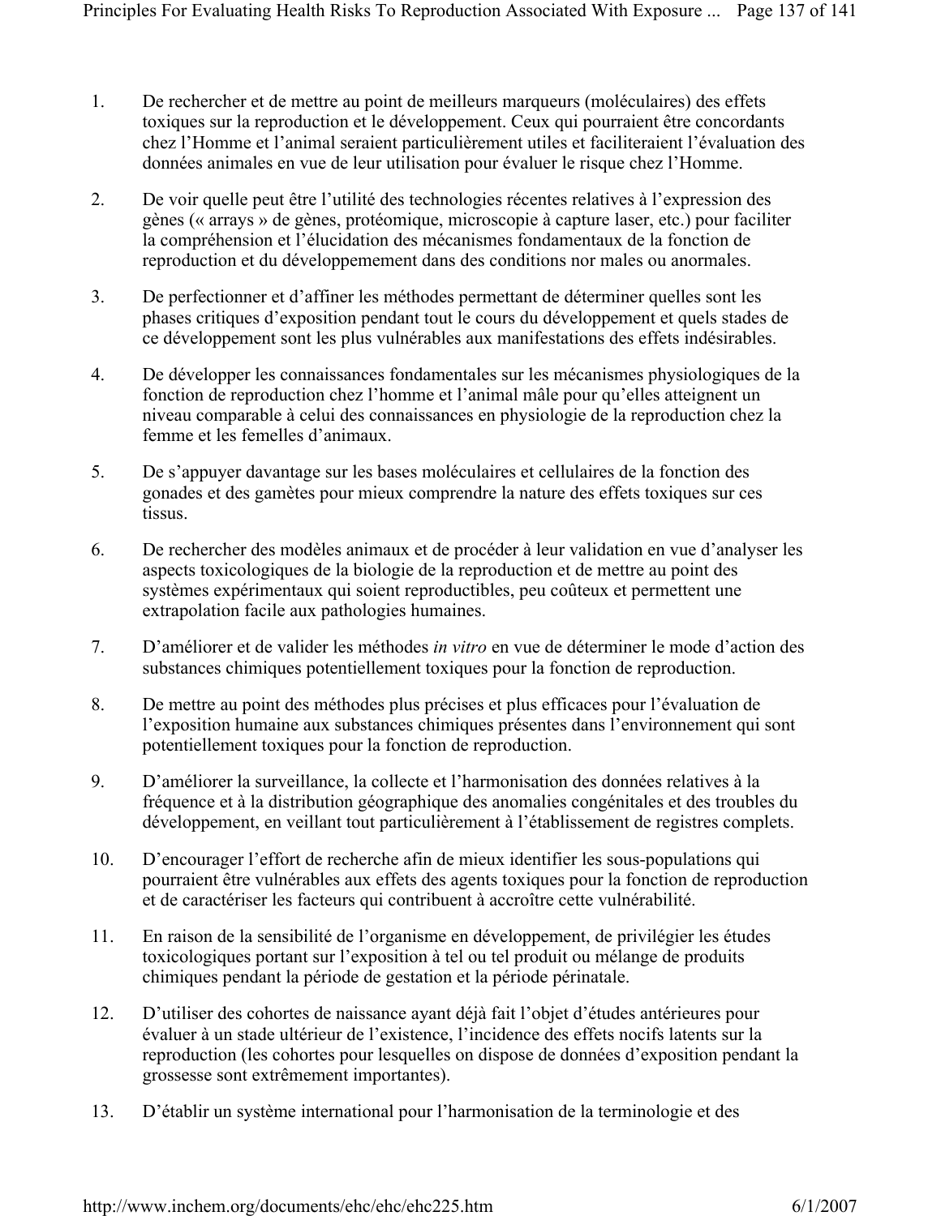1. De rechercher et de mettre au point de meilleurs marqueurs (moléculaires) des effets toxiques sur la reproduction et le développement. Ceux qui pourraient être concordants chez l'Homme et l'animal seraient particulièrement utiles et faciliteraient l'évaluation des données animales en vue de leur utilisation pour évaluer le risque chez l'Homme.

2. De voir quelle peut être l'utilité des technologies récentes relatives à l'expression des gènes (« arrays » de gènes, protéomique, microscopie à capture laser, etc.) pour faciliter la compréhension et l'élucidation des mécanismes fondamentaux de la fonction de reproduction et du développemement dans des conditions nor males ou anormales.

3. De perfectionner et d'affiner les méthodes permettant de déterminer quelles sont les phases critiques d'exposition pendant tout le cours du développement et quels stades de ce développement sont les plus vulnérables aux manifestations des effets indésirables.

4. De développer les connaissances fondamentales sur les mécanismes physiologiques de la fonction de reproduction chez l'homme et l'animal mâle pour qu'elles atteignent un niveau comparable à celui des connaissances en physiologie de la reproduction chez la femme et les femelles d'animaux.

5. De s'appuyer davantage sur les bases moléculaires et cellulaires de la fonction des gonades et des gamètes pour mieux comprendre la nature des effets toxiques sur ces tissus.

6. De rechercher des modèles animaux et de procéder à leur validation en vue d'analyser les aspects toxicologiques de la biologie de la reproduction et de mettre au point des systèmes expérimentaux qui soient reproductibles, peu coûteux et permettent une extrapolation facile aux pathologies humaines.

7. D'améliorer et de valider les méthodes *in vitro* en vue de déterminer le mode d'action des substances chimiques potentiellement toxiques pour la fonction de reproduction.

8. De mettre au point des méthodes plus précises et plus efficaces pour l'évaluation de l'exposition humaine aux substances chimiques présentes dans l'environnement qui sont potentiellement toxiques pour la fonction de reproduction.

9. D'améliorer la surveillance, la collecte et l'harmonisation des données relatives à la fréquence et à la distribution géographique des anomalies congénitales et des troubles du développement, en veillant tout particulièrement à l'établissement de registres complets.

10. D'encourager l'effort de recherche afin de mieux identifier les sous-populations qui pourraient être vulnérables aux effets des agents toxiques pour la fonction de reproduction et de caractériser les facteurs qui contribuent à accroître cette vulnérabilité.

11. En raison de la sensibilité de l'organisme en développement, de privilégier les études toxicologiques portant sur l'exposition à tel ou tel produit ou mélange de produits chimiques pendant la période de gestation et la période périnatale.

12. D'utiliser des cohortes de naissance ayant déjà fait l'objet d'études antérieures pour évaluer à un stade ultérieur de l'existence, l'incidence des effets nocifs latents sur la reproduction (les cohortes pour lesquelles on dispose de données d'exposition pendant la grossesse sont extrêmement importantes).

13. D'établir un système international pour l'harmonisation de la terminologie et des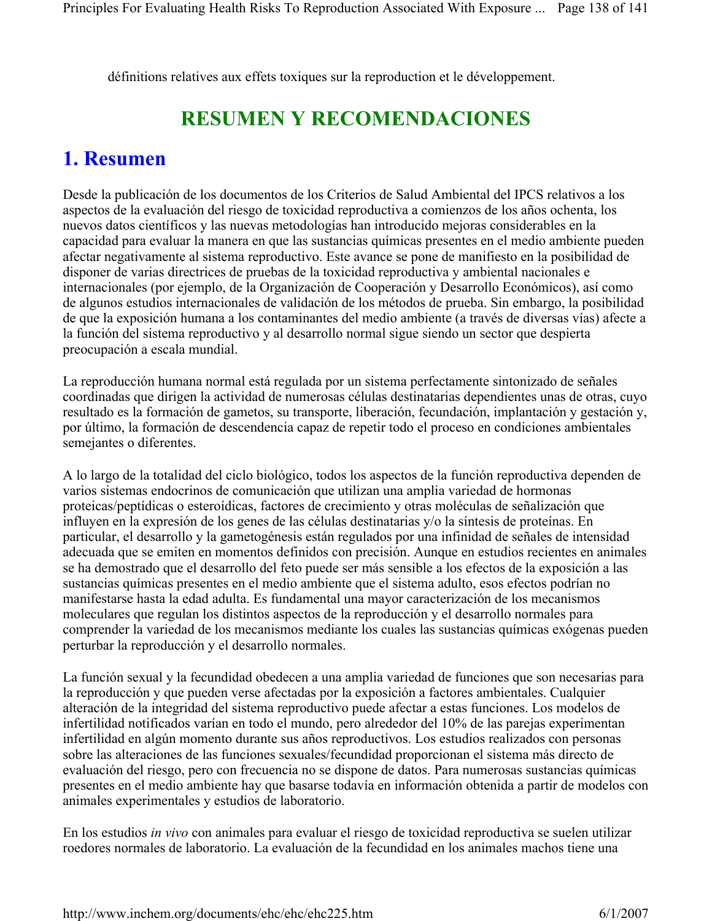définitions relatives aux effets toxiques sur la reproduction et le développement.

# RESUMEN Y RECOMENDACIONES

## 1. Resumen

Desde la publicación de los documentos de los Criterios de Salud Ambiental del IPCS relativos a los aspectos de la evaluación del riesgo de toxicidad reproductiva a comienzos de los años ochenta, los nuevos datos científicos y las nuevas metodologías han introducido mejoras considerables en la capacidad para evaluar la manera en que las sustancias químicas presentes en el medio ambiente pueden afectar negativamente al sistema reproductivo. Este avance se pone de manifiesto en la posibilidad de disponer de varias directrices de pruebas de la toxicidad reproductiva y ambiental nacionales e internacionales (por ejemplo, de la Organización de Cooperación y Desarrollo Económicos), así como de algunos estudios internacionales de validación de los métodos de prueba. Sin embargo, la posibilidad de que la exposición humana a los contaminantes del medio ambiente (a través de diversas vías) afecte a la función del sistema reproductivo y al desarrollo normal sigue siendo un sector que despierta preocupación a escala mundial.

La reproducción humana normal está regulada por un sistema perfectamente sintonizado de señales coordinadas que dirigen la actividad de numerosas células destinatarias dependientes unas de otras, cuyo resultado es la formación de gametos, su transporte, liberación, fecundación, implantación y gestación y, por último, la formación de descendencia capaz de repetir todo el proceso en condiciones ambientales semejantes o diferentes.

A lo largo de la totalidad del ciclo biológico, todos los aspectos de la función reproductiva dependen de varios sistemas endocrinos de comunicación que utilizan una amplia variedad de hormonas proteicas/peptídicas o esteroídicas, factores de crecimiento y otras moléculas de señalización que influyen en la expresión de los genes de las células destinatarias y/o la síntesis de proteínas. En particular, el desarrollo y la gametogénesis están regulados por una infinidad de señales de intensidad adecuada que se emiten en momentos definidos con precisión. Aunque en estudios recientes en animales se ha demostrado que el desarrollo del feto puede ser más sensible a los efectos de la exposición a las sustancias químicas presentes en el medio ambiente que el sistema adulto, esos efectos podrían no manifestarse hasta la edad adulta. Es fundamental una mayor caracterización de los mecanismos moleculares que regulan los distintos aspectos de la reproducción y el desarrollo normales para comprender la variedad de los mecanismos mediante los cuales las sustancias químicas exógenas pueden perturbar la reproducción y el desarrollo normales.

La función sexual y la fecundidad obedecen a una amplia variedad de funciones que son necesarias para la reproducción y que pueden verse afectadas por la exposición a factores ambientales. Cualquier alteración de la integridad del sistema reproductivo puede afectar a estas funciones. Los modelos de infertilidad notificados varían en todo el mundo, pero alrededor del 10% de las parejas experimentan infertilidad en algún momento durante sus años reproductivos. Los estudios realizados con personas sobre las alteraciones de las funciones sexuales/fecundidad proporcionan el sistema más directo de evaluación del riesgo, pero con frecuencia no se dispone de datos. Para numerosas sustancias químicas presentes en el medio ambiente hay que basarse todavía en información obtenida a partir de modelos con animales experimentales y estudios de laboratorio.

En los estudios *in vivo* con animales para evaluar el riesgo de toxicidad reproductiva se suelen utilizar roedores normales de laboratorio. La evaluación de la fecundidad en los animales machos tiene una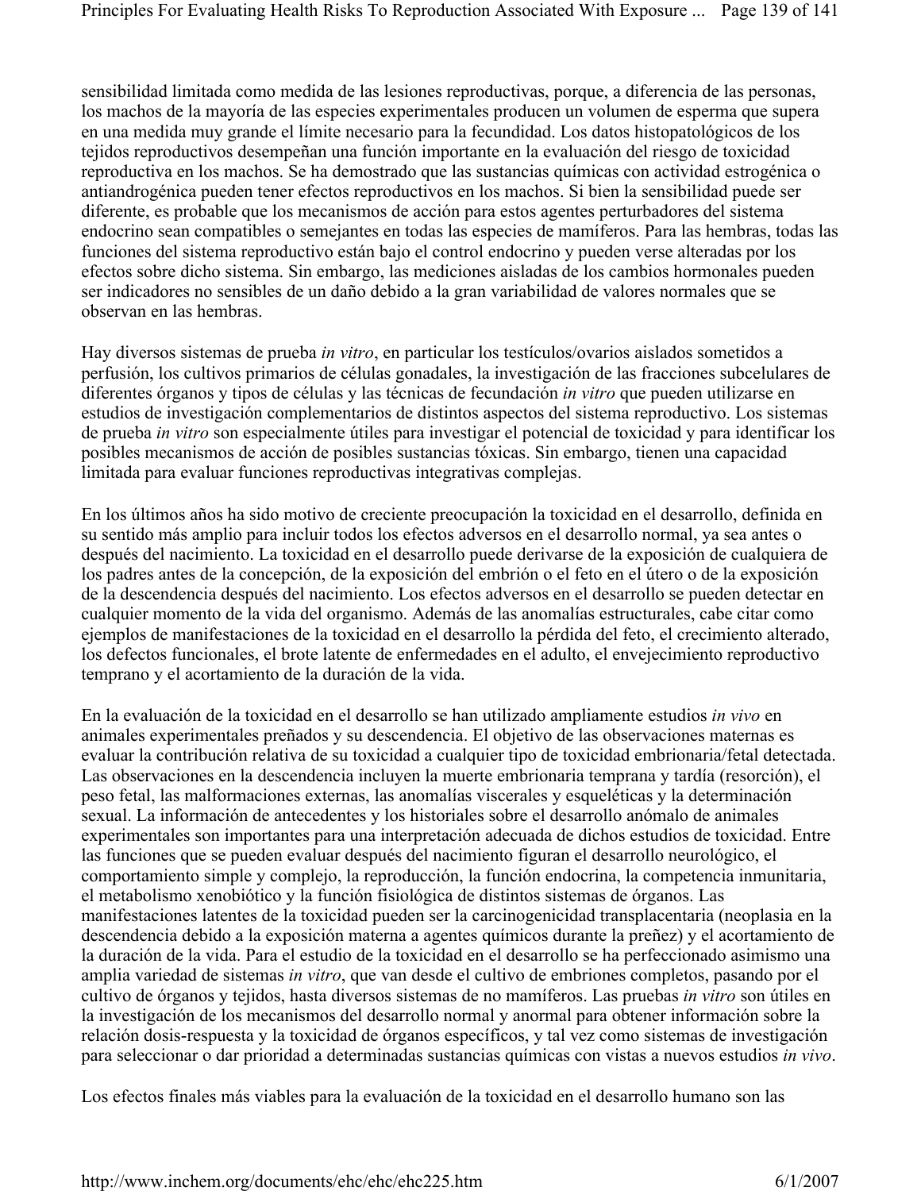sensibilidad limitada como medida de las lesiones reproductivas, porque, a diferencia de las personas, los machos de la mayoría de las especies experimentales producen un volumen de esperma que supera en una medida muy grande el límite necesario para la fecundidad. Los datos histopatológicos de los tejidos reproductivos desempeñan una función importante en la evaluación del riesgo de toxicidad reproductiva en los machos. Se ha demostrado que las sustancias químicas con actividad estrogénica o antiandrogénica pueden tener efectos reproductivos en los machos. Si bien la sensibilidad puede ser diferente, es probable que los mecanismos de acción para estos agentes perturbadores del sistema endocrino sean compatibles o semejantes en todas las especies de mamíferos. Para las hembras, todas las funciones del sistema reproductivo están bajo el control endocrino y pueden verse alteradas por los efectos sobre dicho sistema. Sin embargo, las mediciones aisladas de los cambios hormonales pueden ser indicadores no sensibles de un daño debido a la gran variabilidad de valores normales que se observan en las hembras.

Hay diversos sistemas de prueba *in vitro*, en particular los testículos/ovarios aislados sometidos a perfusión, los cultivos primarios de células gonadales, la investigación de las fracciones subcelulares de diferentes órganos y tipos de células y las técnicas de fecundación *in vitro* que pueden utilizarse en estudios de investigación complementarios de distintos aspectos del sistema reproductivo. Los sistemas de prueba *in vitro* son especialmente útiles para investigar el potencial de toxicidad y para identificar los posibles mecanismos de acción de posibles sustancias tóxicas. Sin embargo, tienen una capacidad limitada para evaluar funciones reproductivas integrativas complejas.

En los últimos años ha sido motivo de creciente preocupación la toxicidad en el desarrollo, definida en su sentido más amplio para incluir todos los efectos adversos en el desarrollo normal, ya sea antes o después del nacimiento. La toxicidad en el desarrollo puede derivarse de la exposición de cualquiera de los padres antes de la concepción, de la exposición del embrión o el feto en el útero o de la exposición de la descendencia después del nacimiento. Los efectos adversos en el desarrollo se pueden detectar en cualquier momento de la vida del organismo. Además de las anomalías estructurales, cabe citar como ejemplos de manifestaciones de la toxicidad en el desarrollo la pérdida del feto, el crecimiento alterado, los defectos funcionales, el brote latente de enfermedades en el adulto, el envejecimiento reproductivo temprano y el acortamiento de la duración de la vida.

En la evaluación de la toxicidad en el desarrollo se han utilizado ampliamente estudios *in vivo* en animales experimentales preñados y su descendencia. El objetivo de las observaciones maternas es evaluar la contribución relativa de su toxicidad a cualquier tipo de toxicidad embrionaria/fetal detectada. Las observaciones en la descendencia incluyen la muerte embrionaria temprana y tardía (resorción), el peso fetal, las malformaciones externas, las anomalías viscerales y esqueléticas y la determinación sexual. La información de antecedentes y los historiales sobre el desarrollo anómalo de animales experimentales son importantes para una interpretación adecuada de dichos estudios de toxicidad. Entre las funciones que se pueden evaluar después del nacimiento figuran el desarrollo neurológico, el comportamiento simple y complejo, la reproducción, la función endocrina, la competencia inmunitaria, el metabolismo xenobiótico y la función fisiológica de distintos sistemas de órganos. Las manifestaciones latentes de la toxicidad pueden ser la carcinogenicidad transplacentaria (neoplasia en la descendencia debido a la exposición materna a agentes químicos durante la preñez) y el acortamiento de la duración de la vida. Para el estudio de la toxicidad en el desarrollo se ha perfeccionado asimismo una amplia variedad de sistemas *in vitro*, que van desde el cultivo de embriones completos, pasando por el cultivo de órganos y tejidos, hasta diversos sistemas de no mamíferos. Las pruebas *in vitro* son útiles en la investigación de los mecanismos del desarrollo normal y anormal para obtener información sobre la relación dosis-respuesta y la toxicidad de órganos específicos, y tal vez como sistemas de investigación para seleccionar o dar prioridad a determinadas sustancias químicas con vistas a nuevos estudios *in vivo*.

Los efectos finales más viables para la evaluación de la toxicidad en el desarrollo humano son las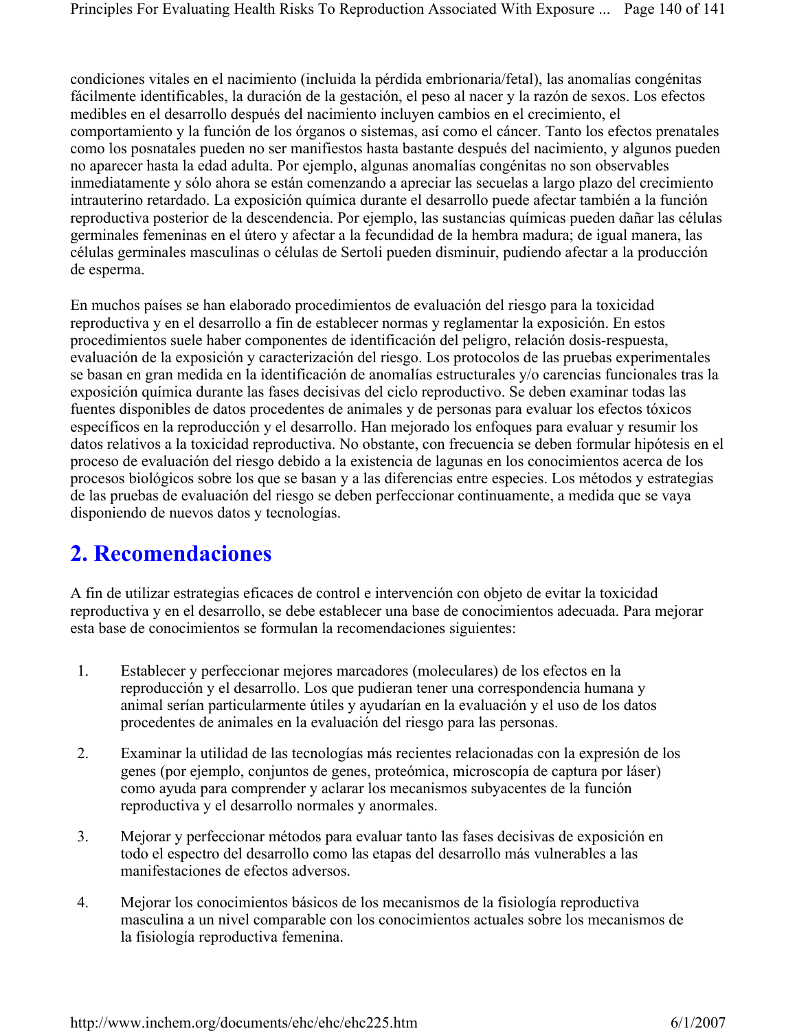condiciones vitales en el nacimiento (incluida la pérdida embrionaria/fetal), las anomalías congénitas fácilmente identificables, la duración de la gestación, el peso al nacer y la razón de sexos. Los efectos medibles en el desarrollo después del nacimiento incluyen cambios en el crecimiento, el comportamiento y la función de los órganos o sistemas, así como el cáncer. Tanto los efectos prenatales como los posnatales pueden no ser manifiestos hasta bastante después del nacimiento, y algunos pueden no aparecer hasta la edad adulta. Por ejemplo, algunas anomalías congénitas no son observables inmediatamente y sólo ahora se están comenzando a apreciar las secuelas a largo plazo del crecimiento intrauterino retardado. La exposición química durante el desarrollo puede afectar también a la función reproductiva posterior de la descendencia. Por ejemplo, las sustancias químicas pueden dañar las células germinales femeninas en el útero y afectar a la fecundidad de la hembra madura; de igual manera, las células germinales masculinas o células de Sertoli pueden disminuir, pudiendo afectar a la producción de esperma.

En muchos países se han elaborado procedimientos de evaluación del riesgo para la toxicidad reproductiva y en el desarrollo a fin de establecer normas y reglamentar la exposición. En estos procedimientos suele haber componentes de identificación del peligro, relación dosis-respuesta, evaluación de la exposición y caracterización del riesgo. Los protocolos de las pruebas experimentales se basan en gran medida en la identificación de anomalías estructurales y/o carencias funcionales tras la exposición química durante las fases decisivas del ciclo reproductivo. Se deben examinar todas las fuentes disponibles de datos procedentes de animales y de personas para evaluar los efectos tóxicos específicos en la reproducción y el desarrollo. Han mejorado los enfoques para evaluar y resumir los datos relativos a la toxicidad reproductiva. No obstante, con frecuencia se deben formular hipótesis en el proceso de evaluación del riesgo debido a la existencia de lagunas en los conocimientos acerca de los procesos biológicos sobre los que se basan y a las diferencias entre especies. Los métodos y estrategias de las pruebas de evaluación del riesgo se deben perfeccionar continuamente, a medida que se vaya disponiendo de nuevos datos y tecnologías.

## 2. Recomendaciones

A fin de utilizar estrategias eficaces de control e intervención con objeto de evitar la toxicidad reproductiva y en el desarrollo, se debe establecer una base de conocimientos adecuada. Para mejorar esta base de conocimientos se formulan la recomendaciones siguientes:

1. Establecer y perfeccionar mejores marcadores (moleculares) de los efectos en la reproducción y el desarrollo. Los que pudieran tener una correspondencia humana y animal serían particularmente útiles y ayudarían en la evaluación y el uso de los datos procedentes de animales en la evaluación del riesgo para las personas.

2. Examinar la utilidad de las tecnologías más recientes relacionadas con la expresión de los genes (por ejemplo, conjuntos de genes, proteómica, microscopía de captura por láser) como ayuda para comprender y aclarar los mecanismos subyacentes de la función reproductiva y el desarrollo normales y anormales.

3. Mejorar y perfeccionar métodos para evaluar tanto las fases decisivas de exposición en todo el espectro del desarrollo como las etapas del desarrollo más vulnerables a las manifestaciones de efectos adversos.

4. Mejorar los conocimientos básicos de los mecanismos de la fisiología reproductiva masculina a un nivel comparable con los conocimientos actuales sobre los mecanismos de la fisiología reproductiva femenina.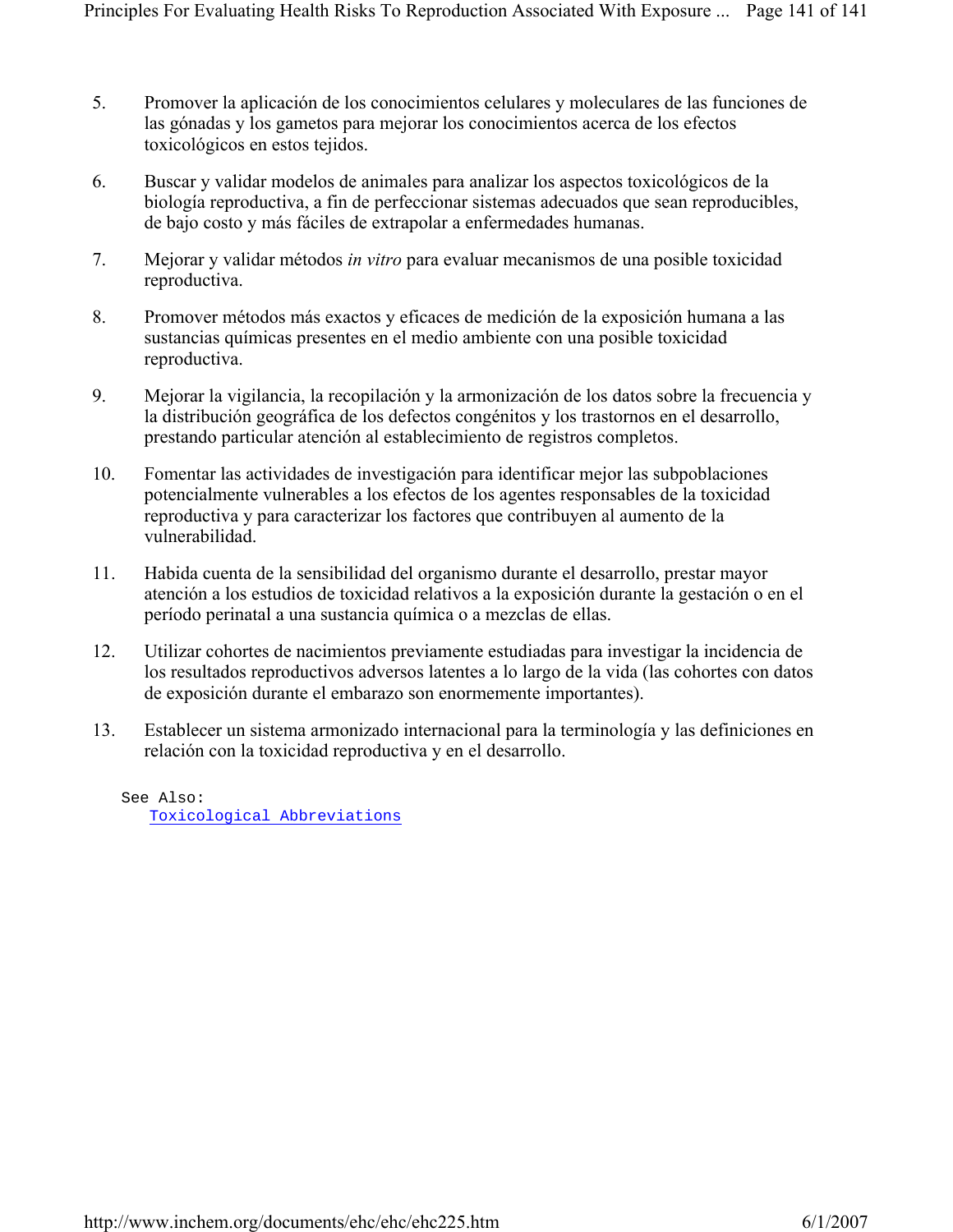5. Promover la aplicación de los conocimientos celulares y moleculares de las funciones de las gónadas y los gametos para mejorar los conocimientos acerca de los efectos toxicológicos en estos tejidos.

6. Buscar y validar modelos de animales para analizar los aspectos toxicológicos de la biología reproductiva, a fin de perfeccionar sistemas adecuados que sean reproducibles, de bajo costo y más fáciles de extrapolar a enfermedades humanas.

7. Mejorar y validar métodos *in vitro* para evaluar mecanismos de una posible toxicidad reproductiva.

8. Promover métodos más exactos y eficaces de medición de la exposición humana a las sustancias químicas presentes en el medio ambiente con una posible toxicidad reproductiva.

9. Mejorar la vigilancia, la recopilación y la armonización de los datos sobre la frecuencia y la distribución geográfica de los defectos congénitos y los trastornos en el desarrollo, prestando particular atención al establecimiento de registros completos.

10. Fomentar las actividades de investigación para identificar mejor las subpoblaciones potencialmente vulnerables a los efectos de los agentes responsables de la toxicidad reproductiva y para caracterizar los factores que contribuyen al aumento de la vulnerabilidad.

11. Habida cuenta de la sensibilidad del organismo durante el desarrollo, prestar mayor atención a los estudios de toxicidad relativos a la exposición durante la gestación o en el período perinatal a una sustancia química o a mezclas de ellas.

12. Utilizar cohortes de nacimientos previamente estudiadas para investigar la incidencia de los resultados reproductivos adversos latentes a lo largo de la vida (las cohortes con datos de exposición durante el embarazo son enormemente importantes).

13. Establecer un sistema armonizado internacional para la terminología y las definiciones en relación con la toxicidad reproductiva y en el desarrollo.

See Also:
    Toxicological Abbreviations